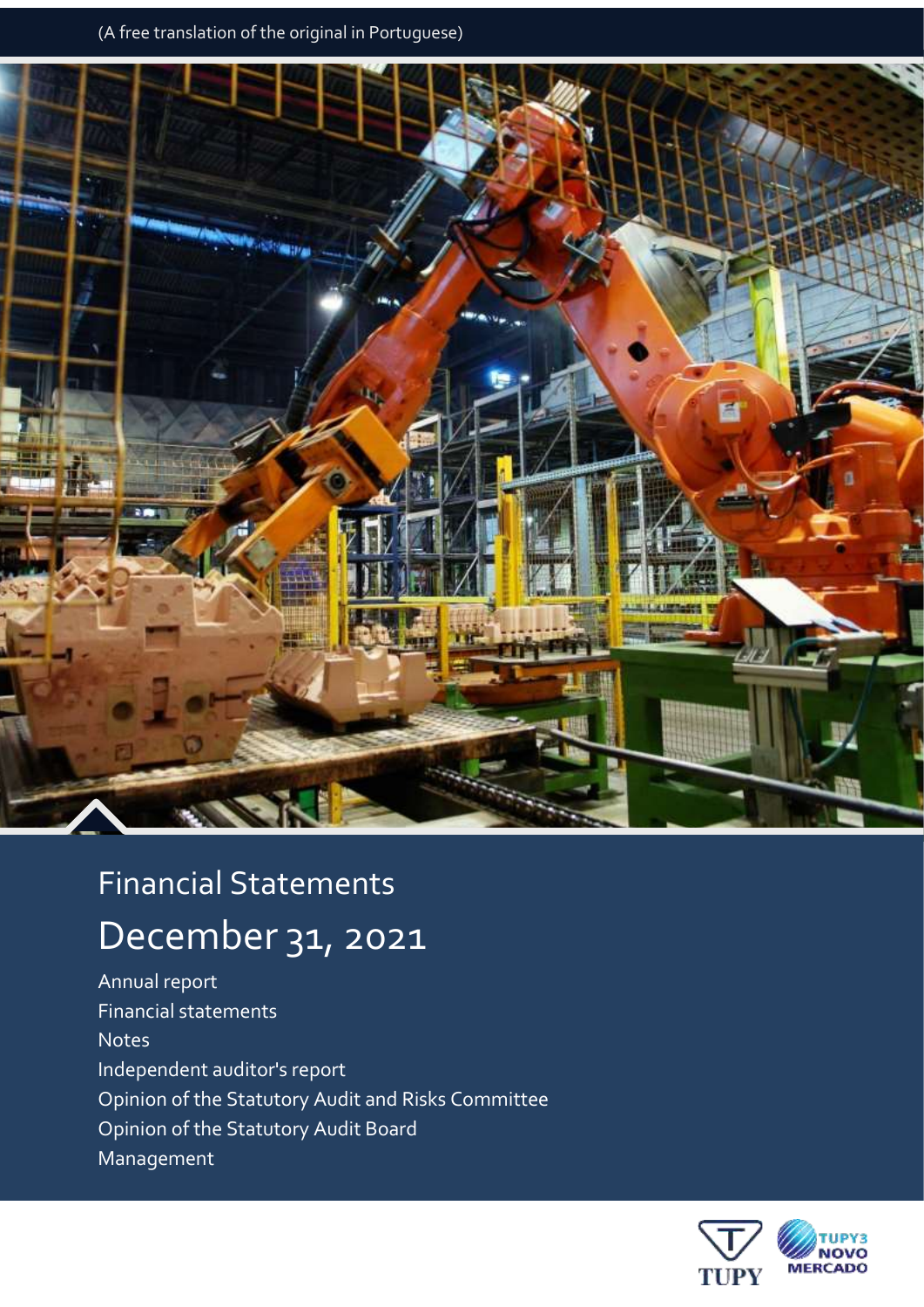(A free translation of the original in Portuguese)

# Financial Statements

## December 31, 2021

Annual report
Financial statements
Notes
Independent auditor's report
Opinion of the Statutory Audit and Risks Committee
Opinion of the Statutory Audit Board
Management

TUPY

TUPY3 NOVO MERCADO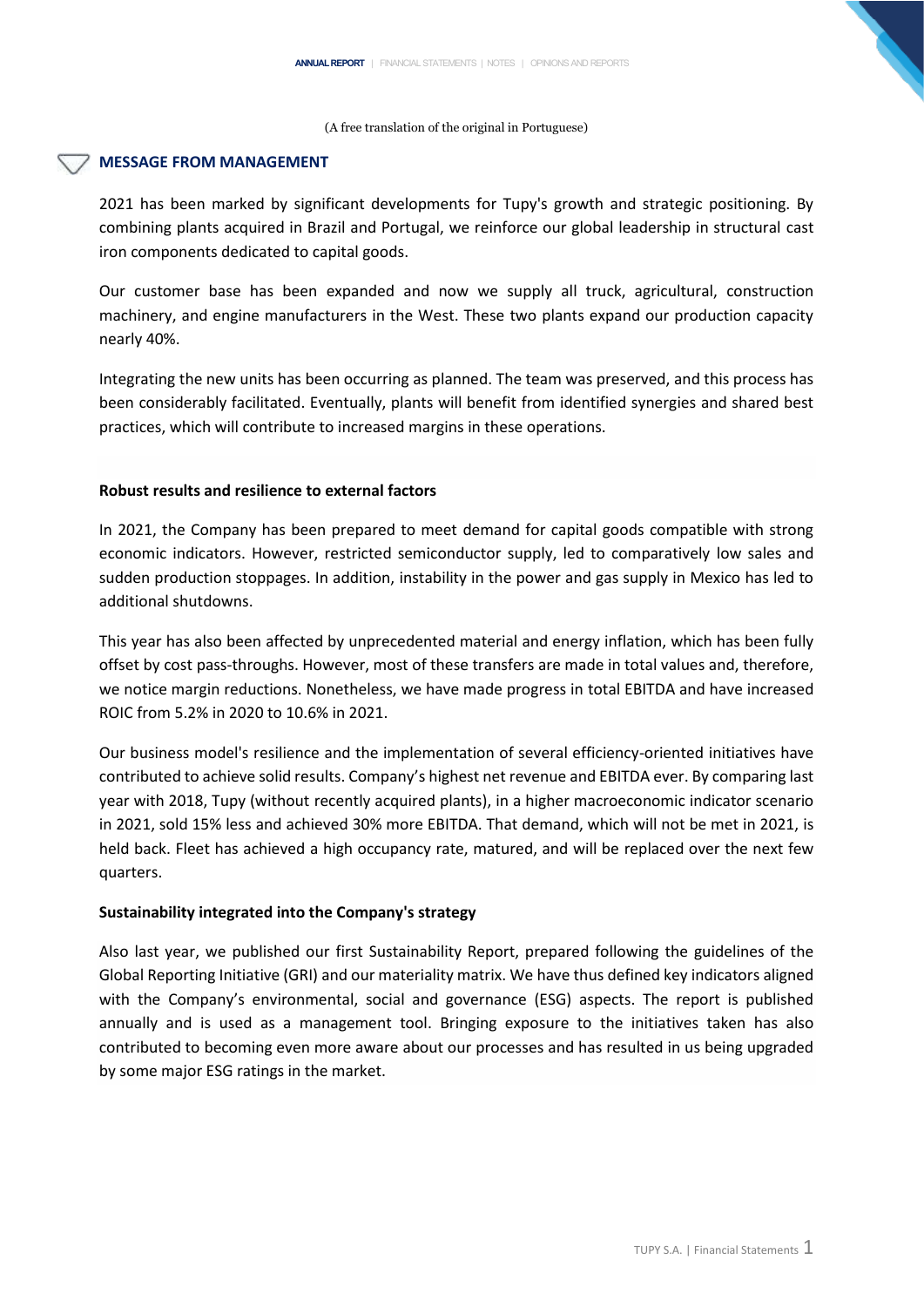(A free translation of the original in Portuguese)

## MESSAGE FROM MANAGEMENT

2021 has been marked by significant developments for Tupy's growth and strategic positioning. By combining plants acquired in Brazil and Portugal, we reinforce our global leadership in structural cast iron components dedicated to capital goods.

Our customer base has been expanded and now we supply all truck, agricultural, construction machinery, and engine manufacturers in the West. These two plants expand our production capacity nearly 40%.

Integrating the new units has been occurring as planned. The team was preserved, and this process has been considerably facilitated. Eventually, plants will benefit from identified synergies and shared best practices, which will contribute to increased margins in these operations.

**Robust results and resilience to external factors**

In 2021, the Company has been prepared to meet demand for capital goods compatible with strong economic indicators. However, restricted semiconductor supply, led to comparatively low sales and sudden production stoppages. In addition, instability in the power and gas supply in Mexico has led to additional shutdowns.

This year has also been affected by unprecedented material and energy inflation, which has been fully offset by cost pass-throughs. However, most of these transfers are made in total values and, therefore, we notice margin reductions. Nonetheless, we have made progress in total EBITDA and have increased ROIC from 5.2% in 2020 to 10.6% in 2021.

Our business model's resilience and the implementation of several efficiency-oriented initiatives have contributed to achieve solid results. Company's highest net revenue and EBITDA ever. By comparing last year with 2018, Tupy (without recently acquired plants), in a higher macroeconomic indicator scenario in 2021, sold 15% less and achieved 30% more EBITDA. That demand, which will not be met in 2021, is held back. Fleet has achieved a high occupancy rate, matured, and will be replaced over the next few quarters.

**Sustainability integrated into the Company's strategy**

Also last year, we published our first Sustainability Report, prepared following the guidelines of the Global Reporting Initiative (GRI) and our materiality matrix. We have thus defined key indicators aligned with the Company's environmental, social and governance (ESG) aspects. The report is published annually and is used as a management tool. Bringing exposure to the initiatives taken has also contributed to becoming even more aware about our processes and has resulted in us being upgraded by some major ESG ratings in the market.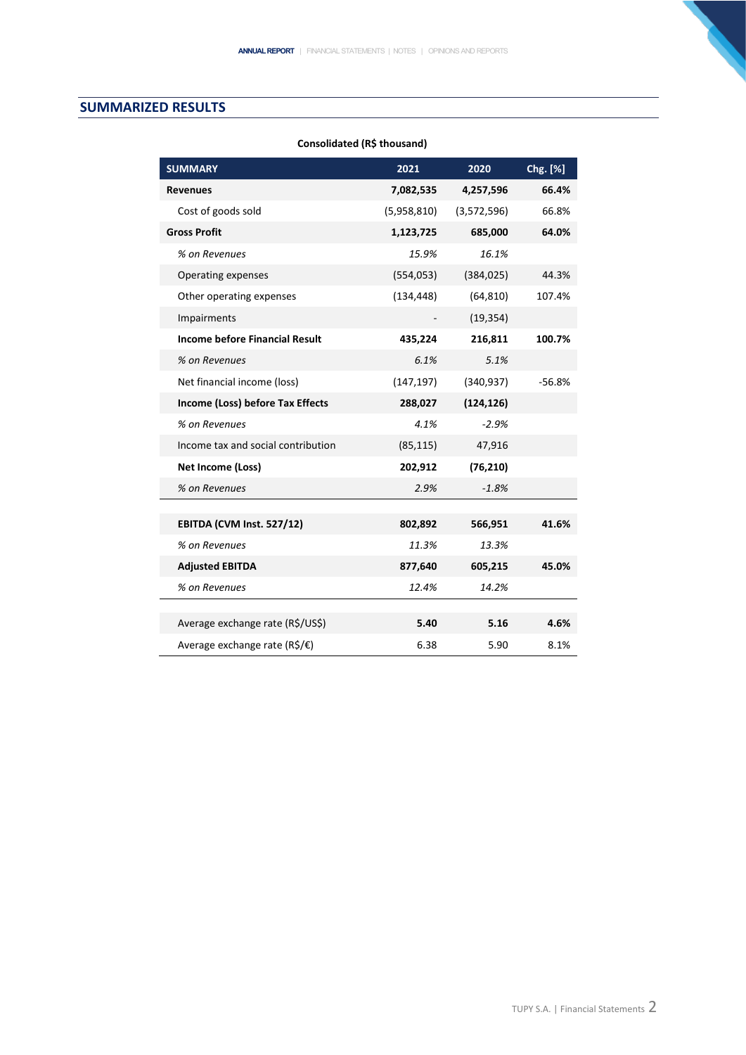## SUMMARIZED RESULTS

**Consolidated (R$ thousand)**

| SUMMARY | 2021 | 2020 | Chg. [%] |
|---|---|---|---|
| **Revenues** | **7,082,535** | **4,257,596** | **66.4%** |
| Cost of goods sold | (5,958,810) | (3,572,596) | 66.8% |
| **Gross Profit** | **1,123,725** | **685,000** | **64.0%** |
| *% on Revenues* | *15.9%* | *16.1%* | |
| Operating expenses | (554,053) | (384,025) | 44.3% |
| Other operating expenses | (134,448) | (64,810) | 107.4% |
| Impairments | - | (19,354) | |
| **Income before Financial Result** | **435,224** | **216,811** | **100.7%** |
| *% on Revenues* | *6.1%* | *5.1%* | |
| Net financial income (loss) | (147,197) | (340,937) | -56.8% |
| **Income (Loss) before Tax Effects** | **288,027** | **(124,126)** | |
| *% on Revenues* | *4.1%* | *-2.9%* | |
| Income tax and social contribution | (85,115) | 47,916 | |
| **Net Income (Loss)** | **202,912** | **(76,210)** | |
| *% on Revenues* | *2.9%* | *-1.8%* | |
| | | | |
| **EBITDA (CVM Inst. 527/12)** | **802,892** | **566,951** | **41.6%** |
| *% on Revenues* | *11.3%* | *13.3%* | |
| **Adjusted EBITDA** | **877,640** | **605,215** | **45.0%** |
| *% on Revenues* | *12.4%* | *14.2%* | |
| | | | |
| Average exchange rate (R$/US$) | **5.40** | **5.16** | **4.6%** |
| Average exchange rate (R$/€) | 6.38 | 5.90 | 8.1% |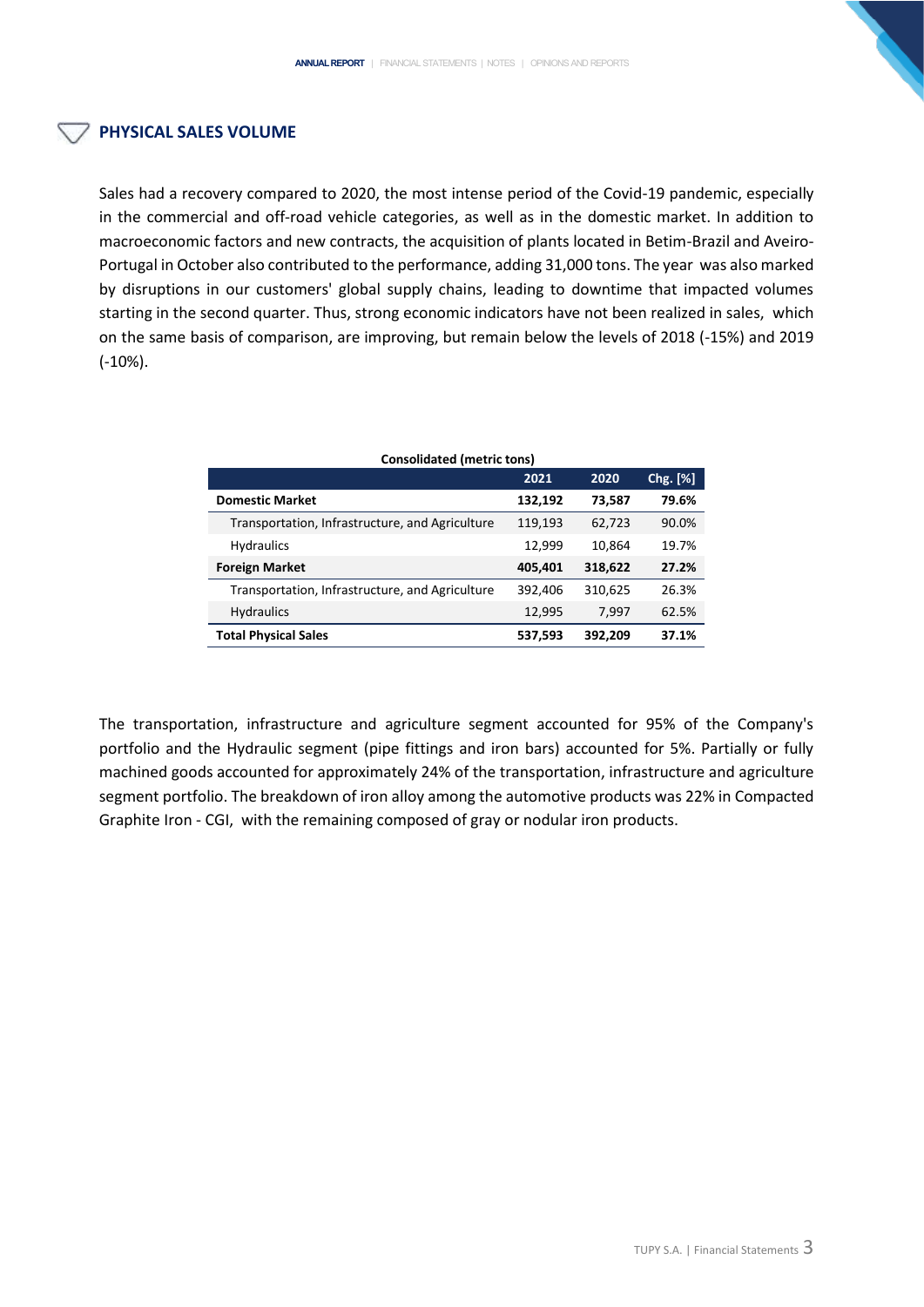## PHYSICAL SALES VOLUME

Sales had a recovery compared to 2020, the most intense period of the Covid-19 pandemic, especially in the commercial and off-road vehicle categories, as well as in the domestic market. In addition to macroeconomic factors and new contracts, the acquisition of plants located in Betim-Brazil and Aveiro-Portugal in October also contributed to the performance, adding 31,000 tons. The year was also marked by disruptions in our customers' global supply chains, leading to downtime that impacted volumes starting in the second quarter. Thus, strong economic indicators have not been realized in sales, which on the same basis of comparison, are improving, but remain below the levels of 2018 (-15%) and 2019 (-10%).

**Consolidated (metric tons)**

| | 2021 | 2020 | Chg. [%] |
|---|---|---|---|
| **Domestic Market** | **132,192** | **73,587** | **79.6%** |
| Transportation, Infrastructure, and Agriculture | 119,193 | 62,723 | 90.0% |
| Hydraulics | 12,999 | 10,864 | 19.7% |
| **Foreign Market** | **405,401** | **318,622** | **27.2%** |
| Transportation, Infrastructure, and Agriculture | 392,406 | 310,625 | 26.3% |
| Hydraulics | 12,995 | 7,997 | 62.5% |
| **Total Physical Sales** | **537,593** | **392,209** | **37.1%** |

The transportation, infrastructure and agriculture segment accounted for 95% of the Company's portfolio and the Hydraulic segment (pipe fittings and iron bars) accounted for 5%. Partially or fully machined goods accounted for approximately 24% of the transportation, infrastructure and agriculture segment portfolio. The breakdown of iron alloy among the automotive products was 22% in Compacted Graphite Iron - CGI, with the remaining composed of gray or nodular iron products.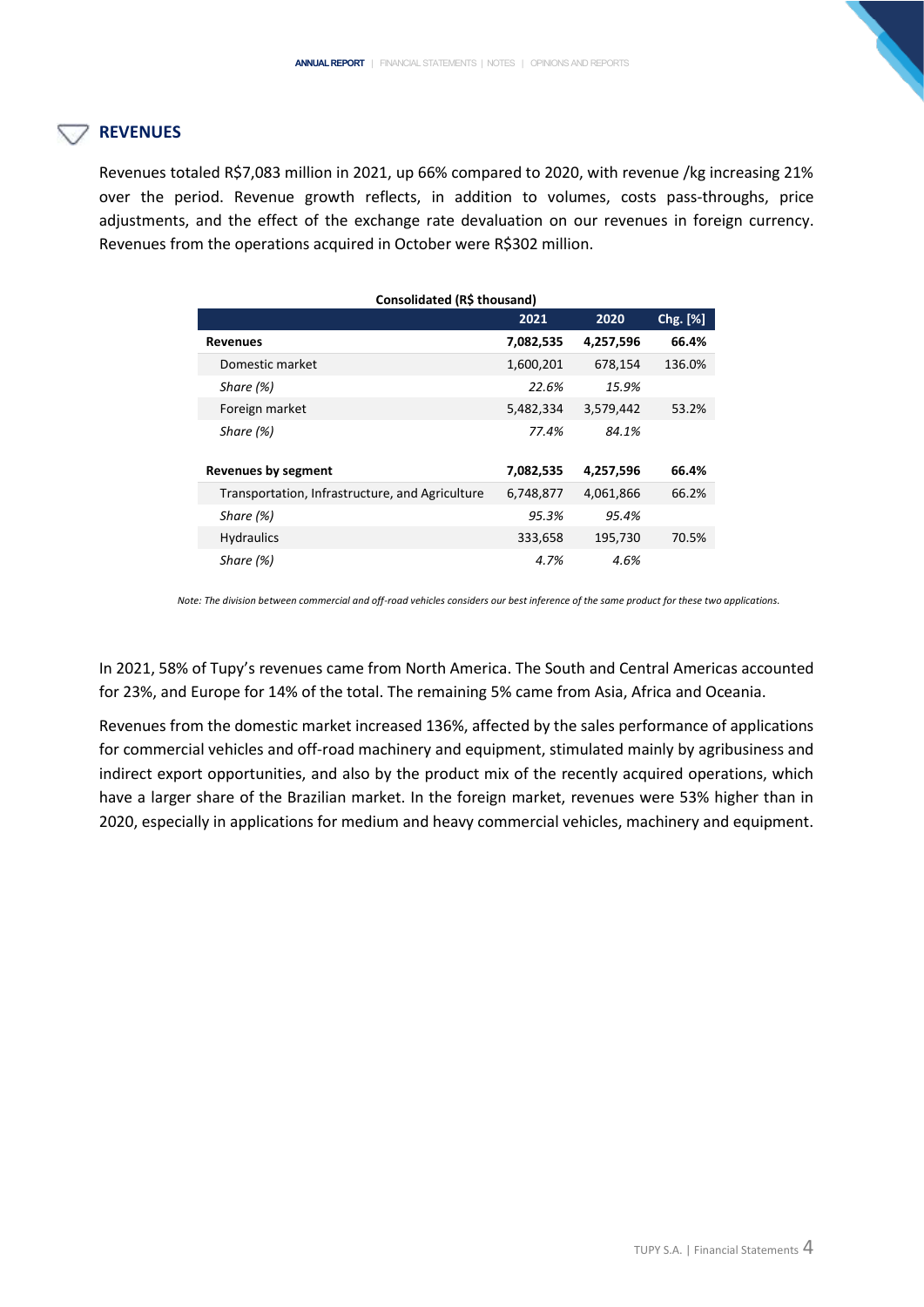## REVENUES

Revenues totaled R$7,083 million in 2021, up 66% compared to 2020, with revenue /kg increasing 21% over the period. Revenue growth reflects, in addition to volumes, costs pass-throughs, price adjustments, and the effect of the exchange rate devaluation on our revenues in foreign currency. Revenues from the operations acquired in October were R$302 million.

**Consolidated (R$ thousand)**

| | 2021 | 2020 | Chg. [%] |
|---|---|---|---|
| **Revenues** | **7,082,535** | **4,257,596** | **66.4%** |
| Domestic market | 1,600,201 | 678,154 | 136.0% |
| *Share (%)* | *22.6%* | *15.9%* | |
| Foreign market | 5,482,334 | 3,579,442 | 53.2% |
| *Share (%)* | *77.4%* | *84.1%* | |
| | | | |
| **Revenues by segment** | **7,082,535** | **4,257,596** | **66.4%** |
| Transportation, Infrastructure, and Agriculture | 6,748,877 | 4,061,866 | 66.2% |
| *Share (%)* | *95.3%* | *95.4%* | |
| Hydraulics | 333,658 | 195,730 | 70.5% |
| *Share (%)* | *4.7%* | *4.6%* | |

*Note: The division between commercial and off-road vehicles considers our best inference of the same product for these two applications.*

In 2021, 58% of Tupy's revenues came from North America. The South and Central Americas accounted for 23%, and Europe for 14% of the total. The remaining 5% came from Asia, Africa and Oceania.

Revenues from the domestic market increased 136%, affected by the sales performance of applications for commercial vehicles and off-road machinery and equipment, stimulated mainly by agribusiness and indirect export opportunities, and also by the product mix of the recently acquired operations, which have a larger share of the Brazilian market. In the foreign market, revenues were 53% higher than in 2020, especially in applications for medium and heavy commercial vehicles, machinery and equipment.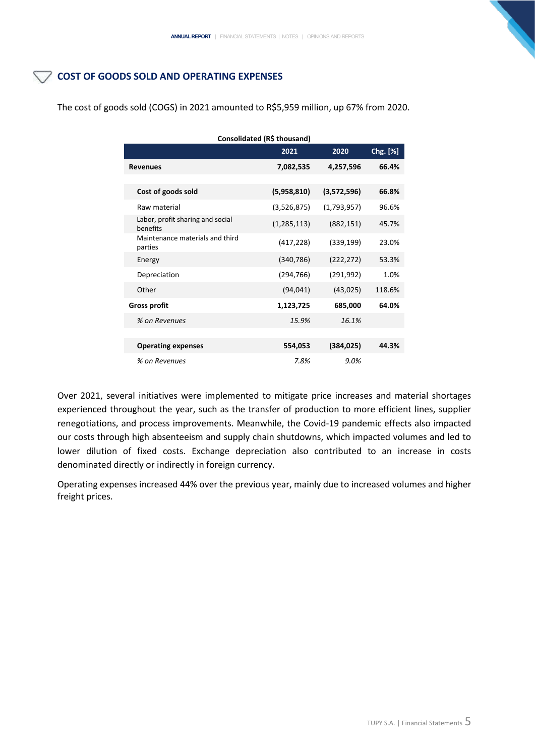## COST OF GOODS SOLD AND OPERATING EXPENSES

The cost of goods sold (COGS) in 2021 amounted to R$5,959 million, up 67% from 2020.

**Consolidated (R$ thousand)**

| | 2021 | 2020 | Chg. [%] |
|---|---|---|---|
| **Revenues** | **7,082,535** | **4,257,596** | **66.4%** |
| | | | |
| **Cost of goods sold** | **(5,958,810)** | **(3,572,596)** | **66.8%** |
| Raw material | (3,526,875) | (1,793,957) | 96.6% |
| Labor, profit sharing and social benefits | (1,285,113) | (882,151) | 45.7% |
| Maintenance materials and third parties | (417,228) | (339,199) | 23.0% |
| Energy | (340,786) | (222,272) | 53.3% |
| Depreciation | (294,766) | (291,992) | 1.0% |
| Other | (94,041) | (43,025) | 118.6% |
| **Gross profit** | **1,123,725** | **685,000** | **64.0%** |
| *% on Revenues* | *15.9%* | *16.1%* | |
| | | | |
| **Operating expenses** | **554,053** | **(384,025)** | **44.3%** |
| *% on Revenues* | *7.8%* | *9.0%* | |

Over 2021, several initiatives were implemented to mitigate price increases and material shortages experienced throughout the year, such as the transfer of production to more efficient lines, supplier renegotiations, and process improvements. Meanwhile, the Covid-19 pandemic effects also impacted our costs through high absenteeism and supply chain shutdowns, which impacted volumes and led to lower dilution of fixed costs. Exchange depreciation also contributed to an increase in costs denominated directly or indirectly in foreign currency.

Operating expenses increased 44% over the previous year, mainly due to increased volumes and higher freight prices.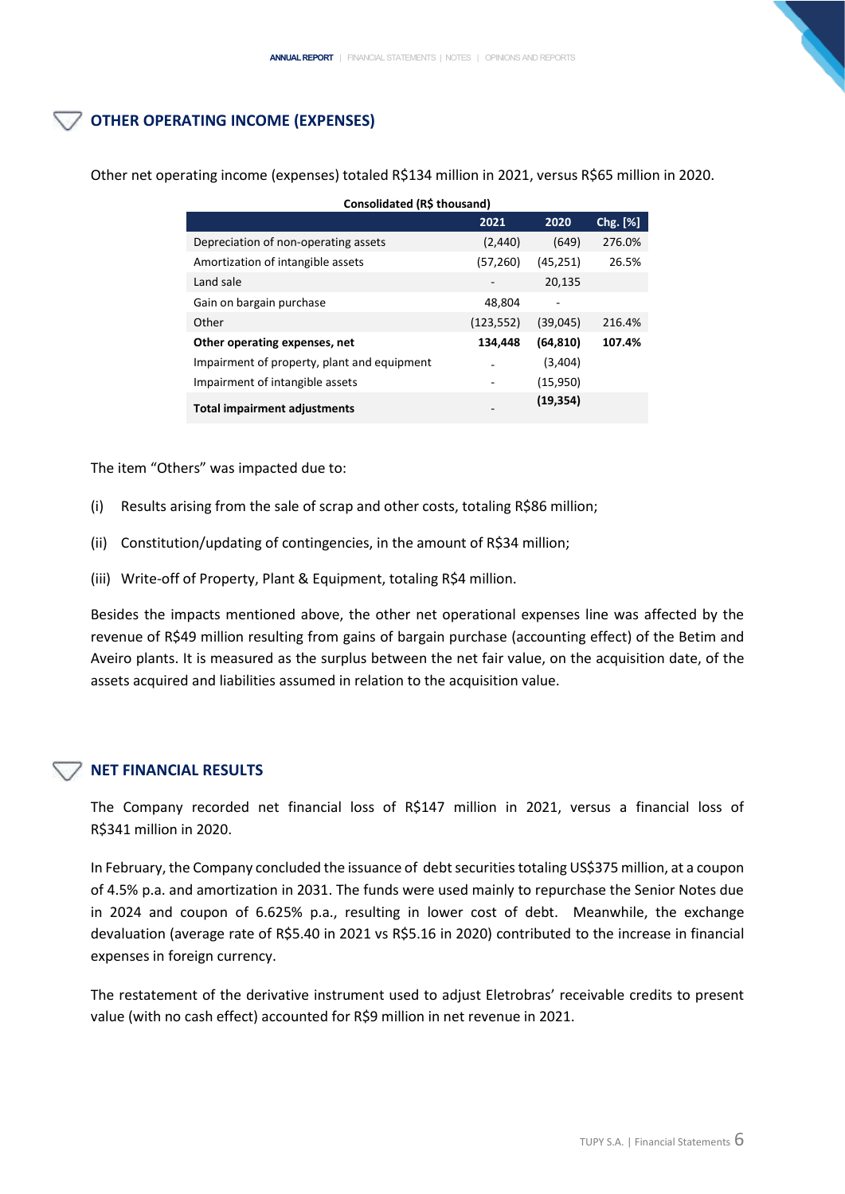## OTHER OPERATING INCOME (EXPENSES)

Other net operating income (expenses) totaled R$134 million in 2021, versus R$65 million in 2020.

**Consolidated (R$ thousand)**

| | 2021 | 2020 | Chg. [%] |
|---|---|---|---|
| Depreciation of non-operating assets | (2,440) | (649) | 276.0% |
| Amortization of intangible assets | (57,260) | (45,251) | 26.5% |
| Land sale | - | 20,135 | |
| Gain on bargain purchase | 48,804 | - | |
| Other | (123,552) | (39,045) | 216.4% |
| **Other operating expenses, net** | **134,448** | **(64,810)** | **107.4%** |
| Impairment of property, plant and equipment | - | (3,404) | |
| Impairment of intangible assets | - | (15,950) | |
| **Total impairment adjustments** | - | **(19,354)** | |

The item "Others" was impacted due to:

(i) Results arising from the sale of scrap and other costs, totaling R$86 million;

(ii) Constitution/updating of contingencies, in the amount of R$34 million;

(iii) Write-off of Property, Plant & Equipment, totaling R$4 million.

Besides the impacts mentioned above, the other net operational expenses line was affected by the revenue of R$49 million resulting from gains of bargain purchase (accounting effect) of the Betim and Aveiro plants. It is measured as the surplus between the net fair value, on the acquisition date, of the assets acquired and liabilities assumed in relation to the acquisition value.

## NET FINANCIAL RESULTS

The Company recorded net financial loss of R$147 million in 2021, versus a financial loss of R$341 million in 2020.

In February, the Company concluded the issuance of debt securities totaling US$375 million, at a coupon of 4.5% p.a. and amortization in 2031. The funds were used mainly to repurchase the Senior Notes due in 2024 and coupon of 6.625% p.a., resulting in lower cost of debt. Meanwhile, the exchange devaluation (average rate of R$5.40 in 2021 vs R$5.16 in 2020) contributed to the increase in financial expenses in foreign currency.

The restatement of the derivative instrument used to adjust Eletrobras' receivable credits to present value (with no cash effect) accounted for R$9 million in net revenue in 2021.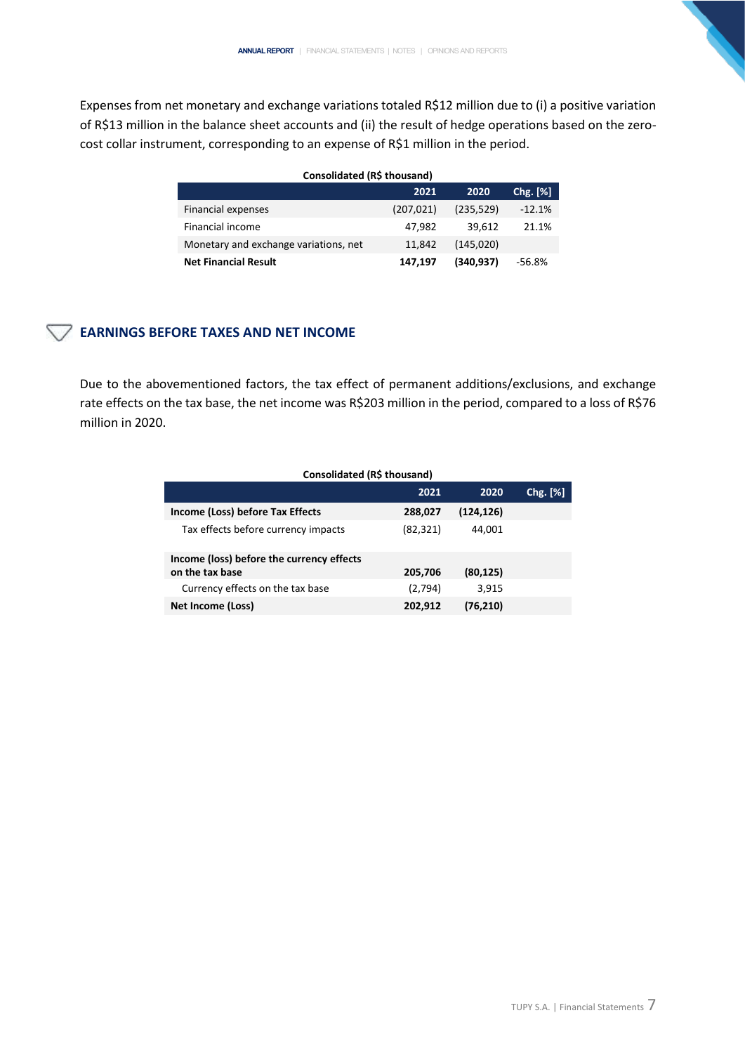Expenses from net monetary and exchange variations totaled R$12 million due to (i) a positive variation of R$13 million in the balance sheet accounts and (ii) the result of hedge operations based on the zero-cost collar instrument, corresponding to an expense of R$1 million in the period.

**Consolidated (R$ thousand)**

| | 2021 | 2020 | Chg. [%] |
|---|---|---|---|
| Financial expenses | (207,021) | (235,529) | -12.1% |
| Financial income | 47,982 | 39,612 | 21.1% |
| Monetary and exchange variations, net | 11,842 | (145,020) | |
| **Net Financial Result** | **147,197** | **(340,937)** | -56.8% |

## EARNINGS BEFORE TAXES AND NET INCOME

Due to the abovementioned factors, the tax effect of permanent additions/exclusions, and exchange rate effects on the tax base, the net income was R$203 million in the period, compared to a loss of R$76 million in 2020.

**Consolidated (R$ thousand)**

| | 2021 | 2020 | Chg. [%] |
|---|---|---|---|
| **Income (Loss) before Tax Effects** | **288,027** | **(124,126)** | |
| Tax effects before currency impacts | (82,321) | 44,001 | |
| **Income (loss) before the currency effects on the tax base** | **205,706** | **(80,125)** | |
| Currency effects on the tax base | (2,794) | 3,915 | |
| **Net Income (Loss)** | **202,912** | **(76,210)** | |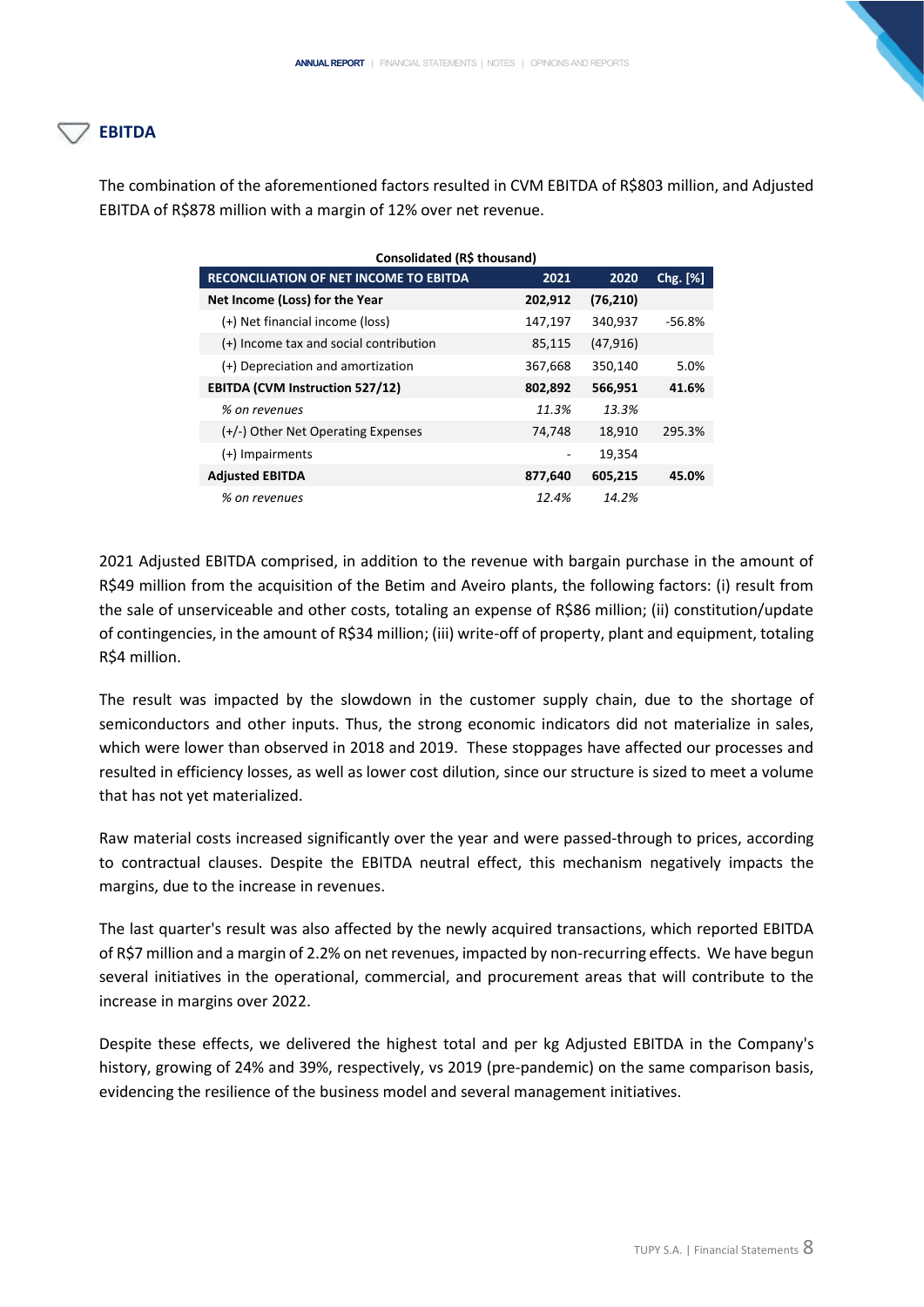## EBITDA

The combination of the aforementioned factors resulted in CVM EBITDA of R$803 million, and Adjusted EBITDA of R$878 million with a margin of 12% over net revenue.

**Consolidated (R$ thousand)**

| RECONCILIATION OF NET INCOME TO EBITDA | 2021 | 2020 | Chg. [%] |
|---|---|---|---|
| **Net Income (Loss) for the Year** | **202,912** | **(76,210)** | |
| (+) Net financial income (loss) | 147,197 | 340,937 | -56.8% |
| (+) Income tax and social contribution | 85,115 | (47,916) | |
| (+) Depreciation and amortization | 367,668 | 350,140 | 5.0% |
| **EBITDA (CVM Instruction 527/12)** | **802,892** | **566,951** | **41.6%** |
| *% on revenues* | *11.3%* | *13.3%* | |
| (+/-) Other Net Operating Expenses | 74,748 | 18,910 | 295.3% |
| (+) Impairments | - | 19,354 | |
| **Adjusted EBITDA** | **877,640** | **605,215** | **45.0%** |
| *% on revenues* | *12.4%* | *14.2%* | |

2021 Adjusted EBITDA comprised, in addition to the revenue with bargain purchase in the amount of R$49 million from the acquisition of the Betim and Aveiro plants, the following factors: (i) result from the sale of unserviceable and other costs, totaling an expense of R$86 million; (ii) constitution/update of contingencies, in the amount of R$34 million; (iii) write-off of property, plant and equipment, totaling R$4 million.

The result was impacted by the slowdown in the customer supply chain, due to the shortage of semiconductors and other inputs. Thus, the strong economic indicators did not materialize in sales, which were lower than observed in 2018 and 2019. These stoppages have affected our processes and resulted in efficiency losses, as well as lower cost dilution, since our structure is sized to meet a volume that has not yet materialized.

Raw material costs increased significantly over the year and were passed-through to prices, according to contractual clauses. Despite the EBITDA neutral effect, this mechanism negatively impacts the margins, due to the increase in revenues.

The last quarter's result was also affected by the newly acquired transactions, which reported EBITDA of R$7 million and a margin of 2.2% on net revenues, impacted by non-recurring effects. We have begun several initiatives in the operational, commercial, and procurement areas that will contribute to the increase in margins over 2022.

Despite these effects, we delivered the highest total and per kg Adjusted EBITDA in the Company's history, growing of 24% and 39%, respectively, vs 2019 (pre-pandemic) on the same comparison basis, evidencing the resilience of the business model and several management initiatives.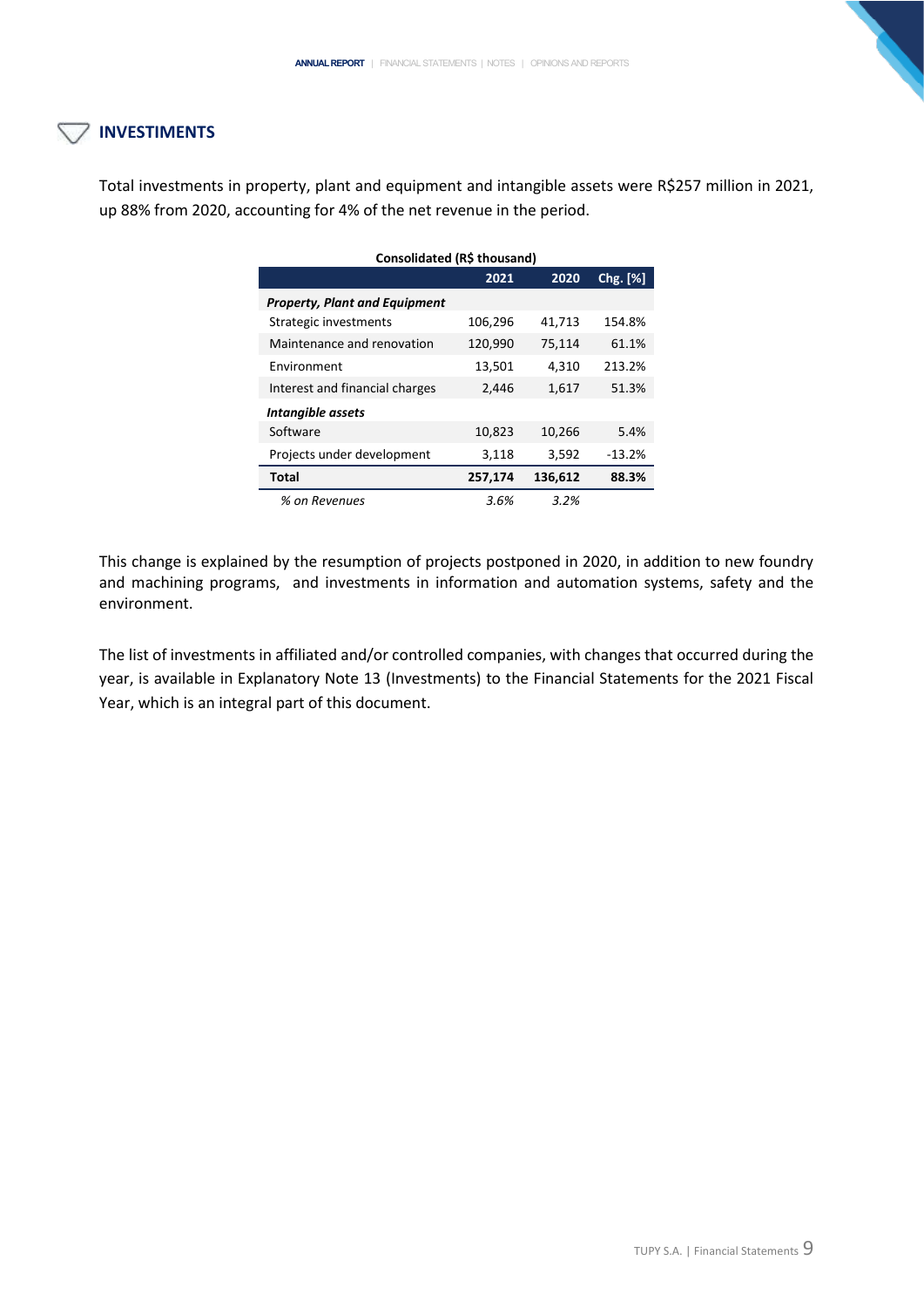## INVESTIMENTS

Total investments in property, plant and equipment and intangible assets were R$257 million in 2021, up 88% from 2020, accounting for 4% of the net revenue in the period.

**Consolidated (R$ thousand)**

| | 2021 | 2020 | Chg. [%] |
|---|---|---|---|
| ***Property, Plant and Equipment*** | | | |
| Strategic investments | 106,296 | 41,713 | 154.8% |
| Maintenance and renovation | 120,990 | 75,114 | 61.1% |
| Environment | 13,501 | 4,310 | 213.2% |
| Interest and financial charges | 2,446 | 1,617 | 51.3% |
| ***Intangible assets*** | | | |
| Software | 10,823 | 10,266 | 5.4% |
| Projects under development | 3,118 | 3,592 | -13.2% |
| **Total** | **257,174** | **136,612** | **88.3%** |
| *% on Revenues* | *3.6%* | *3.2%* | |

This change is explained by the resumption of projects postponed in 2020, in addition to new foundry and machining programs, and investments in information and automation systems, safety and the environment.

The list of investments in affiliated and/or controlled companies, with changes that occurred during the year, is available in Explanatory Note 13 (Investments) to the Financial Statements for the 2021 Fiscal Year, which is an integral part of this document.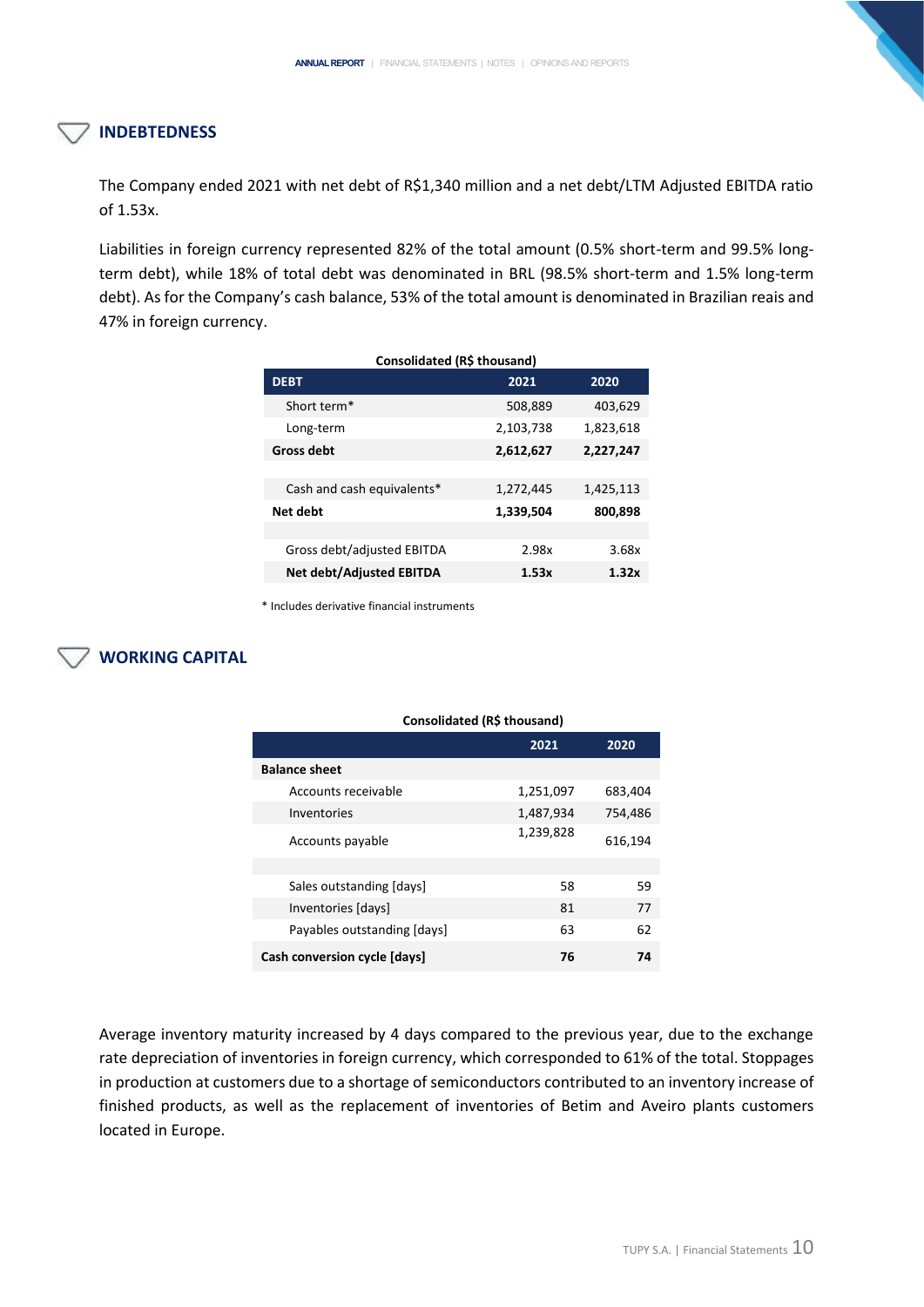## INDEBTEDNESS

The Company ended 2021 with net debt of R$1,340 million and a net debt/LTM Adjusted EBITDA ratio of 1.53x.

Liabilities in foreign currency represented 82% of the total amount (0.5% short-term and 99.5% long-term debt), while 18% of total debt was denominated in BRL (98.5% short-term and 1.5% long-term debt). As for the Company's cash balance, 53% of the total amount is denominated in Brazilian reais and 47% in foreign currency.

**Consolidated (R$ thousand)**

| DEBT | 2021 | 2020 |
|---|---|---|
| Short term* | 508,889 | 403,629 |
| Long-term | 2,103,738 | 1,823,618 |
| **Gross debt** | **2,612,627** | **2,227,247** |
| | | |
| Cash and cash equivalents* | 1,272,445 | 1,425,113 |
| **Net debt** | **1,339,504** | **800,898** |
| | | |
| Gross debt/adjusted EBITDA | 2.98x | 3.68x |
| **Net debt/Adjusted EBITDA** | **1.53x** | **1.32x** |

\* Includes derivative financial instruments

## WORKING CAPITAL

**Consolidated (R$ thousand)**

| | 2021 | 2020 |
|---|---|---|
| **Balance sheet** | | |
| Accounts receivable | 1,251,097 | 683,404 |
| Inventories | 1,487,934 | 754,486 |
| Accounts payable | 1,239,828 | 616,194 |
| | | |
| Sales outstanding [days] | 58 | 59 |
| Inventories [days] | 81 | 77 |
| Payables outstanding [days] | 63 | 62 |
| **Cash conversion cycle [days]** | **76** | **74** |

Average inventory maturity increased by 4 days compared to the previous year, due to the exchange rate depreciation of inventories in foreign currency, which corresponded to 61% of the total. Stoppages in production at customers due to a shortage of semiconductors contributed to an inventory increase of finished products, as well as the replacement of inventories of Betim and Aveiro plants customers located in Europe.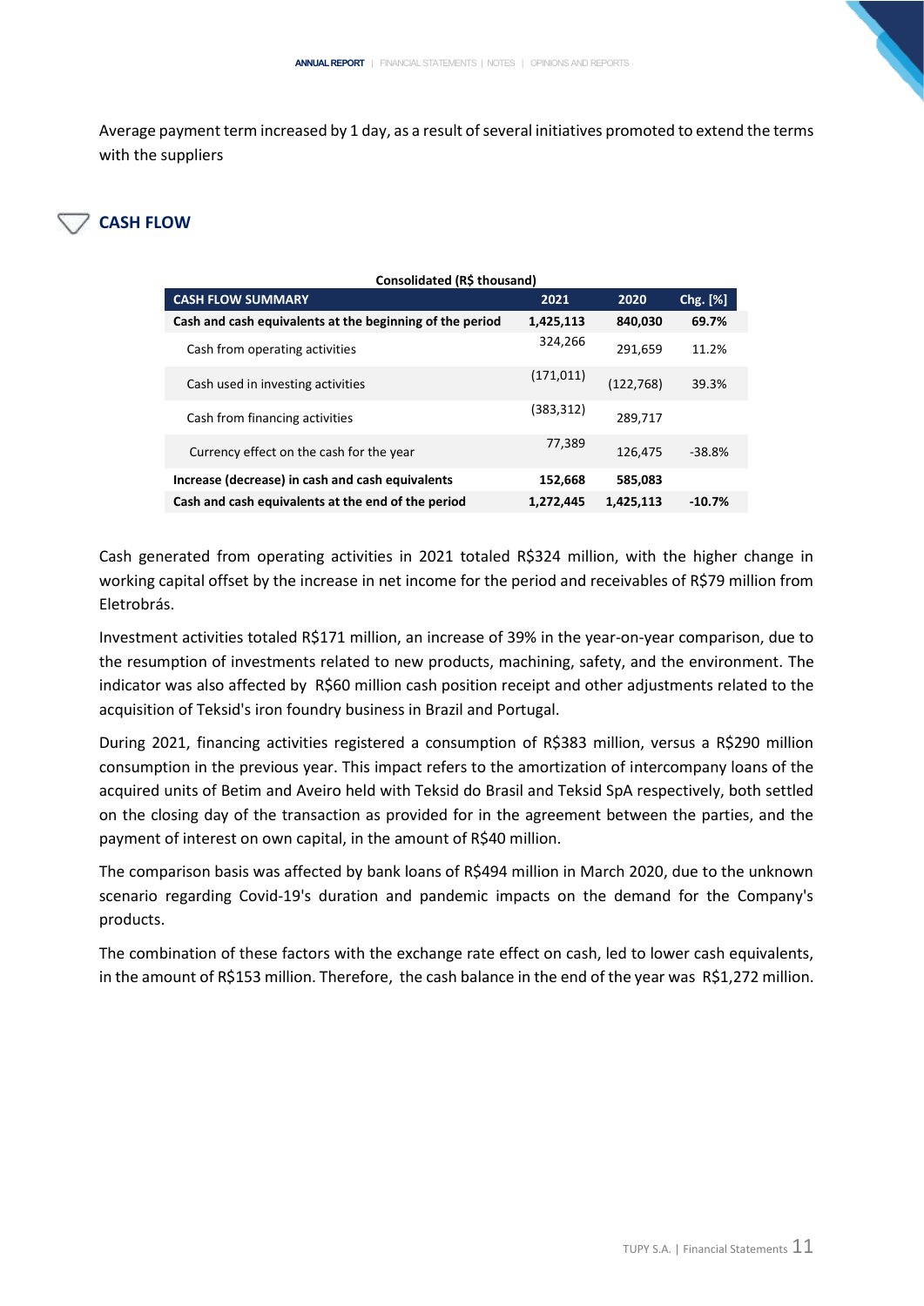Average payment term increased by 1 day, as a result of several initiatives promoted to extend the terms with the suppliers

## CASH FLOW

Consolidated (R$ thousand)

| CASH FLOW SUMMARY | 2021 | 2020 | Chg. [%] |
|---|---|---|---|
| **Cash and cash equivalents at the beginning of the period** | **1,425,113** | **840,030** | **69.7%** |
| Cash from operating activities | 324,266 | 291,659 | 11.2% |
| Cash used in investing activities | (171,011) | (122,768) | 39.3% |
| Cash from financing activities | (383,312) | 289,717 | |
| Currency effect on the cash for the year | 77,389 | 126,475 | -38.8% |
| **Increase (decrease) in cash and cash equivalents** | **152,668** | **585,083** | |
| **Cash and cash equivalents at the end of the period** | **1,272,445** | **1,425,113** | **-10.7%** |

Cash generated from operating activities in 2021 totaled R$324 million, with the higher change in working capital offset by the increase in net income for the period and receivables of R$79 million from Eletrobrás.

Investment activities totaled R$171 million, an increase of 39% in the year-on-year comparison, due to the resumption of investments related to new products, machining, safety, and the environment. The indicator was also affected by R$60 million cash position receipt and other adjustments related to the acquisition of Teksid's iron foundry business in Brazil and Portugal.

During 2021, financing activities registered a consumption of R$383 million, versus a R$290 million consumption in the previous year. This impact refers to the amortization of intercompany loans of the acquired units of Betim and Aveiro held with Teksid do Brasil and Teksid SpA respectively, both settled on the closing day of the transaction as provided for in the agreement between the parties, and the payment of interest on own capital, in the amount of R$40 million.

The comparison basis was affected by bank loans of R$494 million in March 2020, due to the unknown scenario regarding Covid-19's duration and pandemic impacts on the demand for the Company's products.

The combination of these factors with the exchange rate effect on cash, led to lower cash equivalents, in the amount of R$153 million. Therefore, the cash balance in the end of the year was R$1,272 million.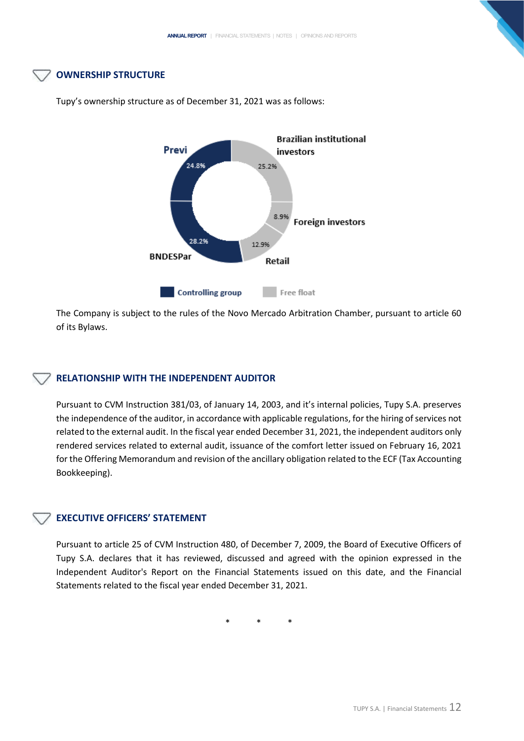## OWNERSHIP STRUCTURE

Tupy's ownership structure as of December 31, 2021 was as follows:

| Shareholder | Group | % |
|---|---|---|
| Previ | Controlling group | 24.8% |
| BNDESPar | Controlling group | 28.2% |
| Brazilian institutional investors | Free float | 25.2% |
| Foreign investors | Free float | 8.9% |
| Retail | Free float | 12.9% |

The Company is subject to the rules of the Novo Mercado Arbitration Chamber, pursuant to article 60 of its Bylaws.

## RELATIONSHIP WITH THE INDEPENDENT AUDITOR

Pursuant to CVM Instruction 381/03, of January 14, 2003, and it's internal policies, Tupy S.A. preserves the independence of the auditor, in accordance with applicable regulations, for the hiring of services not related to the external audit. In the fiscal year ended December 31, 2021, the independent auditors only rendered services related to external audit, issuance of the comfort letter issued on February 16, 2021 for the Offering Memorandum and revision of the ancillary obligation related to the ECF (Tax Accounting Bookkeeping).

## EXECUTIVE OFFICERS' STATEMENT

Pursuant to article 25 of CVM Instruction 480, of December 7, 2009, the Board of Executive Officers of Tupy S.A. declares that it has reviewed, discussed and agreed with the opinion expressed in the Independent Auditor's Report on the Financial Statements issued on this date, and the Financial Statements related to the fiscal year ended December 31, 2021.

\* \* \*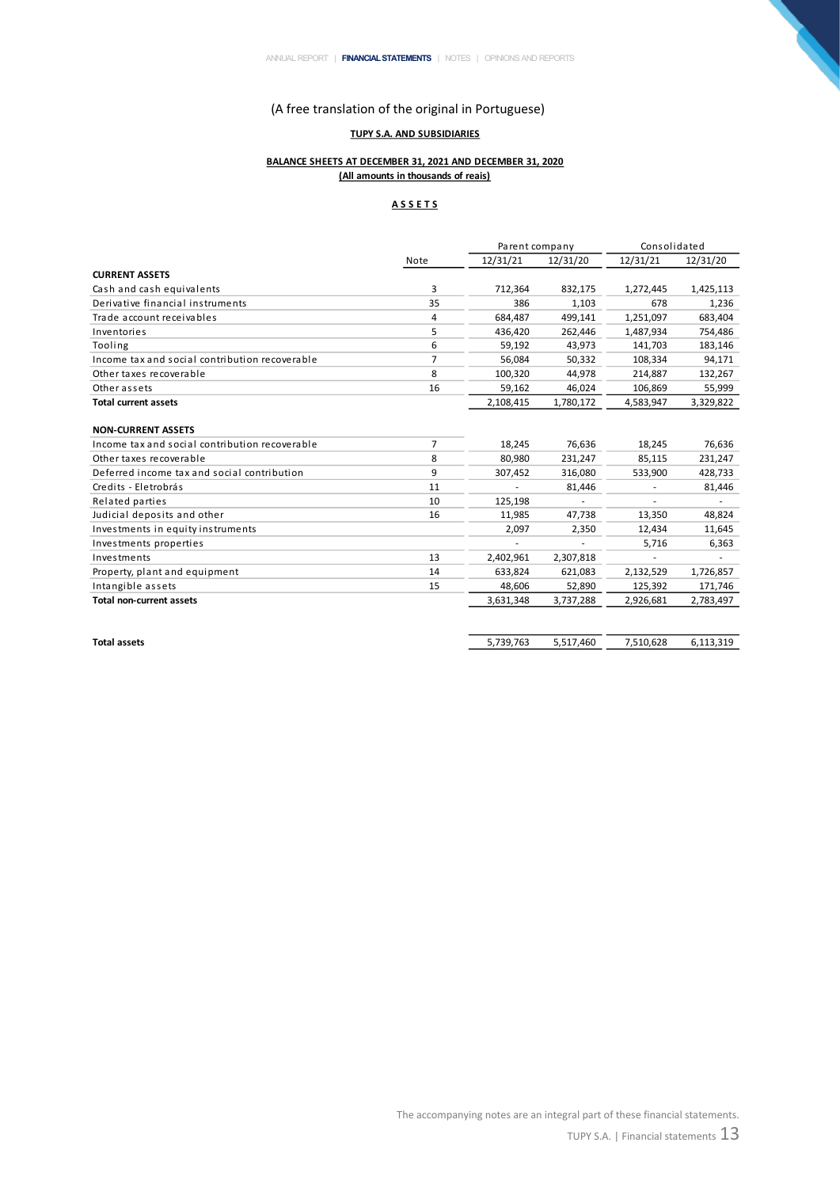(A free translation of the original in Portuguese)

**TUPY S.A. AND SUBSIDIARIES**

**BALANCE SHEETS AT DECEMBER 31, 2021 AND DECEMBER 31, 2020**
**(All amounts in thousands of reais)**

**ASSETS**

| | | Parent company | | Consolidated | |
|---|---|---|---|---|---|
| | Note | 12/31/21 | 12/31/20 | 12/31/21 | 12/31/20 |
| **CURRENT ASSETS** | | | | | |
| Cash and cash equivalents | 3 | 712,364 | 832,175 | 1,272,445 | 1,425,113 |
| Derivative financial instruments | 35 | 386 | 1,103 | 678 | 1,236 |
| Trade account receivables | 4 | 684,487 | 499,141 | 1,251,097 | 683,404 |
| Inventories | 5 | 436,420 | 262,446 | 1,487,934 | 754,486 |
| Tooling | 6 | 59,192 | 43,973 | 141,703 | 183,146 |
| Income tax and social contribution recoverable | 7 | 56,084 | 50,332 | 108,334 | 94,171 |
| Other taxes recoverable | 8 | 100,320 | 44,978 | 214,887 | 132,267 |
| Other assets | 16 | 59,162 | 46,024 | 106,869 | 55,999 |
| **Total current assets** | | 2,108,415 | 1,780,172 | 4,583,947 | 3,329,822 |
| | | | | | |
| **NON-CURRENT ASSETS** | | | | | |
| Income tax and social contribution recoverable | 7 | 18,245 | 76,636 | 18,245 | 76,636 |
| Other taxes recoverable | 8 | 80,980 | 231,247 | 85,115 | 231,247 |
| Deferred income tax and social contribution | 9 | 307,452 | 316,080 | 533,900 | 428,733 |
| Credits - Eletrobrás | 11 | - | 81,446 | - | 81,446 |
| Related parties | 10 | 125,198 | - | - | - |
| Judicial deposits and other | 16 | 11,985 | 47,738 | 13,350 | 48,824 |
| Investments in equity instruments | | 2,097 | 2,350 | 12,434 | 11,645 |
| Investments properties | | - | - | 5,716 | 6,363 |
| Investments | 13 | 2,402,961 | 2,307,818 | - | - |
| Property, plant and equipment | 14 | 633,824 | 621,083 | 2,132,529 | 1,726,857 |
| Intangible assets | 15 | 48,606 | 52,890 | 125,392 | 171,746 |
| **Total non-current assets** | | 3,631,348 | 3,737,288 | 2,926,681 | 2,783,497 |
| | | | | | |
| **Total assets** | | 5,739,763 | 5,517,460 | 7,510,628 | 6,113,319 |

The accompanying notes are an integral part of these financial statements.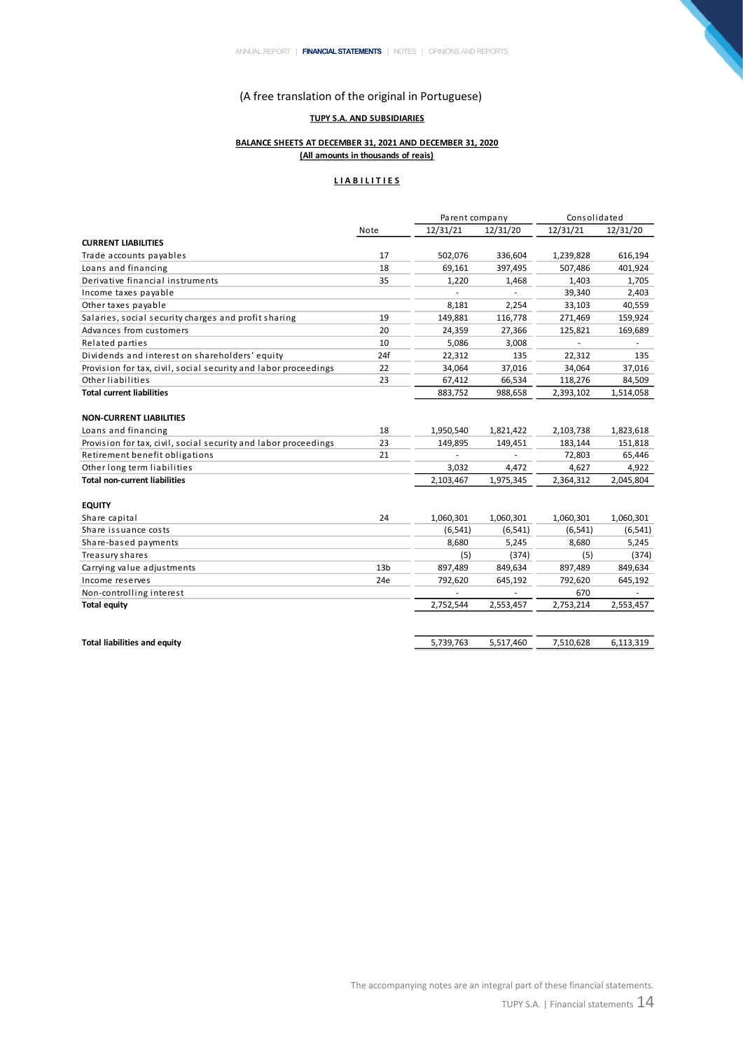(A free translation of the original in Portuguese)

**TUPY S.A. AND SUBSIDIARIES**

**BALANCE SHEETS AT DECEMBER 31, 2021 AND DECEMBER 31, 2020**
**(All amounts in thousands of reais)**

**L I A B I L I T I E S**

| | Note | Parent company | | Consolidated | |
|---|---|---|---|---|---|
| | | 12/31/21 | 12/31/20 | 12/31/21 | 12/31/20 |
| **CURRENT LIABILITIES** | | | | | |
| Trade accounts payables | 17 | 502,076 | 336,604 | 1,239,828 | 616,194 |
| Loans and financing | 18 | 69,161 | 397,495 | 507,486 | 401,924 |
| Derivative financial instruments | 35 | 1,220 | 1,468 | 1,403 | 1,705 |
| Income taxes payable | | - | - | 39,340 | 2,403 |
| Other taxes payable | | 8,181 | 2,254 | 33,103 | 40,559 |
| Salaries, social security charges and profit sharing | 19 | 149,881 | 116,778 | 271,469 | 159,924 |
| Advances from customers | 20 | 24,359 | 27,366 | 125,821 | 169,689 |
| Related parties | 10 | 5,086 | 3,008 | - | - |
| Dividends and interest on shareholders' equity | 24f | 22,312 | 135 | 22,312 | 135 |
| Provision for tax, civil, social security and labor proceedings | 22 | 34,064 | 37,016 | 34,064 | 37,016 |
| Other liabilities | 23 | 67,412 | 66,534 | 118,276 | 84,509 |
| **Total current liabilities** | | 883,752 | 988,658 | 2,393,102 | 1,514,058 |
| | | | | | |
| **NON-CURRENT LIABILITIES** | | | | | |
| Loans and financing | 18 | 1,950,540 | 1,821,422 | 2,103,738 | 1,823,618 |
| Provision for tax, civil, social security and labor proceedings | 23 | 149,895 | 149,451 | 183,144 | 151,818 |
| Retirement benefit obligations | 21 | - | - | 72,803 | 65,446 |
| Other long term liabilities | | 3,032 | 4,472 | 4,627 | 4,922 |
| **Total non-current liabilities** | | 2,103,467 | 1,975,345 | 2,364,312 | 2,045,804 |
| | | | | | |
| **EQUITY** | | | | | |
| Share capital | 24 | 1,060,301 | 1,060,301 | 1,060,301 | 1,060,301 |
| Share issuance costs | | (6,541) | (6,541) | (6,541) | (6,541) |
| Share-based payments | | 8,680 | 5,245 | 8,680 | 5,245 |
| Treasury shares | | (5) | (374) | (5) | (374) |
| Carrying value adjustments | 13b | 897,489 | 849,634 | 897,489 | 849,634 |
| Income reserves | 24e | 792,620 | 645,192 | 792,620 | 645,192 |
| Non-controlling interest | | - | - | 670 | - |
| **Total equity** | | 2,752,544 | 2,553,457 | 2,753,214 | 2,553,457 |
| | | | | | |
| **Total liabilities and equity** | | 5,739,763 | 5,517,460 | 7,510,628 | 6,113,319 |

The accompanying notes are an integral part of these financial statements.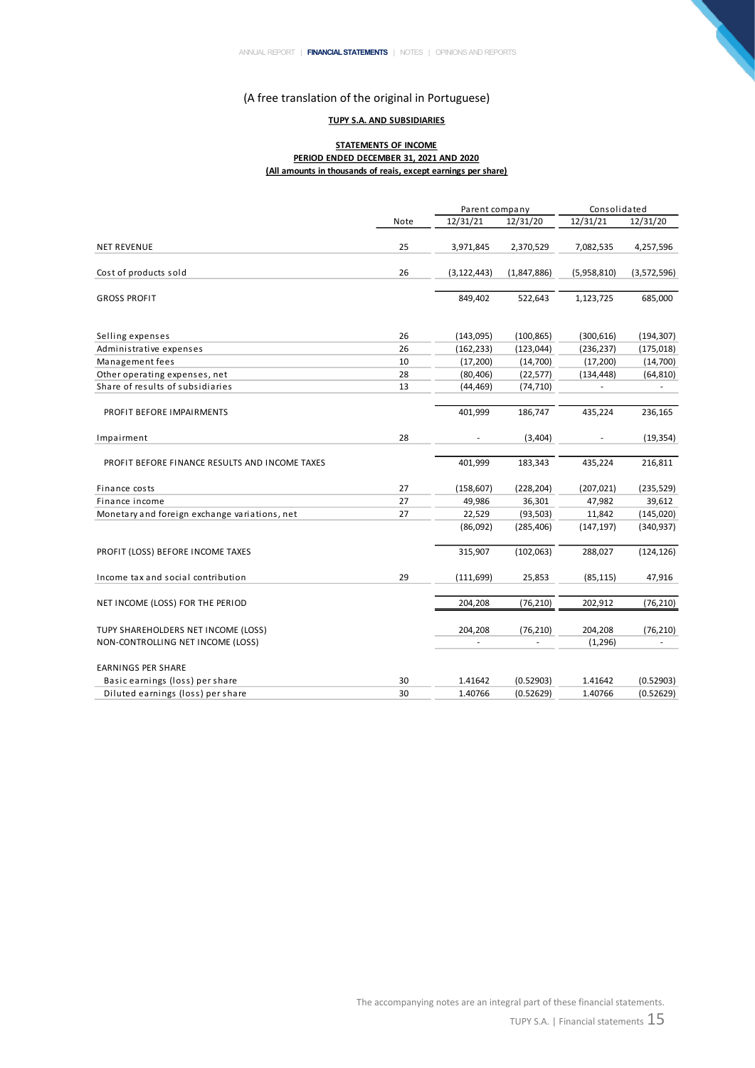(A free translation of the original in Portuguese)

**TUPY S.A. AND SUBSIDIARIES**

**STATEMENTS OF INCOME**
**PERIOD ENDED DECEMBER 31, 2021 AND 2020**
**(All amounts in thousands of reais, except earnings per share)**

| | Note | Parent company | | Consolidated | |
|---|---|---|---|---|---|
| | | 12/31/21 | 12/31/20 | 12/31/21 | 12/31/20 |
| NET REVENUE | 25 | 3,971,845 | 2,370,529 | 7,082,535 | 4,257,596 |
| Cost of products sold | 26 | (3,122,443) | (1,847,886) | (5,958,810) | (3,572,596) |
| GROSS PROFIT | | 849,402 | 522,643 | 1,123,725 | 685,000 |
| Selling expenses | 26 | (143,095) | (100,865) | (300,616) | (194,307) |
| Administrative expenses | 26 | (162,233) | (123,044) | (236,237) | (175,018) |
| Management fees | 10 | (17,200) | (14,700) | (17,200) | (14,700) |
| Other operating expenses, net | 28 | (80,406) | (22,577) | (134,448) | (64,810) |
| Share of results of subsidiaries | 13 | (44,469) | (74,710) | - | - |
| PROFIT BEFORE IMPAIRMENTS | | 401,999 | 186,747 | 435,224 | 236,165 |
| Impairment | 28 | - | (3,404) | - | (19,354) |
| PROFIT BEFORE FINANCE RESULTS AND INCOME TAXES | | 401,999 | 183,343 | 435,224 | 216,811 |
| Finance costs | 27 | (158,607) | (228,204) | (207,021) | (235,529) |
| Finance income | 27 | 49,986 | 36,301 | 47,982 | 39,612 |
| Monetary and foreign exchange variations, net | 27 | 22,529 | (93,503) | 11,842 | (145,020) |
| | | (86,092) | (285,406) | (147,197) | (340,937) |
| PROFIT (LOSS) BEFORE INCOME TAXES | | 315,907 | (102,063) | 288,027 | (124,126) |
| Income tax and social contribution | 29 | (111,699) | 25,853 | (85,115) | 47,916 |
| NET INCOME (LOSS) FOR THE PERIOD | | 204,208 | (76,210) | 202,912 | (76,210) |
| TUPY SHAREHOLDERS NET INCOME (LOSS) | | 204,208 | (76,210) | 204,208 | (76,210) |
| NON-CONTROLLING NET INCOME (LOSS) | | - | - | (1,296) | - |
| EARNINGS PER SHARE | | | | | |
| Basic earnings (loss) per share | 30 | 1.41642 | (0.52903) | 1.41642 | (0.52903) |
| Diluted earnings (loss) per share | 30 | 1.40766 | (0.52629) | 1.40766 | (0.52629) |

The accompanying notes are an integral part of these financial statements.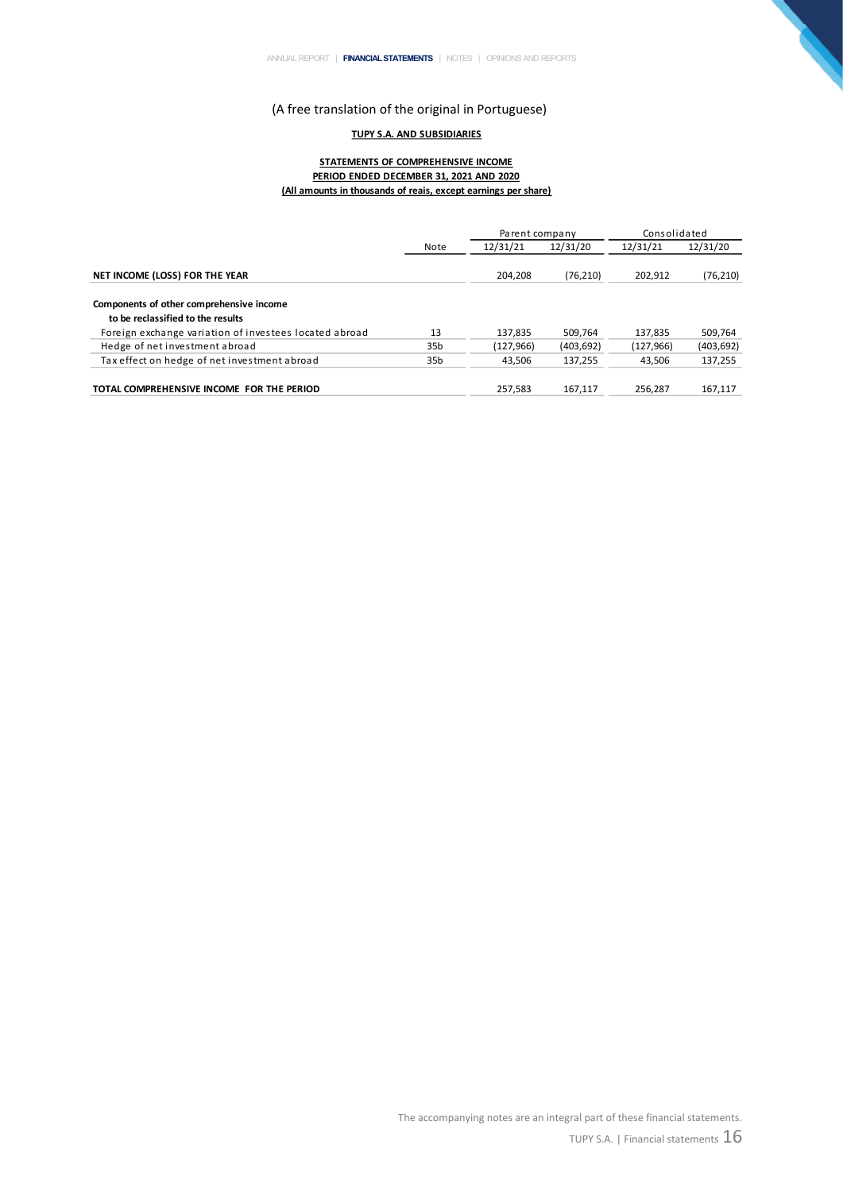(A free translation of the original in Portuguese)

**TUPY S.A. AND SUBSIDIARIES**

**STATEMENTS OF COMPREHENSIVE INCOME**
**PERIOD ENDED DECEMBER 31, 2021 AND 2020**
**(All amounts in thousands of reais, except earnings per share)**

| | Note | Parent company | | Consolidated | |
|---|---|---|---|---|---|
| | | 12/31/21 | 12/31/20 | 12/31/21 | 12/31/20 |
| **NET INCOME (LOSS) FOR THE YEAR** | | 204,208 | (76,210) | 202,912 | (76,210) |
| **Components of other comprehensive income** | | | | | |
| **to be reclassified to the results** | | | | | |
| Foreign exchange variation of investees located abroad | 13 | 137,835 | 509,764 | 137,835 | 509,764 |
| Hedge of net investment abroad | 35b | (127,966) | (403,692) | (127,966) | (403,692) |
| Tax effect on hedge of net investment abroad | 35b | 43,506 | 137,255 | 43,506 | 137,255 |
| **TOTAL COMPREHENSIVE INCOME FOR THE PERIOD** | | 257,583 | 167,117 | 256,287 | 167,117 |

The accompanying notes are an integral part of these financial statements.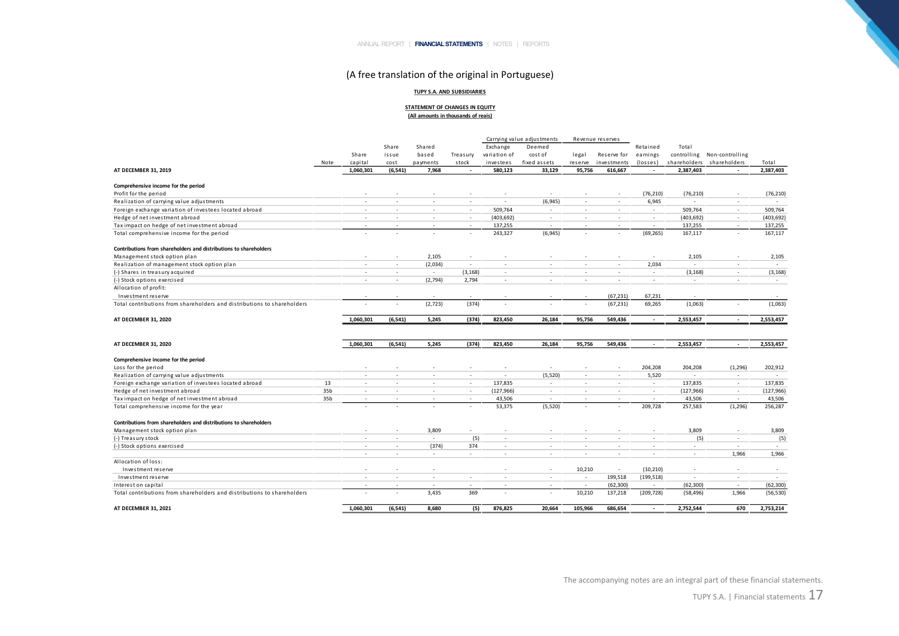(A free translation of the original in Portuguese)

**TUPY S.A. AND SUBSIDIARIES**

**STATEMENT OF CHANGES IN EQUITY**
**(All amounts in thousands of reais)**

| | Note | Share capital | Share issue cost | Shared based payments | Treasury stock | Carrying value adjustments | | Revenue reserves | | Retained earnings (losses) | Total controlling shareholders | Non-controlling shareholders | Total |
|---|---|---|---|---|---|---|---|---|---|---|---|---|---|
| | | | | | | Exchange variation of investees | Deemed cost of fixed assets | legal reserve | Reserve for investments | | | | |
| **AT DECEMBER 31, 2019** | | **1,060,301** | **(6,541)** | **7,968** | **-** | **580,123** | **33,129** | **95,756** | **616,667** | **-** | **2,387,403** | **-** | **2,387,403** |
| **Comprehensive income for the period** | | | | | | | | | | | | | |
| Profit for the period | | - | - | - | - | - | - | - | - | (76,210) | (76,210) | - | (76,210) |
| Realization of carrying value adjustments | | - | - | - | - | - | (6,945) | - | - | 6,945 | - | - | - |
| Foreign exchange variation of investees located abroad | | - | - | - | - | 509,764 | - | - | - | - | 509,764 | - | 509,764 |
| Hedge of net investment abroad | | - | - | - | - | (403,692) | - | - | - | - | (403,692) | - | (403,692) |
| Tax impact on hedge of net investment abroad | | - | - | - | - | 137,255 | - | - | - | - | 137,255 | - | 137,255 |
| Total comprehensive income for the period | | - | - | - | - | 243,327 | (6,945) | - | - | (69,265) | 167,117 | - | 167,117 |
| **Contributions from shareholders and distributions to shareholders** | | | | | | | | | | | | | |
| Management stock option plan | | - | - | 2,105 | - | - | - | - | - | - | 2,105 | - | 2,105 |
| Realization of management stock option plan | | - | - | (2,034) | - | - | - | - | - | 2,034 | - | - | - |
| (-) Shares in treasury acquired | | - | - | - | (3,168) | - | - | - | - | - | (3,168) | - | (3,168) |
| (-) Stock options exercised | | - | - | (2,794) | 2,794 | - | - | - | - | - | - | - | - |
| Allocation of profit: | | | | | | | | | | | | | |
| Investment reserve | | - | - | - | - | - | - | - | (67,231) | 67,231 | - | | - |
| Total contributions from shareholders and distributions to shareholders | | - | - | (2,723) | (374) | - | - | - | (67,231) | 69,265 | (1,063) | - | (1,063) |
| **AT DECEMBER 31, 2020** | | **1,060,301** | **(6,541)** | **5,245** | **(374)** | **823,450** | **26,184** | **95,756** | **549,436** | **-** | **2,553,457** | **-** | **2,553,457** |
| **AT DECEMBER 31, 2020** | | **1,060,301** | **(6,541)** | **5,245** | **(374)** | **823,450** | **26,184** | **95,756** | **549,436** | **-** | **2,553,457** | **-** | **2,553,457** |
| **Comprehensive income for the period** | | | | | | | | | | | | | |
| Loss for the period | | - | - | - | - | - | - | - | - | 204,208 | 204,208 | (1,296) | 202,912 |
| Realization of carrying value adjustments | | - | - | - | - | - | (5,520) | - | - | 5,520 | - | - | - |
| Foreign exchange variation of investees located abroad | 13 | - | - | - | - | 137,835 | - | - | - | - | 137,835 | - | 137,835 |
| Hedge of net investment abroad | 35b | - | - | - | - | (127,966) | - | - | - | - | (127,966) | - | (127,966) |
| Tax impact on hedge of net investment abroad | 35b | - | - | - | - | 43,506 | - | - | - | - | 43,506 | - | 43,506 |
| Total comprehensive income for the year | | - | - | - | - | 53,375 | (5,520) | - | - | 209,728 | 257,583 | (1,296) | 256,287 |
| **Contributions from shareholders and distributions to shareholders** | | | | | | | | | | | | | |
| Management stock option plan | | - | - | 3,809 | - | - | - | - | - | - | 3,809 | - | 3,809 |
| (-) Treasury stock | | - | - | - | (5) | - | - | - | - | - | (5) | - | (5) |
| (-) Stock options exercised | | - | - | (374) | 374 | - | - | - | - | - | - | - | - |
| | | - | - | - | - | - | - | - | - | - | - | 1,966 | 1,966 |
| Allocation of loss: | | | | | | | | | | | | | |
| Investment reserve | | - | - | - | | - | - | 10,210 | - | (10,210) | - | - | - |
| Investment reserve | | - | - | - | - | - | - | - | 199,518 | (199,518) | - | - | - |
| Interest on capital | | - | - | - | - | - | - | - | (62,300) | - | (62,300) | - | (62,300) |
| Total contributions from shareholders and distributions to shareholders | | - | - | 3,435 | 369 | - | - | 10,210 | 137,218 | (209,728) | (58,496) | 1,966 | (56,530) |
| **AT DECEMBER 31, 2021** | | **1,060,301** | **(6,541)** | **8,680** | **(5)** | **876,825** | **20,664** | **105,966** | **686,654** | **-** | **2,752,544** | **670** | **2,753,214** |

The accompanying notes are an integral part of these financial statements.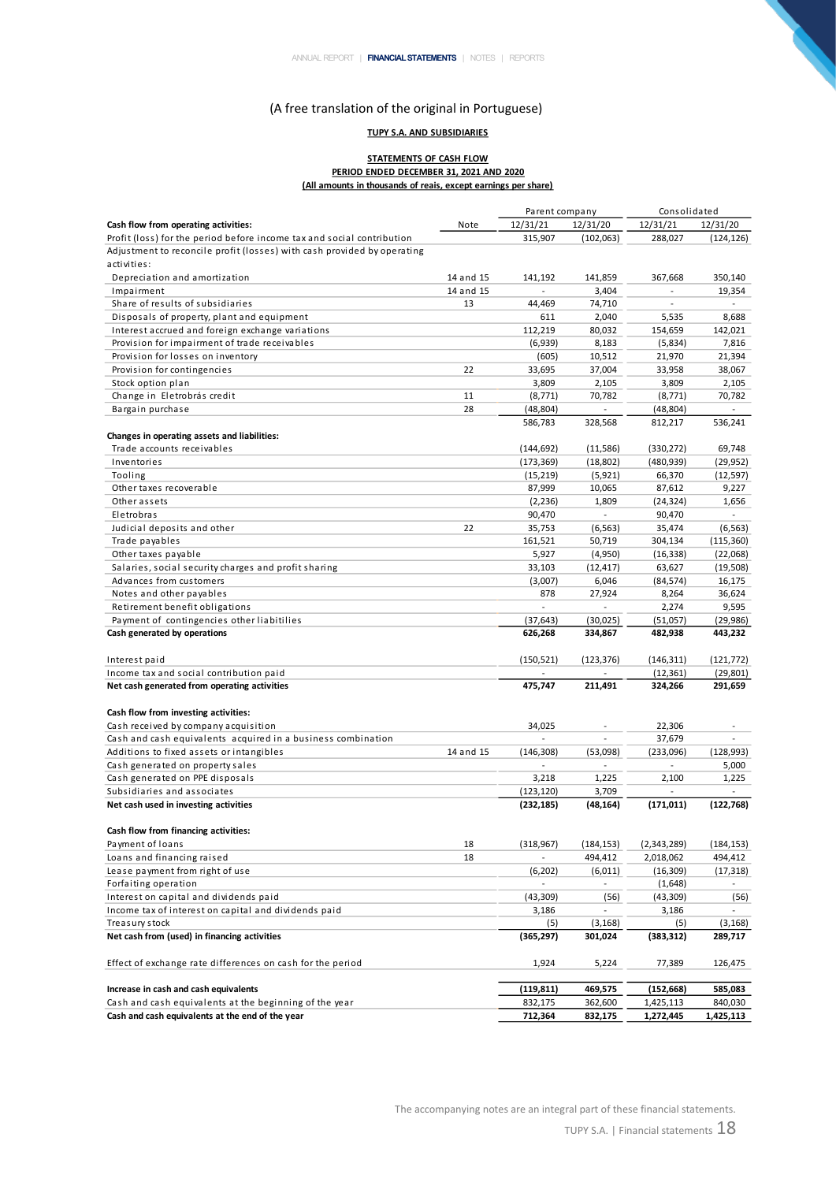(A free translation of the original in Portuguese)

**TUPY S.A. AND SUBSIDIARIES**

**STATEMENTS OF CASH FLOW**
**PERIOD ENDED DECEMBER 31, 2021 AND 2020**
**(All amounts in thousands of reais, except earnings per share)**

| | | Parent company | | Consolidated | |
|---|---|---|---|---|---|
| **Cash flow from operating activities:** | Note | 12/31/21 | 12/31/20 | 12/31/21 | 12/31/20 |
| Profit (loss) for the period before income tax and social contribution | | 315,907 | (102,063) | 288,027 | (124,126) |
| Adjustment to reconcile profit (losses) with cash provided by operating activities: | | | | | |
| Depreciation and amortization | 14 and 15 | 141,192 | 141,859 | 367,668 | 350,140 |
| Impairment | 14 and 15 | - | 3,404 | - | 19,354 |
| Share of results of subsidiaries | 13 | 44,469 | 74,710 | - | - |
| Disposals of property, plant and equipment | | 611 | 2,040 | 5,535 | 8,688 |
| Interest accrued and foreign exchange variations | | 112,219 | 80,032 | 154,659 | 142,021 |
| Provision for impairment of trade receivables | | (6,939) | 8,183 | (5,834) | 7,816 |
| Provision for losses on inventory | | (605) | 10,512 | 21,970 | 21,394 |
| Provision for contingencies | 22 | 33,695 | 37,004 | 33,958 | 38,067 |
| Stock option plan | | 3,809 | 2,105 | 3,809 | 2,105 |
| Change in Eletrobrás credit | 11 | (8,771) | 70,782 | (8,771) | 70,782 |
| Bargain purchase | 28 | (48,804) | - | (48,804) | - |
| | | 586,783 | 328,568 | 812,217 | 536,241 |
| **Changes in operating assets and liabilities:** | | | | | |
| Trade accounts receivables | | (144,692) | (11,586) | (330,272) | 69,748 |
| Inventories | | (173,369) | (18,802) | (480,939) | (29,952) |
| Tooling | | (15,219) | (5,921) | 66,370 | (12,597) |
| Other taxes recoverable | | 87,999 | 10,065 | 87,612 | 9,227 |
| Other assets | | (2,236) | 1,809 | (24,324) | 1,656 |
| Eletrobras | | 90,470 | - | 90,470 | - |
| Judicial deposits and other | 22 | 35,753 | (6,563) | 35,474 | (6,563) |
| Trade payables | | 161,521 | 50,719 | 304,134 | (115,360) |
| Other taxes payable | | 5,927 | (4,950) | (16,338) | (22,068) |
| Salaries, social security charges and profit sharing | | 33,103 | (12,417) | 63,627 | (19,508) |
| Advances from customers | | (3,007) | 6,046 | (84,574) | 16,175 |
| Notes and other payables | | 878 | 27,924 | 8,264 | 36,624 |
| Retirement benefit obligations | | - | - | 2,274 | 9,595 |
| Payment of contingencies other liabitilies | | (37,643) | (30,025) | (51,057) | (29,986) |
| **Cash generated by operations** | | **626,268** | **334,867** | **482,938** | **443,232** |
| | | | | | |
| Interest paid | | (150,521) | (123,376) | (146,311) | (121,772) |
| Income tax and social contribution paid | | - | - | (12,361) | (29,801) |
| **Net cash generated from operating activities** | | **475,747** | **211,491** | **324,266** | **291,659** |
| | | | | | |
| **Cash flow from investing activities:** | | | | | |
| Cash received by company acquisition | | 34,025 | - | 22,306 | - |
| Cash and cash equivalents acquired in a business combination | | - | - | 37,679 | - |
| Additions to fixed assets or intangibles | 14 and 15 | (146,308) | (53,098) | (233,096) | (128,993) |
| Cash generated on property sales | | - | - | - | 5,000 |
| Cash generated on PPE disposals | | 3,218 | 1,225 | 2,100 | 1,225 |
| Subsidiaries and associates | | (123,120) | 3,709 | - | - |
| **Net cash used in investing activities** | | **(232,185)** | **(48,164)** | **(171,011)** | **(122,768)** |
| | | | | | |
| **Cash flow from financing activities:** | | | | | |
| Payment of loans | 18 | (318,967) | (184,153) | (2,343,289) | (184,153) |
| Loans and financing raised | 18 | - | 494,412 | 2,018,062 | 494,412 |
| Lease payment from right of use | | (6,202) | (6,011) | (16,309) | (17,318) |
| Forfaiting operation | | - | - | (1,648) | - |
| Interest on capital and dividends paid | | (43,309) | (56) | (43,309) | (56) |
| Income tax of interest on capital and dividends paid | | 3,186 | - | 3,186 | - |
| Treasury stock | | (5) | (3,168) | (5) | (3,168) |
| **Net cash from (used) in financing activities** | | **(365,297)** | **301,024** | **(383,312)** | **289,717** |
| | | | | | |
| Effect of exchange rate differences on cash for the period | | 1,924 | 5,224 | 77,389 | 126,475 |
| | | | | | |
| **Increase in cash and cash equivalents** | | **(119,811)** | **469,575** | **(152,668)** | **585,083** |
| Cash and cash equivalents at the beginning of the year | | 832,175 | 362,600 | 1,425,113 | 840,030 |
| **Cash and cash equivalents at the end of the year** | | **712,364** | **832,175** | **1,272,445** | **1,425,113** |

The accompanying notes are an integral part of these financial statements.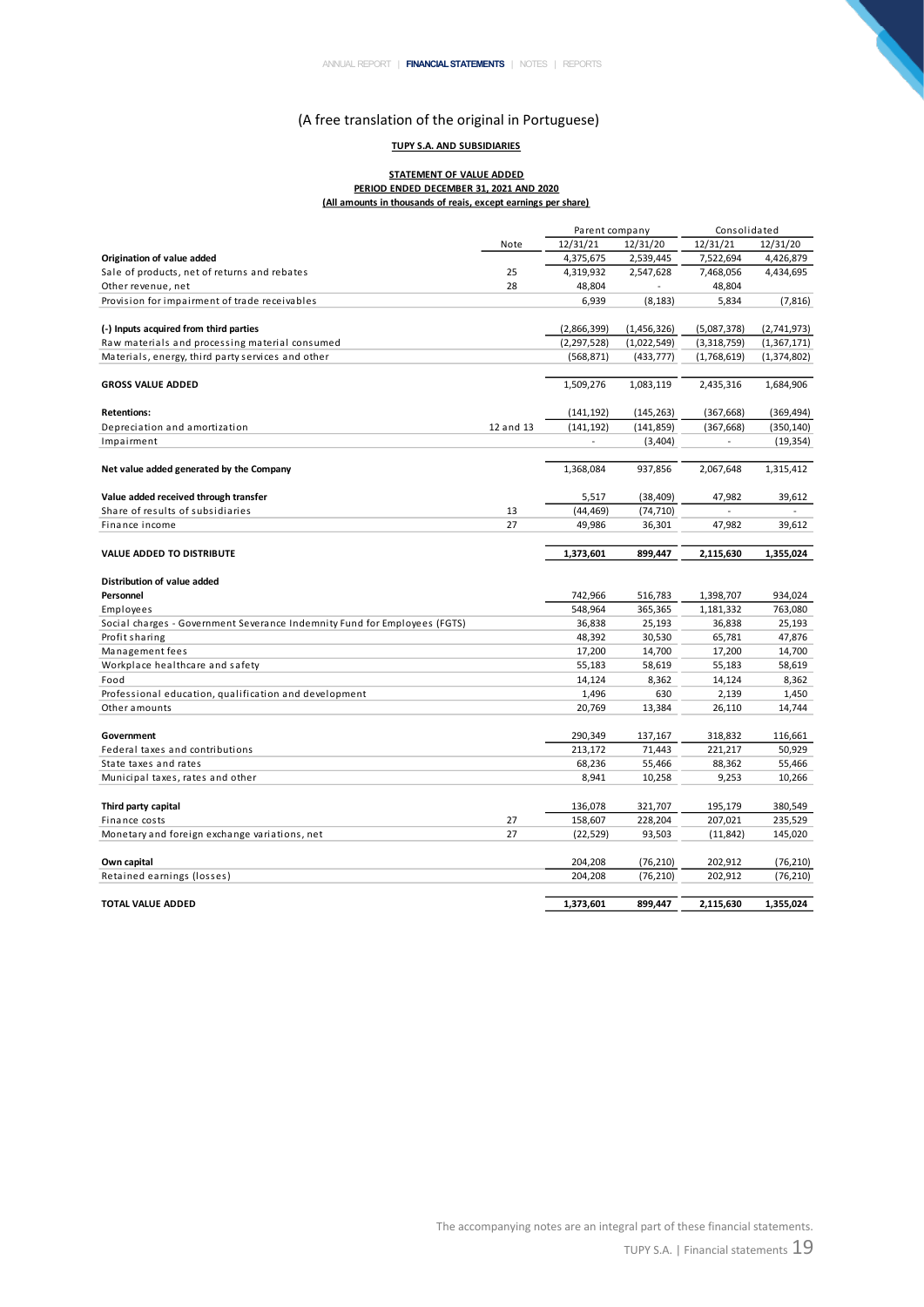(A free translation of the original in Portuguese)

**TUPY S.A. AND SUBSIDIARIES**

**STATEMENT OF VALUE ADDED**
**PERIOD ENDED DECEMBER 31, 2021 AND 2020**
**(All amounts in thousands of reais, except earnings per share)**

| | Note | Parent company | | Consolidated | |
|---|---|---|---|---|---|
| | | 12/31/21 | 12/31/20 | 12/31/21 | 12/31/20 |
| **Origination of value added** | | 4,375,675 | 2,539,445 | 7,522,694 | 4,426,879 |
| Sale of products, net of returns and rebates | 25 | 4,319,932 | 2,547,628 | 7,468,056 | 4,434,695 |
| Other revenue, net | 28 | 48,804 | - | 48,804 | |
| Provision for impairment of trade receivables | | 6,939 | (8,183) | 5,834 | (7,816) |
| | | | | | |
| **(-) Inputs acquired from third parties** | | (2,866,399) | (1,456,326) | (5,087,378) | (2,741,973) |
| Raw materials and processing material consumed | | (2,297,528) | (1,022,549) | (3,318,759) | (1,367,171) |
| Materials, energy, third party services and other | | (568,871) | (433,777) | (1,768,619) | (1,374,802) |
| | | | | | |
| **GROSS VALUE ADDED** | | 1,509,276 | 1,083,119 | 2,435,316 | 1,684,906 |
| | | | | | |
| **Retentions:** | | (141,192) | (145,263) | (367,668) | (369,494) |
| Depreciation and amortization | 12 and 13 | (141,192) | (141,859) | (367,668) | (350,140) |
| Impairment | | - | (3,404) | - | (19,354) |
| | | | | | |
| **Net value added generated by the Company** | | 1,368,084 | 937,856 | 2,067,648 | 1,315,412 |
| | | | | | |
| **Value added received through transfer** | | 5,517 | (38,409) | 47,982 | 39,612 |
| Share of results of subsidiaries | 13 | (44,469) | (74,710) | - | - |
| Finance income | 27 | 49,986 | 36,301 | 47,982 | 39,612 |
| | | | | | |
| **VALUE ADDED TO DISTRIBUTE** | | **1,373,601** | **899,447** | **2,115,630** | **1,355,024** |
| | | | | | |
| **Distribution of value added** | | | | | |
| **Personnel** | | 742,966 | 516,783 | 1,398,707 | 934,024 |
| Employees | | 548,964 | 365,365 | 1,181,332 | 763,080 |
| Social charges - Government Severance Indemnity Fund for Employees (FGTS) | | 36,838 | 25,193 | 36,838 | 25,193 |
| Profit sharing | | 48,392 | 30,530 | 65,781 | 47,876 |
| Management fees | | 17,200 | 14,700 | 17,200 | 14,700 |
| Workplace healthcare and safety | | 55,183 | 58,619 | 55,183 | 58,619 |
| Food | | 14,124 | 8,362 | 14,124 | 8,362 |
| Professional education, qualification and development | | 1,496 | 630 | 2,139 | 1,450 |
| Other amounts | | 20,769 | 13,384 | 26,110 | 14,744 |
| | | | | | |
| **Government** | | 290,349 | 137,167 | 318,832 | 116,661 |
| Federal taxes and contributions | | 213,172 | 71,443 | 221,217 | 50,929 |
| State taxes and rates | | 68,236 | 55,466 | 88,362 | 55,466 |
| Municipal taxes, rates and other | | 8,941 | 10,258 | 9,253 | 10,266 |
| | | | | | |
| **Third party capital** | | 136,078 | 321,707 | 195,179 | 380,549 |
| Finance costs | 27 | 158,607 | 228,204 | 207,021 | 235,529 |
| Monetary and foreign exchange variations, net | 27 | (22,529) | 93,503 | (11,842) | 145,020 |
| | | | | | |
| **Own capital** | | 204,208 | (76,210) | 202,912 | (76,210) |
| Retained earnings (losses) | | 204,208 | (76,210) | 202,912 | (76,210) |
| | | | | | |
| **TOTAL VALUE ADDED** | | **1,373,601** | **899,447** | **2,115,630** | **1,355,024** |

The accompanying notes are an integral part of these financial statements.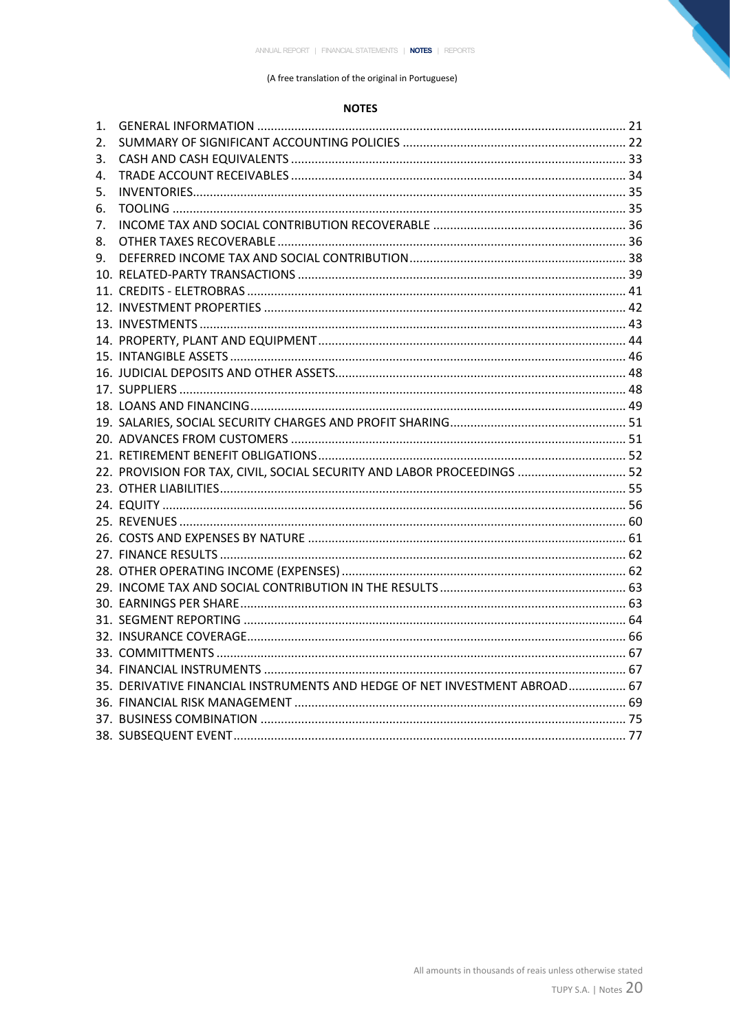(A free translation of the original in Portuguese)

**NOTES**

1. GENERAL INFORMATION ............ 21
2. SUMMARY OF SIGNIFICANT ACCOUNTING POLICIES ............ 22
3. CASH AND CASH EQUIVALENTS ............ 33
4. TRADE ACCOUNT RECEIVABLES ............ 34
5. INVENTORIES ............ 35
6. TOOLING ............ 35
7. INCOME TAX AND SOCIAL CONTRIBUTION RECOVERABLE ............ 36
8. OTHER TAXES RECOVERABLE ............ 36
9. DEFERRED INCOME TAX AND SOCIAL CONTRIBUTION ............ 38
10. RELATED-PARTY TRANSACTIONS ............ 39
11. CREDITS - ELETROBRAS ............ 41
12. INVESTMENT PROPERTIES ............ 42
13. INVESTMENTS ............ 43
14. PROPERTY, PLANT AND EQUIPMENT ............ 44
15. INTANGIBLE ASSETS ............ 46
16. JUDICIAL DEPOSITS AND OTHER ASSETS ............ 48
17. SUPPLIERS ............ 48
18. LOANS AND FINANCING ............ 49
19. SALARIES, SOCIAL SECURITY CHARGES AND PROFIT SHARING ............ 51
20. ADVANCES FROM CUSTOMERS ............ 51
21. RETIREMENT BENEFIT OBLIGATIONS ............ 52
22. PROVISION FOR TAX, CIVIL, SOCIAL SECURITY AND LABOR PROCEEDINGS ............ 52
23. OTHER LIABILITIES ............ 55
24. EQUITY ............ 56
25. REVENUES ............ 60
26. COSTS AND EXPENSES BY NATURE ............ 61
27. FINANCE RESULTS ............ 62
28. OTHER OPERATING INCOME (EXPENSES) ............ 62
29. INCOME TAX AND SOCIAL CONTRIBUTION IN THE RESULTS ............ 63
30. EARNINGS PER SHARE ............ 63
31. SEGMENT REPORTING ............ 64
32. INSURANCE COVERAGE ............ 66
33. COMMITTMENTS ............ 67
34. FINANCIAL INSTRUMENTS ............ 67
35. DERIVATIVE FINANCIAL INSTRUMENTS AND HEDGE OF NET INVESTMENT ABROAD ............ 67
36. FINANCIAL RISK MANAGEMENT ............ 69
37. BUSINESS COMBINATION ............ 75
38. SUBSEQUENT EVENT ............ 77

All amounts in thousands of reais unless otherwise stated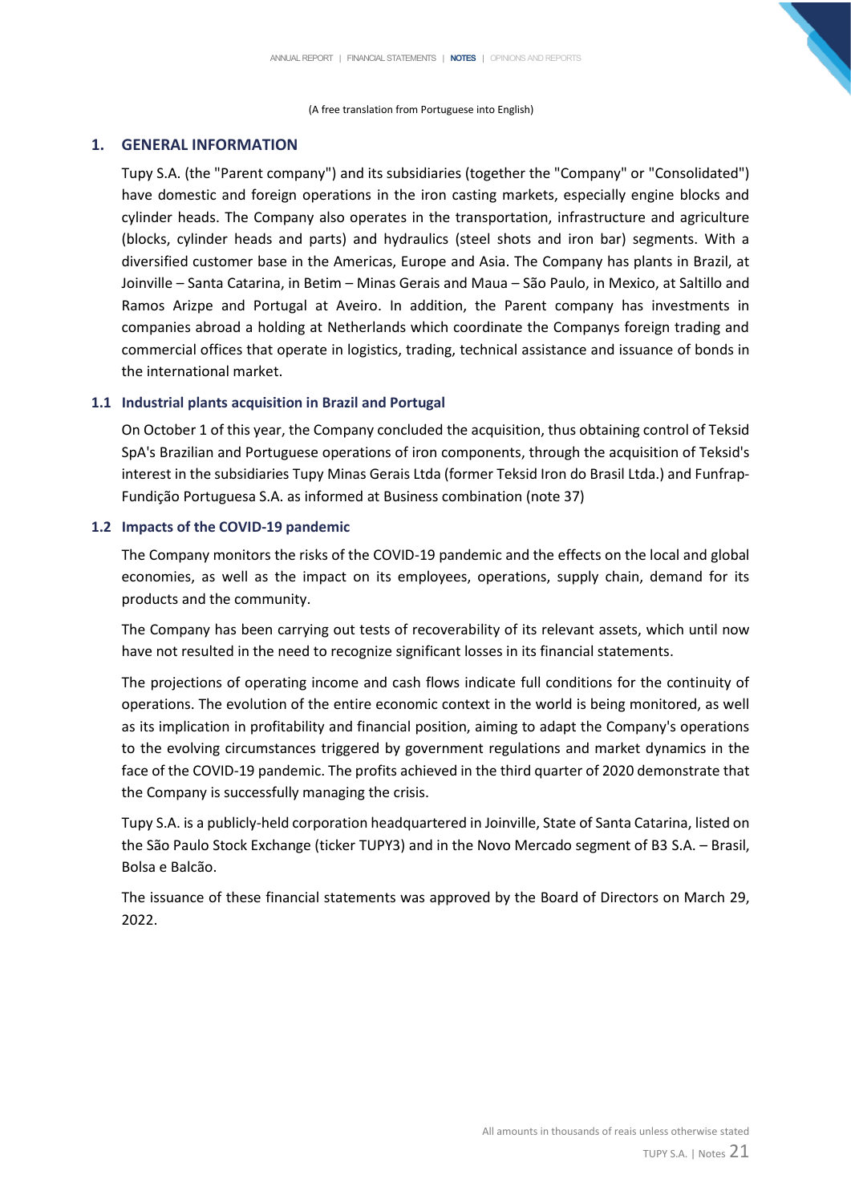(A free translation from Portuguese into English)

## 1. GENERAL INFORMATION

Tupy S.A. (the "Parent company") and its subsidiaries (together the "Company" or "Consolidated") have domestic and foreign operations in the iron casting markets, especially engine blocks and cylinder heads. The Company also operates in the transportation, infrastructure and agriculture (blocks, cylinder heads and parts) and hydraulics (steel shots and iron bar) segments. With a diversified customer base in the Americas, Europe and Asia. The Company has plants in Brazil, at Joinville – Santa Catarina, in Betim – Minas Gerais and Maua – São Paulo, in Mexico, at Saltillo and Ramos Arizpe and Portugal at Aveiro. In addition, the Parent company has investments in companies abroad a holding at Netherlands which coordinate the Companys foreign trading and commercial offices that operate in logistics, trading, technical assistance and issuance of bonds in the international market.

### 1.1 Industrial plants acquisition in Brazil and Portugal

On October 1 of this year, the Company concluded the acquisition, thus obtaining control of Teksid SpA's Brazilian and Portuguese operations of iron components, through the acquisition of Teksid's interest in the subsidiaries Tupy Minas Gerais Ltda (former Teksid Iron do Brasil Ltda.) and Funfrap-Fundição Portuguesa S.A. as informed at Business combination (note 37)

### 1.2 Impacts of the COVID-19 pandemic

The Company monitors the risks of the COVID-19 pandemic and the effects on the local and global economies, as well as the impact on its employees, operations, supply chain, demand for its products and the community.

The Company has been carrying out tests of recoverability of its relevant assets, which until now have not resulted in the need to recognize significant losses in its financial statements.

The projections of operating income and cash flows indicate full conditions for the continuity of operations. The evolution of the entire economic context in the world is being monitored, as well as its implication in profitability and financial position, aiming to adapt the Company's operations to the evolving circumstances triggered by government regulations and market dynamics in the face of the COVID-19 pandemic. The profits achieved in the third quarter of 2020 demonstrate that the Company is successfully managing the crisis.

Tupy S.A. is a publicly-held corporation headquartered in Joinville, State of Santa Catarina, listed on the São Paulo Stock Exchange (ticker TUPY3) and in the Novo Mercado segment of B3 S.A. – Brasil, Bolsa e Balcão.

The issuance of these financial statements was approved by the Board of Directors on March 29, 2022.

All amounts in thousands of reais unless otherwise stated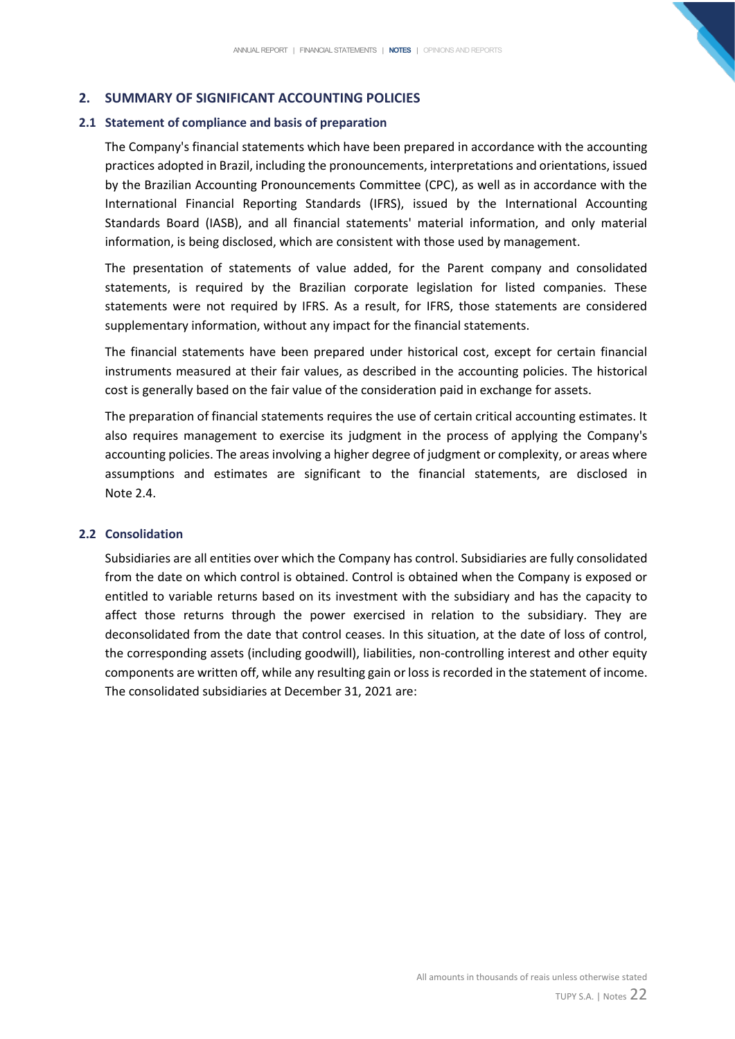## 2. SUMMARY OF SIGNIFICANT ACCOUNTING POLICIES

### 2.1 Statement of compliance and basis of preparation

The Company's financial statements which have been prepared in accordance with the accounting practices adopted in Brazil, including the pronouncements, interpretations and orientations, issued by the Brazilian Accounting Pronouncements Committee (CPC), as well as in accordance with the International Financial Reporting Standards (IFRS), issued by the International Accounting Standards Board (IASB), and all financial statements' material information, and only material information, is being disclosed, which are consistent with those used by management.

The presentation of statements of value added, for the Parent company and consolidated statements, is required by the Brazilian corporate legislation for listed companies. These statements were not required by IFRS. As a result, for IFRS, those statements are considered supplementary information, without any impact for the financial statements.

The financial statements have been prepared under historical cost, except for certain financial instruments measured at their fair values, as described in the accounting policies. The historical cost is generally based on the fair value of the consideration paid in exchange for assets.

The preparation of financial statements requires the use of certain critical accounting estimates. It also requires management to exercise its judgment in the process of applying the Company's accounting policies. The areas involving a higher degree of judgment or complexity, or areas where assumptions and estimates are significant to the financial statements, are disclosed in Note 2.4.

### 2.2 Consolidation

Subsidiaries are all entities over which the Company has control. Subsidiaries are fully consolidated from the date on which control is obtained. Control is obtained when the Company is exposed or entitled to variable returns based on its investment with the subsidiary and has the capacity to affect those returns through the power exercised in relation to the subsidiary. They are deconsolidated from the date that control ceases. In this situation, at the date of loss of control, the corresponding assets (including goodwill), liabilities, non-controlling interest and other equity components are written off, while any resulting gain or loss is recorded in the statement of income. The consolidated subsidiaries at December 31, 2021 are: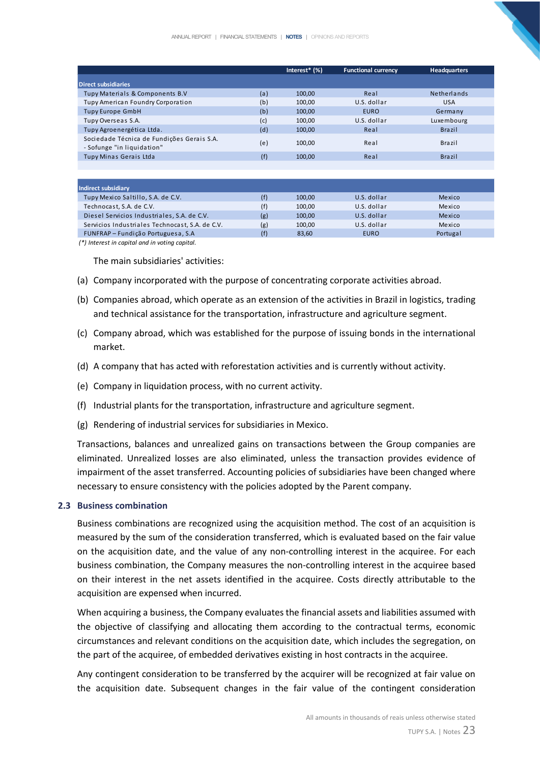| | | Interest* (%) | Functional currency | Headquarters |
|---|---|---|---|---|
| **Direct subsidiaries** | | | | |
| Tupy Materials & Components B.V | (a) | 100,00 | Real | Netherlands |
| Tupy American Foundry Corporation | (b) | 100,00 | U.S. dollar | USA |
| Tupy Europe GmbH | (b) | 100,00 | EURO | Germany |
| Tupy Overseas S.A. | (c) | 100,00 | U.S. dollar | Luxembourg |
| Tupy Agroenergética Ltda. | (d) | 100,00 | Real | Brazil |
| Sociedade Técnica de Fundições Gerais S.A. - Sofunge "in liquidation" | (e) | 100,00 | Real | Brazil |
| Tupy Minas Gerais Ltda | (f) | 100,00 | Real | Brazil |
| **Indirect subsidiary** | | | | |
| Tupy Mexico Saltillo, S.A. de C.V. | (f) | 100,00 | U.S. dollar | Mexico |
| Technocast, S.A. de C.V. | (f) | 100,00 | U.S. dollar | Mexico |
| Diesel Servicios Industriales, S.A. de C.V. | (g) | 100,00 | U.S. dollar | Mexico |
| Servicios Industriales Technocast, S.A. de C.V. | (g) | 100,00 | U.S. dollar | Mexico |
| FUNFRAP – Fundição Portuguesa, S.A | (f) | 83,60 | EURO | Portugal |

*(\*) Interest in capital and in voting capital.*

The main subsidiaries' activities:

(a) Company incorporated with the purpose of concentrating corporate activities abroad.

(b) Companies abroad, which operate as an extension of the activities in Brazil in logistics, trading and technical assistance for the transportation, infrastructure and agriculture segment.

(c) Company abroad, which was established for the purpose of issuing bonds in the international market.

(d) A company that has acted with reforestation activities and is currently without activity.

(e) Company in liquidation process, with no current activity.

(f) Industrial plants for the transportation, infrastructure and agriculture segment.

(g) Rendering of industrial services for subsidiaries in Mexico.

Transactions, balances and unrealized gains on transactions between the Group companies are eliminated. Unrealized losses are also eliminated, unless the transaction provides evidence of impairment of the asset transferred. Accounting policies of subsidiaries have been changed where necessary to ensure consistency with the policies adopted by the Parent company.

### 2.3 Business combination

Business combinations are recognized using the acquisition method. The cost of an acquisition is measured by the sum of the consideration transferred, which is evaluated based on the fair value on the acquisition date, and the value of any non-controlling interest in the acquiree. For each business combination, the Company measures the non-controlling interest in the acquiree based on their interest in the net assets identified in the acquiree. Costs directly attributable to the acquisition are expensed when incurred.

When acquiring a business, the Company evaluates the financial assets and liabilities assumed with the objective of classifying and allocating them according to the contractual terms, economic circumstances and relevant conditions on the acquisition date, which includes the segregation, on the part of the acquiree, of embedded derivatives existing in host contracts in the acquiree.

Any contingent consideration to be transferred by the acquirer will be recognized at fair value on the acquisition date. Subsequent changes in the fair value of the contingent consideration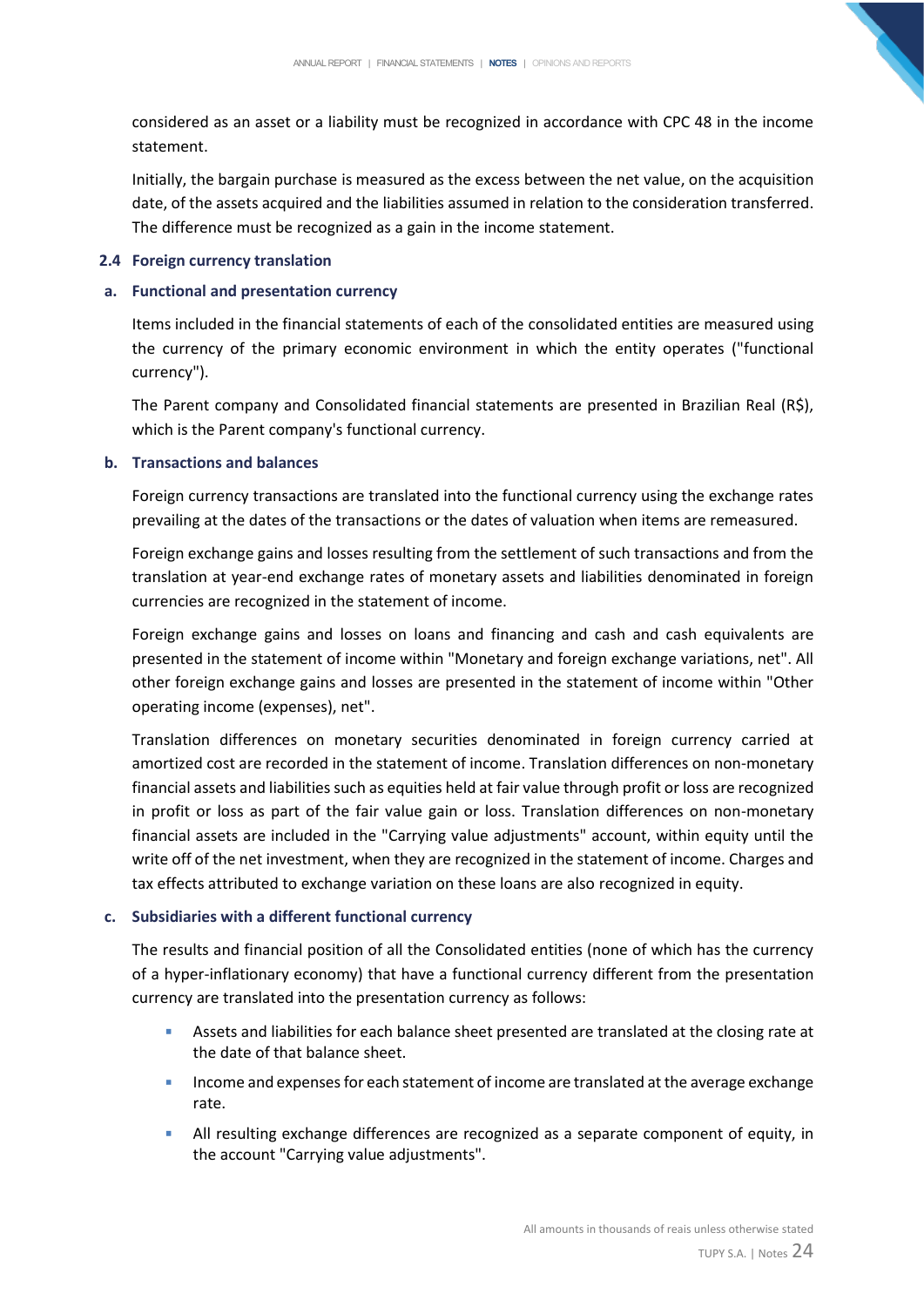considered as an asset or a liability must be recognized in accordance with CPC 48 in the income statement.

Initially, the bargain purchase is measured as the excess between the net value, on the acquisition date, of the assets acquired and the liabilities assumed in relation to the consideration transferred. The difference must be recognized as a gain in the income statement.

## 2.4 Foreign currency translation

### a. Functional and presentation currency

Items included in the financial statements of each of the consolidated entities are measured using the currency of the primary economic environment in which the entity operates ("functional currency").

The Parent company and Consolidated financial statements are presented in Brazilian Real (R$), which is the Parent company's functional currency.

### b. Transactions and balances

Foreign currency transactions are translated into the functional currency using the exchange rates prevailing at the dates of the transactions or the dates of valuation when items are remeasured.

Foreign exchange gains and losses resulting from the settlement of such transactions and from the translation at year-end exchange rates of monetary assets and liabilities denominated in foreign currencies are recognized in the statement of income.

Foreign exchange gains and losses on loans and financing and cash and cash equivalents are presented in the statement of income within "Monetary and foreign exchange variations, net". All other foreign exchange gains and losses are presented in the statement of income within "Other operating income (expenses), net".

Translation differences on monetary securities denominated in foreign currency carried at amortized cost are recorded in the statement of income. Translation differences on non-monetary financial assets and liabilities such as equities held at fair value through profit or loss are recognized in profit or loss as part of the fair value gain or loss. Translation differences on non-monetary financial assets are included in the "Carrying value adjustments" account, within equity until the write off of the net investment, when they are recognized in the statement of income. Charges and tax effects attributed to exchange variation on these loans are also recognized in equity.

### c. Subsidiaries with a different functional currency

The results and financial position of all the Consolidated entities (none of which has the currency of a hyper-inflationary economy) that have a functional currency different from the presentation currency are translated into the presentation currency as follows:

- Assets and liabilities for each balance sheet presented are translated at the closing rate at the date of that balance sheet.
- Income and expenses for each statement of income are translated at the average exchange rate.
- All resulting exchange differences are recognized as a separate component of equity, in the account "Carrying value adjustments".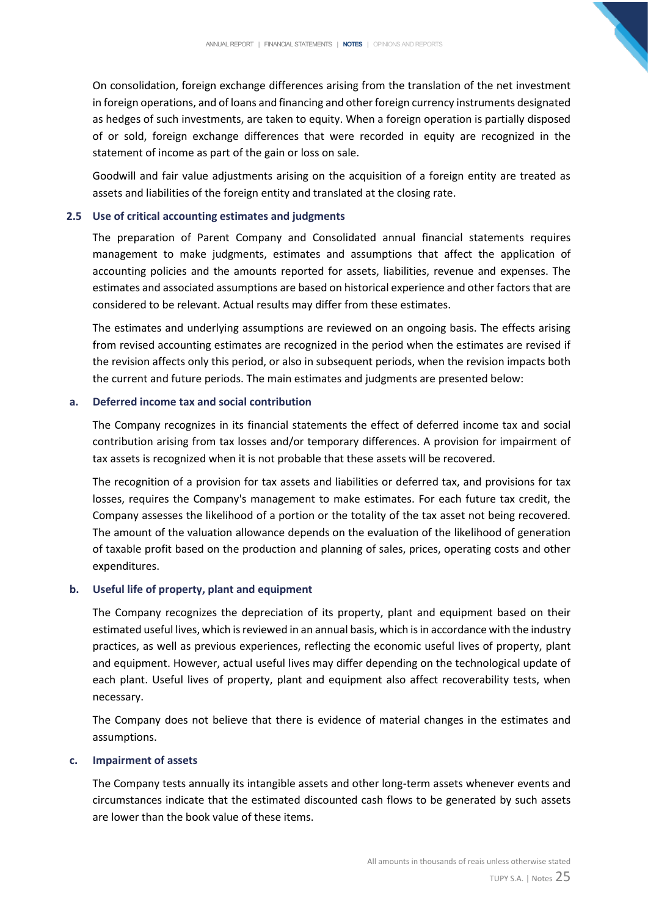On consolidation, foreign exchange differences arising from the translation of the net investment in foreign operations, and of loans and financing and other foreign currency instruments designated as hedges of such investments, are taken to equity. When a foreign operation is partially disposed of or sold, foreign exchange differences that were recorded in equity are recognized in the statement of income as part of the gain or loss on sale.

Goodwill and fair value adjustments arising on the acquisition of a foreign entity are treated as assets and liabilities of the foreign entity and translated at the closing rate.

### 2.5 Use of critical accounting estimates and judgments

The preparation of Parent Company and Consolidated annual financial statements requires management to make judgments, estimates and assumptions that affect the application of accounting policies and the amounts reported for assets, liabilities, revenue and expenses. The estimates and associated assumptions are based on historical experience and other factors that are considered to be relevant. Actual results may differ from these estimates.

The estimates and underlying assumptions are reviewed on an ongoing basis. The effects arising from revised accounting estimates are recognized in the period when the estimates are revised if the revision affects only this period, or also in subsequent periods, when the revision impacts both the current and future periods. The main estimates and judgments are presented below:

#### a. Deferred income tax and social contribution

The Company recognizes in its financial statements the effect of deferred income tax and social contribution arising from tax losses and/or temporary differences. A provision for impairment of tax assets is recognized when it is not probable that these assets will be recovered.

The recognition of a provision for tax assets and liabilities or deferred tax, and provisions for tax losses, requires the Company's management to make estimates. For each future tax credit, the Company assesses the likelihood of a portion or the totality of the tax asset not being recovered. The amount of the valuation allowance depends on the evaluation of the likelihood of generation of taxable profit based on the production and planning of sales, prices, operating costs and other expenditures.

#### b. Useful life of property, plant and equipment

The Company recognizes the depreciation of its property, plant and equipment based on their estimated useful lives, which is reviewed in an annual basis, which is in accordance with the industry practices, as well as previous experiences, reflecting the economic useful lives of property, plant and equipment. However, actual useful lives may differ depending on the technological update of each plant. Useful lives of property, plant and equipment also affect recoverability tests, when necessary.

The Company does not believe that there is evidence of material changes in the estimates and assumptions.

#### c. Impairment of assets

The Company tests annually its intangible assets and other long-term assets whenever events and circumstances indicate that the estimated discounted cash flows to be generated by such assets are lower than the book value of these items.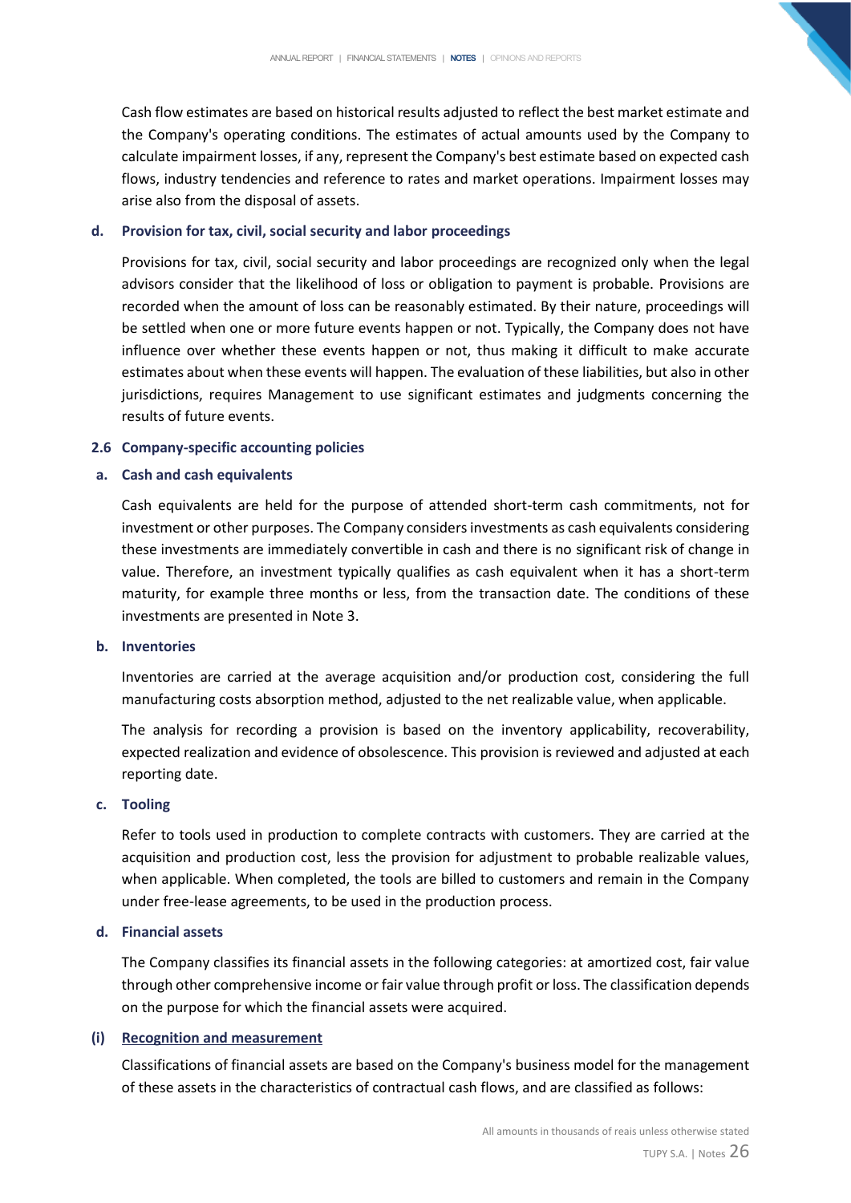Cash flow estimates are based on historical results adjusted to reflect the best market estimate and the Company's operating conditions. The estimates of actual amounts used by the Company to calculate impairment losses, if any, represent the Company's best estimate based on expected cash flows, industry tendencies and reference to rates and market operations. Impairment losses may arise also from the disposal of assets.

**d. Provision for tax, civil, social security and labor proceedings**

Provisions for tax, civil, social security and labor proceedings are recognized only when the legal advisors consider that the likelihood of loss or obligation to payment is probable. Provisions are recorded when the amount of loss can be reasonably estimated. By their nature, proceedings will be settled when one or more future events happen or not. Typically, the Company does not have influence over whether these events happen or not, thus making it difficult to make accurate estimates about when these events will happen. The evaluation of these liabilities, but also in other jurisdictions, requires Management to use significant estimates and judgments concerning the results of future events.

## 2.6 Company-specific accounting policies

**a. Cash and cash equivalents**

Cash equivalents are held for the purpose of attended short-term cash commitments, not for investment or other purposes. The Company considers investments as cash equivalents considering these investments are immediately convertible in cash and there is no significant risk of change in value. Therefore, an investment typically qualifies as cash equivalent when it has a short-term maturity, for example three months or less, from the transaction date. The conditions of these investments are presented in Note 3.

**b. Inventories**

Inventories are carried at the average acquisition and/or production cost, considering the full manufacturing costs absorption method, adjusted to the net realizable value, when applicable.

The analysis for recording a provision is based on the inventory applicability, recoverability, expected realization and evidence of obsolescence. This provision is reviewed and adjusted at each reporting date.

**c. Tooling**

Refer to tools used in production to complete contracts with customers. They are carried at the acquisition and production cost, less the provision for adjustment to probable realizable values, when applicable. When completed, the tools are billed to customers and remain in the Company under free-lease agreements, to be used in the production process.

**d. Financial assets**

The Company classifies its financial assets in the following categories: at amortized cost, fair value through other comprehensive income or fair value through profit or loss. The classification depends on the purpose for which the financial assets were acquired.

**(i) Recognition and measurement**

Classifications of financial assets are based on the Company's business model for the management of these assets in the characteristics of contractual cash flows, and are classified as follows: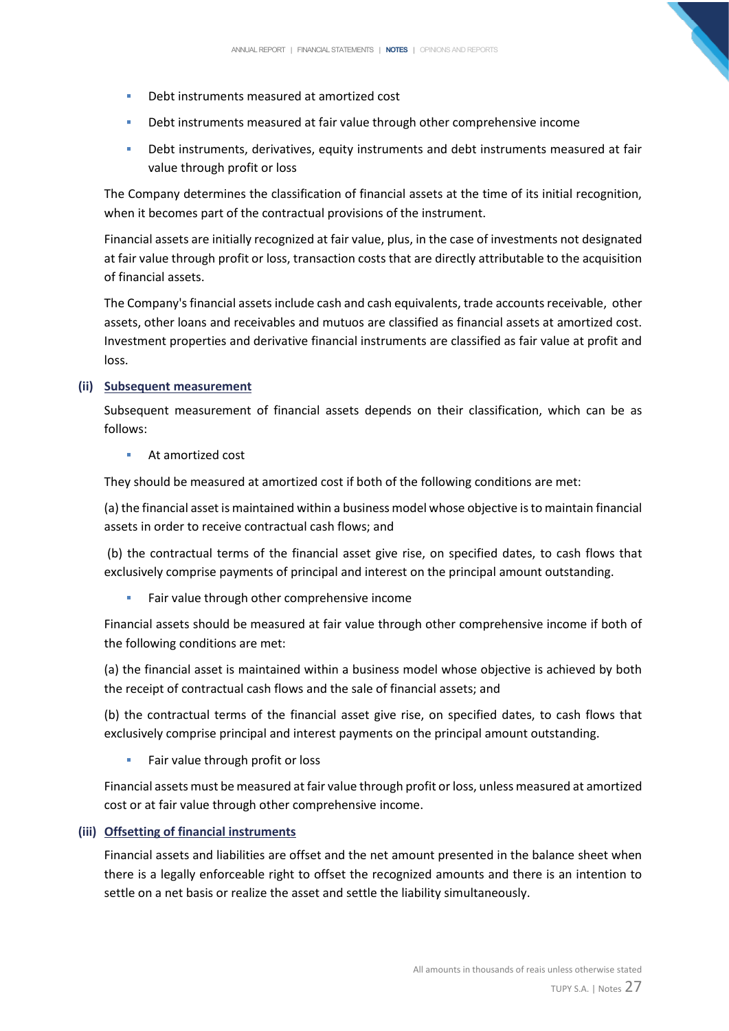- Debt instruments measured at amortized cost
- Debt instruments measured at fair value through other comprehensive income
- Debt instruments, derivatives, equity instruments and debt instruments measured at fair value through profit or loss

The Company determines the classification of financial assets at the time of its initial recognition, when it becomes part of the contractual provisions of the instrument.

Financial assets are initially recognized at fair value, plus, in the case of investments not designated at fair value through profit or loss, transaction costs that are directly attributable to the acquisition of financial assets.

The Company's financial assets include cash and cash equivalents, trade accounts receivable, other assets, other loans and receivables and mutuos are classified as financial assets at amortized cost. Investment properties and derivative financial instruments are classified as fair value at profit and loss.

**(ii) Subsequent measurement**

Subsequent measurement of financial assets depends on their classification, which can be as follows:

- At amortized cost

They should be measured at amortized cost if both of the following conditions are met:

(a) the financial asset is maintained within a business model whose objective is to maintain financial assets in order to receive contractual cash flows; and

(b) the contractual terms of the financial asset give rise, on specified dates, to cash flows that exclusively comprise payments of principal and interest on the principal amount outstanding.

- Fair value through other comprehensive income

Financial assets should be measured at fair value through other comprehensive income if both of the following conditions are met:

(a) the financial asset is maintained within a business model whose objective is achieved by both the receipt of contractual cash flows and the sale of financial assets; and

(b) the contractual terms of the financial asset give rise, on specified dates, to cash flows that exclusively comprise principal and interest payments on the principal amount outstanding.

- Fair value through profit or loss

Financial assets must be measured at fair value through profit or loss, unless measured at amortized cost or at fair value through other comprehensive income.

**(iii) Offsetting of financial instruments**

Financial assets and liabilities are offset and the net amount presented in the balance sheet when there is a legally enforceable right to offset the recognized amounts and there is an intention to settle on a net basis or realize the asset and settle the liability simultaneously.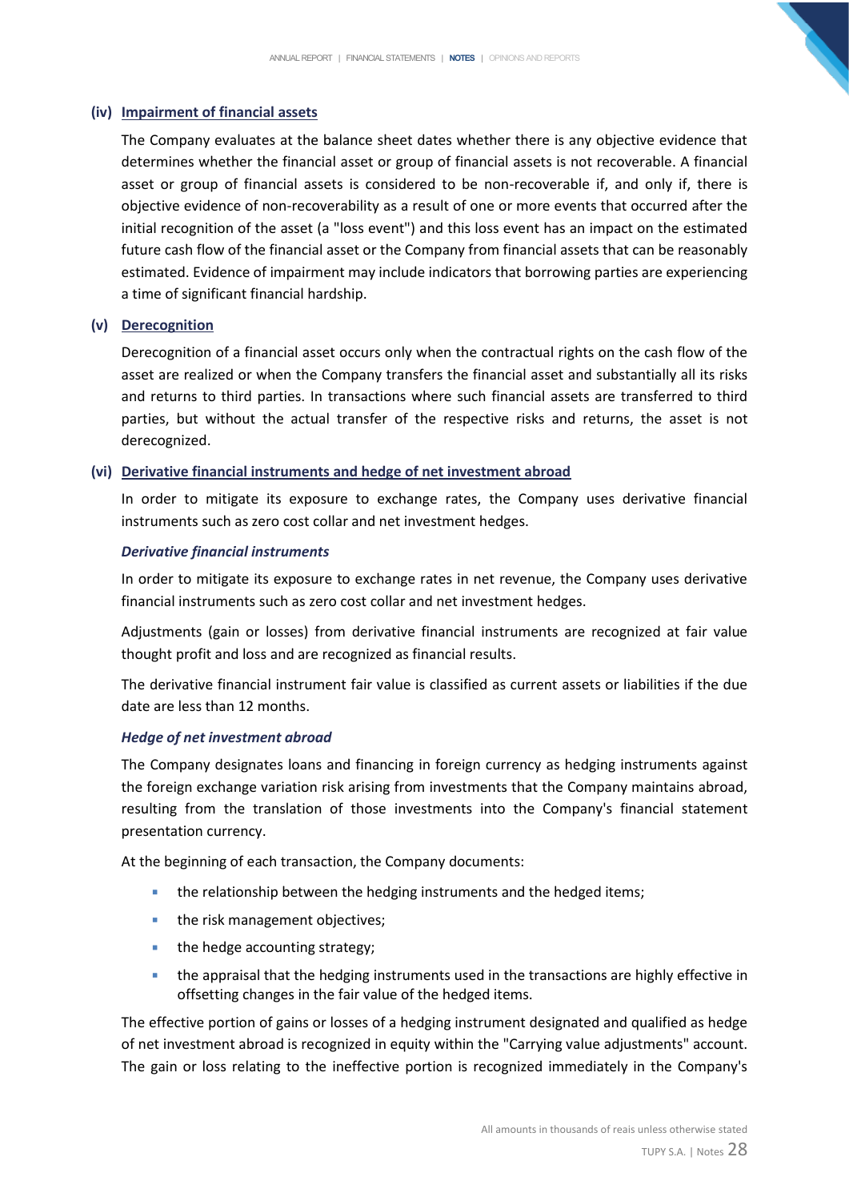### (iv) Impairment of financial assets

The Company evaluates at the balance sheet dates whether there is any objective evidence that determines whether the financial asset or group of financial assets is not recoverable. A financial asset or group of financial assets is considered to be non-recoverable if, and only if, there is objective evidence of non-recoverability as a result of one or more events that occurred after the initial recognition of the asset (a "loss event") and this loss event has an impact on the estimated future cash flow of the financial asset or the Company from financial assets that can be reasonably estimated. Evidence of impairment may include indicators that borrowing parties are experiencing a time of significant financial hardship.

### (v) Derecognition

Derecognition of a financial asset occurs only when the contractual rights on the cash flow of the asset are realized or when the Company transfers the financial asset and substantially all its risks and returns to third parties. In transactions where such financial assets are transferred to third parties, but without the actual transfer of the respective risks and returns, the asset is not derecognized.

### (vi) Derivative financial instruments and hedge of net investment abroad

In order to mitigate its exposure to exchange rates, the Company uses derivative financial instruments such as zero cost collar and net investment hedges.

***Derivative financial instruments***

In order to mitigate its exposure to exchange rates in net revenue, the Company uses derivative financial instruments such as zero cost collar and net investment hedges.

Adjustments (gain or losses) from derivative financial instruments are recognized at fair value thought profit and loss and are recognized as financial results.

The derivative financial instrument fair value is classified as current assets or liabilities if the due date are less than 12 months.

***Hedge of net investment abroad***

The Company designates loans and financing in foreign currency as hedging instruments against the foreign exchange variation risk arising from investments that the Company maintains abroad, resulting from the translation of those investments into the Company's financial statement presentation currency.

At the beginning of each transaction, the Company documents:

- the relationship between the hedging instruments and the hedged items;
- the risk management objectives;
- the hedge accounting strategy;
- the appraisal that the hedging instruments used in the transactions are highly effective in offsetting changes in the fair value of the hedged items.

The effective portion of gains or losses of a hedging instrument designated and qualified as hedge of net investment abroad is recognized in equity within the "Carrying value adjustments" account. The gain or loss relating to the ineffective portion is recognized immediately in the Company's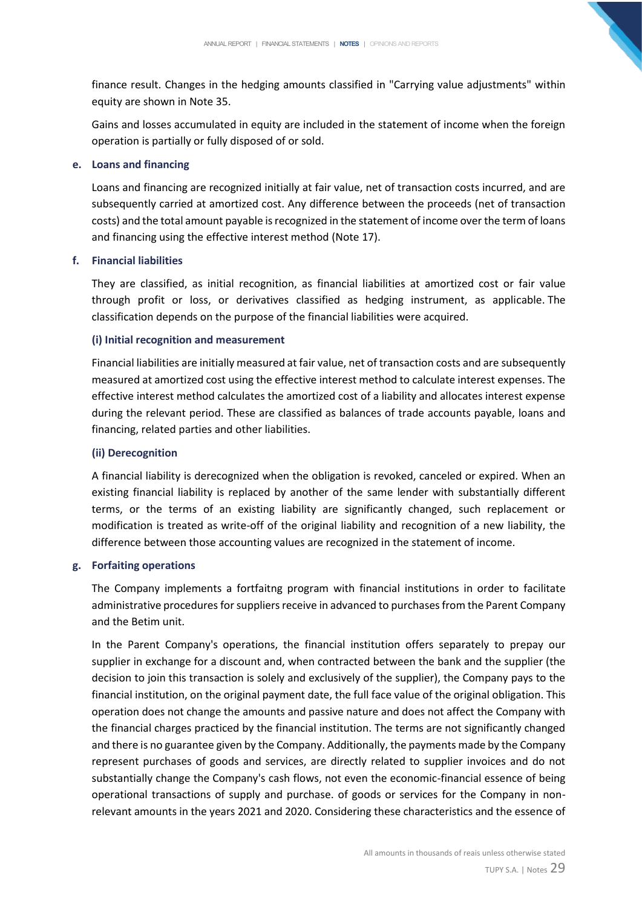finance result. Changes in the hedging amounts classified in "Carrying value adjustments" within equity are shown in Note 35.

Gains and losses accumulated in equity are included in the statement of income when the foreign operation is partially or fully disposed of or sold.

**e. Loans and financing**

Loans and financing are recognized initially at fair value, net of transaction costs incurred, and are subsequently carried at amortized cost. Any difference between the proceeds (net of transaction costs) and the total amount payable is recognized in the statement of income over the term of loans and financing using the effective interest method (Note 17).

**f. Financial liabilities**

They are classified, as initial recognition, as financial liabilities at amortized cost or fair value through profit or loss, or derivatives classified as hedging instrument, as applicable. The classification depends on the purpose of the financial liabilities were acquired.

**(i) Initial recognition and measurement**

Financial liabilities are initially measured at fair value, net of transaction costs and are subsequently measured at amortized cost using the effective interest method to calculate interest expenses. The effective interest method calculates the amortized cost of a liability and allocates interest expense during the relevant period. These are classified as balances of trade accounts payable, loans and financing, related parties and other liabilities.

**(ii) Derecognition**

A financial liability is derecognized when the obligation is revoked, canceled or expired. When an existing financial liability is replaced by another of the same lender with substantially different terms, or the terms of an existing liability are significantly changed, such replacement or modification is treated as write-off of the original liability and recognition of a new liability, the difference between those accounting values are recognized in the statement of income.

**g. Forfaiting operations**

The Company implements a fortfaitng program with financial institutions in order to facilitate administrative procedures for suppliers receive in advanced to purchases from the Parent Company and the Betim unit.

In the Parent Company's operations, the financial institution offers separately to prepay our supplier in exchange for a discount and, when contracted between the bank and the supplier (the decision to join this transaction is solely and exclusively of the supplier), the Company pays to the financial institution, on the original payment date, the full face value of the original obligation. This operation does not change the amounts and passive nature and does not affect the Company with the financial charges practiced by the financial institution. The terms are not significantly changed and there is no guarantee given by the Company. Additionally, the payments made by the Company represent purchases of goods and services, are directly related to supplier invoices and do not substantially change the Company's cash flows, not even the economic-financial essence of being operational transactions of supply and purchase. of goods or services for the Company in non-relevant amounts in the years 2021 and 2020. Considering these characteristics and the essence of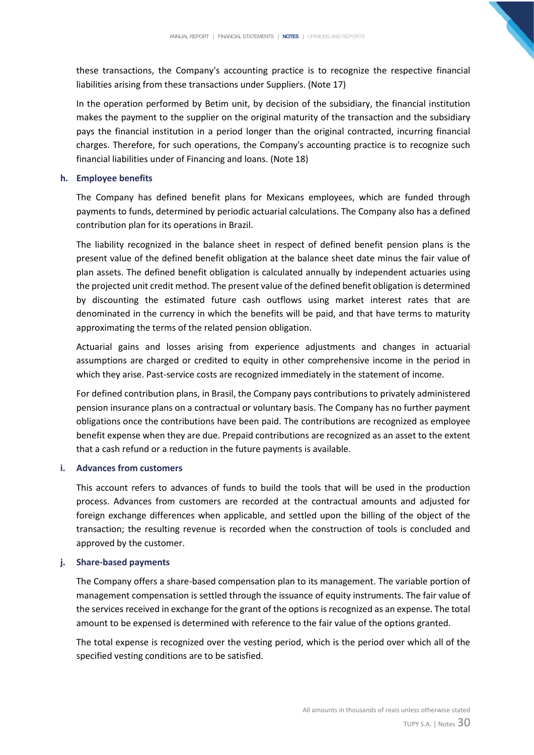these transactions, the Company's accounting practice is to recognize the respective financial liabilities arising from these transactions under Suppliers. (Note 17)

In the operation performed by Betim unit, by decision of the subsidiary, the financial institution makes the payment to the supplier on the original maturity of the transaction and the subsidiary pays the financial institution in a period longer than the original contracted, incurring financial charges. Therefore, for such operations, the Company's accounting practice is to recognize such financial liabilities under of Financing and loans. (Note 18)

**h. Employee benefits**

The Company has defined benefit plans for Mexicans employees, which are funded through payments to funds, determined by periodic actuarial calculations. The Company also has a defined contribution plan for its operations in Brazil.

The liability recognized in the balance sheet in respect of defined benefit pension plans is the present value of the defined benefit obligation at the balance sheet date minus the fair value of plan assets. The defined benefit obligation is calculated annually by independent actuaries using the projected unit credit method. The present value of the defined benefit obligation is determined by discounting the estimated future cash outflows using market interest rates that are denominated in the currency in which the benefits will be paid, and that have terms to maturity approximating the terms of the related pension obligation.

Actuarial gains and losses arising from experience adjustments and changes in actuarial assumptions are charged or credited to equity in other comprehensive income in the period in which they arise. Past-service costs are recognized immediately in the statement of income.

For defined contribution plans, in Brasil, the Company pays contributions to privately administered pension insurance plans on a contractual or voluntary basis. The Company has no further payment obligations once the contributions have been paid. The contributions are recognized as employee benefit expense when they are due. Prepaid contributions are recognized as an asset to the extent that a cash refund or a reduction in the future payments is available.

**i. Advances from customers**

This account refers to advances of funds to build the tools that will be used in the production process. Advances from customers are recorded at the contractual amounts and adjusted for foreign exchange differences when applicable, and settled upon the billing of the object of the transaction; the resulting revenue is recorded when the construction of tools is concluded and approved by the customer.

**j. Share-based payments**

The Company offers a share-based compensation plan to its management. The variable portion of management compensation is settled through the issuance of equity instruments. The fair value of the services received in exchange for the grant of the options is recognized as an expense. The total amount to be expensed is determined with reference to the fair value of the options granted.

The total expense is recognized over the vesting period, which is the period over which all of the specified vesting conditions are to be satisfied.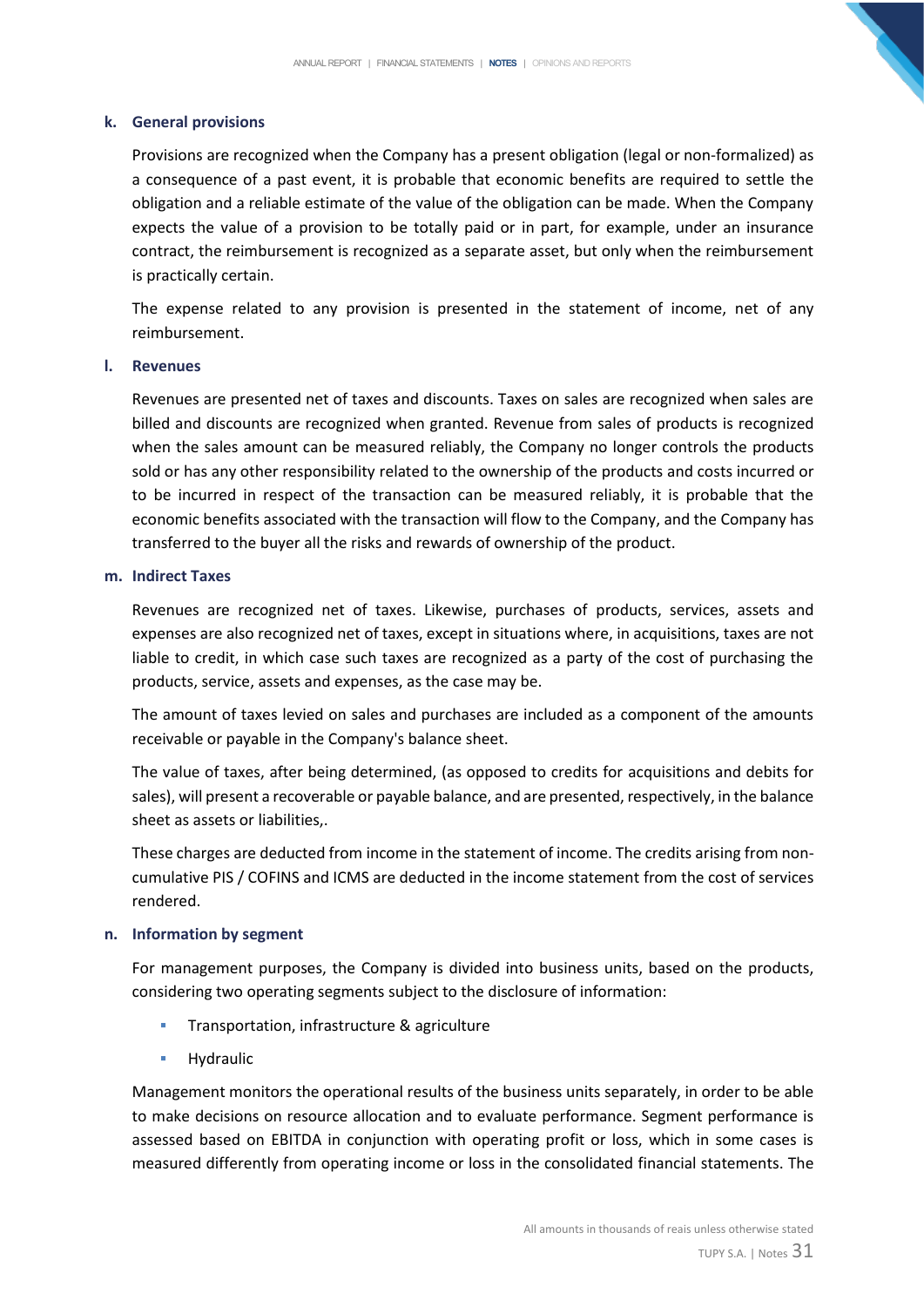### k. General provisions

Provisions are recognized when the Company has a present obligation (legal or non-formalized) as a consequence of a past event, it is probable that economic benefits are required to settle the obligation and a reliable estimate of the value of the obligation can be made. When the Company expects the value of a provision to be totally paid or in part, for example, under an insurance contract, the reimbursement is recognized as a separate asset, but only when the reimbursement is practically certain.

The expense related to any provision is presented in the statement of income, net of any reimbursement.

### l. Revenues

Revenues are presented net of taxes and discounts. Taxes on sales are recognized when sales are billed and discounts are recognized when granted. Revenue from sales of products is recognized when the sales amount can be measured reliably, the Company no longer controls the products sold or has any other responsibility related to the ownership of the products and costs incurred or to be incurred in respect of the transaction can be measured reliably, it is probable that the economic benefits associated with the transaction will flow to the Company, and the Company has transferred to the buyer all the risks and rewards of ownership of the product.

### m. Indirect Taxes

Revenues are recognized net of taxes. Likewise, purchases of products, services, assets and expenses are also recognized net of taxes, except in situations where, in acquisitions, taxes are not liable to credit, in which case such taxes are recognized as a party of the cost of purchasing the products, service, assets and expenses, as the case may be.

The amount of taxes levied on sales and purchases are included as a component of the amounts receivable or payable in the Company's balance sheet.

The value of taxes, after being determined, (as opposed to credits for acquisitions and debits for sales), will present a recoverable or payable balance, and are presented, respectively, in the balance sheet as assets or liabilities,.

These charges are deducted from income in the statement of income. The credits arising from non-cumulative PIS / COFINS and ICMS are deducted in the income statement from the cost of services rendered.

### n. Information by segment

For management purposes, the Company is divided into business units, based on the products, considering two operating segments subject to the disclosure of information:

- Transportation, infrastructure & agriculture
- Hydraulic

Management monitors the operational results of the business units separately, in order to be able to make decisions on resource allocation and to evaluate performance. Segment performance is assessed based on EBITDA in conjunction with operating profit or loss, which in some cases is measured differently from operating income or loss in the consolidated financial statements. The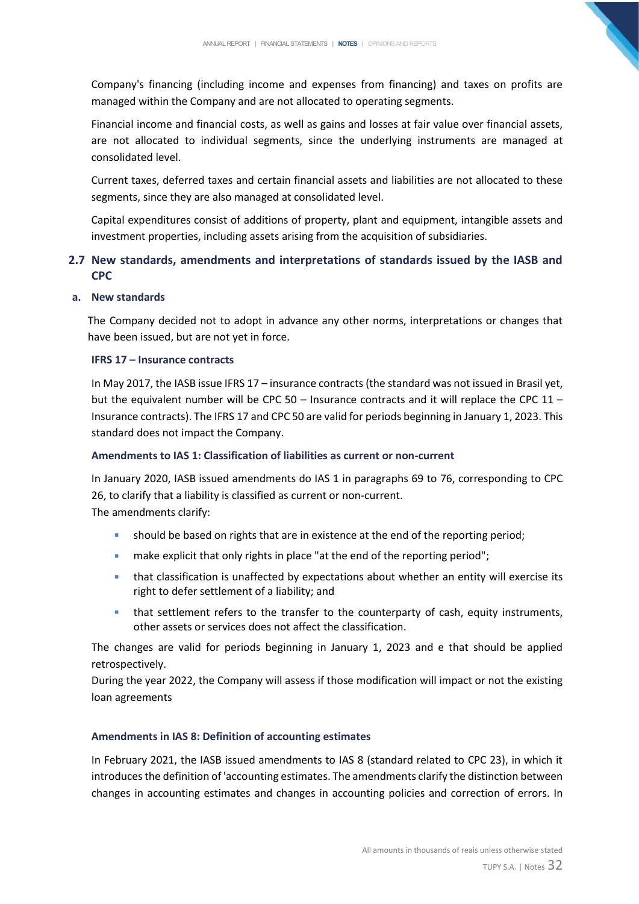Company's financing (including income and expenses from financing) and taxes on profits are managed within the Company and are not allocated to operating segments.

Financial income and financial costs, as well as gains and losses at fair value over financial assets, are not allocated to individual segments, since the underlying instruments are managed at consolidated level.

Current taxes, deferred taxes and certain financial assets and liabilities are not allocated to these segments, since they are also managed at consolidated level.

Capital expenditures consist of additions of property, plant and equipment, intangible assets and investment properties, including assets arising from the acquisition of subsidiaries.

## 2.7 New standards, amendments and interpretations of standards issued by the IASB and CPC

### a. New standards

The Company decided not to adopt in advance any other norms, interpretations or changes that have been issued, but are not yet in force.

#### IFRS 17 – Insurance contracts

In May 2017, the IASB issue IFRS 17 – insurance contracts (the standard was not issued in Brasil yet, but the equivalent number will be CPC 50 – Insurance contracts and it will replace the CPC 11 – Insurance contracts). The IFRS 17 and CPC 50 are valid for periods beginning in January 1, 2023. This standard does not impact the Company.

#### Amendments to IAS 1: Classification of liabilities as current or non-current

In January 2020, IASB issued amendments do IAS 1 in paragraphs 69 to 76, corresponding to CPC 26, to clarify that a liability is classified as current or non-current.
The amendments clarify:

- should be based on rights that are in existence at the end of the reporting period;
- make explicit that only rights in place "at the end of the reporting period";
- that classification is unaffected by expectations about whether an entity will exercise its right to defer settlement of a liability; and
- that settlement refers to the transfer to the counterparty of cash, equity instruments, other assets or services does not affect the classification.

The changes are valid for periods beginning in January 1, 2023 and e that should be applied retrospectively.
During the year 2022, the Company will assess if those modification will impact or not the existing loan agreements

#### Amendments in IAS 8: Definition of accounting estimates

In February 2021, the IASB issued amendments to IAS 8 (standard related to CPC 23), in which it introduces the definition of 'accounting estimates. The amendments clarify the distinction between changes in accounting estimates and changes in accounting policies and correction of errors. In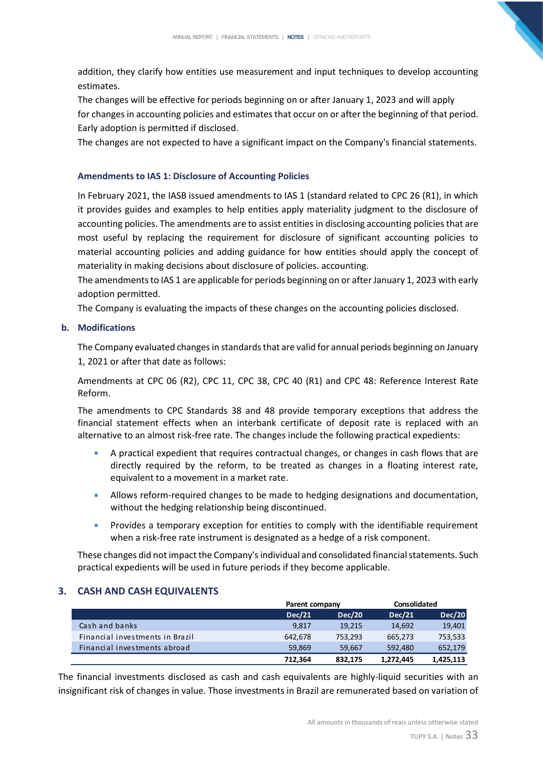addition, they clarify how entities use measurement and input techniques to develop accounting estimates.

The changes will be effective for periods beginning on or after January 1, 2023 and will apply for changes in accounting policies and estimates that occur on or after the beginning of that period. Early adoption is permitted if disclosed.

The changes are not expected to have a significant impact on the Company's financial statements.

### Amendments to IAS 1: Disclosure of Accounting Policies

In February 2021, the IASB issued amendments to IAS 1 (standard related to CPC 26 (R1), in which it provides guides and examples to help entities apply materiality judgment to the disclosure of accounting policies. The amendments are to assist entities in disclosing accounting policies that are most useful by replacing the requirement for disclosure of significant accounting policies to material accounting policies and adding guidance for how entities should apply the concept of materiality in making decisions about disclosure of policies. accounting.

The amendments to IAS 1 are applicable for periods beginning on or after January 1, 2023 with early adoption permitted.

The Company is evaluating the impacts of these changes on the accounting policies disclosed.

### b. Modifications

The Company evaluated changes in standards that are valid for annual periods beginning on January 1, 2021 or after that date as follows:

Amendments at CPC 06 (R2), CPC 11, CPC 38, CPC 40 (R1) and CPC 48: Reference Interest Rate Reform.

The amendments to CPC Standards 38 and 48 provide temporary exceptions that address the financial statement effects when an interbank certificate of deposit rate is replaced with an alternative to an almost risk-free rate. The changes include the following practical expedients:

- A practical expedient that requires contractual changes, or changes in cash flows that are directly required by the reform, to be treated as changes in a floating interest rate, equivalent to a movement in a market rate.
- Allows reform-required changes to be made to hedging designations and documentation, without the hedging relationship being discontinued.
- Provides a temporary exception for entities to comply with the identifiable requirement when a risk-free rate instrument is designated as a hedge of a risk component.

These changes did not impact the Company's individual and consolidated financial statements. Such practical expedients will be used in future periods if they become applicable.

## 3. CASH AND CASH EQUIVALENTS

| | Parent company | | Consolidated | |
|---|---|---|---|---|
| | Dec/21 | Dec/20 | Dec/21 | Dec/20 |
| Cash and banks | 9,817 | 19,215 | 14,692 | 19,401 |
| Financial investments in Brazil | 642,678 | 753,293 | 665,273 | 753,533 |
| Financial investments abroad | 59,869 | 59,667 | 592,480 | 652,179 |
| | **712,364** | **832,175** | **1,272,445** | **1,425,113** |

The financial investments disclosed as cash and cash equivalents are highly-liquid securities with an insignificant risk of changes in value. Those investments in Brazil are remunerated based on variation of

All amounts in thousands of reais unless otherwise stated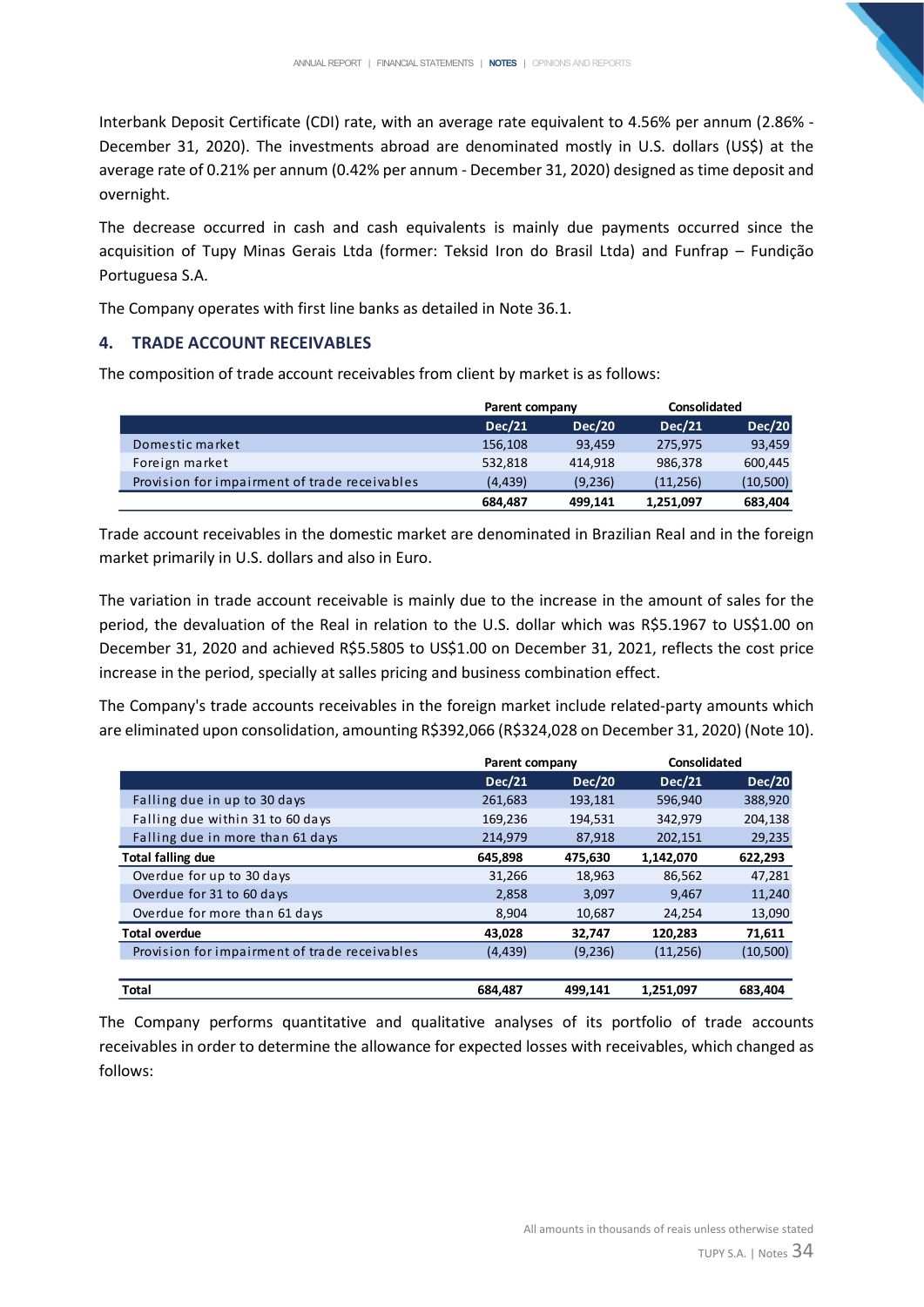Interbank Deposit Certificate (CDI) rate, with an average rate equivalent to 4.56% per annum (2.86% - December 31, 2020). The investments abroad are denominated mostly in U.S. dollars (US$) at the average rate of 0.21% per annum (0.42% per annum - December 31, 2020) designed as time deposit and overnight.

The decrease occurred in cash and cash equivalents is mainly due payments occurred since the acquisition of Tupy Minas Gerais Ltda (former: Teksid Iron do Brasil Ltda) and Funfrap – Fundição Portuguesa S.A.

The Company operates with first line banks as detailed in Note 36.1.

## 4. TRADE ACCOUNT RECEIVABLES

The composition of trade account receivables from client by market is as follows:

| | Parent company | | Consolidated | |
|---|---|---|---|---|
| | **Dec/21** | **Dec/20** | **Dec/21** | **Dec/20** |
| Domestic market | 156,108 | 93,459 | 275,975 | 93,459 |
| Foreign market | 532,818 | 414,918 | 986,378 | 600,445 |
| Provision for impairment of trade receivables | (4,439) | (9,236) | (11,256) | (10,500) |
| | **684,487** | **499,141** | **1,251,097** | **683,404** |

Trade account receivables in the domestic market are denominated in Brazilian Real and in the foreign market primarily in U.S. dollars and also in Euro.

The variation in trade account receivable is mainly due to the increase in the amount of sales for the period, the devaluation of the Real in relation to the U.S. dollar which was R$5.1967 to US$1.00 on December 31, 2020 and achieved R$5.5805 to US$1.00 on December 31, 2021, reflects the cost price increase in the period, specially at salles pricing and business combination effect.

The Company's trade accounts receivables in the foreign market include related-party amounts which are eliminated upon consolidation, amounting R$392,066 (R$324,028 on December 31, 2020) (Note 10).

| | Parent company | | Consolidated | |
|---|---|---|---|---|
| | **Dec/21** | **Dec/20** | **Dec/21** | **Dec/20** |
| Falling due in up to 30 days | 261,683 | 193,181 | 596,940 | 388,920 |
| Falling due within 31 to 60 days | 169,236 | 194,531 | 342,979 | 204,138 |
| Falling due in more than 61 days | 214,979 | 87,918 | 202,151 | 29,235 |
| **Total falling due** | **645,898** | **475,630** | **1,142,070** | **622,293** |
| Overdue for up to 30 days | 31,266 | 18,963 | 86,562 | 47,281 |
| Overdue for 31 to 60 days | 2,858 | 3,097 | 9,467 | 11,240 |
| Overdue for more than 61 days | 8,904 | 10,687 | 24,254 | 13,090 |
| **Total overdue** | **43,028** | **32,747** | **120,283** | **71,611** |
| Provision for impairment of trade receivables | (4,439) | (9,236) | (11,256) | (10,500) |
| **Total** | **684,487** | **499,141** | **1,251,097** | **683,404** |

The Company performs quantitative and qualitative analyses of its portfolio of trade accounts receivables in order to determine the allowance for expected losses with receivables, which changed as follows: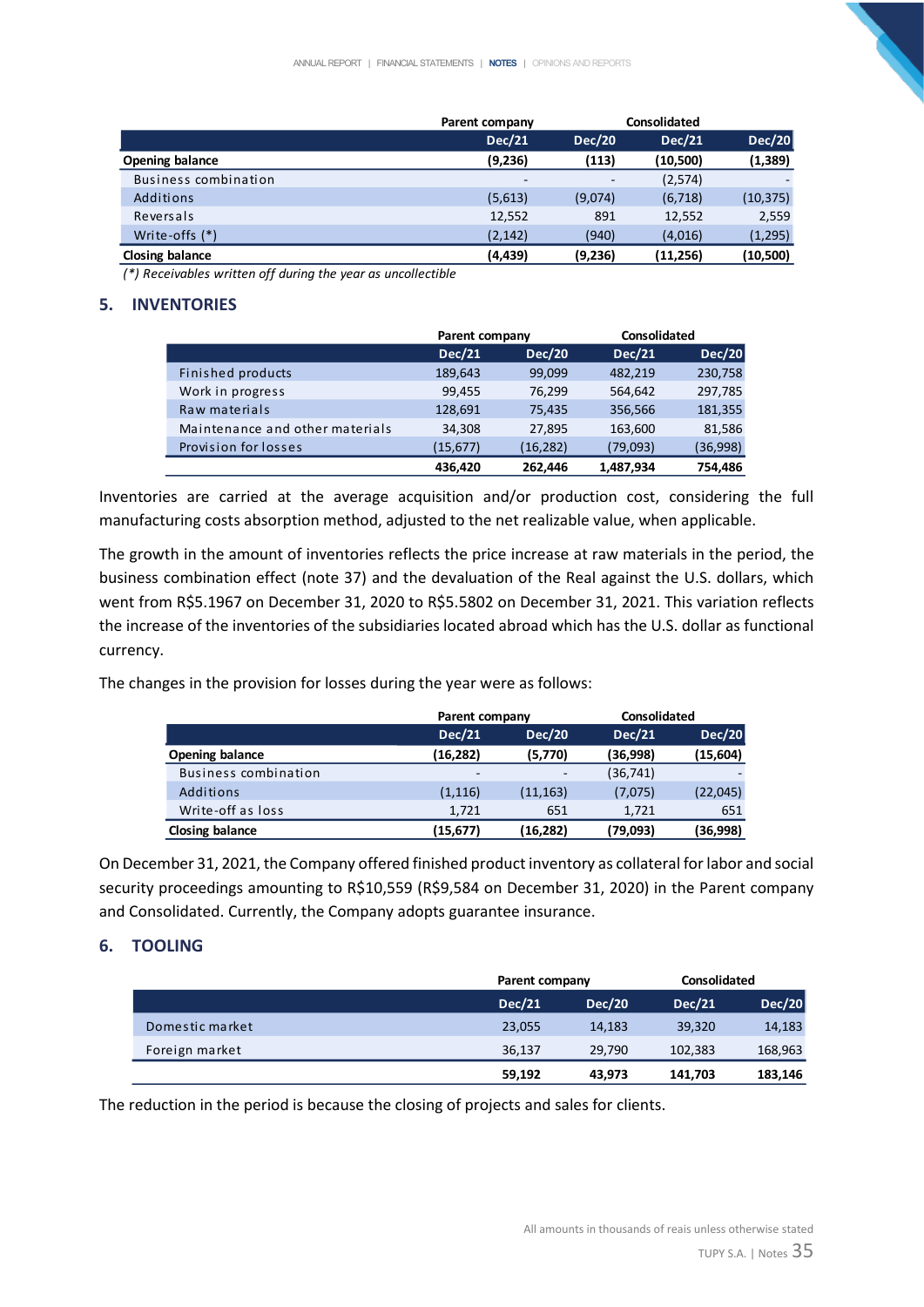| | Parent company | | Consolidated | |
|---|---|---|---|---|
| | **Dec/21** | **Dec/20** | **Dec/21** | **Dec/20** |
| **Opening balance** | **(9,236)** | **(113)** | **(10,500)** | **(1,389)** |
| Business combination | - | - | (2,574) | - |
| Additions | (5,613) | (9,074) | (6,718) | (10,375) |
| Reversals | 12,552 | 891 | 12,552 | 2,559 |
| Write-offs (*) | (2,142) | (940) | (4,016) | (1,295) |
| **Closing balance** | **(4,439)** | **(9,236)** | **(11,256)** | **(10,500)** |

*(*) Receivables written off during the year as uncollectible*

## 5. INVENTORIES

| | Parent company | | Consolidated | |
|---|---|---|---|---|
| | **Dec/21** | **Dec/20** | **Dec/21** | **Dec/20** |
| Finished products | 189,643 | 99,099 | 482,219 | 230,758 |
| Work in progress | 99,455 | 76,299 | 564,642 | 297,785 |
| Raw materials | 128,691 | 75,435 | 356,566 | 181,355 |
| Maintenance and other materials | 34,308 | 27,895 | 163,600 | 81,586 |
| Provision for losses | (15,677) | (16,282) | (79,093) | (36,998) |
| | **436,420** | **262,446** | **1,487,934** | **754,486** |

Inventories are carried at the average acquisition and/or production cost, considering the full manufacturing costs absorption method, adjusted to the net realizable value, when applicable.

The growth in the amount of inventories reflects the price increase at raw materials in the period, the business combination effect (note 37) and the devaluation of the Real against the U.S. dollars, which went from R$5.1967 on December 31, 2020 to R$5.5802 on December 31, 2021. This variation reflects the increase of the inventories of the subsidiaries located abroad which has the U.S. dollar as functional currency.

The changes in the provision for losses during the year were as follows:

| | Parent company | | Consolidated | |
|---|---|---|---|---|
| | **Dec/21** | **Dec/20** | **Dec/21** | **Dec/20** |
| **Opening balance** | **(16,282)** | **(5,770)** | **(36,998)** | **(15,604)** |
| Business combination | - | - | (36,741) | - |
| Additions | (1,116) | (11,163) | (7,075) | (22,045) |
| Write-off as loss | 1,721 | 651 | 1,721 | 651 |
| **Closing balance** | **(15,677)** | **(16,282)** | **(79,093)** | **(36,998)** |

On December 31, 2021, the Company offered finished product inventory as collateral for labor and social security proceedings amounting to R$10,559 (R$9,584 on December 31, 2020) in the Parent company and Consolidated. Currently, the Company adopts guarantee insurance.

## 6. TOOLING

| | Parent company | | Consolidated | |
|---|---|---|---|---|
| | **Dec/21** | **Dec/20** | **Dec/21** | **Dec/20** |
| Domestic market | 23,055 | 14,183 | 39,320 | 14,183 |
| Foreign market | 36,137 | 29,790 | 102,383 | 168,963 |
| | **59,192** | **43,973** | **141,703** | **183,146** |

The reduction in the period is because the closing of projects and sales for clients.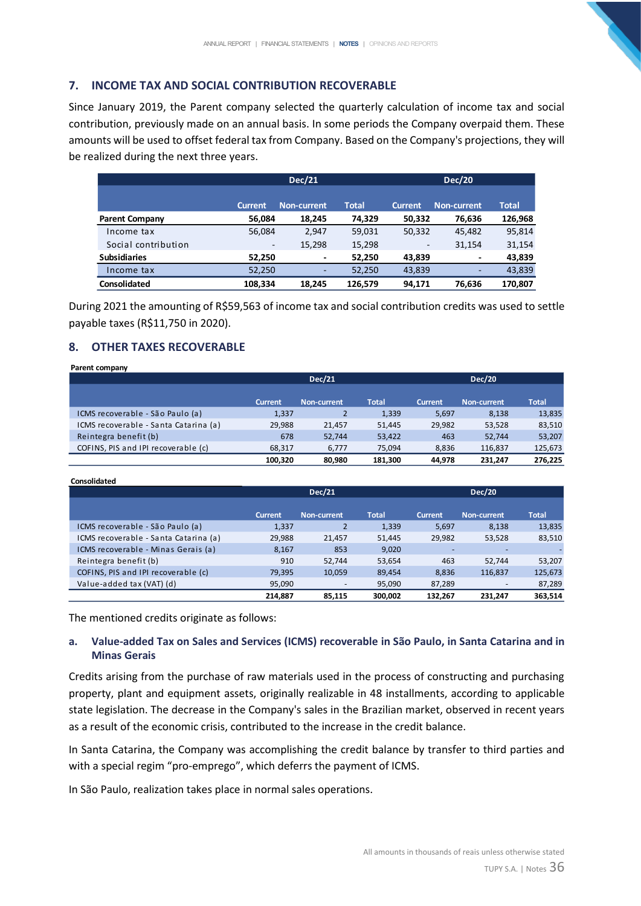## 7. INCOME TAX AND SOCIAL CONTRIBUTION RECOVERABLE

Since January 2019, the Parent company selected the quarterly calculation of income tax and social contribution, previously made on an annual basis. In some periods the Company overpaid them. These amounts will be used to offset federal tax from Company. Based on the Company's projections, they will be realized during the next three years.

| | Dec/21 | | | Dec/20 | | |
|---|---|---|---|---|---|---|
| | Current | Non-current | Total | Current | Non-current | Total |
| **Parent Company** | **56,084** | **18,245** | **74,329** | **50,332** | **76,636** | **126,968** |
| Income tax | 56,084 | 2,947 | 59,031 | 50,332 | 45,482 | 95,814 |
| Social contribution | - | 15,298 | 15,298 | - | 31,154 | 31,154 |
| **Subsidiaries** | **52,250** | **-** | **52,250** | **43,839** | **-** | **43,839** |
| Income tax | 52,250 | - | 52,250 | 43,839 | - | 43,839 |
| **Consolidated** | **108,334** | **18,245** | **126,579** | **94,171** | **76,636** | **170,807** |

During 2021 the amounting of R$59,563 of income tax and social contribution credits was used to settle payable taxes (R$11,750 in 2020).

## 8. OTHER TAXES RECOVERABLE

**Parent company**

| | Dec/21 | | | Dec/20 | | |
|---|---|---|---|---|---|---|
| | Current | Non-current | Total | Current | Non-current | Total |
| ICMS recoverable - São Paulo (a) | 1,337 | 2 | 1,339 | 5,697 | 8,138 | 13,835 |
| ICMS recoverable - Santa Catarina (a) | 29,988 | 21,457 | 51,445 | 29,982 | 53,528 | 83,510 |
| Reintegra benefit (b) | 678 | 52,744 | 53,422 | 463 | 52,744 | 53,207 |
| COFINS, PIS and IPI recoverable (c) | 68,317 | 6,777 | 75,094 | 8,836 | 116,837 | 125,673 |
| | **100,320** | **80,980** | **181,300** | **44,978** | **231,247** | **276,225** |

**Consolidated**

| | Dec/21 | | | Dec/20 | | |
|---|---|---|---|---|---|---|
| | Current | Non-current | Total | Current | Non-current | Total |
| ICMS recoverable - São Paulo (a) | 1,337 | 2 | 1,339 | 5,697 | 8,138 | 13,835 |
| ICMS recoverable - Santa Catarina (a) | 29,988 | 21,457 | 51,445 | 29,982 | 53,528 | 83,510 |
| ICMS recoverable - Minas Gerais (a) | 8,167 | 853 | 9,020 | - | - | - |
| Reintegra benefit (b) | 910 | 52,744 | 53,654 | 463 | 52,744 | 53,207 |
| COFINS, PIS and IPI recoverable (c) | 79,395 | 10,059 | 89,454 | 8,836 | 116,837 | 125,673 |
| Value-added tax (VAT) (d) | 95,090 | - | 95,090 | 87,289 | - | 87,289 |
| | **214,887** | **85,115** | **300,002** | **132,267** | **231,247** | **363,514** |

The mentioned credits originate as follows:

### a. Value-added Tax on Sales and Services (ICMS) recoverable in São Paulo, in Santa Catarina and in Minas Gerais

Credits arising from the purchase of raw materials used in the process of constructing and purchasing property, plant and equipment assets, originally realizable in 48 installments, according to applicable state legislation. The decrease in the Company's sales in the Brazilian market, observed in recent years as a result of the economic crisis, contributed to the increase in the credit balance.

In Santa Catarina, the Company was accomplishing the credit balance by transfer to third parties and with a special regim "pro-emprego", which deferrs the payment of ICMS.

In São Paulo, realization takes place in normal sales operations.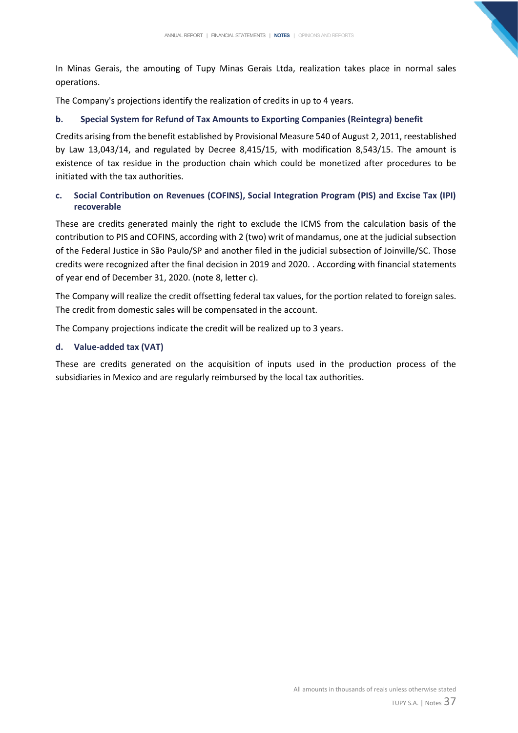In Minas Gerais, the amouting of Tupy Minas Gerais Ltda, realization takes place in normal sales operations.

The Company's projections identify the realization of credits in up to 4 years.

### b. Special System for Refund of Tax Amounts to Exporting Companies (Reintegra) benefit

Credits arising from the benefit established by Provisional Measure 540 of August 2, 2011, reestablished by Law 13,043/14, and regulated by Decree 8,415/15, with modification 8,543/15. The amount is existence of tax residue in the production chain which could be monetized after procedures to be initiated with the tax authorities.

### c. Social Contribution on Revenues (COFINS), Social Integration Program (PIS) and Excise Tax (IPI) recoverable

These are credits generated mainly the right to exclude the ICMS from the calculation basis of the contribution to PIS and COFINS, according with 2 (two) writ of mandamus, one at the judicial subsection of the Federal Justice in São Paulo/SP and another filed in the judicial subsection of Joinville/SC. Those credits were recognized after the final decision in 2019 and 2020. . According with financial statements of year end of December 31, 2020. (note 8, letter c).

The Company will realize the credit offsetting federal tax values, for the portion related to foreign sales. The credit from domestic sales will be compensated in the account.

The Company projections indicate the credit will be realized up to 3 years.

### d. Value-added tax (VAT)

These are credits generated on the acquisition of inputs used in the production process of the subsidiaries in Mexico and are regularly reimbursed by the local tax authorities.

All amounts in thousands of reais unless otherwise stated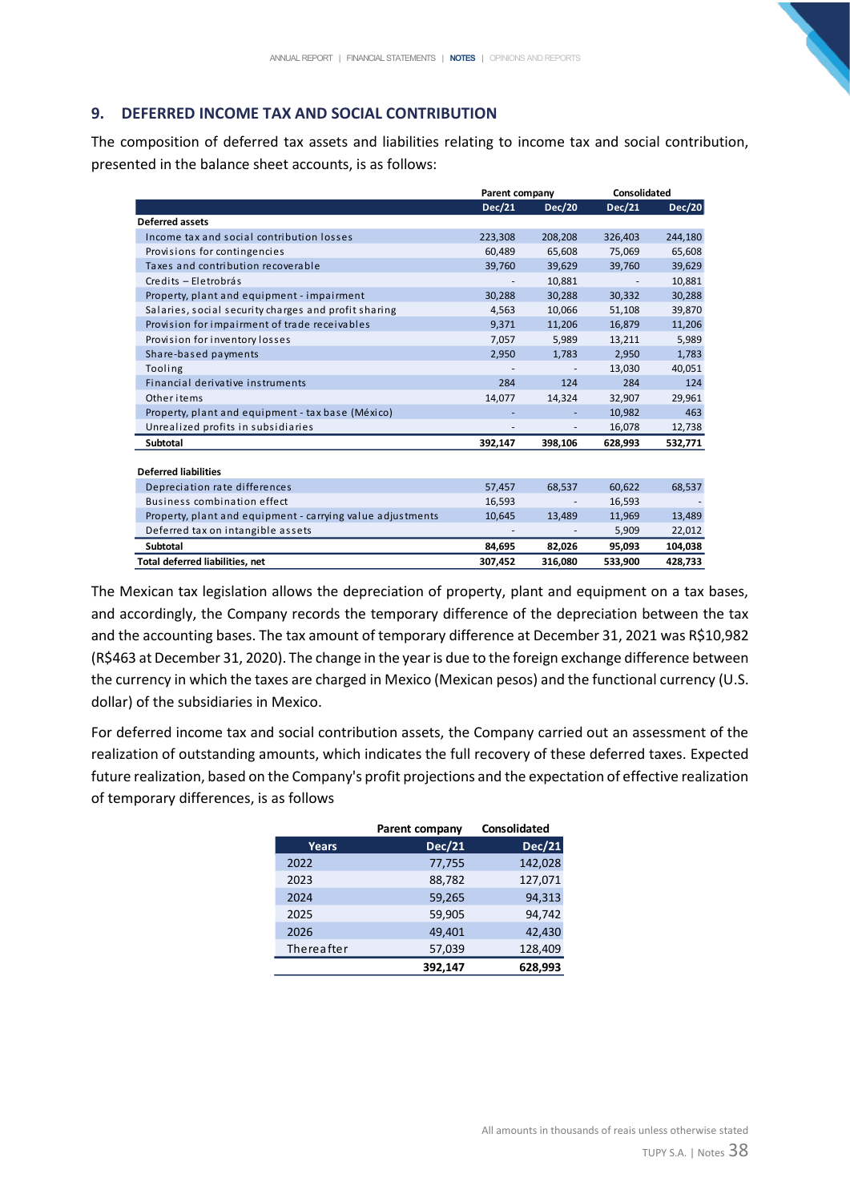## 9. DEFERRED INCOME TAX AND SOCIAL CONTRIBUTION

The composition of deferred tax assets and liabilities relating to income tax and social contribution, presented in the balance sheet accounts, is as follows:

| | Parent company | | Consolidated | |
|---|---|---|---|---|
| | Dec/21 | Dec/20 | Dec/21 | Dec/20 |
| **Deferred assets** | | | | |
| Income tax and social contribution losses | 223,308 | 208,208 | 326,403 | 244,180 |
| Provisions for contingencies | 60,489 | 65,608 | 75,069 | 65,608 |
| Taxes and contribution recoverable | 39,760 | 39,629 | 39,760 | 39,629 |
| Credits – Eletrobrás | - | 10,881 | - | 10,881 |
| Property, plant and equipment - impairment | 30,288 | 30,288 | 30,332 | 30,288 |
| Salaries, social security charges and profit sharing | 4,563 | 10,066 | 51,108 | 39,870 |
| Provision for impairment of trade receivables | 9,371 | 11,206 | 16,879 | 11,206 |
| Provision for inventory losses | 7,057 | 5,989 | 13,211 | 5,989 |
| Share-based payments | 2,950 | 1,783 | 2,950 | 1,783 |
| Tooling | - | - | 13,030 | 40,051 |
| Financial derivative instruments | 284 | 124 | 284 | 124 |
| Other items | 14,077 | 14,324 | 32,907 | 29,961 |
| Property, plant and equipment - tax base (México) | - | - | 10,982 | 463 |
| Unrealized profits in subsidiaries | - | - | 16,078 | 12,738 |
| **Subtotal** | **392,147** | **398,106** | **628,993** | **532,771** |
| | | | | |
| **Deferred liabilities** | | | | |
| Depreciation rate differences | 57,457 | 68,537 | 60,622 | 68,537 |
| Business combination effect | 16,593 | - | 16,593 | - |
| Property, plant and equipment - carrying value adjustments | 10,645 | 13,489 | 11,969 | 13,489 |
| Deferred tax on intangible assets | - | - | 5,909 | 22,012 |
| **Subtotal** | **84,695** | **82,026** | **95,093** | **104,038** |
| **Total deferred liabilities, net** | **307,452** | **316,080** | **533,900** | **428,733** |

The Mexican tax legislation allows the depreciation of property, plant and equipment on a tax bases, and accordingly, the Company records the temporary difference of the depreciation between the tax and the accounting bases. The tax amount of temporary difference at December 31, 2021 was R$10,982 (R$463 at December 31, 2020). The change in the year is due to the foreign exchange difference between the currency in which the taxes are charged in Mexico (Mexican pesos) and the functional currency (U.S. dollar) of the subsidiaries in Mexico.

For deferred income tax and social contribution assets, the Company carried out an assessment of the realization of outstanding amounts, which indicates the full recovery of these deferred taxes. Expected future realization, based on the Company's profit projections and the expectation of effective realization of temporary differences, is as follows

| | Parent company | Consolidated |
|---|---|---|
| Years | Dec/21 | Dec/21 |
| 2022 | 77,755 | 142,028 |
| 2023 | 88,782 | 127,071 |
| 2024 | 59,265 | 94,313 |
| 2025 | 59,905 | 94,742 |
| 2026 | 49,401 | 42,430 |
| Thereafter | 57,039 | 128,409 |
| | **392,147** | **628,993** |

All amounts in thousands of reais unless otherwise stated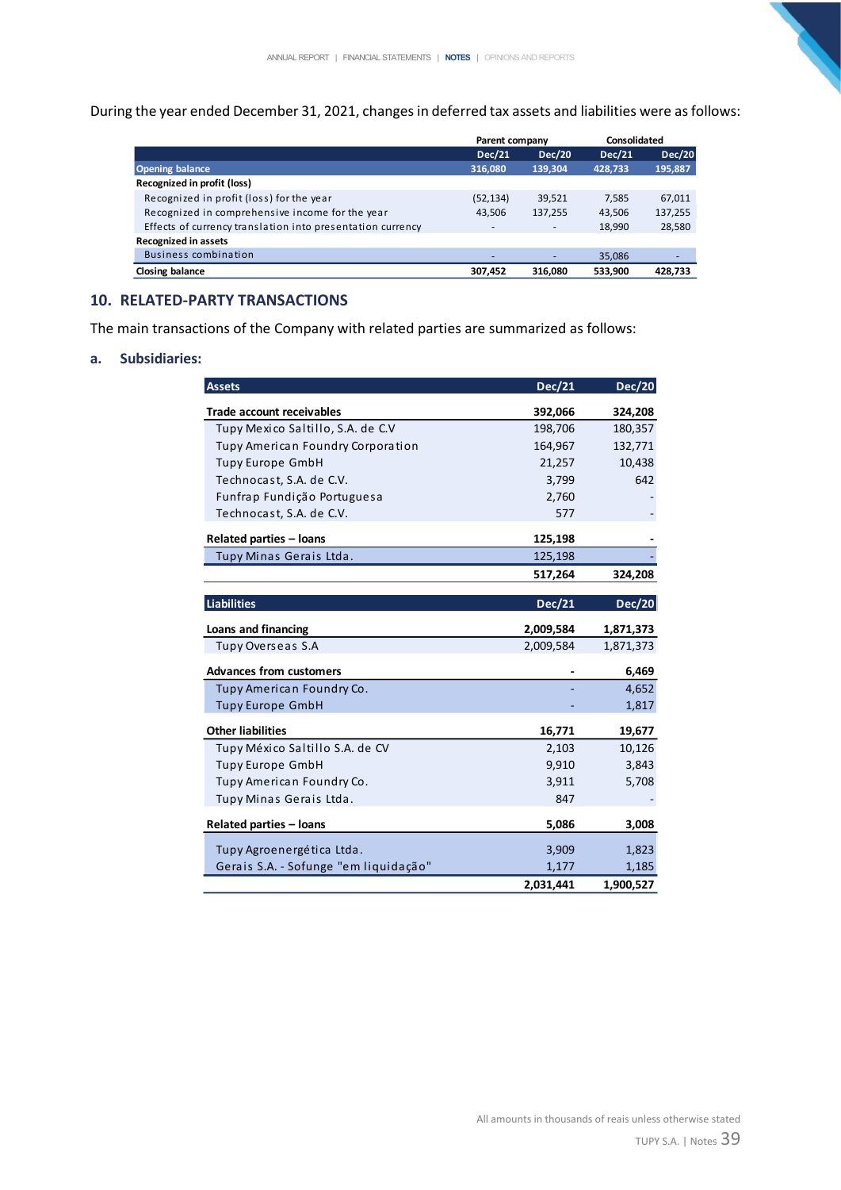During the year ended December 31, 2021, changes in deferred tax assets and liabilities were as follows:

| | Parent company | | Consolidated | |
|---|---|---|---|---|
| | Dec/21 | Dec/20 | Dec/21 | Dec/20 |
| **Opening balance** | **316,080** | **139,304** | **428,733** | **195,887** |
| **Recognized in profit (loss)** | | | | |
| Recognized in profit (loss) for the year | (52,134) | 39,521 | 7,585 | 67,011 |
| Recognized in comprehensive income for the year | 43,506 | 137,255 | 43,506 | 137,255 |
| Effects of currency translation into presentation currency | - | - | 18,990 | 28,580 |
| **Recognized in assets** | | | | |
| Business combination | - | - | 35,086 | - |
| **Closing balance** | **307,452** | **316,080** | **533,900** | **428,733** |

## 10. RELATED-PARTY TRANSACTIONS

The main transactions of the Company with related parties are summarized as follows:

### a. Subsidiaries:

| Assets | Dec/21 | Dec/20 |
|---|---|---|
| **Trade account receivables** | **392,066** | **324,208** |
| Tupy Mexico Saltillo, S.A. de C.V | 198,706 | 180,357 |
| Tupy American Foundry Corporation | 164,967 | 132,771 |
| Tupy Europe GmbH | 21,257 | 10,438 |
| Technocast, S.A. de C.V. | 3,799 | 642 |
| Funfrap Fundição Portuguesa | 2,760 | - |
| Technocast, S.A. de C.V. | 577 | - |
| **Related parties – loans** | **125,198** | **-** |
| Tupy Minas Gerais Ltda. | 125,198 | - |
| | **517,264** | **324,208** |

| Liabilities | Dec/21 | Dec/20 |
|---|---|---|
| **Loans and financing** | **2,009,584** | **1,871,373** |
| Tupy Overseas S.A | 2,009,584 | 1,871,373 |
| **Advances from customers** | **-** | **6,469** |
| Tupy American Foundry Co. | - | 4,652 |
| Tupy Europe GmbH | - | 1,817 |
| **Other liabilities** | **16,771** | **19,677** |
| Tupy México Saltillo S.A. de CV | 2,103 | 10,126 |
| Tupy Europe GmbH | 9,910 | 3,843 |
| Tupy American Foundry Co. | 3,911 | 5,708 |
| Tupy Minas Gerais Ltda. | 847 | - |
| **Related parties – loans** | **5,086** | **3,008** |
| Tupy Agroenergética Ltda. | 3,909 | 1,823 |
| Gerais S.A. - Sofunge "em liquidação" | 1,177 | 1,185 |
| | **2,031,441** | **1,900,527** |

All amounts in thousands of reais unless otherwise stated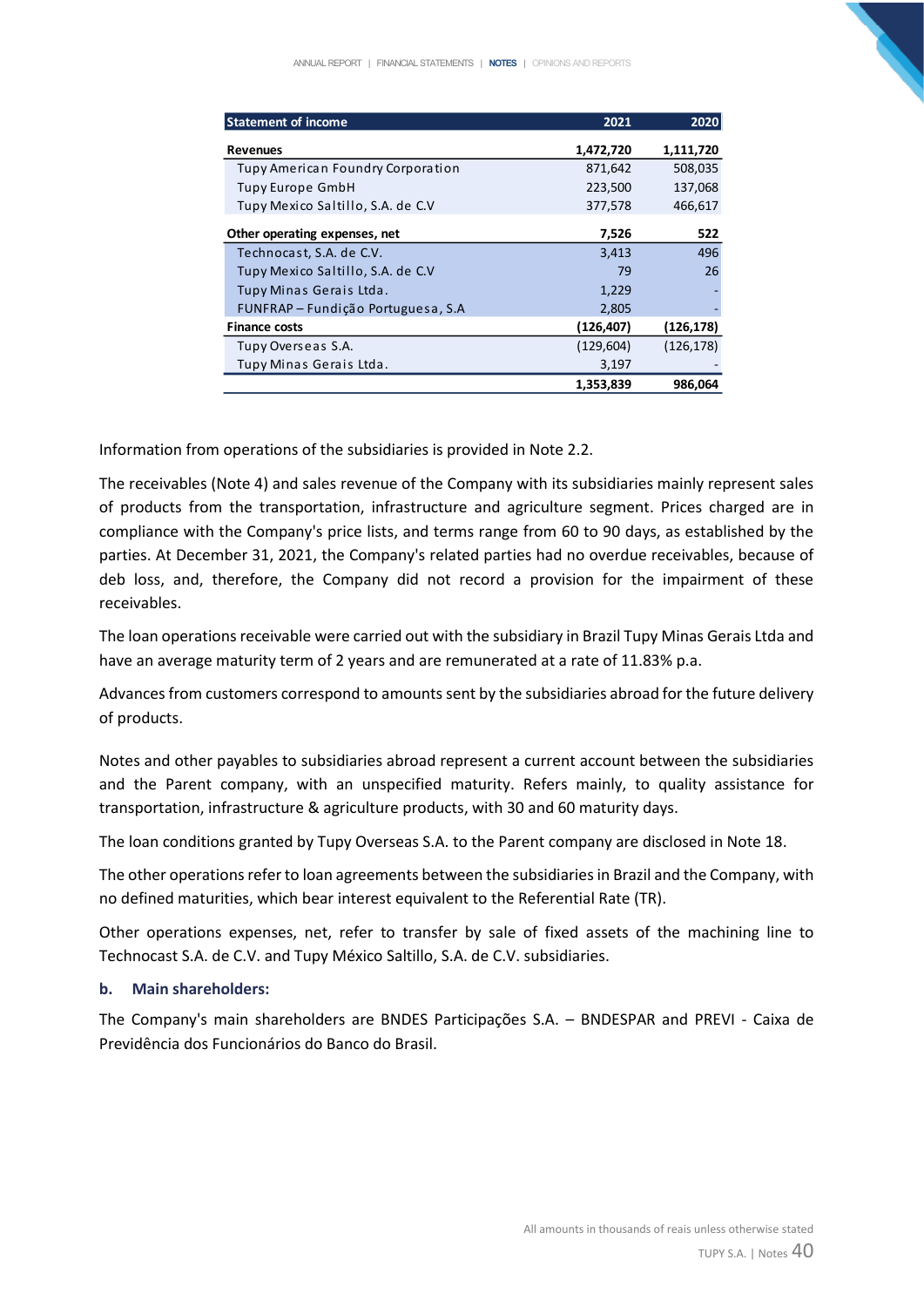| Statement of income | 2021 | 2020 |
|---|---|---|
| **Revenues** | **1,472,720** | **1,111,720** |
| Tupy American Foundry Corporation | 871,642 | 508,035 |
| Tupy Europe GmbH | 223,500 | 137,068 |
| Tupy Mexico Saltillo, S.A. de C.V | 377,578 | 466,617 |
| **Other operating expenses, net** | **7,526** | **522** |
| Technocast, S.A. de C.V. | 3,413 | 496 |
| Tupy Mexico Saltillo, S.A. de C.V | 79 | 26 |
| Tupy Minas Gerais Ltda. | 1,229 | - |
| FUNFRAP – Fundição Portuguesa, S.A | 2,805 | - |
| **Finance costs** | **(126,407)** | **(126,178)** |
| Tupy Overseas S.A. | (129,604) | (126,178) |
| Tupy Minas Gerais Ltda. | 3,197 | - |
| | **1,353,839** | **986,064** |

Information from operations of the subsidiaries is provided in Note 2.2.

The receivables (Note 4) and sales revenue of the Company with its subsidiaries mainly represent sales of products from the transportation, infrastructure and agriculture segment. Prices charged are in compliance with the Company's price lists, and terms range from 60 to 90 days, as established by the parties. At December 31, 2021, the Company's related parties had no overdue receivables, because of deb loss, and, therefore, the Company did not record a provision for the impairment of these receivables.

The loan operations receivable were carried out with the subsidiary in Brazil Tupy Minas Gerais Ltda and have an average maturity term of 2 years and are remunerated at a rate of 11.83% p.a.

Advances from customers correspond to amounts sent by the subsidiaries abroad for the future delivery of products.

Notes and other payables to subsidiaries abroad represent a current account between the subsidiaries and the Parent company, with an unspecified maturity. Refers mainly, to quality assistance for transportation, infrastructure & agriculture products, with 30 and 60 maturity days.

The loan conditions granted by Tupy Overseas S.A. to the Parent company are disclosed in Note 18.

The other operations refer to loan agreements between the subsidiaries in Brazil and the Company, with no defined maturities, which bear interest equivalent to the Referential Rate (TR).

Other operations expenses, net, refer to transfer by sale of fixed assets of the machining line to Technocast S.A. de C.V. and Tupy México Saltillo, S.A. de C.V. subsidiaries.

### b. Main shareholders:

The Company's main shareholders are BNDES Participações S.A. – BNDESPAR and PREVI - Caixa de Previdência dos Funcionários do Banco do Brasil.

All amounts in thousands of reais unless otherwise stated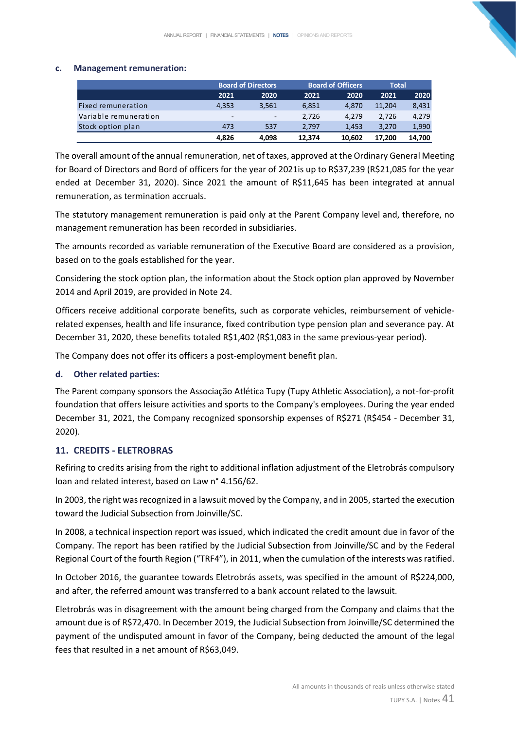#### c. Management remuneration:

| | Board of Directors | | Board of Officers | | Total | |
|---|---|---|---|---|---|---|
| | 2021 | 2020 | 2021 | 2020 | 2021 | 2020 |
| Fixed remuneration | 4,353 | 3,561 | 6,851 | 4,870 | 11,204 | 8,431 |
| Variable remuneration | - | - | 2,726 | 4,279 | 2,726 | 4,279 |
| Stock option plan | 473 | 537 | 2,797 | 1,453 | 3,270 | 1,990 |
| | **4,826** | **4,098** | **12,374** | **10,602** | **17,200** | **14,700** |

The overall amount of the annual remuneration, net of taxes, approved at the Ordinary General Meeting for Board of Directors and Bord of officers for the year of 2021is up to R$37,239 (R$21,085 for the year ended at December 31, 2020). Since 2021 the amount of R$11,645 has been integrated at annual remuneration, as termination accruals.

The statutory management remuneration is paid only at the Parent Company level and, therefore, no management remuneration has been recorded in subsidiaries.

The amounts recorded as variable remuneration of the Executive Board are considered as a provision, based on to the goals established for the year.

Considering the stock option plan, the information about the Stock option plan approved by November 2014 and April 2019, are provided in Note 24.

Officers receive additional corporate benefits, such as corporate vehicles, reimbursement of vehicle-related expenses, health and life insurance, fixed contribution type pension plan and severance pay. At December 31, 2020, these benefits totaled R$1,402 (R$1,083 in the same previous-year period).

The Company does not offer its officers a post-employment benefit plan.

#### d. Other related parties:

The Parent company sponsors the Associação Atlética Tupy (Tupy Athletic Association), a not-for-profit foundation that offers leisure activities and sports to the Company's employees. During the year ended December 31, 2021, the Company recognized sponsorship expenses of R$271 (R$454 - December 31, 2020).

## 11. CREDITS - ELETROBRAS

Refiring to credits arising from the right to additional inflation adjustment of the Eletrobrás compulsory loan and related interest, based on Law n° 4.156/62.

In 2003, the right was recognized in a lawsuit moved by the Company, and in 2005, started the execution toward the Judicial Subsection from Joinville/SC.

In 2008, a technical inspection report was issued, which indicated the credit amount due in favor of the Company. The report has been ratified by the Judicial Subsection from Joinville/SC and by the Federal Regional Court of the fourth Region ("TRF4"), in 2011, when the cumulation of the interests was ratified.

In October 2016, the guarantee towards Eletrobrás assets, was specified in the amount of R$224,000, and after, the referred amount was transferred to a bank account related to the lawsuit.

Eletrobrás was in disagreement with the amount being charged from the Company and claims that the amount due is of R$72,470. In December 2019, the Judicial Subsection from Joinville/SC determined the payment of the undisputed amount in favor of the Company, being deducted the amount of the legal fees that resulted in a net amount of R$63,049.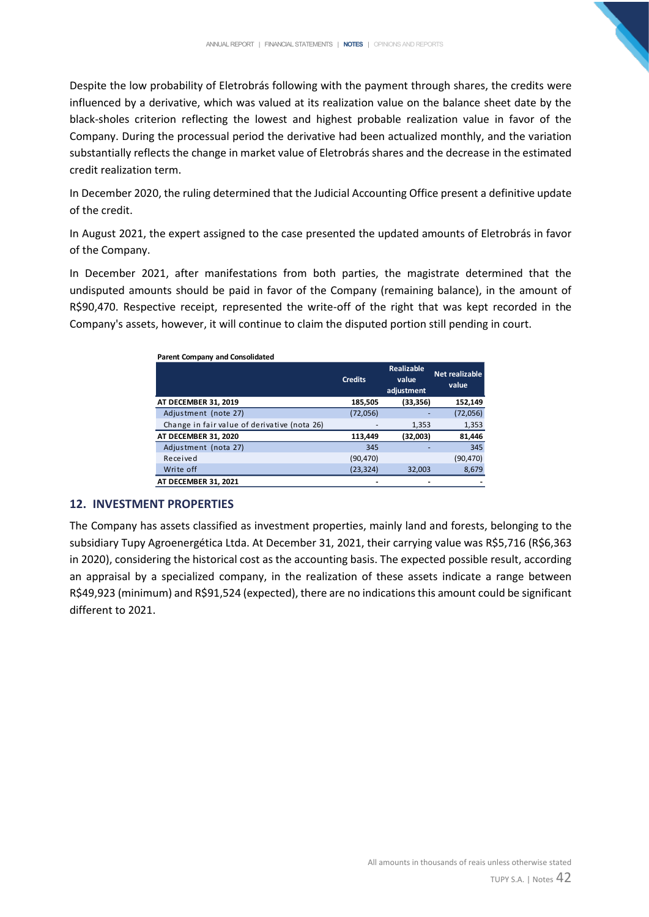Despite the low probability of Eletrobrás following with the payment through shares, the credits were influenced by a derivative, which was valued at its realization value on the balance sheet date by the black-sholes criterion reflecting the lowest and highest probable realization value in favor of the Company. During the processual period the derivative had been actualized monthly, and the variation substantially reflects the change in market value of Eletrobrás shares and the decrease in the estimated credit realization term.

In December 2020, the ruling determined that the Judicial Accounting Office present a definitive update of the credit.

In August 2021, the expert assigned to the case presented the updated amounts of Eletrobrás in favor of the Company.

In December 2021, after manifestations from both parties, the magistrate determined that the undisputed amounts should be paid in favor of the Company (remaining balance), in the amount of R$90,470. Respective receipt, represented the write-off of the right that was kept recorded in the Company's assets, however, it will continue to claim the disputed portion still pending in court.

**Parent Company and Consolidated**

| | Credits | Realizable value adjustment | Net realizable value |
|---|---|---|---|
| **AT DECEMBER 31, 2019** | **185,505** | **(33,356)** | **152,149** |
| Adjustment (note 27) | (72,056) | - | (72,056) |
| Change in fair value of derivative (nota 26) | - | 1,353 | 1,353 |
| **AT DECEMBER 31, 2020** | **113,449** | **(32,003)** | **81,446** |
| Adjustment (nota 27) | 345 | - | 345 |
| Received | (90,470) | | (90,470) |
| Write off | (23,324) | 32,003 | 8,679 |
| **AT DECEMBER 31, 2021** | **-** | **-** | **-** |

## 12. INVESTMENT PROPERTIES

The Company has assets classified as investment properties, mainly land and forests, belonging to the subsidiary Tupy Agroenergética Ltda. At December 31, 2021, their carrying value was R$5,716 (R$6,363 in 2020), considering the historical cost as the accounting basis. The expected possible result, according an appraisal by a specialized company, in the realization of these assets indicate a range between R$49,923 (minimum) and R$91,524 (expected), there are no indications this amount could be significant different to 2021.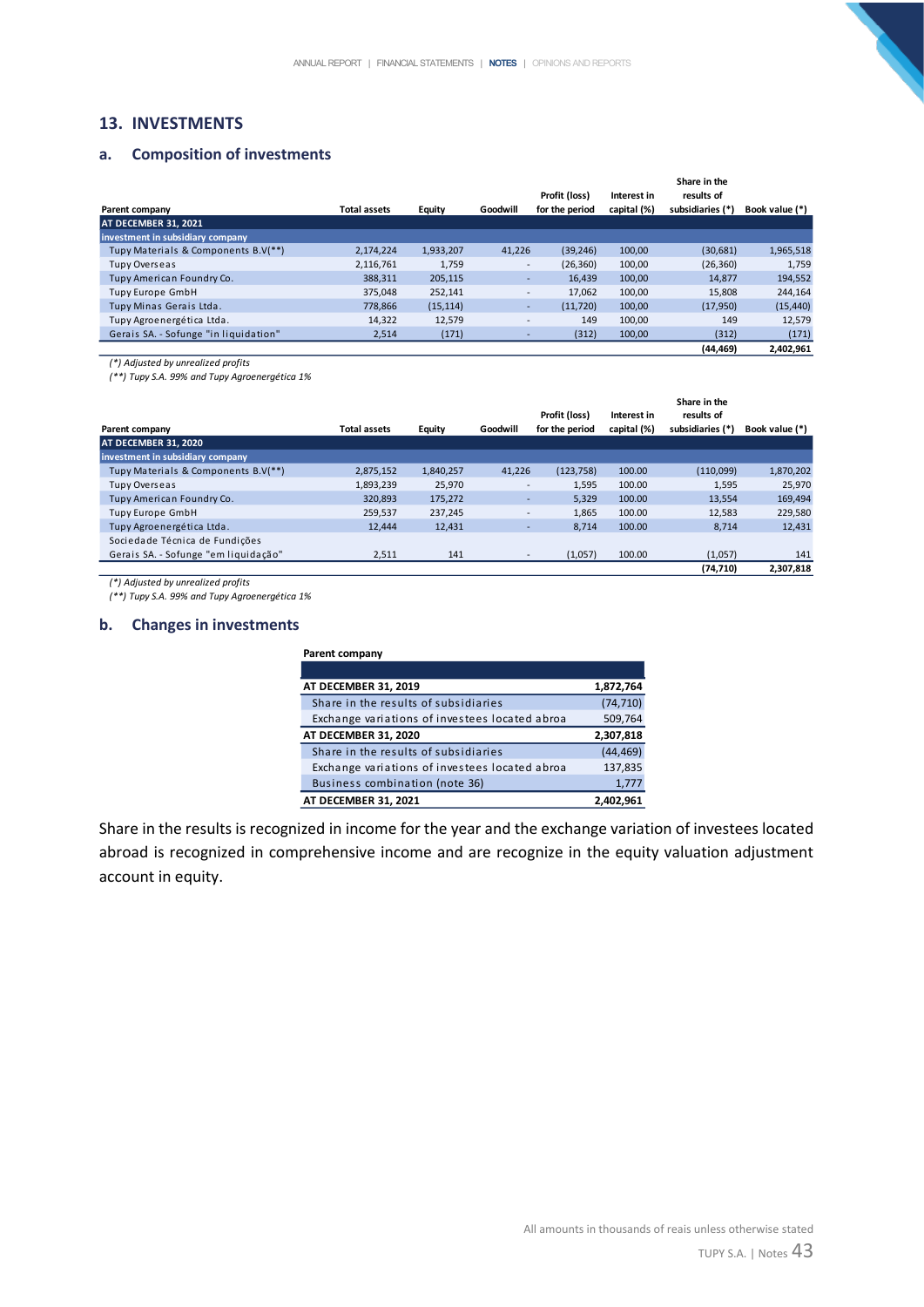## 13. INVESTMENTS

### a. Composition of investments

| Parent company | Total assets | Equity | Goodwill | Profit (loss) for the period | Interest in capital (%) | Share in the results of subsidiaries (*) | Book value (*) |
|---|---|---|---|---|---|---|---|
| **AT DECEMBER 31, 2021** | | | | | | | |
| **investment in subsidiary company** | | | | | | | |
| Tupy Materials & Components B.V(**) | 2,174,224 | 1,933,207 | 41,226 | (39,246) | 100,00 | (30,681) | 1,965,518 |
| Tupy Overseas | 2,116,761 | 1,759 | - | (26,360) | 100,00 | (26,360) | 1,759 |
| Tupy American Foundry Co. | 388,311 | 205,115 | - | 16,439 | 100,00 | 14,877 | 194,552 |
| Tupy Europe GmbH | 375,048 | 252,141 | - | 17,062 | 100,00 | 15,808 | 244,164 |
| Tupy Minas Gerais Ltda. | 778,866 | (15,114) | - | (11,720) | 100,00 | (17,950) | (15,440) |
| Tupy Agroenergética Ltda. | 14,322 | 12,579 | - | 149 | 100,00 | 149 | 12,579 |
| Gerais SA. - Sofunge "in liquidation" | 2,514 | (171) | - | (312) | 100,00 | (312) | (171) |
| | | | | | | **(44,469)** | **2,402,961** |

*(*) Adjusted by unrealized profits*
*(**) Tupy S.A. 99% and Tupy Agroenergética 1%*

| Parent company | Total assets | Equity | Goodwill | Profit (loss) for the period | Interest in capital (%) | Share in the results of subsidiaries (*) | Book value (*) |
|---|---|---|---|---|---|---|---|
| **AT DECEMBER 31, 2020** | | | | | | | |
| **investment in subsidiary company** | | | | | | | |
| Tupy Materials & Components B.V(**) | 2,875,152 | 1,840,257 | 41,226 | (123,758) | 100.00 | (110,099) | 1,870,202 |
| Tupy Overseas | 1,893,239 | 25,970 | - | 1,595 | 100.00 | 1,595 | 25,970 |
| Tupy American Foundry Co. | 320,893 | 175,272 | - | 5,329 | 100.00 | 13,554 | 169,494 |
| Tupy Europe GmbH | 259,537 | 237,245 | - | 1,865 | 100.00 | 12,583 | 229,580 |
| Tupy Agroenergética Ltda. | 12,444 | 12,431 | - | 8,714 | 100.00 | 8,714 | 12,431 |
| Sociedade Técnica de Fundições Gerais SA. - Sofunge "em liquidação" | 2,511 | 141 | - | (1,057) | 100.00 | (1,057) | 141 |
| | | | | | | **(74,710)** | **2,307,818** |

*(*) Adjusted by unrealized profits*
*(**) Tupy S.A. 99% and Tupy Agroenergética 1%*

### b. Changes in investments

| Parent company | |
|---|---|
| **AT DECEMBER 31, 2019** | **1,872,764** |
| Share in the results of subsidiaries | (74,710) |
| Exchange variations of investees located abroa | 509,764 |
| **AT DECEMBER 31, 2020** | **2,307,818** |
| Share in the results of subsidiaries | (44,469) |
| Exchange variations of investees located abroa | 137,835 |
| Business combination (note 36) | 1,777 |
| **AT DECEMBER 31, 2021** | **2,402,961** |

Share in the results is recognized in income for the year and the exchange variation of investees located abroad is recognized in comprehensive income and are recognize in the equity valuation adjustment account in equity.

All amounts in thousands of reais unless otherwise stated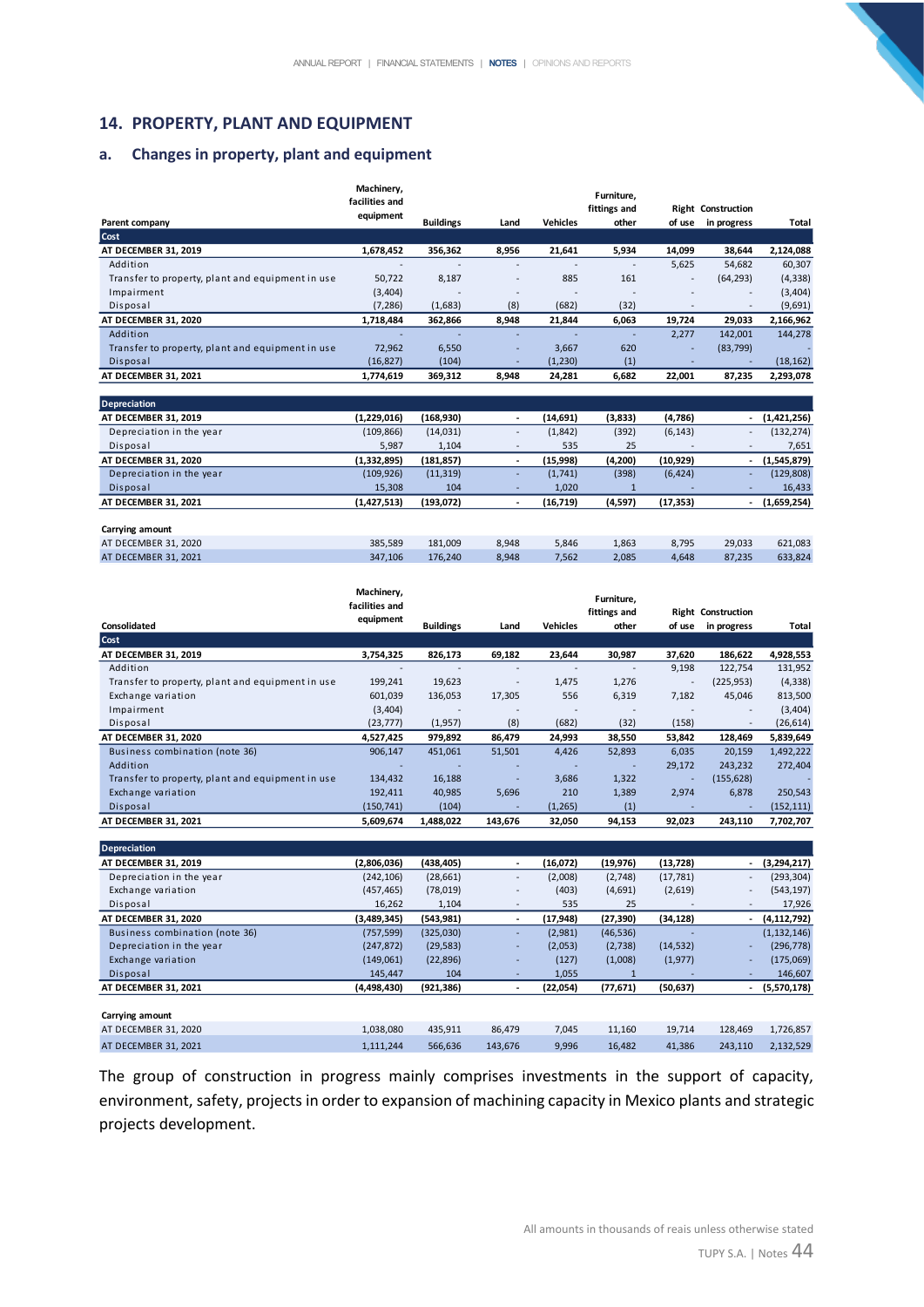## 14. PROPERTY, PLANT AND EQUIPMENT

### a. Changes in property, plant and equipment

| Parent company | Machinery, facilities and equipment | Buildings | Land | Vehicles | Furniture, fittings and other | Right of use | Construction in progress | Total |
|---|---|---|---|---|---|---|---|---|
| **Cost** | | | | | | | | |
| **AT DECEMBER 31, 2019** | **1,678,452** | **356,362** | **8,956** | **21,641** | **5,934** | **14,099** | **38,644** | **2,124,088** |
| Addition | - | - | - | - | - | 5,625 | 54,682 | 60,307 |
| Transfer to property, plant and equipment in use | 50,722 | 8,187 | - | 885 | 161 | - | (64,293) | (4,338) |
| Impairment | (3,404) | - | - | - | - | - | - | (3,404) |
| Disposal | (7,286) | (1,683) | (8) | (682) | (32) | - | - | (9,691) |
| **AT DECEMBER 31, 2020** | **1,718,484** | **362,866** | **8,948** | **21,844** | **6,063** | **19,724** | **29,033** | **2,166,962** |
| Addition | - | - | - | - | - | 2,277 | 142,001 | 144,278 |
| Transfer to property, plant and equipment in use | 72,962 | 6,550 | - | 3,667 | 620 | - | (83,799) | - |
| Disposal | (16,827) | (104) | - | (1,230) | (1) | - | - | (18,162) |
| **AT DECEMBER 31, 2021** | **1,774,619** | **369,312** | **8,948** | **24,281** | **6,682** | **22,001** | **87,235** | **2,293,078** |
| **Depreciation** | | | | | | | | |
| **AT DECEMBER 31, 2019** | **(1,229,016)** | **(168,930)** | **-** | **(14,691)** | **(3,833)** | **(4,786)** | **-** | **(1,421,256)** |
| Depreciation in the year | (109,866) | (14,031) | - | (1,842) | (392) | (6,143) | - | (132,274) |
| Disposal | 5,987 | 1,104 | - | 535 | 25 | - | - | 7,651 |
| **AT DECEMBER 31, 2020** | **(1,332,895)** | **(181,857)** | **-** | **(15,998)** | **(4,200)** | **(10,929)** | **-** | **(1,545,879)** |
| Depreciation in the year | (109,926) | (11,319) | - | (1,741) | (398) | (6,424) | - | (129,808) |
| Disposal | 15,308 | 104 | - | 1,020 | 1 | - | - | 16,433 |
| **AT DECEMBER 31, 2021** | **(1,427,513)** | **(193,072)** | **-** | **(16,719)** | **(4,597)** | **(17,353)** | **-** | **(1,659,254)** |
| **Carrying amount** | | | | | | | | |
| AT DECEMBER 31, 2020 | 385,589 | 181,009 | 8,948 | 5,846 | 1,863 | 8,795 | 29,033 | 621,083 |
| AT DECEMBER 31, 2021 | 347,106 | 176,240 | 8,948 | 7,562 | 2,085 | 4,648 | 87,235 | 633,824 |

| Consolidated | Machinery, facilities and equipment | Buildings | Land | Vehicles | Furniture, fittings and other | Right of use | Construction in progress | Total |
|---|---|---|---|---|---|---|---|---|
| **Cost** | | | | | | | | |
| **AT DECEMBER 31, 2019** | **3,754,325** | **826,173** | **69,182** | **23,644** | **30,987** | **37,620** | **186,622** | **4,928,553** |
| Addition | - | - | - | - | - | 9,198 | 122,754 | 131,952 |
| Transfer to property, plant and equipment in use | 199,241 | 19,623 | - | 1,475 | 1,276 | - | (225,953) | (4,338) |
| Exchange variation | 601,039 | 136,053 | 17,305 | 556 | 6,319 | 7,182 | 45,046 | 813,500 |
| Impairment | (3,404) | - | - | - | - | - | - | (3,404) |
| Disposal | (23,777) | (1,957) | (8) | (682) | (32) | (158) | - | (26,614) |
| **AT DECEMBER 31, 2020** | **4,527,425** | **979,892** | **86,479** | **24,993** | **38,550** | **53,842** | **128,469** | **5,839,649** |
| Business combination (note 36) | 906,147 | 451,061 | 51,501 | 4,426 | 52,893 | 6,035 | 20,159 | 1,492,222 |
| Addition | - | - | - | - | - | 29,172 | 243,232 | 272,404 |
| Transfer to property, plant and equipment in use | 134,432 | 16,188 | - | 3,686 | 1,322 | - | (155,628) | - |
| Exchange variation | 192,411 | 40,985 | 5,696 | 210 | 1,389 | 2,974 | 6,878 | 250,543 |
| Disposal | (150,741) | (104) | - | (1,265) | (1) | - | - | (152,111) |
| **AT DECEMBER 31, 2021** | **5,609,674** | **1,488,022** | **143,676** | **32,050** | **94,153** | **92,023** | **243,110** | **7,702,707** |
| **Depreciation** | | | | | | | | |
| **AT DECEMBER 31, 2019** | **(2,806,036)** | **(438,405)** | **-** | **(16,072)** | **(19,976)** | **(13,728)** | **-** | **(3,294,217)** |
| Depreciation in the year | (242,106) | (28,661) | - | (2,008) | (2,748) | (17,781) | - | (293,304) |
| Exchange variation | (457,465) | (78,019) | - | (403) | (4,691) | (2,619) | - | (543,197) |
| Disposal | 16,262 | 1,104 | - | 535 | 25 | - | - | 17,926 |
| **AT DECEMBER 31, 2020** | **(3,489,345)** | **(543,981)** | **-** | **(17,948)** | **(27,390)** | **(34,128)** | **-** | **(4,112,792)** |
| Business combination (note 36) | (757,599) | (325,030) | - | (2,981) | (46,536) | - | - | (1,132,146) |
| Depreciation in the year | (247,872) | (29,583) | - | (2,053) | (2,738) | (14,532) | - | (296,778) |
| Exchange variation | (149,061) | (22,896) | - | (127) | (1,008) | (1,977) | - | (175,069) |
| Disposal | 145,447 | 104 | - | 1,055 | 1 | - | - | 146,607 |
| **AT DECEMBER 31, 2021** | **(4,498,430)** | **(921,386)** | **-** | **(22,054)** | **(77,671)** | **(50,637)** | **-** | **(5,570,178)** |
| **Carrying amount** | | | | | | | | |
| AT DECEMBER 31, 2020 | 1,038,080 | 435,911 | 86,479 | 7,045 | 11,160 | 19,714 | 128,469 | 1,726,857 |
| AT DECEMBER 31, 2021 | 1,111,244 | 566,636 | 143,676 | 9,996 | 16,482 | 41,386 | 243,110 | 2,132,529 |

The group of construction in progress mainly comprises investments in the support of capacity, environment, safety, projects in order to expansion of machining capacity in Mexico plants and strategic projects development.

All amounts in thousands of reais unless otherwise stated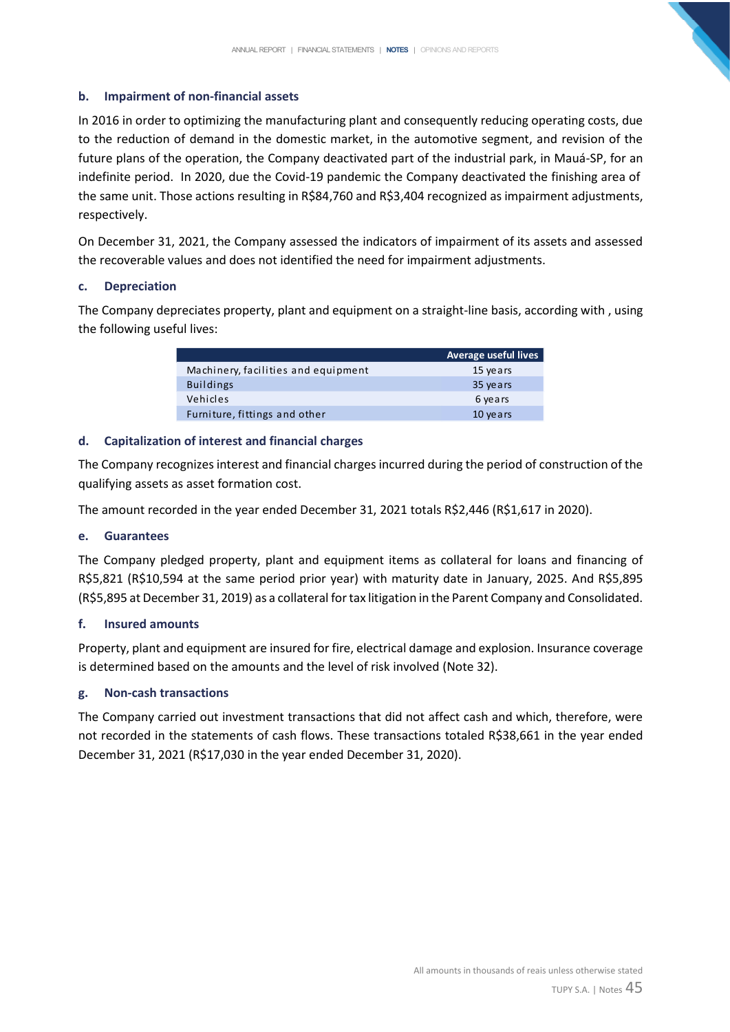### b. Impairment of non-financial assets

In 2016 in order to optimizing the manufacturing plant and consequently reducing operating costs, due to the reduction of demand in the domestic market, in the automotive segment, and revision of the future plans of the operation, the Company deactivated part of the industrial park, in Mauá-SP, for an indefinite period. In 2020, due the Covid-19 pandemic the Company deactivated the finishing area of the same unit. Those actions resulting in R$84,760 and R$3,404 recognized as impairment adjustments, respectively.

On December 31, 2021, the Company assessed the indicators of impairment of its assets and assessed the recoverable values and does not identified the need for impairment adjustments.

### c. Depreciation

The Company depreciates property, plant and equipment on a straight-line basis, according with , using the following useful lives:

| | Average useful lives |
|---|---|
| Machinery, facilities and equipment | 15 years |
| Buildings | 35 years |
| Vehicles | 6 years |
| Furniture, fittings and other | 10 years |

### d. Capitalization of interest and financial charges

The Company recognizes interest and financial charges incurred during the period of construction of the qualifying assets as asset formation cost.

The amount recorded in the year ended December 31, 2021 totals R$2,446 (R$1,617 in 2020).

### e. Guarantees

The Company pledged property, plant and equipment items as collateral for loans and financing of R$5,821 (R$10,594 at the same period prior year) with maturity date in January, 2025. And R$5,895 (R$5,895 at December 31, 2019) as a collateral for tax litigation in the Parent Company and Consolidated.

### f. Insured amounts

Property, plant and equipment are insured for fire, electrical damage and explosion. Insurance coverage is determined based on the amounts and the level of risk involved (Note 32).

### g. Non-cash transactions

The Company carried out investment transactions that did not affect cash and which, therefore, were not recorded in the statements of cash flows. These transactions totaled R$38,661 in the year ended December 31, 2021 (R$17,030 in the year ended December 31, 2020).

All amounts in thousands of reais unless otherwise stated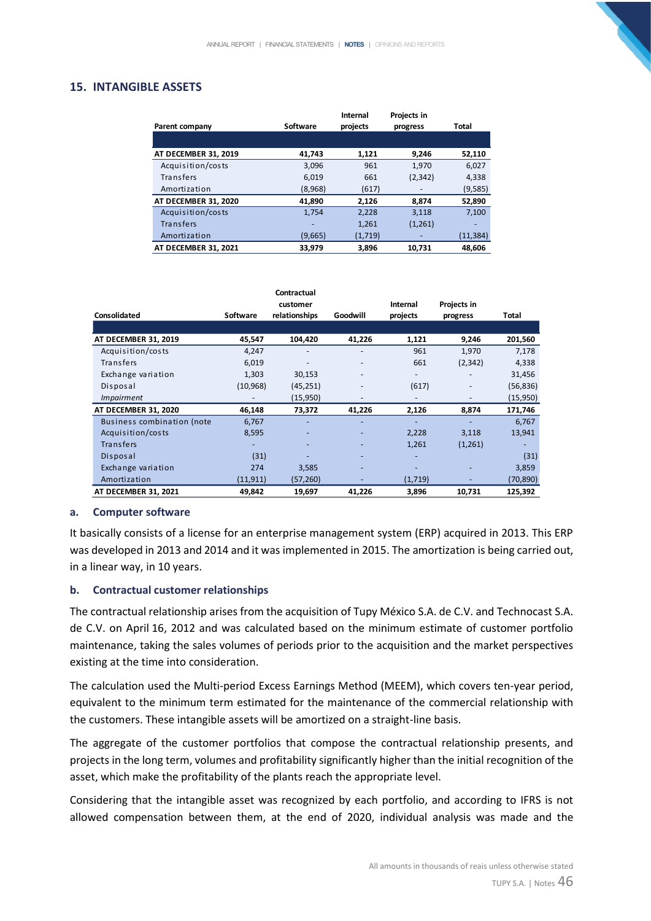## 15. INTANGIBLE ASSETS

| Parent company | Software | Internal projects | Projects in progress | Total |
|---|---|---|---|---|
| **AT DECEMBER 31, 2019** | **41,743** | **1,121** | **9,246** | **52,110** |
| Acquisition/costs | 3,096 | 961 | 1,970 | 6,027 |
| Transfers | 6,019 | 661 | (2,342) | 4,338 |
| Amortization | (8,968) | (617) | - | (9,585) |
| **AT DECEMBER 31, 2020** | **41,890** | **2,126** | **8,874** | **52,890** |
| Acquisition/costs | 1,754 | 2,228 | 3,118 | 7,100 |
| Transfers | - | 1,261 | (1,261) | - |
| Amortization | (9,665) | (1,719) | - | (11,384) |
| **AT DECEMBER 31, 2021** | **33,979** | **3,896** | **10,731** | **48,606** |

| Consolidated | Software | Contractual customer relationships | Goodwill | Internal projects | Projects in progress | Total |
|---|---|---|---|---|---|---|
| **AT DECEMBER 31, 2019** | **45,547** | **104,420** | **41,226** | **1,121** | **9,246** | **201,560** |
| Acquisition/costs | 4,247 | - | - | 961 | 1,970 | 7,178 |
| Transfers | 6,019 | - | - | 661 | (2,342) | 4,338 |
| Exchange variation | 1,303 | 30,153 | - | - | - | 31,456 |
| Disposal | (10,968) | (45,251) | - | (617) | - | (56,836) |
| *Impairment* | - | (15,950) | - | - | - | (15,950) |
| **AT DECEMBER 31, 2020** | **46,148** | **73,372** | **41,226** | **2,126** | **8,874** | **171,746** |
| Business combination (note | 6,767 | - | - | - | - | 6,767 |
| Acquisition/costs | 8,595 | - | - | 2,228 | 3,118 | 13,941 |
| Transfers | - | - | - | 1,261 | (1,261) | - |
| Disposal | (31) | - | - | - | | (31) |
| Exchange variation | 274 | 3,585 | - | - | - | 3,859 |
| Amortization | (11,911) | (57,260) | - | (1,719) | - | (70,890) |
| **AT DECEMBER 31, 2021** | **49,842** | **19,697** | **41,226** | **3,896** | **10,731** | **125,392** |

### a. Computer software

It basically consists of a license for an enterprise management system (ERP) acquired in 2013. This ERP was developed in 2013 and 2014 and it was implemented in 2015. The amortization is being carried out, in a linear way, in 10 years.

### b. Contractual customer relationships

The contractual relationship arises from the acquisition of Tupy México S.A. de C.V. and Technocast S.A. de C.V. on April 16, 2012 and was calculated based on the minimum estimate of customer portfolio maintenance, taking the sales volumes of periods prior to the acquisition and the market perspectives existing at the time into consideration.

The calculation used the Multi-period Excess Earnings Method (MEEM), which covers ten-year period, equivalent to the minimum term estimated for the maintenance of the commercial relationship with the customers. These intangible assets will be amortized on a straight-line basis.

The aggregate of the customer portfolios that compose the contractual relationship presents, and projects in the long term, volumes and profitability significantly higher than the initial recognition of the asset, which make the profitability of the plants reach the appropriate level.

Considering that the intangible asset was recognized by each portfolio, and according to IFRS is not allowed compensation between them, at the end of 2020, individual analysis was made and the

All amounts in thousands of reais unless otherwise stated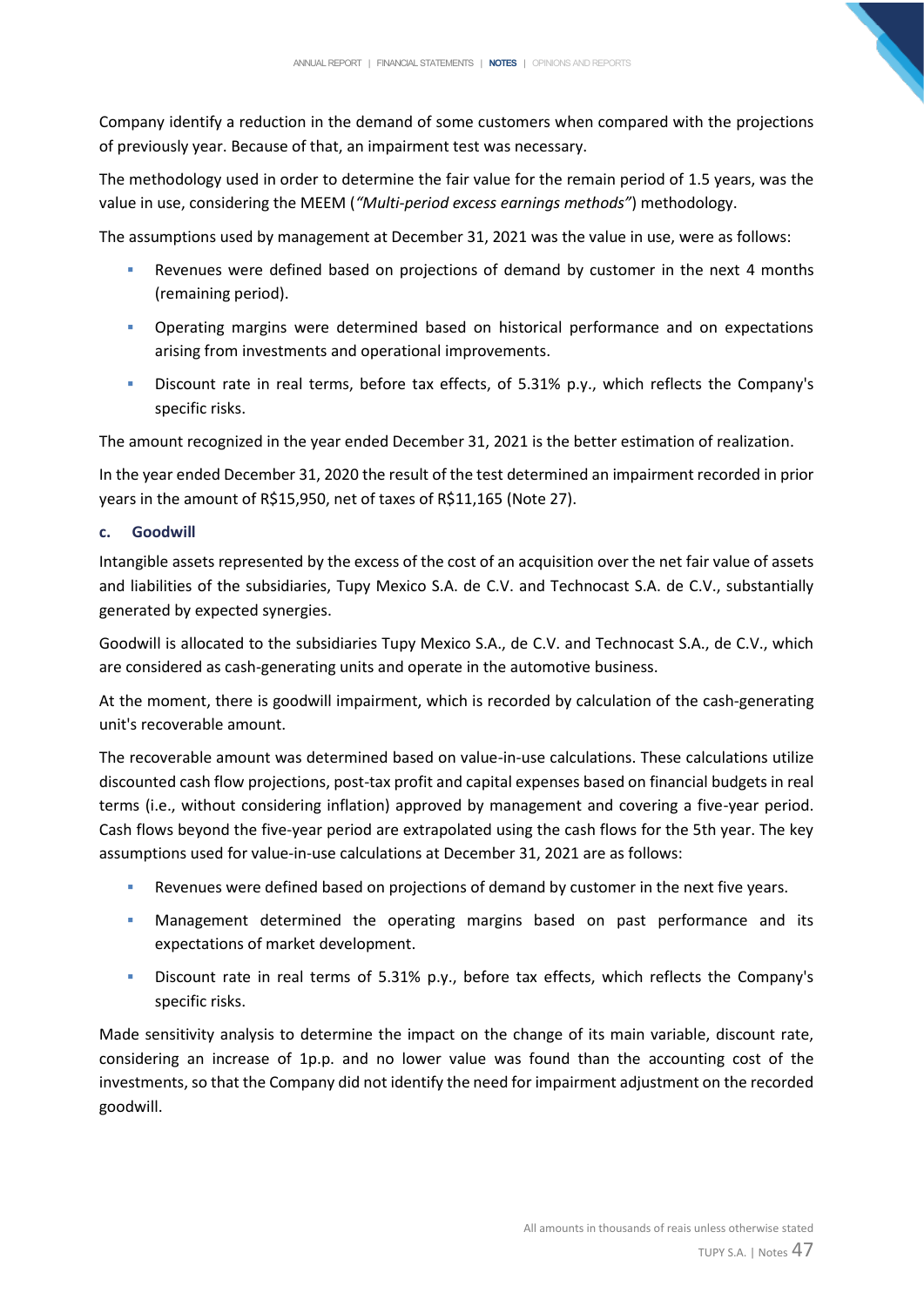Company identify a reduction in the demand of some customers when compared with the projections of previously year. Because of that, an impairment test was necessary.

The methodology used in order to determine the fair value for the remain period of 1.5 years, was the value in use, considering the MEEM (*"Multi-period excess earnings methods"*) methodology.

The assumptions used by management at December 31, 2021 was the value in use, were as follows:

- Revenues were defined based on projections of demand by customer in the next 4 months (remaining period).
- Operating margins were determined based on historical performance and on expectations arising from investments and operational improvements.
- Discount rate in real terms, before tax effects, of 5.31% p.y., which reflects the Company's specific risks.

The amount recognized in the year ended December 31, 2021 is the better estimation of realization.

In the year ended December 31, 2020 the result of the test determined an impairment recorded in prior years in the amount of R$15,950, net of taxes of R$11,165 (Note 27).

### c. Goodwill

Intangible assets represented by the excess of the cost of an acquisition over the net fair value of assets and liabilities of the subsidiaries, Tupy Mexico S.A. de C.V. and Technocast S.A. de C.V., substantially generated by expected synergies.

Goodwill is allocated to the subsidiaries Tupy Mexico S.A., de C.V. and Technocast S.A., de C.V., which are considered as cash-generating units and operate in the automotive business.

At the moment, there is goodwill impairment, which is recorded by calculation of the cash-generating unit's recoverable amount.

The recoverable amount was determined based on value-in-use calculations. These calculations utilize discounted cash flow projections, post-tax profit and capital expenses based on financial budgets in real terms (i.e., without considering inflation) approved by management and covering a five-year period. Cash flows beyond the five-year period are extrapolated using the cash flows for the 5th year. The key assumptions used for value-in-use calculations at December 31, 2021 are as follows:

- Revenues were defined based on projections of demand by customer in the next five years.
- Management determined the operating margins based on past performance and its expectations of market development.
- Discount rate in real terms of 5.31% p.y., before tax effects, which reflects the Company's specific risks.

Made sensitivity analysis to determine the impact on the change of its main variable, discount rate, considering an increase of 1p.p. and no lower value was found than the accounting cost of the investments, so that the Company did not identify the need for impairment adjustment on the recorded goodwill.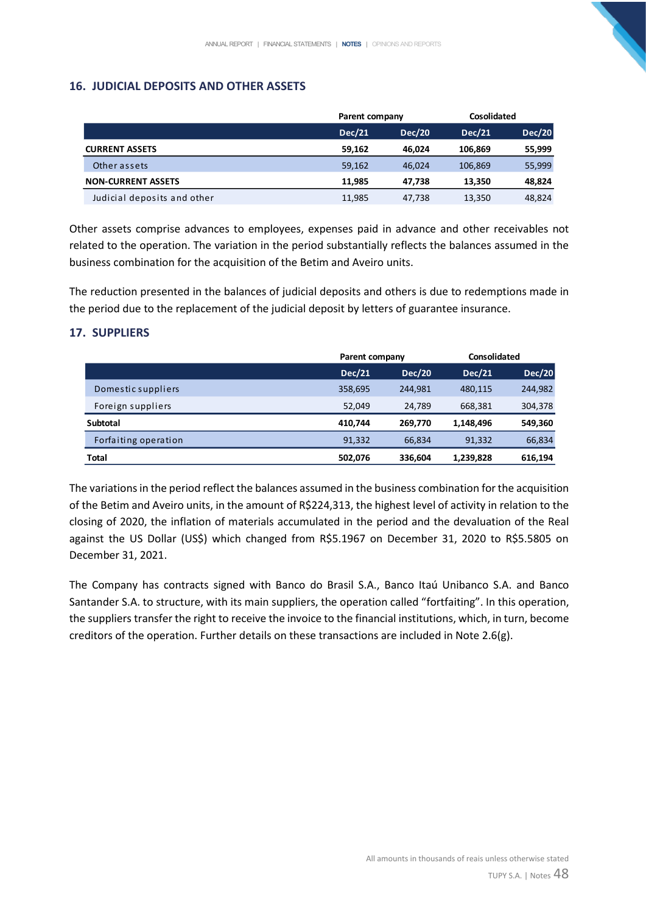## 16. JUDICIAL DEPOSITS AND OTHER ASSETS

| | Parent company | | Cosolidated | |
|---|---|---|---|---|
| | **Dec/21** | **Dec/20** | **Dec/21** | **Dec/20** |
| **CURRENT ASSETS** | **59,162** | **46,024** | **106,869** | **55,999** |
| Other assets | 59,162 | 46,024 | 106,869 | 55,999 |
| **NON-CURRENT ASSETS** | **11,985** | **47,738** | **13,350** | **48,824** |
| Judicial deposits and other | 11,985 | 47,738 | 13,350 | 48,824 |

Other assets comprise advances to employees, expenses paid in advance and other receivables not related to the operation. The variation in the period substantially reflects the balances assumed in the business combination for the acquisition of the Betim and Aveiro units.

The reduction presented in the balances of judicial deposits and others is due to redemptions made in the period due to the replacement of the judicial deposit by letters of guarantee insurance.

## 17. SUPPLIERS

| | Parent company | | Consolidated | |
|---|---|---|---|---|
| | **Dec/21** | **Dec/20** | **Dec/21** | **Dec/20** |
| Domestic suppliers | 358,695 | 244,981 | 480,115 | 244,982 |
| Foreign suppliers | 52,049 | 24,789 | 668,381 | 304,378 |
| **Subtotal** | **410,744** | **269,770** | **1,148,496** | **549,360** |
| Forfaiting operation | 91,332 | 66,834 | 91,332 | 66,834 |
| **Total** | **502,076** | **336,604** | **1,239,828** | **616,194** |

The variations in the period reflect the balances assumed in the business combination for the acquisition of the Betim and Aveiro units, in the amount of R$224,313, the highest level of activity in relation to the closing of 2020, the inflation of materials accumulated in the period and the devaluation of the Real against the US Dollar (US$) which changed from R$5.1967 on December 31, 2020 to R$5.5805 on December 31, 2021.

The Company has contracts signed with Banco do Brasil S.A., Banco Itaú Unibanco S.A. and Banco Santander S.A. to structure, with its main suppliers, the operation called "fortfaiting". In this operation, the suppliers transfer the right to receive the invoice to the financial institutions, which, in turn, become creditors of the operation. Further details on these transactions are included in Note 2.6(g).

All amounts in thousands of reais unless otherwise stated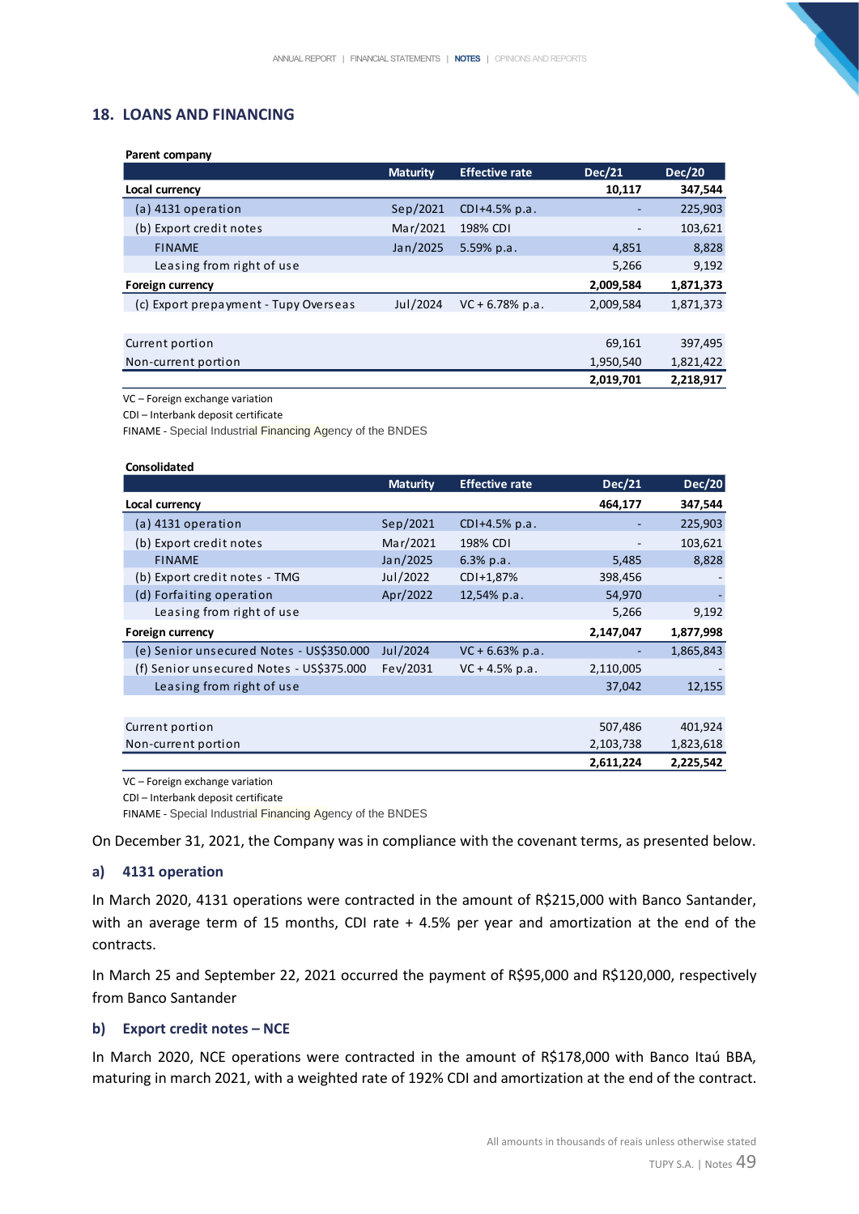## 18. LOANS AND FINANCING

**Parent company**

| | Maturity | Effective rate | Dec/21 | Dec/20 |
|---|---|---|---|---|
| **Local currency** | | | **10,117** | **347,544** |
| (a) 4131 operation | Sep/2021 | CDI+4.5% p.a. | - | 225,903 |
| (b) Export credit notes | Mar/2021 | 198% CDI | - | 103,621 |
| FINAME | Jan/2025 | 5.59% p.a. | 4,851 | 8,828 |
| Leasing from right of use | | | 5,266 | 9,192 |
| **Foreign currency** | | | **2,009,584** | **1,871,373** |
| (c) Export prepayment - Tupy Overseas | Jul/2024 | VC + 6.78% p.a. | 2,009,584 | 1,871,373 |
| | | | | |
| Current portion | | | 69,161 | 397,495 |
| Non-current portion | | | 1,950,540 | 1,821,422 |
| | | | **2,019,701** | **2,218,917** |

VC – Foreign exchange variation

CDI – Interbank deposit certificate

FINAME - Special Industrial Financing Agency of the BNDES

**Consolidated**

| | Maturity | Effective rate | Dec/21 | Dec/20 |
|---|---|---|---|---|
| **Local currency** | | | **464,177** | **347,544** |
| (a) 4131 operation | Sep/2021 | CDI+4.5% p.a. | - | 225,903 |
| (b) Export credit notes | Mar/2021 | 198% CDI | - | 103,621 |
| FINAME | Jan/2025 | 6.3% p.a. | 5,485 | 8,828 |
| (b) Export credit notes - TMG | Jul/2022 | CDI+1,87% | 398,456 | - |
| (d) Forfaiting operation | Apr/2022 | 12,54% p.a. | 54,970 | - |
| Leasing from right of use | | | 5,266 | 9,192 |
| **Foreign currency** | | | **2,147,047** | **1,877,998** |
| (e) Senior unsecured Notes - US$350.000 | Jul/2024 | VC + 6.63% p.a. | - | 1,865,843 |
| (f) Senior unsecured Notes - US$375.000 | Fev/2031 | VC + 4.5% p.a. | 2,110,005 | - |
| Leasing from right of use | | | 37,042 | 12,155 |
| | | | | |
| Current portion | | | 507,486 | 401,924 |
| Non-current portion | | | 2,103,738 | 1,823,618 |
| | | | **2,611,224** | **2,225,542** |

VC – Foreign exchange variation

CDI – Interbank deposit certificate

FINAME - Special Industrial Financing Agency of the BNDES

On December 31, 2021, the Company was in compliance with the covenant terms, as presented below.

### a) 4131 operation

In March 2020, 4131 operations were contracted in the amount of R$215,000 with Banco Santander, with an average term of 15 months, CDI rate + 4.5% per year and amortization at the end of the contracts.

In March 25 and September 22, 2021 occurred the payment of R$95,000 and R$120,000, respectively from Banco Santander

### b) Export credit notes – NCE

In March 2020, NCE operations were contracted in the amount of R$178,000 with Banco Itaú BBA, maturing in march 2021, with a weighted rate of 192% CDI and amortization at the end of the contract.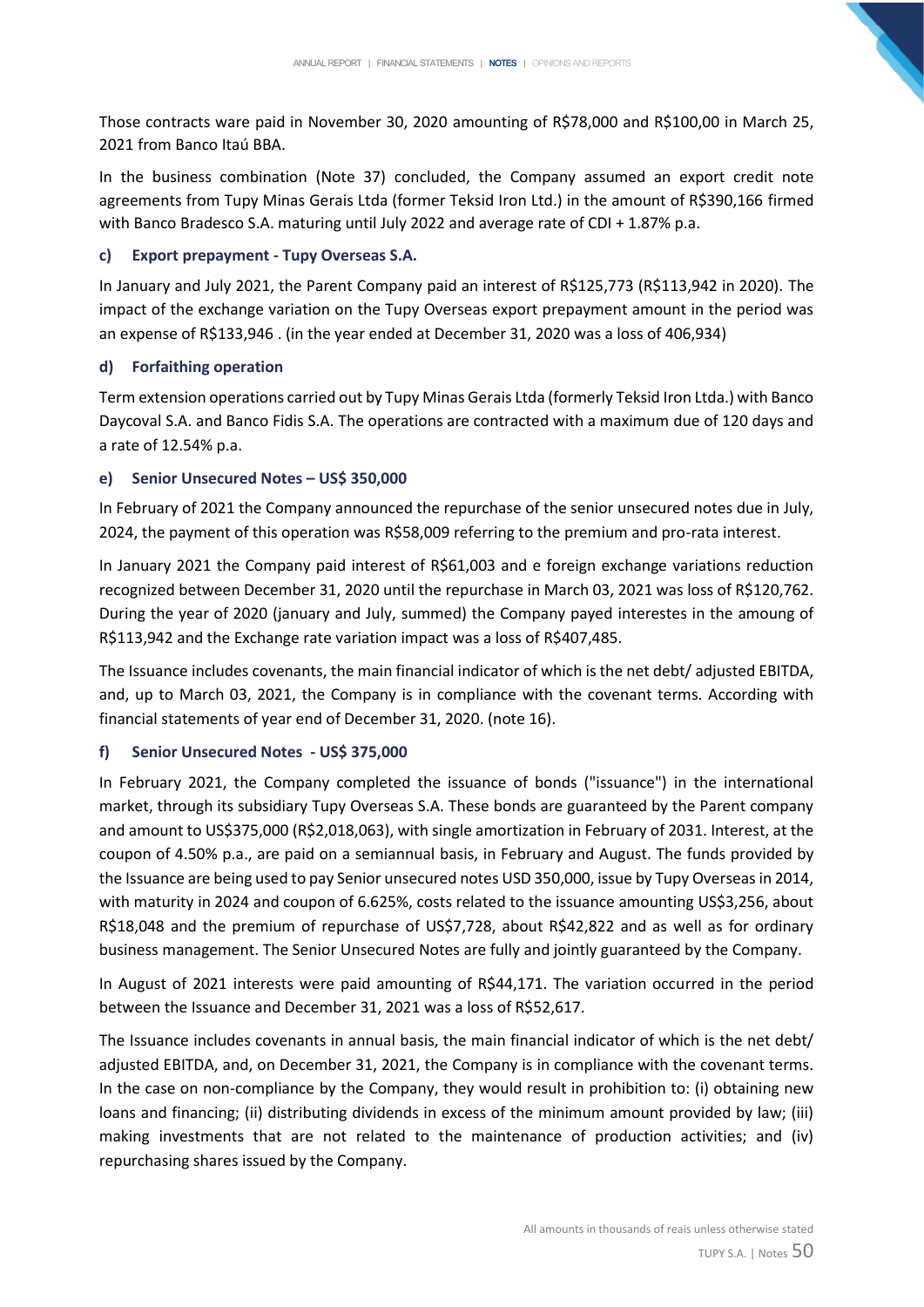Those contracts ware paid in November 30, 2020 amounting of R$78,000 and R$100,00 in March 25, 2021 from Banco Itaú BBA.

In the business combination (Note 37) concluded, the Company assumed an export credit note agreements from Tupy Minas Gerais Ltda (former Teksid Iron Ltd.) in the amount of R$390,166 firmed with Banco Bradesco S.A. maturing until July 2022 and average rate of CDI + 1.87% p.a.

#### c) Export prepayment - Tupy Overseas S.A.

In January and July 2021, the Parent Company paid an interest of R$125,773 (R$113,942 in 2020). The impact of the exchange variation on the Tupy Overseas export prepayment amount in the period was an expense of R$133,946 . (in the year ended at December 31, 2020 was a loss of 406,934)

#### d) Forfaithing operation

Term extension operations carried out by Tupy Minas Gerais Ltda (formerly Teksid Iron Ltda.) with Banco Daycoval S.A. and Banco Fidis S.A. The operations are contracted with a maximum due of 120 days and a rate of 12.54% p.a.

#### e) Senior Unsecured Notes – US$ 350,000

In February of 2021 the Company announced the repurchase of the senior unsecured notes due in July, 2024, the payment of this operation was R$58,009 referring to the premium and pro-rata interest.

In January 2021 the Company paid interest of R$61,003 and e foreign exchange variations reduction recognized between December 31, 2020 until the repurchase in March 03, 2021 was loss of R$120,762. During the year of 2020 (january and July, summed) the Company payed interestes in the amoung of R$113,942 and the Exchange rate variation impact was a loss of R$407,485.

The Issuance includes covenants, the main financial indicator of which is the net debt/ adjusted EBITDA, and, up to March 03, 2021, the Company is in compliance with the covenant terms. According with financial statements of year end of December 31, 2020. (note 16).

#### f) Senior Unsecured Notes - US$ 375,000

In February 2021, the Company completed the issuance of bonds ("issuance") in the international market, through its subsidiary Tupy Overseas S.A. These bonds are guaranteed by the Parent company and amount to US$375,000 (R$2,018,063), with single amortization in February of 2031. Interest, at the coupon of 4.50% p.a., are paid on a semiannual basis, in February and August. The funds provided by the Issuance are being used to pay Senior unsecured notes USD 350,000, issue by Tupy Overseas in 2014, with maturity in 2024 and coupon of 6.625%, costs related to the issuance amounting US$3,256, about R$18,048 and the premium of repurchase of US$7,728, about R$42,822 and as well as for ordinary business management. The Senior Unsecured Notes are fully and jointly guaranteed by the Company.

In August of 2021 interests were paid amounting of R$44,171. The variation occurred in the period between the Issuance and December 31, 2021 was a loss of R$52,617.

The Issuance includes covenants in annual basis, the main financial indicator of which is the net debt/ adjusted EBITDA, and, on December 31, 2021, the Company is in compliance with the covenant terms. In the case on non-compliance by the Company, they would result in prohibition to: (i) obtaining new loans and financing; (ii) distributing dividends in excess of the minimum amount provided by law; (iii) making investments that are not related to the maintenance of production activities; and (iv) repurchasing shares issued by the Company.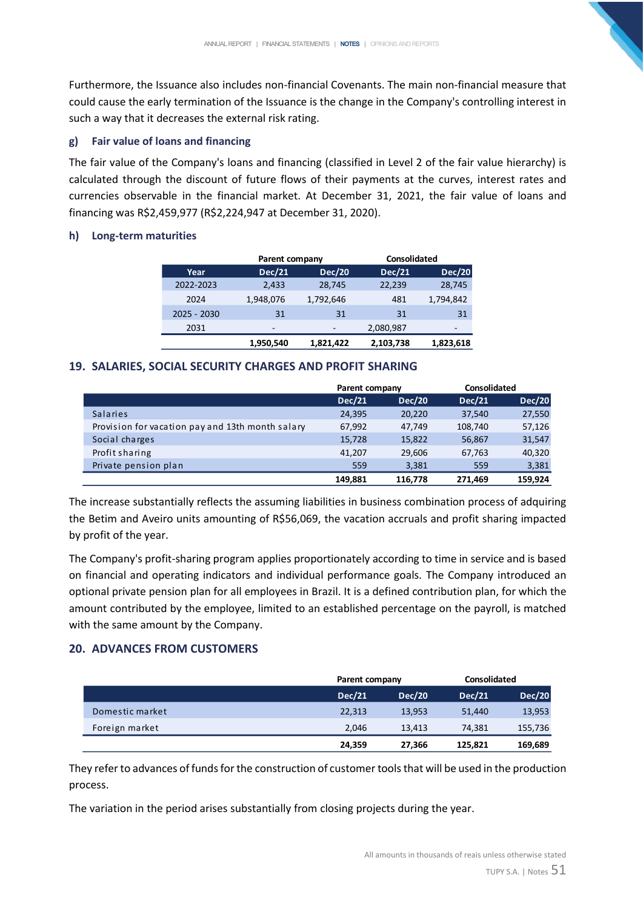Furthermore, the Issuance also includes non-financial Covenants. The main non-financial measure that could cause the early termination of the Issuance is the change in the Company's controlling interest in such a way that it decreases the external risk rating.

### g) Fair value of loans and financing

The fair value of the Company's loans and financing (classified in Level 2 of the fair value hierarchy) is calculated through the discount of future flows of their payments at the curves, interest rates and currencies observable in the financial market. At December 31, 2021, the fair value of loans and financing was R$2,459,977 (R$2,224,947 at December 31, 2020).

### h) Long-term maturities

| | Parent company | | Consolidated | |
|---|---|---|---|---|
| Year | Dec/21 | Dec/20 | Dec/21 | Dec/20 |
| 2022-2023 | 2,433 | 28,745 | 22,239 | 28,745 |
| 2024 | 1,948,076 | 1,792,646 | 481 | 1,794,842 |
| 2025 - 2030 | 31 | 31 | 31 | 31 |
| 2031 | - | - | 2,080,987 | - |
| | **1,950,540** | **1,821,422** | **2,103,738** | **1,823,618** |

## 19. SALARIES, SOCIAL SECURITY CHARGES AND PROFIT SHARING

| | Parent company | | Consolidated | |
|---|---|---|---|---|
| | Dec/21 | Dec/20 | Dec/21 | Dec/20 |
| Salaries | 24,395 | 20,220 | 37,540 | 27,550 |
| Provision for vacation pay and 13th month salary | 67,992 | 47,749 | 108,740 | 57,126 |
| Social charges | 15,728 | 15,822 | 56,867 | 31,547 |
| Profit sharing | 41,207 | 29,606 | 67,763 | 40,320 |
| Private pension plan | 559 | 3,381 | 559 | 3,381 |
| | **149,881** | **116,778** | **271,469** | **159,924** |

The increase substantially reflects the assuming liabilities in business combination process of adquiring the Betim and Aveiro units amounting of R$56,069, the vacation accruals and profit sharing impacted by profit of the year.

The Company's profit-sharing program applies proportionately according to time in service and is based on financial and operating indicators and individual performance goals. The Company introduced an optional private pension plan for all employees in Brazil. It is a defined contribution plan, for which the amount contributed by the employee, limited to an established percentage on the payroll, is matched with the same amount by the Company.

## 20. ADVANCES FROM CUSTOMERS

| | Parent company | | Consolidated | |
|---|---|---|---|---|
| | Dec/21 | Dec/20 | Dec/21 | Dec/20 |
| Domestic market | 22,313 | 13,953 | 51,440 | 13,953 |
| Foreign market | 2,046 | 13,413 | 74,381 | 155,736 |
| | **24,359** | **27,366** | **125,821** | **169,689** |

They refer to advances of funds for the construction of customer tools that will be used in the production process.

The variation in the period arises substantially from closing projects during the year.

All amounts in thousands of reais unless otherwise stated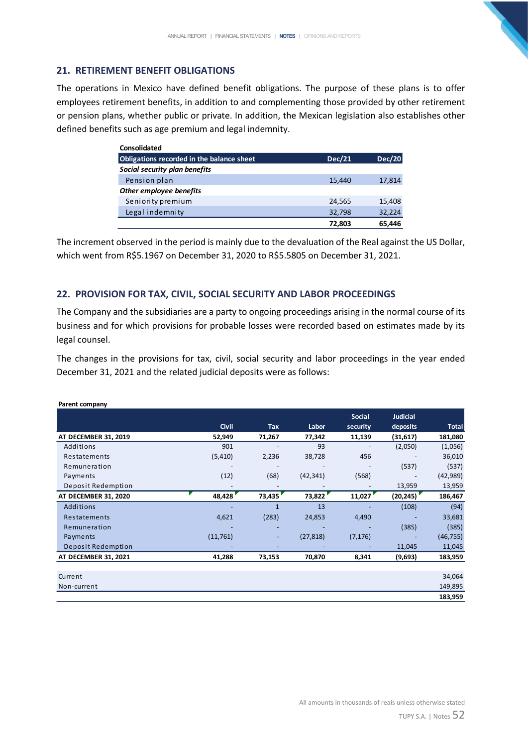## 21. RETIREMENT BENEFIT OBLIGATIONS

The operations in Mexico have defined benefit obligations. The purpose of these plans is to offer employees retirement benefits, in addition to and complementing those provided by other retirement or pension plans, whether public or private. In addition, the Mexican legislation also establishes other defined benefits such as age premium and legal indemnity.

**Consolidated**

| Obligations recorded in the balance sheet | Dec/21 | Dec/20 |
|---|---|---|
| ***Social security plan benefits*** | | |
| Pension plan | 15,440 | 17,814 |
| ***Other employee benefits*** | | |
| Seniority premium | 24,565 | 15,408 |
| Legal indemnity | 32,798 | 32,224 |
| | **72,803** | **65,446** |

The increment observed in the period is mainly due to the devaluation of the Real against the US Dollar, which went from R$5.1967 on December 31, 2020 to R$5.5805 on December 31, 2021.

## 22. PROVISION FOR TAX, CIVIL, SOCIAL SECURITY AND LABOR PROCEEDINGS

The Company and the subsidiaries are a party to ongoing proceedings arising in the normal course of its business and for which provisions for probable losses were recorded based on estimates made by its legal counsel.

The changes in the provisions for tax, civil, social security and labor proceedings in the year ended December 31, 2021 and the related judicial deposits were as follows:

**Parent company**

| | Civil | Tax | Labor | Social security | Judicial deposits | Total |
|---|---|---|---|---|---|---|
| **AT DECEMBER 31, 2019** | **52,949** | **71,267** | **77,342** | **11,139** | **(31,617)** | **181,080** |
| Additions | 901 | - | 93 | - | (2,050) | (1,056) |
| Restatements | (5,410) | 2,236 | 38,728 | 456 | - | 36,010 |
| Remuneration | - | - | - | - | (537) | (537) |
| Payments | (12) | (68) | (42,341) | (568) | - | (42,989) |
| Deposit Redemption | - | - | - | - | 13,959 | 13,959 |
| **AT DECEMBER 31, 2020** | **48,428** | **73,435** | **73,822** | **11,027** | **(20,245)** | **186,467** |
| Additions | - | 1 | 13 | - | (108) | (94) |
| Restatements | 4,621 | (283) | 24,853 | 4,490 | - | 33,681 |
| Remuneration | - | - | - | - | (385) | (385) |
| Payments | (11,761) | - | (27,818) | (7,176) | - | (46,755) |
| Deposit Redemption | - | - | - | - | 11,045 | 11,045 |
| **AT DECEMBER 31, 2021** | **41,288** | **73,153** | **70,870** | **8,341** | **(9,693)** | **183,959** |

| | |
|---|---|
| Current | 34,064 |
| Non-current | 149,895 |
| | **183,959** |

All amounts in thousands of reais unless otherwise stated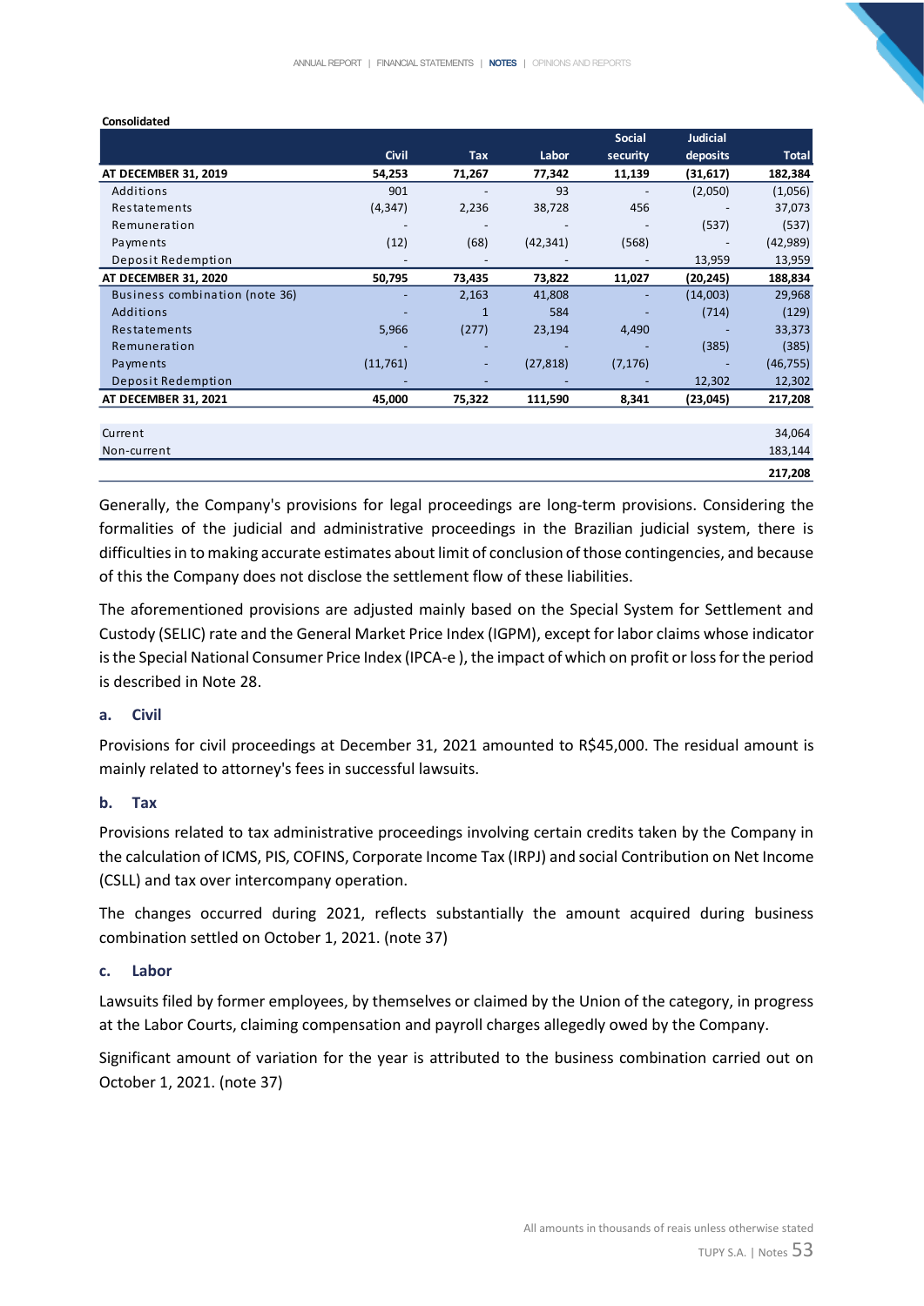**Consolidated**

| | Civil | Tax | Labor | Social security | Judicial deposits | Total |
|---|---|---|---|---|---|---|
| **AT DECEMBER 31, 2019** | **54,253** | **71,267** | **77,342** | **11,139** | **(31,617)** | **182,384** |
| Additions | 901 | - | 93 | - | (2,050) | (1,056) |
| Restatements | (4,347) | 2,236 | 38,728 | 456 | - | 37,073 |
| Remuneration | - | - | - | - | (537) | (537) |
| Payments | (12) | (68) | (42,341) | (568) | - | (42,989) |
| Deposit Redemption | - | - | - | - | 13,959 | 13,959 |
| **AT DECEMBER 31, 2020** | **50,795** | **73,435** | **73,822** | **11,027** | **(20,245)** | **188,834** |
| Business combination (note 36) | - | 2,163 | 41,808 | - | (14,003) | 29,968 |
| Additions | - | 1 | 584 | - | (714) | (129) |
| Restatements | 5,966 | (277) | 23,194 | 4,490 | - | 33,373 |
| Remuneration | - | - | - | - | (385) | (385) |
| Payments | (11,761) | - | (27,818) | (7,176) | - | (46,755) |
| Deposit Redemption | - | - | - | - | 12,302 | 12,302 |
| **AT DECEMBER 31, 2021** | **45,000** | **75,322** | **111,590** | **8,341** | **(23,045)** | **217,208** |
| | | | | | | |
| Current | | | | | | 34,064 |
| Non-current | | | | | | 183,144 |
| | | | | | | **217,208** |

Generally, the Company's provisions for legal proceedings are long-term provisions. Considering the formalities of the judicial and administrative proceedings in the Brazilian judicial system, there is difficulties in to making accurate estimates about limit of conclusion of those contingencies, and because of this the Company does not disclose the settlement flow of these liabilities.

The aforementioned provisions are adjusted mainly based on the Special System for Settlement and Custody (SELIC) rate and the General Market Price Index (IGPM), except for labor claims whose indicator is the Special National Consumer Price Index (IPCA-e ), the impact of which on profit or loss for the period is described in Note 28.

### a. Civil

Provisions for civil proceedings at December 31, 2021 amounted to R$45,000. The residual amount is mainly related to attorney's fees in successful lawsuits.

### b. Tax

Provisions related to tax administrative proceedings involving certain credits taken by the Company in the calculation of ICMS, PIS, COFINS, Corporate Income Tax (IRPJ) and social Contribution on Net Income (CSLL) and tax over intercompany operation.

The changes occurred during 2021, reflects substantially the amount acquired during business combination settled on October 1, 2021. (note 37)

### c. Labor

Lawsuits filed by former employees, by themselves or claimed by the Union of the category, in progress at the Labor Courts, claiming compensation and payroll charges allegedly owed by the Company.

Significant amount of variation for the year is attributed to the business combination carried out on October 1, 2021. (note 37)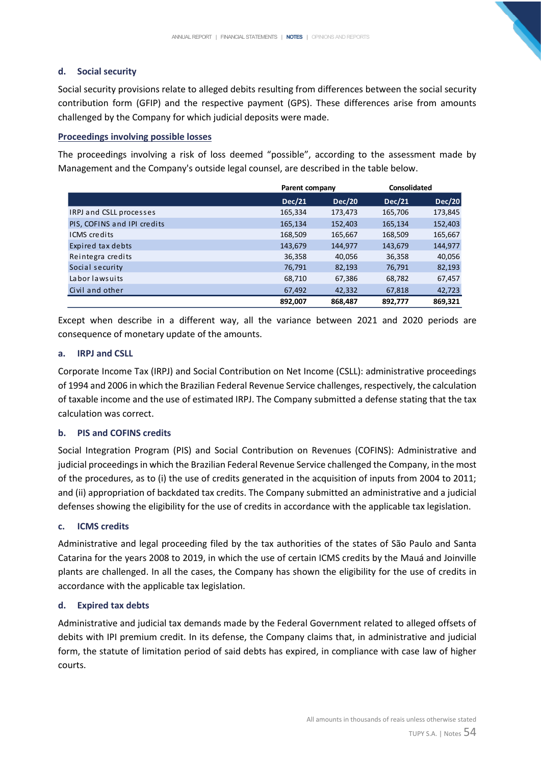### d. Social security

Social security provisions relate to alleged debits resulting from differences between the social security contribution form (GFIP) and the respective payment (GPS). These differences arise from amounts challenged by the Company for which judicial deposits were made.

**Proceedings involving possible losses**

The proceedings involving a risk of loss deemed "possible", according to the assessment made by Management and the Company's outside legal counsel, are described in the table below.

| | Parent company | | Consolidated | |
|---|---|---|---|---|
| | Dec/21 | Dec/20 | Dec/21 | Dec/20 |
| IRPJ and CSLL processes | 165,334 | 173,473 | 165,706 | 173,845 |
| PIS, COFINS and IPI credits | 165,134 | 152,403 | 165,134 | 152,403 |
| ICMS credits | 168,509 | 165,667 | 168,509 | 165,667 |
| Expired tax debts | 143,679 | 144,977 | 143,679 | 144,977 |
| Reintegra credits | 36,358 | 40,056 | 36,358 | 40,056 |
| Social security | 76,791 | 82,193 | 76,791 | 82,193 |
| Labor lawsuits | 68,710 | 67,386 | 68,782 | 67,457 |
| Civil and other | 67,492 | 42,332 | 67,818 | 42,723 |
| | **892,007** | **868,487** | **892,777** | **869,321** |

Except when describe in a different way, all the variance between 2021 and 2020 periods are consequence of monetary update of the amounts.

### a. IRPJ and CSLL

Corporate Income Tax (IRPJ) and Social Contribution on Net Income (CSLL): administrative proceedings of 1994 and 2006 in which the Brazilian Federal Revenue Service challenges, respectively, the calculation of taxable income and the use of estimated IRPJ. The Company submitted a defense stating that the tax calculation was correct.

### b. PIS and COFINS credits

Social Integration Program (PIS) and Social Contribution on Revenues (COFINS): Administrative and judicial proceedings in which the Brazilian Federal Revenue Service challenged the Company, in the most of the procedures, as to (i) the use of credits generated in the acquisition of inputs from 2004 to 2011; and (ii) appropriation of backdated tax credits. The Company submitted an administrative and a judicial defenses showing the eligibility for the use of credits in accordance with the applicable tax legislation.

### c. ICMS credits

Administrative and legal proceeding filed by the tax authorities of the states of São Paulo and Santa Catarina for the years 2008 to 2019, in which the use of certain ICMS credits by the Mauá and Joinville plants are challenged. In all the cases, the Company has shown the eligibility for the use of credits in accordance with the applicable tax legislation.

### d. Expired tax debts

Administrative and judicial tax demands made by the Federal Government related to alleged offsets of debits with IPI premium credit. In its defense, the Company claims that, in administrative and judicial form, the statute of limitation period of said debts has expired, in compliance with case law of higher courts.

All amounts in thousands of reais unless otherwise stated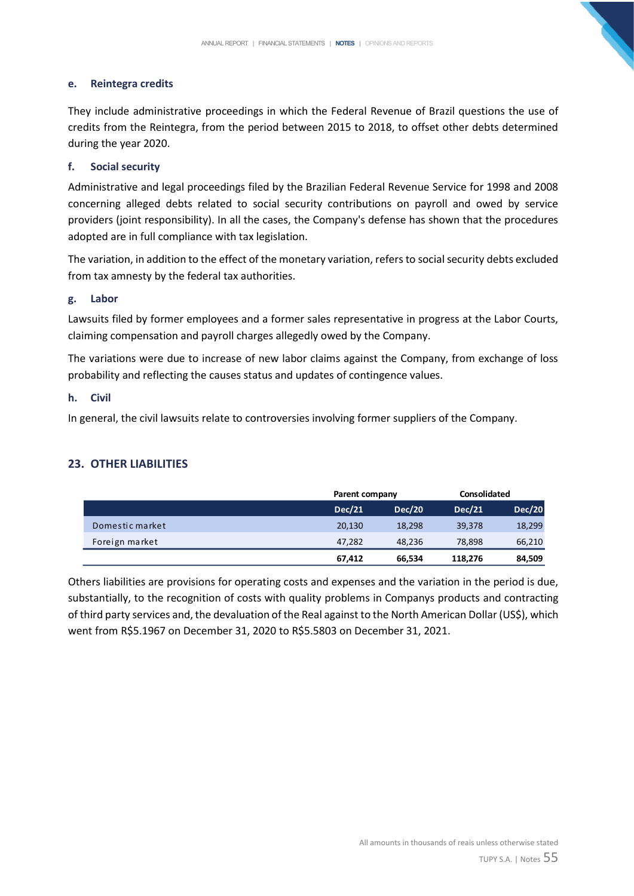#### e. Reintegra credits

They include administrative proceedings in which the Federal Revenue of Brazil questions the use of credits from the Reintegra, from the period between 2015 to 2018, to offset other debts determined during the year 2020.

#### f. Social security

Administrative and legal proceedings filed by the Brazilian Federal Revenue Service for 1998 and 2008 concerning alleged debts related to social security contributions on payroll and owed by service providers (joint responsibility). In all the cases, the Company's defense has shown that the procedures adopted are in full compliance with tax legislation.

The variation, in addition to the effect of the monetary variation, refers to social security debts excluded from tax amnesty by the federal tax authorities.

#### g. Labor

Lawsuits filed by former employees and a former sales representative in progress at the Labor Courts, claiming compensation and payroll charges allegedly owed by the Company.

The variations were due to increase of new labor claims against the Company, from exchange of loss probability and reflecting the causes status and updates of contingence values.

#### h. Civil

In general, the civil lawsuits relate to controversies involving former suppliers of the Company.

## 23. OTHER LIABILITIES

| | Parent company | | Consolidated | |
|---|---|---|---|---|
| | **Dec/21** | **Dec/20** | **Dec/21** | **Dec/20** |
| Domestic market | 20,130 | 18,298 | 39,378 | 18,299 |
| Foreign market | 47,282 | 48,236 | 78,898 | 66,210 |
| | **67,412** | **66,534** | **118,276** | **84,509** |

Others liabilities are provisions for operating costs and expenses and the variation in the period is due, substantially, to the recognition of costs with quality problems in Companys products and contracting of third party services and, the devaluation of the Real against to the North American Dollar (US$), which went from R$5.1967 on December 31, 2020 to R$5.5803 on December 31, 2021.

All amounts in thousands of reais unless otherwise stated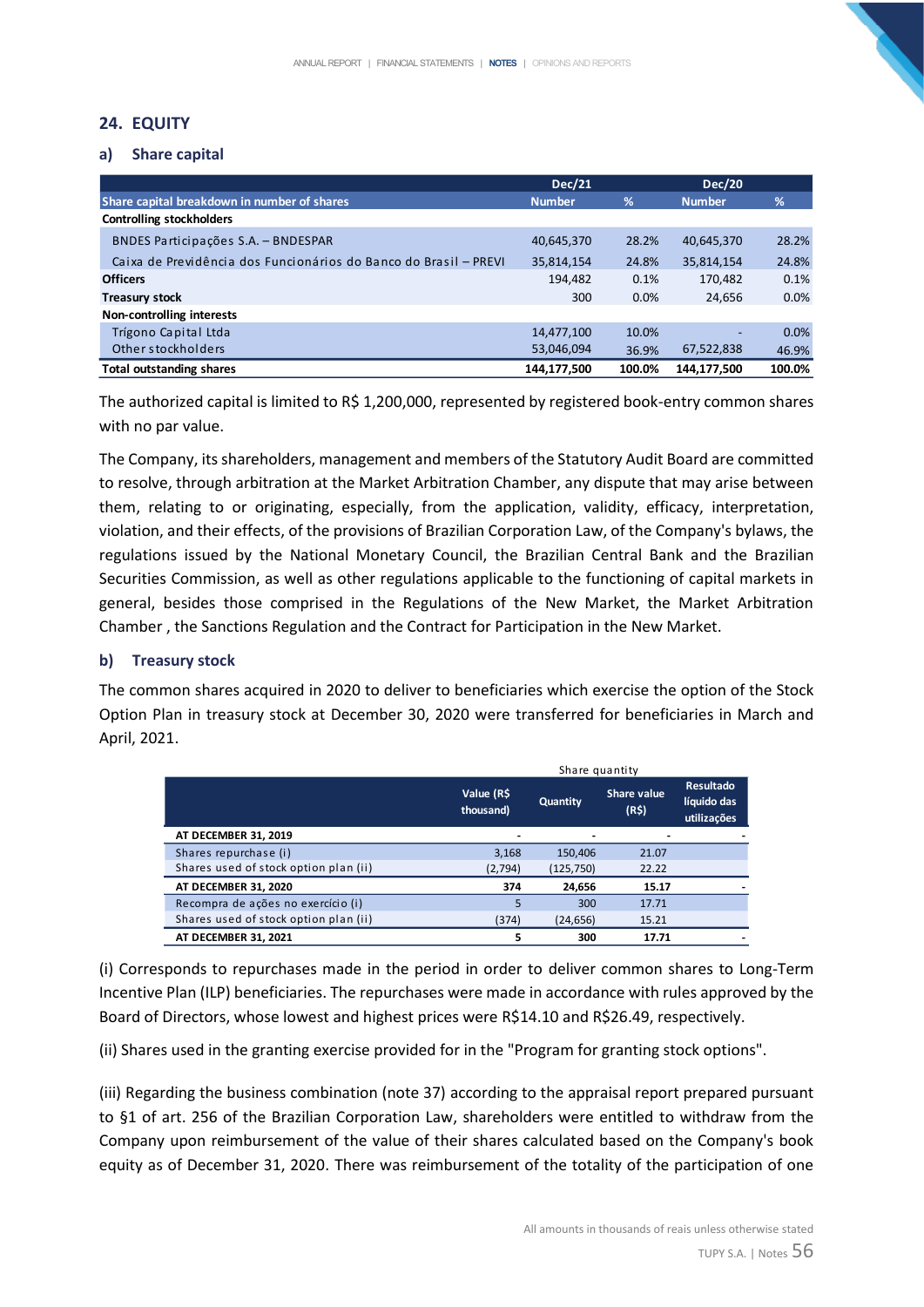## 24. EQUITY

### a) Share capital

| Share capital breakdown in number of shares | Dec/21 Number | % | Dec/20 Number | % |
|---|---|---|---|---|
| **Controlling stockholders** | | | | |
| BNDES Participações S.A. – BNDESPAR | 40,645,370 | 28.2% | 40,645,370 | 28.2% |
| Caixa de Previdência dos Funcionários do Banco do Brasil – PREVI | 35,814,154 | 24.8% | 35,814,154 | 24.8% |
| **Officers** | 194,482 | 0.1% | 170,482 | 0.1% |
| **Treasury stock** | 300 | 0.0% | 24,656 | 0.0% |
| **Non-controlling interests** | | | | |
| Trígono Capital Ltda | 14,477,100 | 10.0% | - | 0.0% |
| Other stockholders | 53,046,094 | 36.9% | 67,522,838 | 46.9% |
| **Total outstanding shares** | **144,177,500** | **100.0%** | **144,177,500** | **100.0%** |

The authorized capital is limited to R$ 1,200,000, represented by registered book-entry common shares with no par value.

The Company, its shareholders, management and members of the Statutory Audit Board are committed to resolve, through arbitration at the Market Arbitration Chamber, any dispute that may arise between them, relating to or originating, especially, from the application, validity, efficacy, interpretation, violation, and their effects, of the provisions of Brazilian Corporation Law, of the Company's bylaws, the regulations issued by the National Monetary Council, the Brazilian Central Bank and the Brazilian Securities Commission, as well as other regulations applicable to the functioning of capital markets in general, besides those comprised in the Regulations of the New Market, the Market Arbitration Chamber , the Sanctions Regulation and the Contract for Participation in the New Market.

### b) Treasury stock

The common shares acquired in 2020 to deliver to beneficiaries which exercise the option of the Stock Option Plan in treasury stock at December 30, 2020 were transferred for beneficiaries in March and April, 2021.

| | Value (R$ thousand) | Share quantity Quantity | Share value (R$) | Resultado líquido das utilizações |
|---|---|---|---|---|
| **AT DECEMBER 31, 2019** | - | - | - | - |
| Shares repurchase (i) | 3,168 | 150,406 | 21.07 | |
| Shares used of stock option plan (ii) | (2,794) | (125,750) | 22.22 | |
| **AT DECEMBER 31, 2020** | **374** | **24,656** | **15.17** | - |
| Recompra de ações no exercício (i) | 5 | 300 | 17.71 | |
| Shares used of stock option plan (ii) | (374) | (24,656) | 15.21 | |
| **AT DECEMBER 31, 2021** | **5** | **300** | **17.71** | - |

(i) Corresponds to repurchases made in the period in order to deliver common shares to Long-Term Incentive Plan (ILP) beneficiaries. The repurchases were made in accordance with rules approved by the Board of Directors, whose lowest and highest prices were R$14.10 and R$26.49, respectively.

(ii) Shares used in the granting exercise provided for in the "Program for granting stock options".

(iii) Regarding the business combination (note 37) according to the appraisal report prepared pursuant to §1 of art. 256 of the Brazilian Corporation Law, shareholders were entitled to withdraw from the Company upon reimbursement of the value of their shares calculated based on the Company's book equity as of December 31, 2020. There was reimbursement of the totality of the participation of one

All amounts in thousands of reais unless otherwise stated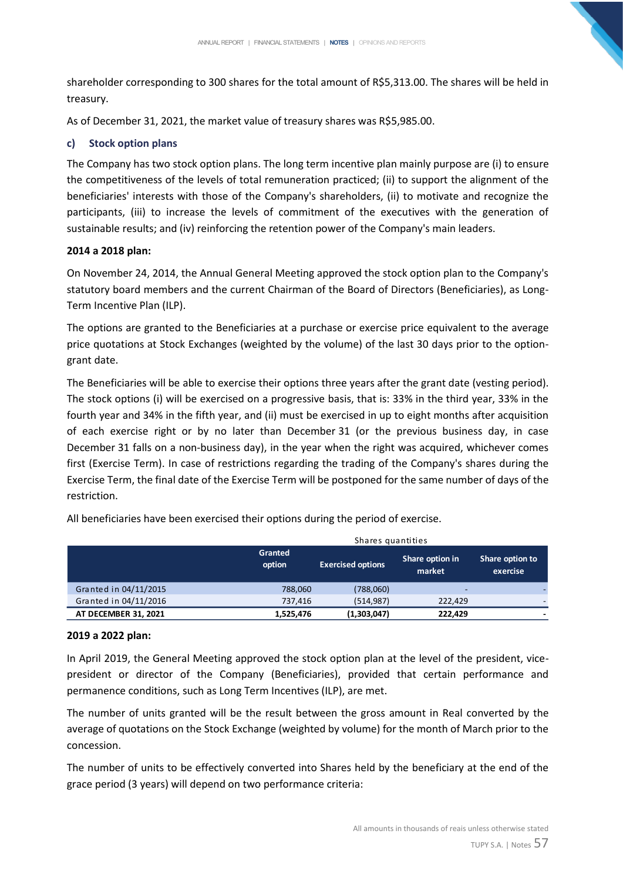shareholder corresponding to 300 shares for the total amount of R$5,313.00. The shares will be held in treasury.

As of December 31, 2021, the market value of treasury shares was R$5,985.00.

### c) Stock option plans

The Company has two stock option plans. The long term incentive plan mainly purpose are (i) to ensure the competitiveness of the levels of total remuneration practiced; (ii) to support the alignment of the beneficiaries' interests with those of the Company's shareholders, (ii) to motivate and recognize the participants, (iii) to increase the levels of commitment of the executives with the generation of sustainable results; and (iv) reinforcing the retention power of the Company's main leaders.

**2014 a 2018 plan:**

On November 24, 2014, the Annual General Meeting approved the stock option plan to the Company's statutory board members and the current Chairman of the Board of Directors (Beneficiaries), as Long-Term Incentive Plan (ILP).

The options are granted to the Beneficiaries at a purchase or exercise price equivalent to the average price quotations at Stock Exchanges (weighted by the volume) of the last 30 days prior to the option-grant date.

The Beneficiaries will be able to exercise their options three years after the grant date (vesting period). The stock options (i) will be exercised on a progressive basis, that is: 33% in the third year, 33% in the fourth year and 34% in the fifth year, and (ii) must be exercised in up to eight months after acquisition of each exercise right or by no later than December 31 (or the previous business day, in case December 31 falls on a non-business day), in the year when the right was acquired, whichever comes first (Exercise Term). In case of restrictions regarding the trading of the Company's shares during the Exercise Term, the final date of the Exercise Term will be postponed for the same number of days of the restriction.

All beneficiaries have been exercised their options during the period of exercise.

| | Shares quantities | | | |
|---|---|---|---|---|
| | Granted option | Exercised options | Share option in market | Share option to exercise |
| Granted in 04/11/2015 | 788,060 | (788,060) | - | - |
| Granted in 04/11/2016 | 737,416 | (514,987) | 222,429 | - |
| **AT DECEMBER 31, 2021** | **1,525,476** | **(1,303,047)** | **222,429** | **-** |

**2019 a 2022 plan:**

In April 2019, the General Meeting approved the stock option plan at the level of the president, vice-president or director of the Company (Beneficiaries), provided that certain performance and permanence conditions, such as Long Term Incentives (ILP), are met.

The number of units granted will be the result between the gross amount in Real converted by the average of quotations on the Stock Exchange (weighted by volume) for the month of March prior to the concession.

The number of units to be effectively converted into Shares held by the beneficiary at the end of the grace period (3 years) will depend on two performance criteria: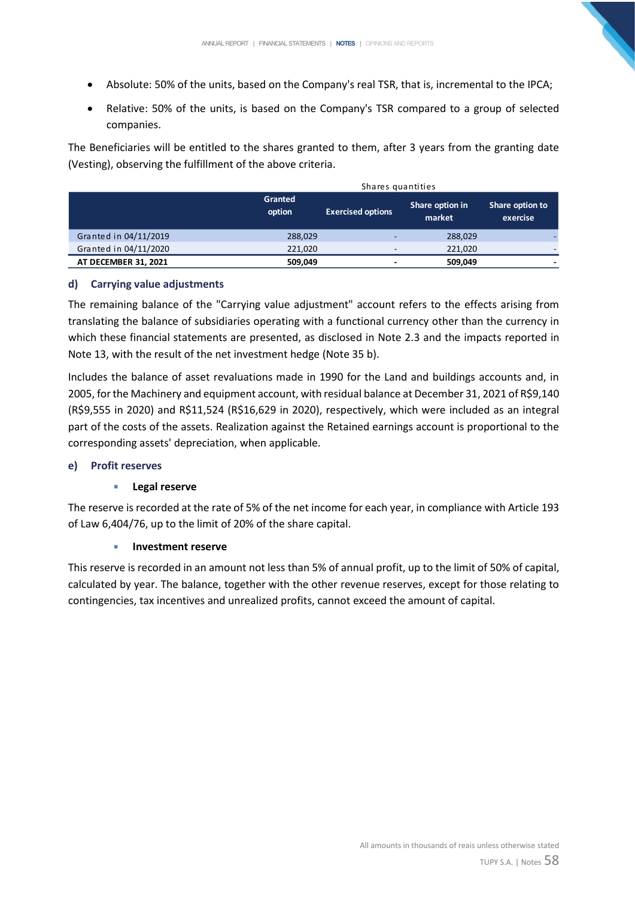- Absolute: 50% of the units, based on the Company's real TSR, that is, incremental to the IPCA;
- Relative: 50% of the units, is based on the Company's TSR compared to a group of selected companies.

The Beneficiaries will be entitled to the shares granted to them, after 3 years from the granting date (Vesting), observing the fulfillment of the above criteria.

| | Shares quantities | | | |
|---|---|---|---|---|
| | Granted option | Exercised options | Share option in market | Share option to exercise |
| Granted in 04/11/2019 | 288,029 | - | 288,029 | - |
| Granted in 04/11/2020 | 221,020 | - | 221,020 | - |
| **AT DECEMBER 31, 2021** | **509,049** | **-** | **509,049** | **-** |

### d) Carrying value adjustments

The remaining balance of the "Carrying value adjustment" account refers to the effects arising from translating the balance of subsidiaries operating with a functional currency other than the currency in which these financial statements are presented, as disclosed in Note 2.3 and the impacts reported in Note 13, with the result of the net investment hedge (Note 35 b).

Includes the balance of asset revaluations made in 1990 for the Land and buildings accounts and, in 2005, for the Machinery and equipment account, with residual balance at December 31, 2021 of R$9,140 (R$9,555 in 2020) and R$11,524 (R$16,629 in 2020), respectively, which were included as an integral part of the costs of the assets. Realization against the Retained earnings account is proportional to the corresponding assets' depreciation, when applicable.

### e) Profit reserves

- **Legal reserve**

The reserve is recorded at the rate of 5% of the net income for each year, in compliance with Article 193 of Law 6,404/76, up to the limit of 20% of the share capital.

- **Investment reserve**

This reserve is recorded in an amount not less than 5% of annual profit, up to the limit of 50% of capital, calculated by year. The balance, together with the other revenue reserves, except for those relating to contingencies, tax incentives and unrealized profits, cannot exceed the amount of capital.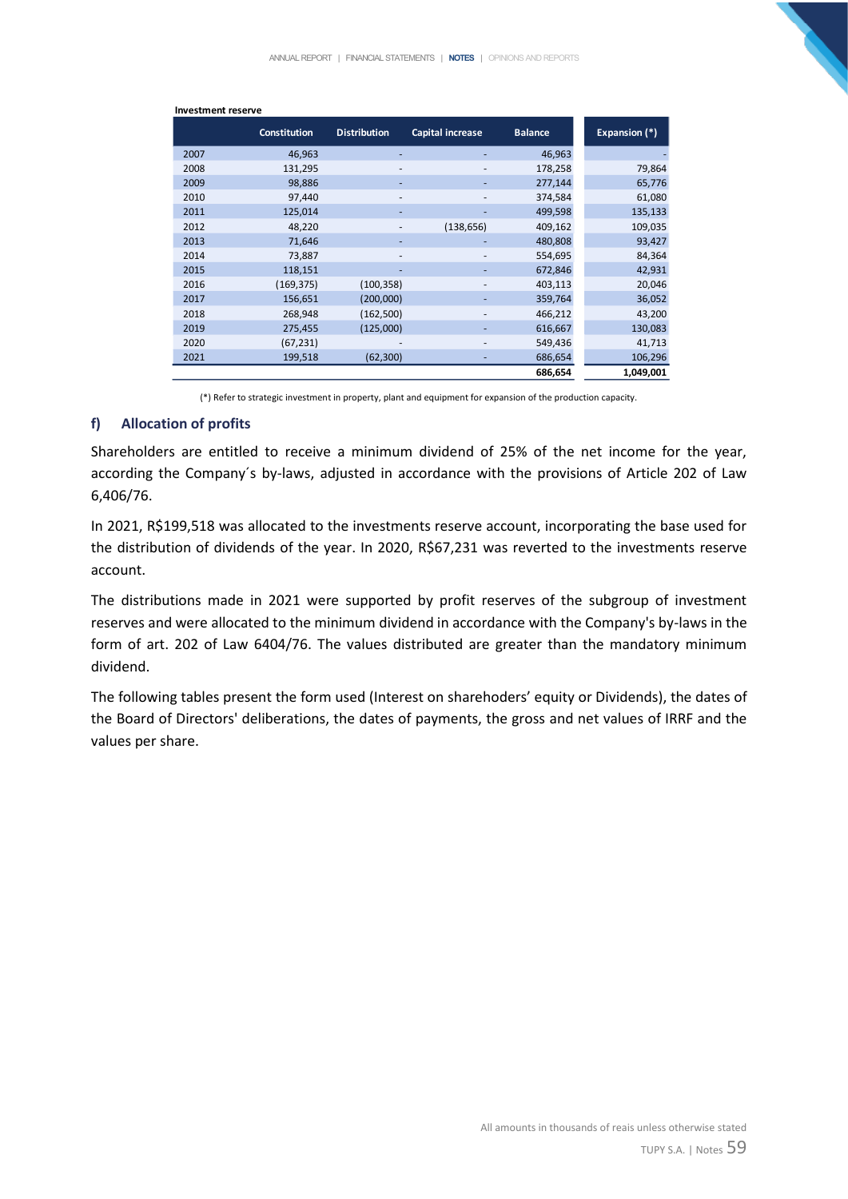**Investment reserve**

| | Constitution | Distribution | Capital increase | Balance | Expansion (*) |
|---|---|---|---|---|---|
| 2007 | 46,963 | - | - | 46,963 | - |
| 2008 | 131,295 | - | - | 178,258 | 79,864 |
| 2009 | 98,886 | - | - | 277,144 | 65,776 |
| 2010 | 97,440 | - | - | 374,584 | 61,080 |
| 2011 | 125,014 | - | - | 499,598 | 135,133 |
| 2012 | 48,220 | - | (138,656) | 409,162 | 109,035 |
| 2013 | 71,646 | - | - | 480,808 | 93,427 |
| 2014 | 73,887 | - | - | 554,695 | 84,364 |
| 2015 | 118,151 | - | - | 672,846 | 42,931 |
| 2016 | (169,375) | (100,358) | - | 403,113 | 20,046 |
| 2017 | 156,651 | (200,000) | - | 359,764 | 36,052 |
| 2018 | 268,948 | (162,500) | - | 466,212 | 43,200 |
| 2019 | 275,455 | (125,000) | - | 616,667 | 130,083 |
| 2020 | (67,231) | - | - | 549,436 | 41,713 |
| 2021 | 199,518 | (62,300) | - | 686,654 | 106,296 |
| | | | | **686,654** | **1,049,001** |

(*) Refer to strategic investment in property, plant and equipment for expansion of the production capacity.

### f) Allocation of profits

Shareholders are entitled to receive a minimum dividend of 25% of the net income for the year, according the Company´s by-laws, adjusted in accordance with the provisions of Article 202 of Law 6,406/76.

In 2021, R$199,518 was allocated to the investments reserve account, incorporating the base used for the distribution of dividends of the year. In 2020, R$67,231 was reverted to the investments reserve account.

The distributions made in 2021 were supported by profit reserves of the subgroup of investment reserves and were allocated to the minimum dividend in accordance with the Company's by-laws in the form of art. 202 of Law 6404/76. The values distributed are greater than the mandatory minimum dividend.

The following tables present the form used (Interest on sharehoders' equity or Dividends), the dates of the Board of Directors' deliberations, the dates of payments, the gross and net values of IRRF and the values per share.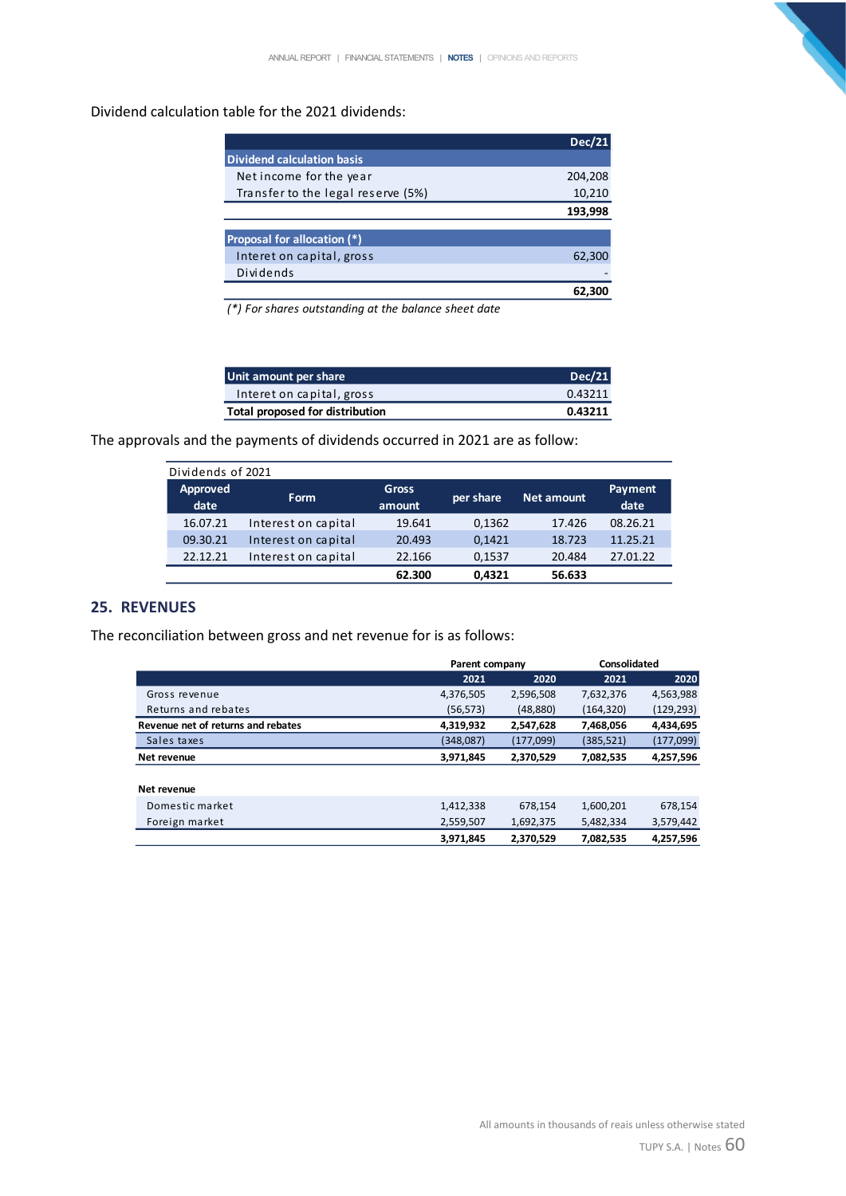Dividend calculation table for the 2021 dividends:

| | Dec/21 |
|---|---|
| **Dividend calculation basis** | |
| Net income for the year | 204,208 |
| Transfer to the legal reserve (5%) | 10,210 |
| | **193,998** |
| **Proposal for allocation (*)** | |
| Interet on capital, gross | 62,300 |
| Dividends | - |
| | **62,300** |

*(*) For shares outstanding at the balance sheet date*

| Unit amount per share | Dec/21 |
|---|---|
| Interet on capital, gross | 0.43211 |
| **Total proposed for distribution** | **0.43211** |

The approvals and the payments of dividends occurred in 2021 are as follow:

| Dividends of 2021 | | | | | |
|---|---|---|---|---|---|
| Approved date | Form | Gross amount | per share | Net amount | Payment date |
| 16.07.21 | Interest on capital | 19.641 | 0,1362 | 17.426 | 08.26.21 |
| 09.30.21 | Interest on capital | 20.493 | 0,1421 | 18.723 | 11.25.21 |
| 22.12.21 | Interest on capital | 22.166 | 0,1537 | 20.484 | 27.01.22 |
| | | **62.300** | **0,4321** | **56.633** | |

## 25. REVENUES

The reconciliation between gross and net revenue for is as follows:

| | Parent company | | Consolidated | |
|---|---|---|---|---|
| | 2021 | 2020 | 2021 | 2020 |
| Gross revenue | 4,376,505 | 2,596,508 | 7,632,376 | 4,563,988 |
| Returns and rebates | (56,573) | (48,880) | (164,320) | (129,293) |
| **Revenue net of returns and rebates** | **4,319,932** | **2,547,628** | **7,468,056** | **4,434,695** |
| Sales taxes | (348,087) | (177,099) | (385,521) | (177,099) |
| **Net revenue** | **3,971,845** | **2,370,529** | **7,082,535** | **4,257,596** |
| | | | | |
| **Net revenue** | | | | |
| Domestic market | 1,412,338 | 678,154 | 1,600,201 | 678,154 |
| Foreign market | 2,559,507 | 1,692,375 | 5,482,334 | 3,579,442 |
| | **3,971,845** | **2,370,529** | **7,082,535** | **4,257,596** |

All amounts in thousands of reais unless otherwise stated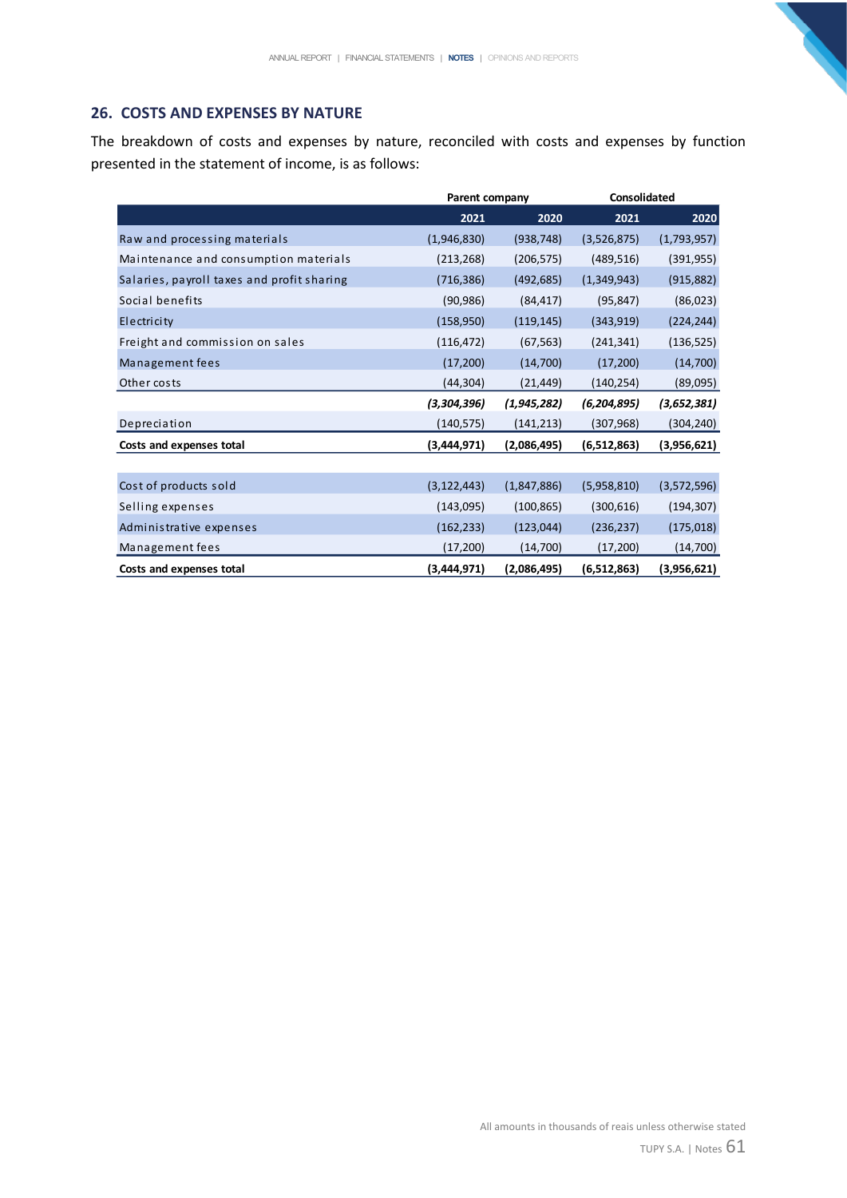## 26. COSTS AND EXPENSES BY NATURE

The breakdown of costs and expenses by nature, reconciled with costs and expenses by function presented in the statement of income, is as follows:

| | Parent company | | Consolidated | |
|---|---|---|---|---|
| | 2021 | 2020 | 2021 | 2020 |
| Raw and processing materials | (1,946,830) | (938,748) | (3,526,875) | (1,793,957) |
| Maintenance and consumption materials | (213,268) | (206,575) | (489,516) | (391,955) |
| Salaries, payroll taxes and profit sharing | (716,386) | (492,685) | (1,349,943) | (915,882) |
| Social benefits | (90,986) | (84,417) | (95,847) | (86,023) |
| Electricity | (158,950) | (119,145) | (343,919) | (224,244) |
| Freight and commission on sales | (116,472) | (67,563) | (241,341) | (136,525) |
| Management fees | (17,200) | (14,700) | (17,200) | (14,700) |
| Other costs | (44,304) | (21,449) | (140,254) | (89,095) |
| | ***(3,304,396)*** | ***(1,945,282)*** | ***(6,204,895)*** | ***(3,652,381)*** |
| Depreciation | (140,575) | (141,213) | (307,968) | (304,240) |
| **Costs and expenses total** | **(3,444,971)** | **(2,086,495)** | **(6,512,863)** | **(3,956,621)** |
| | | | | |
| Cost of products sold | (3,122,443) | (1,847,886) | (5,958,810) | (3,572,596) |
| Selling expenses | (143,095) | (100,865) | (300,616) | (194,307) |
| Administrative expenses | (162,233) | (123,044) | (236,237) | (175,018) |
| Management fees | (17,200) | (14,700) | (17,200) | (14,700) |
| **Costs and expenses total** | **(3,444,971)** | **(2,086,495)** | **(6,512,863)** | **(3,956,621)** |

All amounts in thousands of reais unless otherwise stated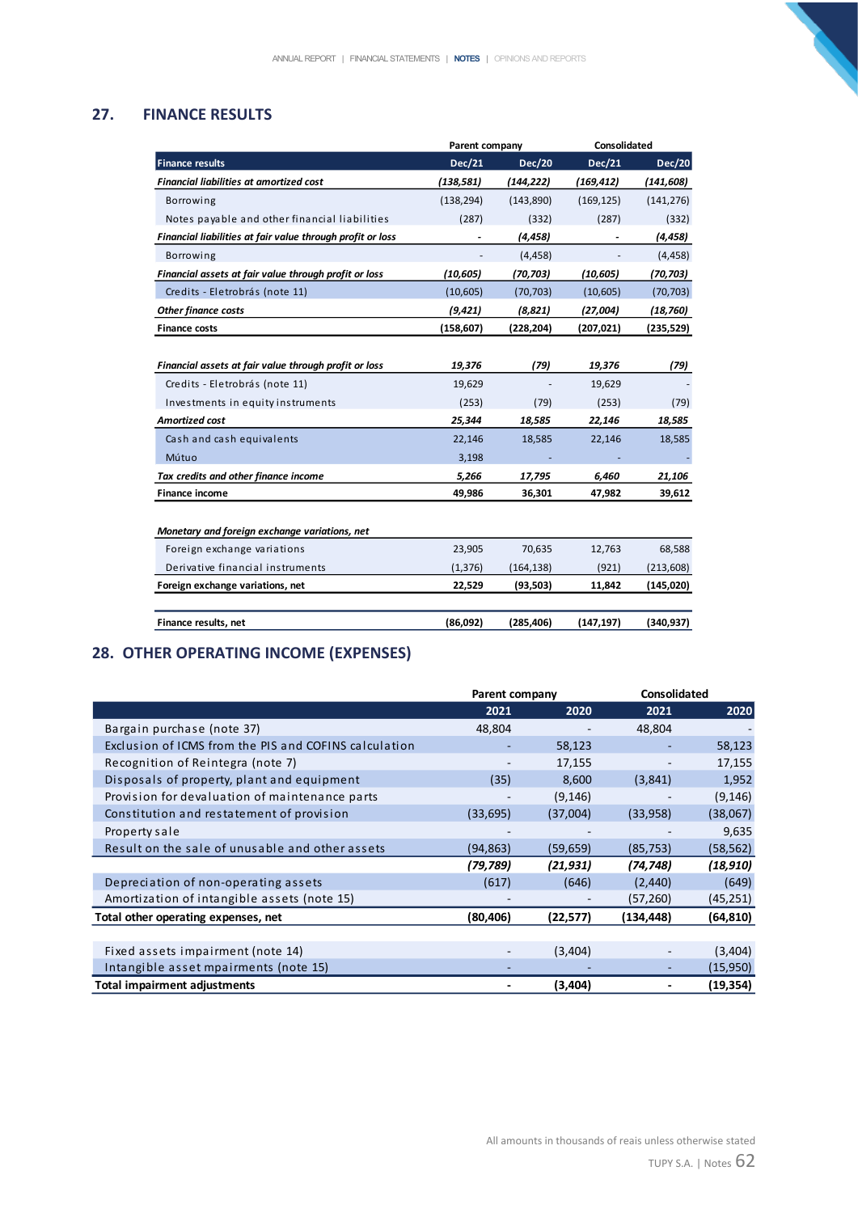## 27. FINANCE RESULTS

| | Parent company | | Consolidated | |
|---|---|---|---|---|
| **Finance results** | **Dec/21** | **Dec/20** | **Dec/21** | **Dec/20** |
| ***Financial liabilities at amortized cost*** | ***(138,581)*** | ***(144,222)*** | ***(169,412)*** | ***(141,608)*** |
| Borrowing | (138,294) | (143,890) | (169,125) | (141,276) |
| Notes payable and other financial liabilities | (287) | (332) | (287) | (332) |
| ***Financial liabilities at fair value through profit or loss*** | - | ***(4,458)*** | - | ***(4,458)*** |
| Borrowing | - | (4,458) | - | (4,458) |
| ***Financial assets at fair value through profit or loss*** | ***(10,605)*** | ***(70,703)*** | ***(10,605)*** | ***(70,703)*** |
| Credits - Eletrobrás (note 11) | (10,605) | (70,703) | (10,605) | (70,703) |
| ***Other finance costs*** | ***(9,421)*** | ***(8,821)*** | ***(27,004)*** | ***(18,760)*** |
| **Finance costs** | **(158,607)** | **(228,204)** | **(207,021)** | **(235,529)** |
| | | | | |
| ***Financial assets at fair value through profit or loss*** | ***19,376*** | ***(79)*** | ***19,376*** | ***(79)*** |
| Credits - Eletrobrás (note 11) | 19,629 | - | 19,629 | - |
| Investments in equity instruments | (253) | (79) | (253) | (79) |
| ***Amortized cost*** | ***25,344*** | ***18,585*** | ***22,146*** | ***18,585*** |
| Cash and cash equivalents | 22,146 | 18,585 | 22,146 | 18,585 |
| Mútuo | 3,198 | - | - | - |
| ***Tax credits and other finance income*** | ***5,266*** | ***17,795*** | ***6,460*** | ***21,106*** |
| **Finance income** | **49,986** | **36,301** | **47,982** | **39,612** |
| | | | | |
| ***Monetary and foreign exchange variations, net*** | | | | |
| Foreign exchange variations | 23,905 | 70,635 | 12,763 | 68,588 |
| Derivative financial instruments | (1,376) | (164,138) | (921) | (213,608) |
| **Foreign exchange variations, net** | **22,529** | **(93,503)** | **11,842** | **(145,020)** |
| | | | | |
| **Finance results, net** | **(86,092)** | **(285,406)** | **(147,197)** | **(340,937)** |

## 28. OTHER OPERATING INCOME (EXPENSES)

| | Parent company | | Consolidated | |
|---|---|---|---|---|
| | **2021** | **2020** | **2021** | **2020** |
| Bargain purchase (note 37) | 48,804 | - | 48,804 | - |
| Exclusion of ICMS from the PIS and COFINS calculation | - | 58,123 | - | 58,123 |
| Recognition of Reintegra (note 7) | - | 17,155 | - | 17,155 |
| Disposals of property, plant and equipment | (35) | 8,600 | (3,841) | 1,952 |
| Provision for devaluation of maintenance parts | - | (9,146) | - | (9,146) |
| Constitution and restatement of provision | (33,695) | (37,004) | (33,958) | (38,067) |
| Property sale | - | - | - | 9,635 |
| Result on the sale of unusable and other assets | (94,863) | (59,659) | (85,753) | (58,562) |
| | ***(79,789)*** | ***(21,931)*** | ***(74,748)*** | ***(18,910)*** |
| Depreciation of non-operating assets | (617) | (646) | (2,440) | (649) |
| Amortization of intangible assets (note 15) | - | - | (57,260) | (45,251) |
| **Total other operating expenses, net** | **(80,406)** | **(22,577)** | **(134,448)** | **(64,810)** |
| | | | | |
| Fixed assets impairment (note 14) | - | (3,404) | - | (3,404) |
| Intangible asset mpairments (note 15) | - | - | - | (15,950) |
| **Total impairment adjustments** | **-** | **(3,404)** | **-** | **(19,354)** |

All amounts in thousands of reais unless otherwise stated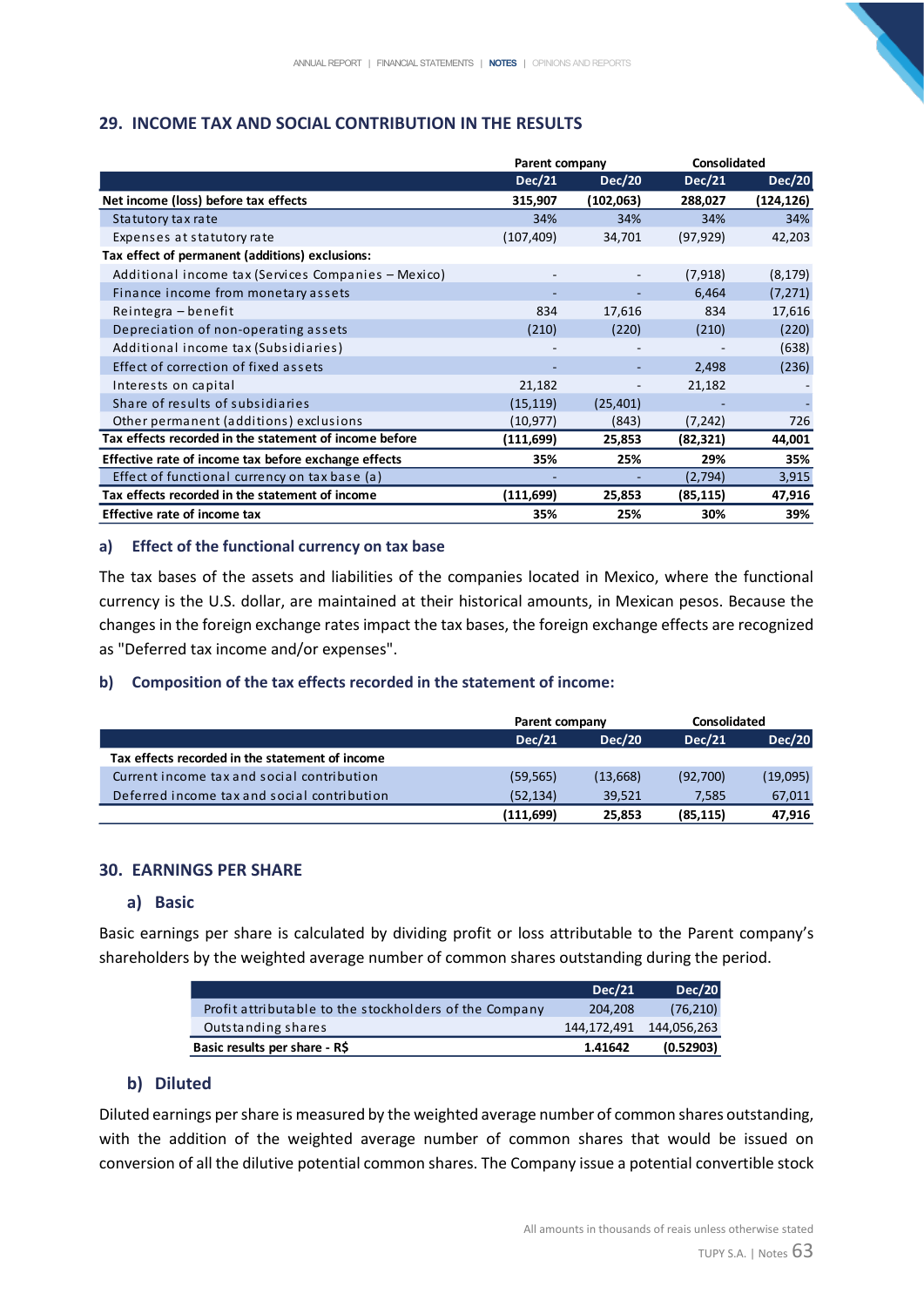## 29. INCOME TAX AND SOCIAL CONTRIBUTION IN THE RESULTS

| | Parent company | | Consolidated | |
|---|---|---|---|---|
| | Dec/21 | Dec/20 | Dec/21 | Dec/20 |
| **Net income (loss) before tax effects** | **315,907** | **(102,063)** | **288,027** | **(124,126)** |
| Statutory tax rate | 34% | 34% | 34% | 34% |
| Expenses at statutory rate | (107,409) | 34,701 | (97,929) | 42,203 |
| **Tax effect of permanent (additions) exclusions:** | | | | |
| Additional income tax (Services Companies – Mexico) | - | - | (7,918) | (8,179) |
| Finance income from monetary assets | - | - | 6,464 | (7,271) |
| Reintegra – benefit | 834 | 17,616 | 834 | 17,616 |
| Depreciation of non-operating assets | (210) | (220) | (210) | (220) |
| Additional income tax (Subsidiaries) | - | - | - | (638) |
| Effect of correction of fixed assets | - | - | 2,498 | (236) |
| Interests on capital | 21,182 | - | 21,182 | - |
| Share of results of subsidiaries | (15,119) | (25,401) | - | - |
| Other permanent (additions) exclusions | (10,977) | (843) | (7,242) | 726 |
| **Tax effects recorded in the statement of income before** | **(111,699)** | **25,853** | **(82,321)** | **44,001** |
| **Effective rate of income tax before exchange effects** | **35%** | **25%** | **29%** | **35%** |
| Effect of functional currency on tax base (a) | - | - | (2,794) | 3,915 |
| **Tax effects recorded in the statement of income** | **(111,699)** | **25,853** | **(85,115)** | **47,916** |
| **Effective rate of income tax** | **35%** | **25%** | **30%** | **39%** |

### a) Effect of the functional currency on tax base

The tax bases of the assets and liabilities of the companies located in Mexico, where the functional currency is the U.S. dollar, are maintained at their historical amounts, in Mexican pesos. Because the changes in the foreign exchange rates impact the tax bases, the foreign exchange effects are recognized as "Deferred tax income and/or expenses".

### b) Composition of the tax effects recorded in the statement of income:

| | Parent company | | Consolidated | |
|---|---|---|---|---|
| | Dec/21 | Dec/20 | Dec/21 | Dec/20 |
| **Tax effects recorded in the statement of income** | | | | |
| Current income tax and social contribution | (59,565) | (13,668) | (92,700) | (19,095) |
| Deferred income tax and social contribution | (52,134) | 39,521 | 7,585 | 67,011 |
| | **(111,699)** | **25,853** | **(85,115)** | **47,916** |

## 30. EARNINGS PER SHARE

### a) Basic

Basic earnings per share is calculated by dividing profit or loss attributable to the Parent company's shareholders by the weighted average number of common shares outstanding during the period.

| | Dec/21 | Dec/20 |
|---|---|---|
| Profit attributable to the stockholders of the Company | 204,208 | (76,210) |
| Outstanding shares | 144,172,491 | 144,056,263 |
| **Basic results per share - R$** | **1.41642** | **(0.52903)** |

### b) Diluted

Diluted earnings per share is measured by the weighted average number of common shares outstanding, with the addition of the weighted average number of common shares that would be issued on conversion of all the dilutive potential common shares. The Company issue a potential convertible stock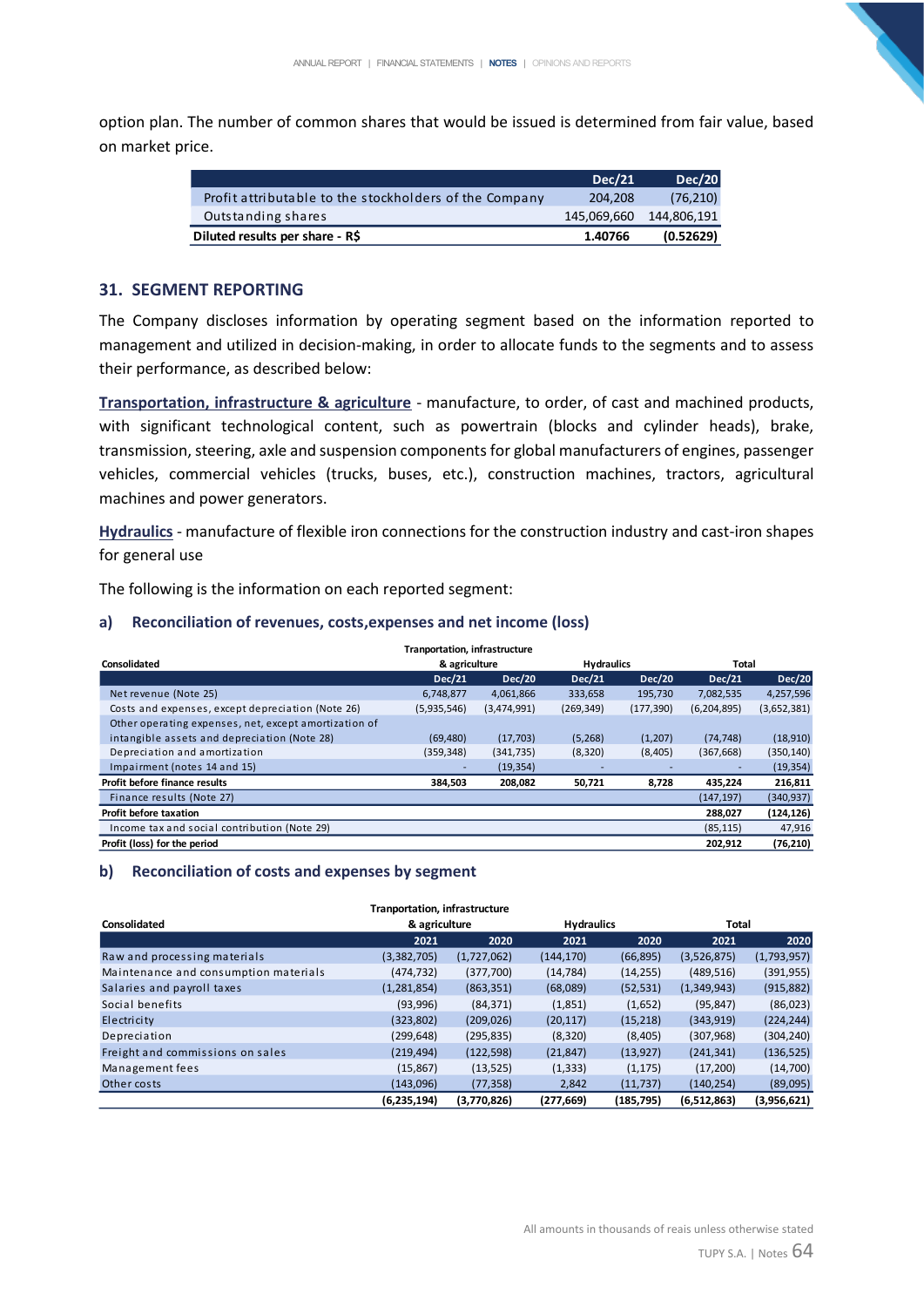option plan. The number of common shares that would be issued is determined from fair value, based on market price.

| | Dec/21 | Dec/20 |
|---|---|---|
| Profit attributable to the stockholders of the Company | 204,208 | (76,210) |
| Outstanding shares | 145,069,660 | 144,806,191 |
| **Diluted results per share - R$** | **1.40766** | **(0.52629)** |

## 31. SEGMENT REPORTING

The Company discloses information by operating segment based on the information reported to management and utilized in decision-making, in order to allocate funds to the segments and to assess their performance, as described below:

**Transportation, infrastructure & agriculture** - manufacture, to order, of cast and machined products, with significant technological content, such as powertrain (blocks and cylinder heads), brake, transmission, steering, axle and suspension components for global manufacturers of engines, passenger vehicles, commercial vehicles (trucks, buses, etc.), construction machines, tractors, agricultural machines and power generators.

**Hydraulics** - manufacture of flexible iron connections for the construction industry and cast-iron shapes for general use

The following is the information on each reported segment:

### a) Reconciliation of revenues, costs,expenses and net income (loss)

| Consolidated | Tranportation, infrastructure & agriculture | | Hydraulics | | Total | |
|---|---|---|---|---|---|---|
| | Dec/21 | Dec/20 | Dec/21 | Dec/20 | Dec/21 | Dec/20 |
| Net revenue (Note 25) | 6,748,877 | 4,061,866 | 333,658 | 195,730 | 7,082,535 | 4,257,596 |
| Costs and expenses, except depreciation (Note 26) | (5,935,546) | (3,474,991) | (269,349) | (177,390) | (6,204,895) | (3,652,381) |
| Other operating expenses, net, except amortization of intangible assets and depreciation (Note 28) | (69,480) | (17,703) | (5,268) | (1,207) | (74,748) | (18,910) |
| Depreciation and amortization | (359,348) | (341,735) | (8,320) | (8,405) | (367,668) | (350,140) |
| Impairment (notes 14 and 15) | - | (19,354) | - | - | - | (19,354) |
| **Profit before finance results** | **384,503** | **208,082** | **50,721** | **8,728** | **435,224** | **216,811** |
| Finance results (Note 27) | | | | | (147,197) | (340,937) |
| **Profit before taxation** | | | | | **288,027** | **(124,126)** |
| Income tax and social contribution (Note 29) | | | | | (85,115) | 47,916 |
| **Profit (loss) for the period** | | | | | **202,912** | **(76,210)** |

### b) Reconciliation of costs and expenses by segment

| Consolidated | Tranportation, infrastructure & agriculture | | Hydraulics | | Total | |
|---|---|---|---|---|---|---|
| | 2021 | 2020 | 2021 | 2020 | 2021 | 2020 |
| Raw and processing materials | (3,382,705) | (1,727,062) | (144,170) | (66,895) | (3,526,875) | (1,793,957) |
| Maintenance and consumption materials | (474,732) | (377,700) | (14,784) | (14,255) | (489,516) | (391,955) |
| Salaries and payroll taxes | (1,281,854) | (863,351) | (68,089) | (52,531) | (1,349,943) | (915,882) |
| Social benefits | (93,996) | (84,371) | (1,851) | (1,652) | (95,847) | (86,023) |
| Electricity | (323,802) | (209,026) | (20,117) | (15,218) | (343,919) | (224,244) |
| Depreciation | (299,648) | (295,835) | (8,320) | (8,405) | (307,968) | (304,240) |
| Freight and commissions on sales | (219,494) | (122,598) | (21,847) | (13,927) | (241,341) | (136,525) |
| Management fees | (15,867) | (13,525) | (1,333) | (1,175) | (17,200) | (14,700) |
| Other costs | (143,096) | (77,358) | 2,842 | (11,737) | (140,254) | (89,095) |
| | **(6,235,194)** | **(3,770,826)** | **(277,669)** | **(185,795)** | **(6,512,863)** | **(3,956,621)** |

All amounts in thousands of reais unless otherwise stated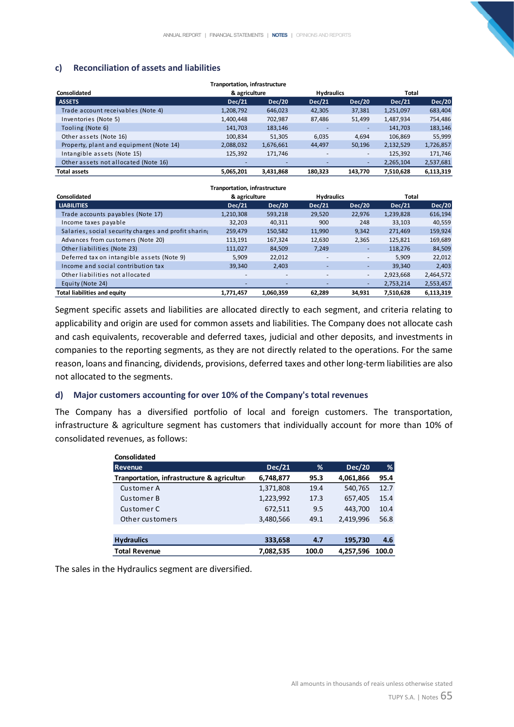## c) Reconciliation of assets and liabilities

| Consolidated | Tranportation, infrastructure & agriculture | | Hydraulics | | Total | |
|---|---|---|---|---|---|---|
| **ASSETS** | **Dec/21** | **Dec/20** | **Dec/21** | **Dec/20** | **Dec/21** | **Dec/20** |
| Trade account receivables (Note 4) | 1,208,792 | 646,023 | 42,305 | 37,381 | 1,251,097 | 683,404 |
| Inventories (Note 5) | 1,400,448 | 702,987 | 87,486 | 51,499 | 1,487,934 | 754,486 |
| Tooling (Note 6) | 141,703 | 183,146 | - | - | 141,703 | 183,146 |
| Other assets (Note 16) | 100,834 | 51,305 | 6,035 | 4,694 | 106,869 | 55,999 |
| Property, plant and equipment (Note 14) | 2,088,032 | 1,676,661 | 44,497 | 50,196 | 2,132,529 | 1,726,857 |
| Intangible assets (Note 15) | 125,392 | 171,746 | - | - | 125,392 | 171,746 |
| Other assets not allocated (Note 16) | - | - | - | - | 2,265,104 | 2,537,681 |
| **Total assets** | **5,065,201** | **3,431,868** | **180,323** | **143,770** | **7,510,628** | **6,113,319** |

| Consolidated | Tranportation, infrastructure & agriculture | | Hydraulics | | Total | |
|---|---|---|---|---|---|---|
| **LIABILITIES** | **Dec/21** | **Dec/20** | **Dec/21** | **Dec/20** | **Dec/21** | **Dec/20** |
| Trade accounts payables (Note 17) | 1,210,308 | 593,218 | 29,520 | 22,976 | 1,239,828 | 616,194 |
| Income taxes payable | 32,203 | 40,311 | 900 | 248 | 33,103 | 40,559 |
| Salaries, social security charges and profit sharing | 259,479 | 150,582 | 11,990 | 9,342 | 271,469 | 159,924 |
| Advances from customers (Note 20) | 113,191 | 167,324 | 12,630 | 2,365 | 125,821 | 169,689 |
| Other liabilities (Note 23) | 111,027 | 84,509 | 7,249 | - | 118,276 | 84,509 |
| Deferred tax on intangible assets (Note 9) | 5,909 | 22,012 | - | - | 5,909 | 22,012 |
| Income and social contribution tax | 39,340 | 2,403 | - | - | 39,340 | 2,403 |
| Other liabilities not allocated | - | - | - | - | 2,923,668 | 2,464,572 |
| Equity (Note 24) | - | - | - | - | 2,753,214 | 2,553,457 |
| **Total liabilities and equity** | **1,771,457** | **1,060,359** | **62,289** | **34,931** | **7,510,628** | **6,113,319** |

Segment specific assets and liabilities are allocated directly to each segment, and criteria relating to applicability and origin are used for common assets and liabilities. The Company does not allocate cash and cash equivalents, recoverable and deferred taxes, judicial and other deposits, and investments in companies to the reporting segments, as they are not directly related to the operations. For the same reason, loans and financing, dividends, provisions, deferred taxes and other long-term liabilities are also not allocated to the segments.

## d) Major customers accounting for over 10% of the Company's total revenues

The Company has a diversified portfolio of local and foreign customers. The transportation, infrastructure & agriculture segment has customers that individually account for more than 10% of consolidated revenues, as follows:

| Consolidated | | | | |
|---|---|---|---|---|
| **Revenue** | **Dec/21** | **%** | **Dec/20** | **%** |
| **Tranportation, infrastructure & agriculture** | **6,748,877** | **95.3** | **4,061,866** | **95.4** |
| Customer A | 1,371,808 | 19.4 | 540,765 | 12.7 |
| Customer B | 1,223,992 | 17.3 | 657,405 | 15.4 |
| Customer C | 672,511 | 9.5 | 443,700 | 10.4 |
| Other customers | 3,480,566 | 49.1 | 2,419,996 | 56.8 |
| | | | | |
| **Hydraulics** | **333,658** | **4.7** | **195,730** | **4.6** |
| **Total Revenue** | **7,082,535** | **100.0** | **4,257,596** | **100.0** |

The sales in the Hydraulics segment are diversified.

All amounts in thousands of reais unless otherwise stated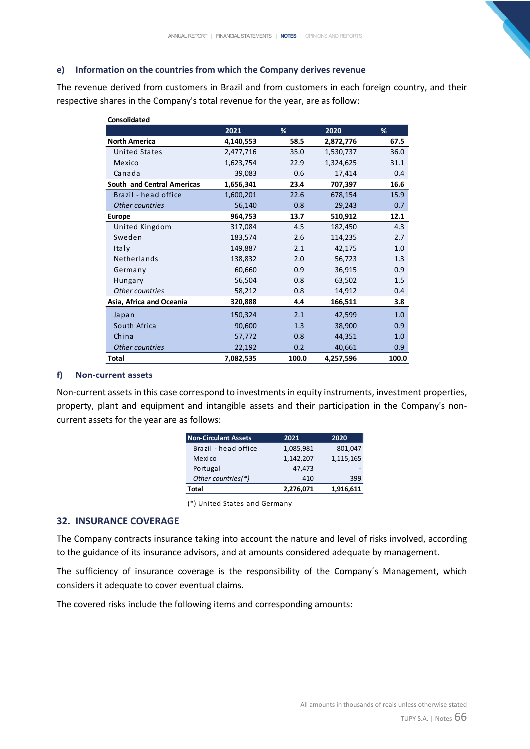### e) Information on the countries from which the Company derives revenue

The revenue derived from customers in Brazil and from customers in each foreign country, and their respective shares in the Company's total revenue for the year, are as follow:

**Consolidated**

| | 2021 | % | 2020 | % |
|---|---|---|---|---|
| **North America** | **4,140,553** | **58.5** | **2,872,776** | **67.5** |
| United States | 2,477,716 | 35.0 | 1,530,737 | 36.0 |
| Mexico | 1,623,754 | 22.9 | 1,324,625 | 31.1 |
| Canada | 39,083 | 0.6 | 17,414 | 0.4 |
| **South and Central Americas** | **1,656,341** | **23.4** | **707,397** | **16.6** |
| Brazil - head office | 1,600,201 | 22.6 | 678,154 | 15.9 |
| *Other countries* | 56,140 | 0.8 | 29,243 | 0.7 |
| **Europe** | **964,753** | **13.7** | **510,912** | **12.1** |
| United Kingdom | 317,084 | 4.5 | 182,450 | 4.3 |
| Sweden | 183,574 | 2.6 | 114,235 | 2.7 |
| Italy | 149,887 | 2.1 | 42,175 | 1.0 |
| Netherlands | 138,832 | 2.0 | 56,723 | 1.3 |
| Germany | 60,660 | 0.9 | 36,915 | 0.9 |
| Hungary | 56,504 | 0.8 | 63,502 | 1.5 |
| *Other countries* | 58,212 | 0.8 | 14,912 | 0.4 |
| **Asia, Africa and Oceania** | **320,888** | **4.4** | **166,511** | **3.8** |
| Japan | 150,324 | 2.1 | 42,599 | 1.0 |
| South Africa | 90,600 | 1.3 | 38,900 | 0.9 |
| China | 57,772 | 0.8 | 44,351 | 1.0 |
| *Other countries* | 22,192 | 0.2 | 40,661 | 0.9 |
| **Total** | **7,082,535** | **100.0** | **4,257,596** | **100.0** |

### f) Non-current assets

Non-current assets in this case correspond to investments in equity instruments, investment properties, property, plant and equipment and intangible assets and their participation in the Company's non-current assets for the year are as follows:

| Non-Circulant Assets | 2021 | 2020 |
|---|---|---|
| Brazil - head office | 1,085,981 | 801,047 |
| Mexico | 1,142,207 | 1,115,165 |
| Portugal | 47,473 | - |
| *Other countries(*)* | 410 | 399 |
| **Total** | **2,276,071** | **1,916,611** |

(*) United States and Germany

## 32. INSURANCE COVERAGE

The Company contracts insurance taking into account the nature and level of risks involved, according to the guidance of its insurance advisors, and at amounts considered adequate by management.

The sufficiency of insurance coverage is the responsibility of the Company´s Management, which considers it adequate to cover eventual claims.

The covered risks include the following items and corresponding amounts:

All amounts in thousands of reais unless otherwise stated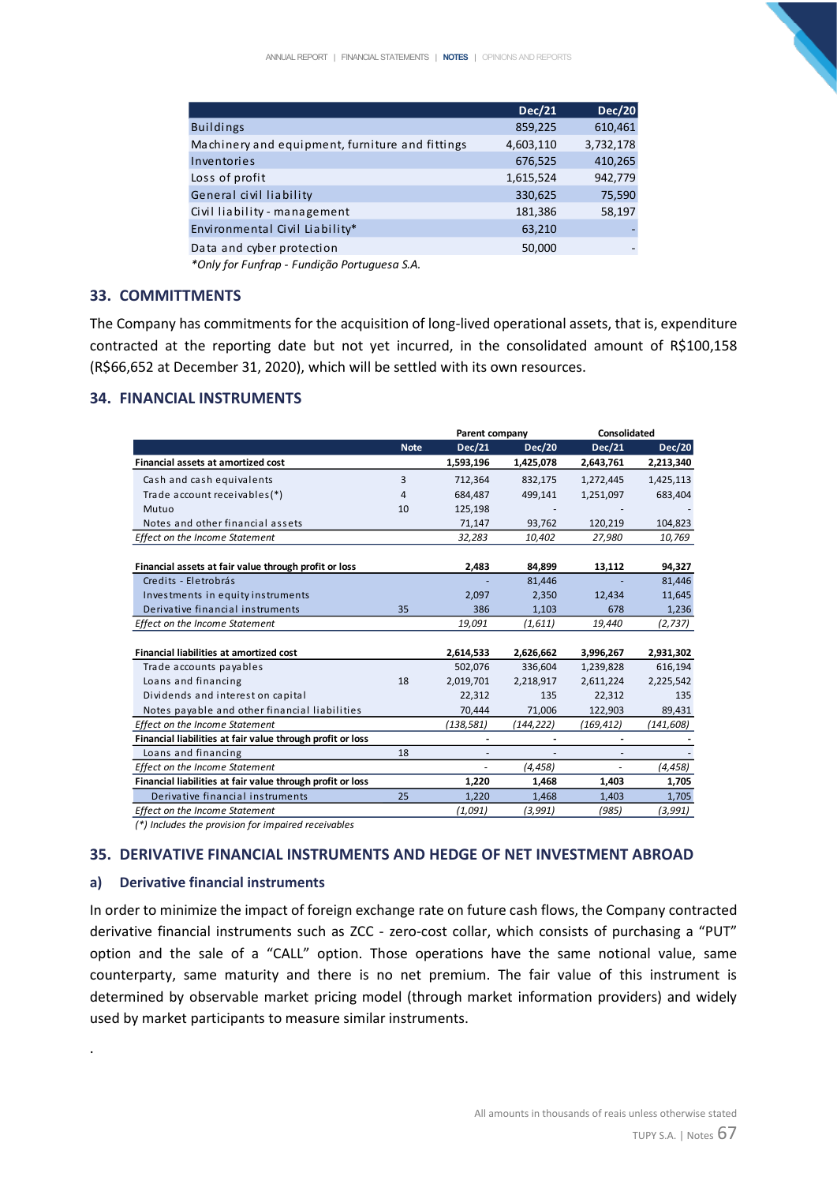| | Dec/21 | Dec/20 |
|---|---|---|
| Buildings | 859,225 | 610,461 |
| Machinery and equipment, furniture and fittings | 4,603,110 | 3,732,178 |
| Inventories | 676,525 | 410,265 |
| Loss of profit | 1,615,524 | 942,779 |
| General civil liability | 330,625 | 75,590 |
| Civil liability - management | 181,386 | 58,197 |
| Environmental Civil Liability* | 63,210 | - |
| Data and cyber protection | 50,000 | - |

*Only for Funfrap - Fundição Portuguesa S.A.

## 33. COMMITTMENTS

The Company has commitments for the acquisition of long-lived operational assets, that is, expenditure contracted at the reporting date but not yet incurred, in the consolidated amount of R$100,158 (R$66,652 at December 31, 2020), which will be settled with its own resources.

## 34. FINANCIAL INSTRUMENTS

| | | Parent company | | Consolidated | |
|---|---|---|---|---|---|
| | Note | Dec/21 | Dec/20 | Dec/21 | Dec/20 |
| **Financial assets at amortized cost** | | **1,593,196** | **1,425,078** | **2,643,761** | **2,213,340** |
| Cash and cash equivalents | 3 | 712,364 | 832,175 | 1,272,445 | 1,425,113 |
| Trade account receivables(*) | 4 | 684,487 | 499,141 | 1,251,097 | 683,404 |
| Mutuo | 10 | 125,198 | - | - | - |
| Notes and other financial assets | | 71,147 | 93,762 | 120,219 | 104,823 |
| *Effect on the Income Statement* | | *32,283* | *10,402* | *27,980* | *10,769* |
| | | | | | |
| **Financial assets at fair value through profit or loss** | | **2,483** | **84,899** | **13,112** | **94,327** |
| Credits - Eletrobrás | | - | 81,446 | - | 81,446 |
| Investments in equity instruments | | 2,097 | 2,350 | 12,434 | 11,645 |
| Derivative financial instruments | 35 | 386 | 1,103 | 678 | 1,236 |
| *Effect on the Income Statement* | | *19,091* | *(1,611)* | *19,440* | *(2,737)* |
| | | | | | |
| **Financial liabilities at amortized cost** | | **2,614,533** | **2,626,662** | **3,996,267** | **2,931,302** |
| Trade accounts payables | | 502,076 | 336,604 | 1,239,828 | 616,194 |
| Loans and financing | 18 | 2,019,701 | 2,218,917 | 2,611,224 | 2,225,542 |
| Dividends and interest on capital | | 22,312 | 135 | 22,312 | 135 |
| Notes payable and other financial liabilities | | 70,444 | 71,006 | 122,903 | 89,431 |
| *Effect on the Income Statement* | | *(138,581)* | *(144,222)* | *(169,412)* | *(141,608)* |
| **Financial liabilities at fair value through profit or loss** | | **-** | **-** | **-** | **-** |
| Loans and financing | 18 | - | - | - | - |
| *Effect on the Income Statement* | | - | *(4,458)* | - | *(4,458)* |
| **Financial liabilities at fair value through profit or loss** | | **1,220** | **1,468** | **1,403** | **1,705** |
| Derivative financial instruments | 25 | 1,220 | 1,468 | 1,403 | 1,705 |
| *Effect on the Income Statement* | | *(1,091)* | *(3,991)* | *(985)* | *(3,991)* |

*(\*) Includes the provision for impaired receivables*

## 35. DERIVATIVE FINANCIAL INSTRUMENTS AND HEDGE OF NET INVESTMENT ABROAD

### a) Derivative financial instruments

In order to minimize the impact of foreign exchange rate on future cash flows, the Company contracted derivative financial instruments such as ZCC - zero-cost collar, which consists of purchasing a "PUT" option and the sale of a "CALL" option. Those operations have the same notional value, same counterparty, same maturity and there is no net premium. The fair value of this instrument is determined by observable market pricing model (through market information providers) and widely used by market participants to measure similar instruments.

.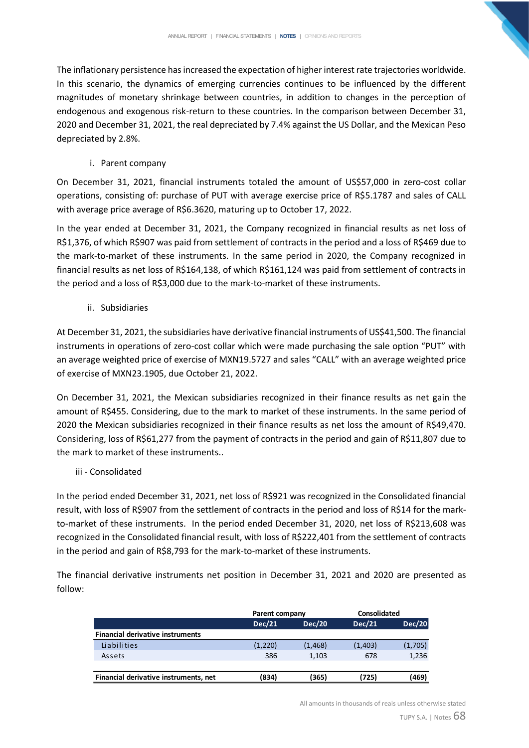The inflationary persistence has increased the expectation of higher interest rate trajectories worldwide. In this scenario, the dynamics of emerging currencies continues to be influenced by the different magnitudes of monetary shrinkage between countries, in addition to changes in the perception of endogenous and exogenous risk-return to these countries. In the comparison between December 31, 2020 and December 31, 2021, the real depreciated by 7.4% against the US Dollar, and the Mexican Peso depreciated by 2.8%.

i. Parent company

On December 31, 2021, financial instruments totaled the amount of US$57,000 in zero-cost collar operations, consisting of: purchase of PUT with average exercise price of R$5.1787 and sales of CALL with average price average of R$6.3620, maturing up to October 17, 2022.

In the year ended at December 31, 2021, the Company recognized in financial results as net loss of R$1,376, of which R$907 was paid from settlement of contracts in the period and a loss of R$469 due to the mark-to-market of these instruments. In the same period in 2020, the Company recognized in financial results as net loss of R$164,138, of which R$161,124 was paid from settlement of contracts in the period and a loss of R$3,000 due to the mark-to-market of these instruments.

ii. Subsidiaries

At December 31, 2021, the subsidiaries have derivative financial instruments of US$41,500. The financial instruments in operations of zero-cost collar which were made purchasing the sale option "PUT" with an average weighted price of exercise of MXN19.5727 and sales "CALL" with an average weighted price of exercise of MXN23.1905, due October 21, 2022.

On December 31, 2021, the Mexican subsidiaries recognized in their finance results as net gain the amount of R$455. Considering, due to the mark to market of these instruments. In the same period of 2020 the Mexican subsidiaries recognized in their finance results as net loss the amount of R$49,470. Considering, loss of R$61,277 from the payment of contracts in the period and gain of R$11,807 due to the mark to market of these instruments..

iii - Consolidated

In the period ended December 31, 2021, net loss of R$921 was recognized in the Consolidated financial result, with loss of R$907 from the settlement of contracts in the period and loss of R$14 for the mark-to-market of these instruments. In the period ended December 31, 2020, net loss of R$213,608 was recognized in the Consolidated financial result, with loss of R$222,401 from the settlement of contracts in the period and gain of R$8,793 for the mark-to-market of these instruments.

The financial derivative instruments net position in December 31, 2021 and 2020 are presented as follow:

| | Parent company | | Consolidated | |
|---|---|---|---|---|
| | **Dec/21** | **Dec/20** | **Dec/21** | **Dec/20** |
| **Financial derivative instruments** | | | | |
| Liabilities | (1,220) | (1,468) | (1,403) | (1,705) |
| Assets | 386 | 1,103 | 678 | 1,236 |
| **Financial derivative instruments, net** | **(834)** | **(365)** | **(725)** | **(469)** |

All amounts in thousands of reais unless otherwise stated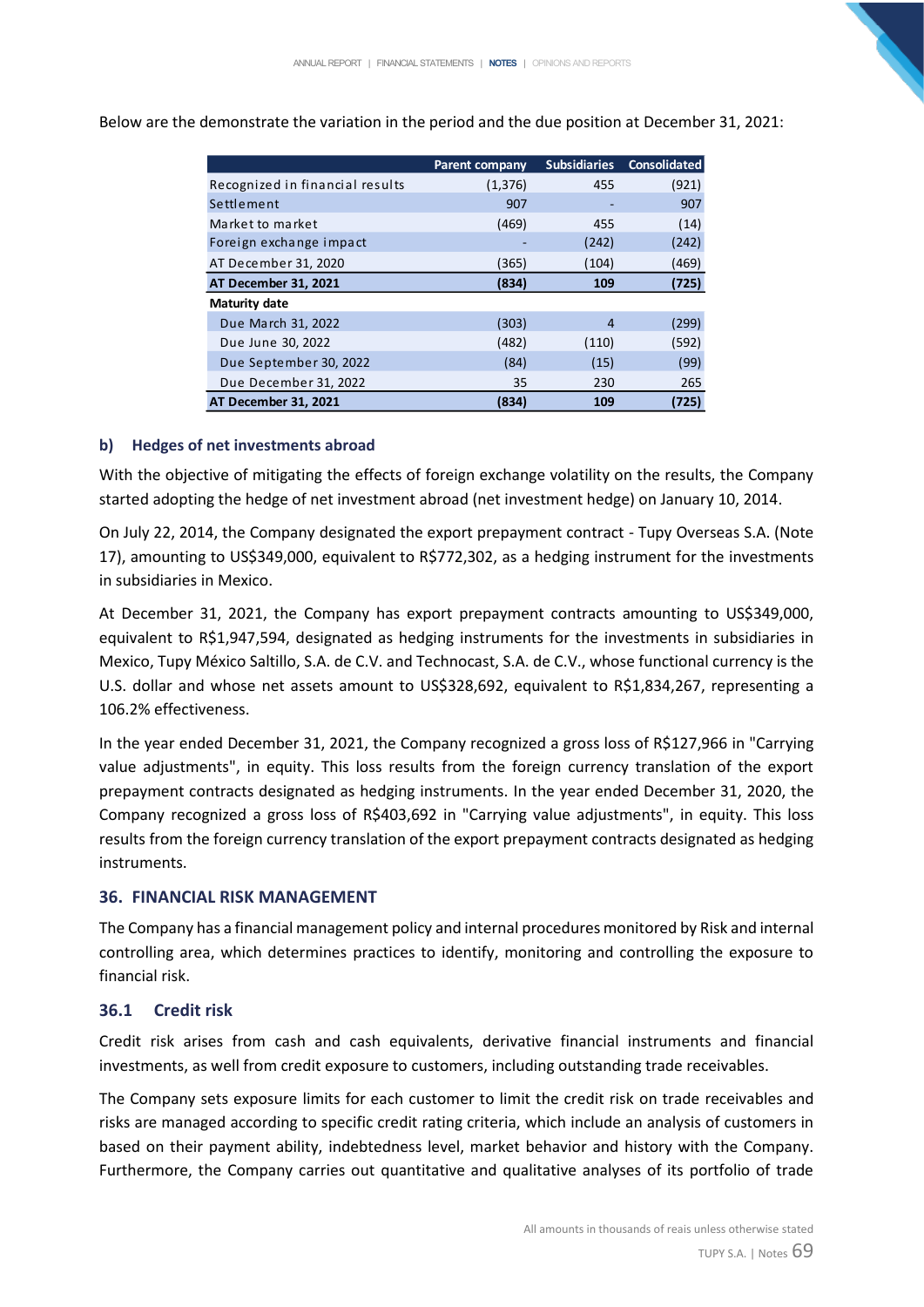Below are the demonstrate the variation in the period and the due position at December 31, 2021:

| | Parent company | Subsidiaries | Consolidated |
|---|---|---|---|
| Recognized in financial results | (1,376) | 455 | (921) |
| Settlement | 907 | - | 907 |
| Market to market | (469) | 455 | (14) |
| Foreign exchange impact | - | (242) | (242) |
| AT December 31, 2020 | (365) | (104) | (469) |
| **AT December 31, 2021** | **(834)** | **109** | **(725)** |
| **Maturity date** | | | |
| Due March 31, 2022 | (303) | 4 | (299) |
| Due June 30, 2022 | (482) | (110) | (592) |
| Due September 30, 2022 | (84) | (15) | (99) |
| Due December 31, 2022 | 35 | 230 | 265 |
| **AT December 31, 2021** | **(834)** | **109** | **(725)** |

### b) Hedges of net investments abroad

With the objective of mitigating the effects of foreign exchange volatility on the results, the Company started adopting the hedge of net investment abroad (net investment hedge) on January 10, 2014.

On July 22, 2014, the Company designated the export prepayment contract - Tupy Overseas S.A. (Note 17), amounting to US$349,000, equivalent to R$772,302, as a hedging instrument for the investments in subsidiaries in Mexico.

At December 31, 2021, the Company has export prepayment contracts amounting to US$349,000, equivalent to R$1,947,594, designated as hedging instruments for the investments in subsidiaries in Mexico, Tupy México Saltillo, S.A. de C.V. and Technocast, S.A. de C.V., whose functional currency is the U.S. dollar and whose net assets amount to US$328,692, equivalent to R$1,834,267, representing a 106.2% effectiveness.

In the year ended December 31, 2021, the Company recognized a gross loss of R$127,966 in "Carrying value adjustments", in equity. This loss results from the foreign currency translation of the export prepayment contracts designated as hedging instruments. In the year ended December 31, 2020, the Company recognized a gross loss of R$403,692 in "Carrying value adjustments", in equity. This loss results from the foreign currency translation of the export prepayment contracts designated as hedging instruments.

## 36. FINANCIAL RISK MANAGEMENT

The Company has a financial management policy and internal procedures monitored by Risk and internal controlling area, which determines practices to identify, monitoring and controlling the exposure to financial risk.

### 36.1 Credit risk

Credit risk arises from cash and cash equivalents, derivative financial instruments and financial investments, as well from credit exposure to customers, including outstanding trade receivables.

The Company sets exposure limits for each customer to limit the credit risk on trade receivables and risks are managed according to specific credit rating criteria, which include an analysis of customers in based on their payment ability, indebtedness level, market behavior and history with the Company. Furthermore, the Company carries out quantitative and qualitative analyses of its portfolio of trade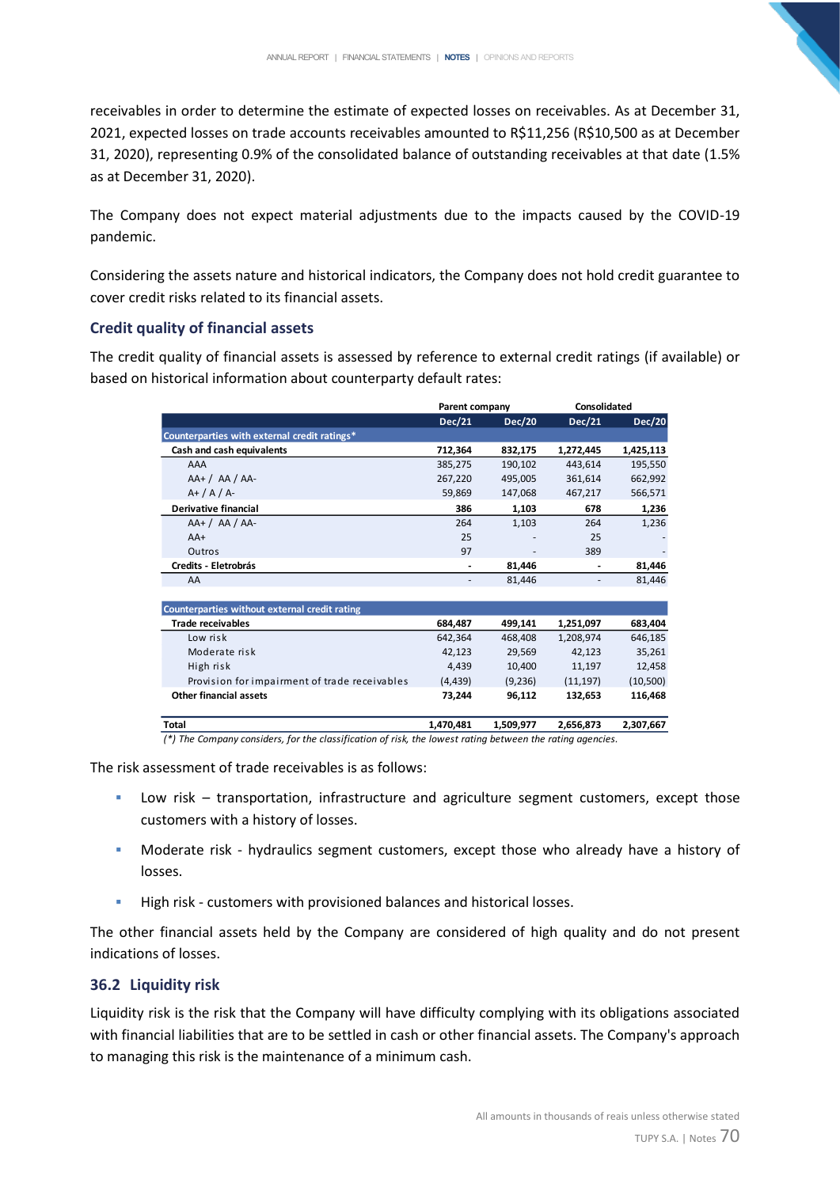receivables in order to determine the estimate of expected losses on receivables. As at December 31, 2021, expected losses on trade accounts receivables amounted to R$11,256 (R$10,500 as at December 31, 2020), representing 0.9% of the consolidated balance of outstanding receivables at that date (1.5% as at December 31, 2020).

The Company does not expect material adjustments due to the impacts caused by the COVID-19 pandemic.

Considering the assets nature and historical indicators, the Company does not hold credit guarantee to cover credit risks related to its financial assets.

### Credit quality of financial assets

The credit quality of financial assets is assessed by reference to external credit ratings (if available) or based on historical information about counterparty default rates:

| | Parent company | | Consolidated | |
|---|---|---|---|---|
| | Dec/21 | Dec/20 | Dec/21 | Dec/20 |
| **Counterparties with external credit ratings*** | | | | |
| **Cash and cash equivalents** | **712,364** | **832,175** | **1,272,445** | **1,425,113** |
| AAA | 385,275 | 190,102 | 443,614 | 195,550 |
| AA+ / AA / AA- | 267,220 | 495,005 | 361,614 | 662,992 |
| A+ / A / A- | 59,869 | 147,068 | 467,217 | 566,571 |
| **Derivative financial** | **386** | **1,103** | **678** | **1,236** |
| AA+ / AA / AA- | 264 | 1,103 | 264 | 1,236 |
| AA+ | 25 | - | 25 | - |
| Outros | 97 | - | 389 | - |
| **Credits - Eletrobrás** | **-** | **81,446** | **-** | **81,446** |
| AA | - | 81,446 | - | 81,446 |
| **Counterparties without external credit rating** | | | | |
| **Trade receivables** | **684,487** | **499,141** | **1,251,097** | **683,404** |
| Low risk | 642,364 | 468,408 | 1,208,974 | 646,185 |
| Moderate risk | 42,123 | 29,569 | 42,123 | 35,261 |
| High risk | 4,439 | 10,400 | 11,197 | 12,458 |
| Provision for impairment of trade receivables | (4,439) | (9,236) | (11,197) | (10,500) |
| **Other financial assets** | **73,244** | **96,112** | **132,653** | **116,468** |
| **Total** | **1,470,481** | **1,509,977** | **2,656,873** | **2,307,667** |

*(\*) The Company considers, for the classification of risk, the lowest rating between the rating agencies.*

The risk assessment of trade receivables is as follows:

- Low risk – transportation, infrastructure and agriculture segment customers, except those customers with a history of losses.
- Moderate risk - hydraulics segment customers, except those who already have a history of losses.
- High risk - customers with provisioned balances and historical losses.

The other financial assets held by the Company are considered of high quality and do not present indications of losses.

### 36.2 Liquidity risk

Liquidity risk is the risk that the Company will have difficulty complying with its obligations associated with financial liabilities that are to be settled in cash or other financial assets. The Company's approach to managing this risk is the maintenance of a minimum cash.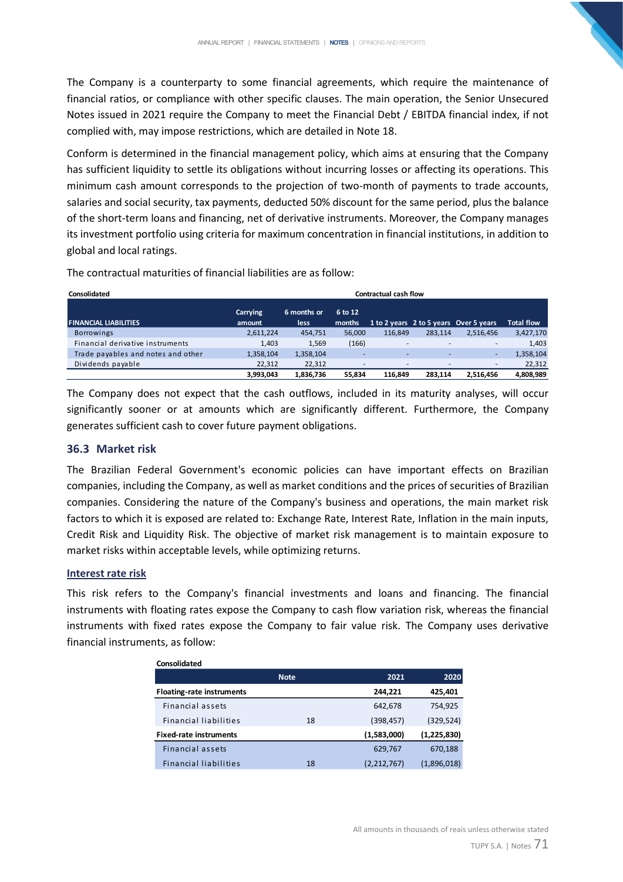The Company is a counterparty to some financial agreements, which require the maintenance of financial ratios, or compliance with other specific clauses. The main operation, the Senior Unsecured Notes issued in 2021 require the Company to meet the Financial Debt / EBITDA financial index, if not complied with, may impose restrictions, which are detailed in Note 18.

Conform is determined in the financial management policy, which aims at ensuring that the Company has sufficient liquidity to settle its obligations without incurring losses or affecting its operations. This minimum cash amount corresponds to the projection of two-month of payments to trade accounts, salaries and social security, tax payments, deducted 50% discount for the same period, plus the balance of the short-term loans and financing, net of derivative instruments. Moreover, the Company manages its investment portfolio using criteria for maximum concentration in financial institutions, in addition to global and local ratings.

The contractual maturities of financial liabilities are as follow:

| **Consolidated** | | **Contractual cash flow** | | | | | |
|---|---|---|---|---|---|---|---|
| **FINANCIAL LIABILITIES** | **Carrying amount** | **6 months or less** | **6 to 12 months** | **1 to 2 years** | **2 to 5 years** | **Over 5 years** | **Total flow** |
| Borrowings | 2,611,224 | 454,751 | 56,000 | 116,849 | 283,114 | 2,516,456 | 3,427,170 |
| Financial derivative instruments | 1,403 | 1,569 | (166) | - | - | - | 1,403 |
| Trade payables and notes and other | 1,358,104 | 1,358,104 | - | - | - | - | 1,358,104 |
| Dividends payable | 22,312 | 22,312 | - | - | - | - | 22,312 |
| | **3,993,043** | **1,836,736** | **55,834** | **116,849** | **283,114** | **2,516,456** | **4,808,989** |

The Company does not expect that the cash outflows, included in its maturity analyses, will occur significantly sooner or at amounts which are significantly different. Furthermore, the Company generates sufficient cash to cover future payment obligations.

## 36.3 Market risk

The Brazilian Federal Government's economic policies can have important effects on Brazilian companies, including the Company, as well as market conditions and the prices of securities of Brazilian companies. Considering the nature of the Company's business and operations, the main market risk factors to which it is exposed are related to: Exchange Rate, Interest Rate, Inflation in the main inputs, Credit Risk and Liquidity Risk. The objective of market risk management is to maintain exposure to market risks within acceptable levels, while optimizing returns.

### Interest rate risk

This risk refers to the Company's financial investments and loans and financing. The financial instruments with floating rates expose the Company to cash flow variation risk, whereas the financial instruments with fixed rates expose the Company to fair value risk. The Company uses derivative financial instruments, as follow:

| **Consolidated** | **Note** | **2021** | **2020** |
|---|---|---|---|
| **Floating-rate instruments** | | **244,221** | **425,401** |
| Financial assets | | 642,678 | 754,925 |
| Financial liabilities | 18 | (398,457) | (329,524) |
| **Fixed-rate instruments** | | **(1,583,000)** | **(1,225,830)** |
| Financial assets | | 629,767 | 670,188 |
| Financial liabilities | 18 | (2,212,767) | (1,896,018) |

All amounts in thousands of reais unless otherwise stated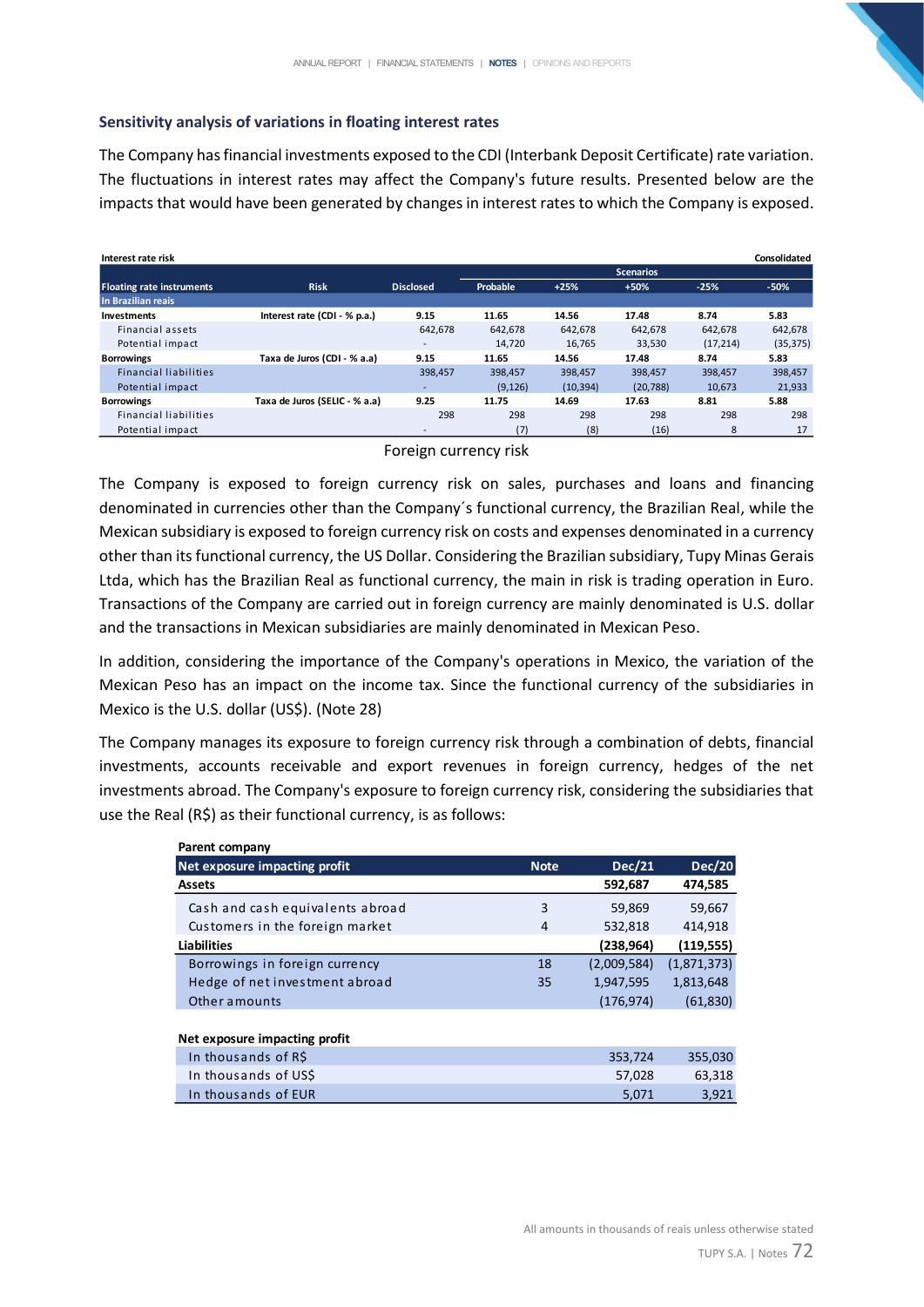### Sensitivity analysis of variations in floating interest rates

The Company has financial investments exposed to the CDI (Interbank Deposit Certificate) rate variation. The fluctuations in interest rates may affect the Company's future results. Presented below are the impacts that would have been generated by changes in interest rates to which the Company is exposed.

**Interest rate risk** — Consolidated

| Floating rate instruments | Risk | Disclosed | Probable | Scenarios +25% | +50% | -25% | -50% |
|---|---|---|---|---|---|---|---|
| **In Brazilian reais** | | | | | | | |
| **Investments** | **Interest rate (CDI - % p.a.)** | **9.15** | **11.65** | **14.56** | **17.48** | **8.74** | **5.83** |
| Financial assets | | 642,678 | 642,678 | 642,678 | 642,678 | 642,678 | 642,678 |
| Potential impact | | - | 14,720 | 16,765 | 33,530 | (17,214) | (35,375) |
| **Borrowings** | **Taxa de Juros (CDI - % a.a)** | **9.15** | **11.65** | **14.56** | **17.48** | **8.74** | **5.83** |
| Financial liabilities | | 398,457 | 398,457 | 398,457 | 398,457 | 398,457 | 398,457 |
| Potential impact | | - | (9,126) | (10,394) | (20,788) | 10,673 | 21,933 |
| **Borrowings** | **Taxa de Juros (SELIC - % a.a)** | **9.25** | **11.75** | **14.69** | **17.63** | **8.81** | **5.88** |
| Financial liabilities | | 298 | 298 | 298 | 298 | 298 | 298 |
| Potential impact | | - | (7) | (8) | (16) | 8 | 17 |

Foreign currency risk

The Company is exposed to foreign currency risk on sales, purchases and loans and financing denominated in currencies other than the Company´s functional currency, the Brazilian Real, while the Mexican subsidiary is exposed to foreign currency risk on costs and expenses denominated in a currency other than its functional currency, the US Dollar. Considering the Brazilian subsidiary, Tupy Minas Gerais Ltda, which has the Brazilian Real as functional currency, the main in risk is trading operation in Euro. Transactions of the Company are carried out in foreign currency are mainly denominated is U.S. dollar and the transactions in Mexican subsidiaries are mainly denominated in Mexican Peso.

In addition, considering the importance of the Company's operations in Mexico, the variation of the Mexican Peso has an impact on the income tax. Since the functional currency of the subsidiaries in Mexico is the U.S. dollar (US$). (Note 28)

The Company manages its exposure to foreign currency risk through a combination of debts, financial investments, accounts receivable and export revenues in foreign currency, hedges of the net investments abroad. The Company's exposure to foreign currency risk, considering the subsidiaries that use the Real (R$) as their functional currency, is as follows:

**Parent company**

| Net exposure impacting profit | Note | Dec/21 | Dec/20 |
|---|---|---|---|
| **Assets** | | **592,687** | **474,585** |
| Cash and cash equivalents abroad | 3 | 59,869 | 59,667 |
| Customers in the foreign market | 4 | 532,818 | 414,918 |
| **Liabilities** | | **(238,964)** | **(119,555)** |
| Borrowings in foreign currency | 18 | (2,009,584) | (1,871,373) |
| Hedge of net investment abroad | 35 | 1,947,595 | 1,813,648 |
| Other amounts | | (176,974) | (61,830) |
| | | | |
| **Net exposure impacting profit** | | | |
| In thousands of R$ | | 353,724 | 355,030 |
| In thousands of US$ | | 57,028 | 63,318 |
| In thousands of EUR | | 5,071 | 3,921 |

All amounts in thousands of reais unless otherwise stated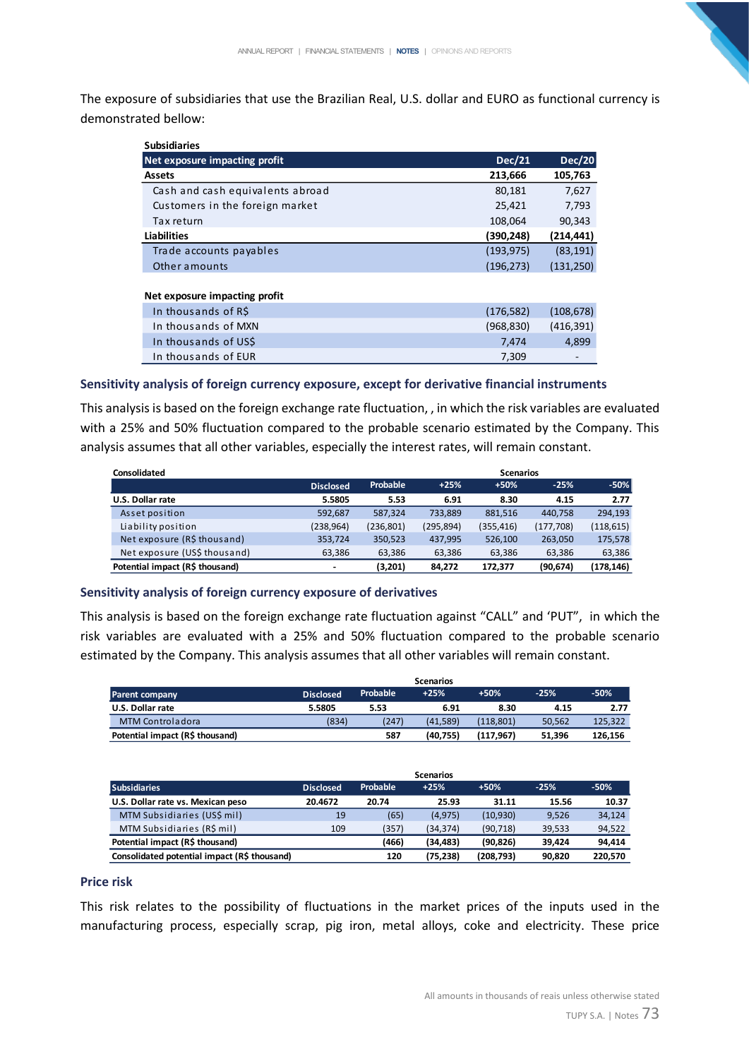The exposure of subsidiaries that use the Brazilian Real, U.S. dollar and EURO as functional currency is demonstrated bellow:

| Subsidiaries | | |
|---|---|---|
| **Net exposure impacting profit** | **Dec/21** | **Dec/20** |
| **Assets** | **213,666** | **105,763** |
| Cash and cash equivalents abroad | 80,181 | 7,627 |
| Customers in the foreign market | 25,421 | 7,793 |
| Tax return | 108,064 | 90,343 |
| **Liabilities** | **(390,248)** | **(214,441)** |
| Trade accounts payables | (193,975) | (83,191) |
| Other amounts | (196,273) | (131,250) |
| | | |
| **Net exposure impacting profit** | | |
| In thousands of R$ | (176,582) | (108,678) |
| In thousands of MXN | (968,830) | (416,391) |
| In thousands of US$ | 7,474 | 4,899 |
| In thousands of EUR | 7,309 | - |

### Sensitivity analysis of foreign currency exposure, except for derivative financial instruments

This analysis is based on the foreign exchange rate fluctuation, , in which the risk variables are evaluated with a 25% and 50% fluctuation compared to the probable scenario estimated by the Company. This analysis assumes that all other variables, especially the interest rates, will remain constant.

| Consolidated | | | Scenarios | | | |
|---|---|---|---|---|---|---|
| | Disclosed | Probable | +25% | +50% | -25% | -50% |
| **U.S. Dollar rate** | **5.5805** | **5.53** | **6.91** | **8.30** | **4.15** | **2.77** |
| Asset position | 592,687 | 587,324 | 733,889 | 881,516 | 440,758 | 294,193 |
| Liability position | (238,964) | (236,801) | (295,894) | (355,416) | (177,708) | (118,615) |
| Net exposure (R$ thousand) | 353,724 | 350,523 | 437,995 | 526,100 | 263,050 | 175,578 |
| Net exposure (US$ thousand) | 63,386 | 63,386 | 63,386 | 63,386 | 63,386 | 63,386 |
| **Potential impact (R$ thousand)** | **-** | **(3,201)** | **84,272** | **172,377** | **(90,674)** | **(178,146)** |

### Sensitivity analysis of foreign currency exposure of derivatives

This analysis is based on the foreign exchange rate fluctuation against "CALL" and 'PUT", in which the risk variables are evaluated with a 25% and 50% fluctuation compared to the probable scenario estimated by the Company. This analysis assumes that all other variables will remain constant.

| | | | Scenarios | | | |
|---|---|---|---|---|---|---|
| **Parent company** | **Disclosed** | **Probable** | **+25%** | **+50%** | **-25%** | **-50%** |
| **U.S. Dollar rate** | **5.5805** | **5.53** | **6.91** | **8.30** | **4.15** | **2.77** |
| MTM Controladora | (834) | (247) | (41,589) | (118,801) | 50,562 | 125,322 |
| **Potential impact (R$ thousand)** | | **587** | **(40,755)** | **(117,967)** | **51,396** | **126,156** |

| | | | Scenarios | | | |
|---|---|---|---|---|---|---|
| **Subsidiaries** | **Disclosed** | **Probable** | **+25%** | **+50%** | **-25%** | **-50%** |
| **U.S. Dollar rate vs. Mexican peso** | **20.4672** | **20.74** | **25.93** | **31.11** | **15.56** | **10.37** |
| MTM Subsidiaries (US$ mil) | 19 | (65) | (4,975) | (10,930) | 9,526 | 34,124 |
| MTM Subsidiaries (R$ mil) | 109 | (357) | (34,374) | (90,718) | 39,533 | 94,522 |
| **Potential impact (R$ thousand)** | | **(466)** | **(34,483)** | **(90,826)** | **39,424** | **94,414** |
| **Consolidated potential impact (R$ thousand)** | | **120** | **(75,238)** | **(208,793)** | **90,820** | **220,570** |

### Price risk

This risk relates to the possibility of fluctuations in the market prices of the inputs used in the manufacturing process, especially scrap, pig iron, metal alloys, coke and electricity. These price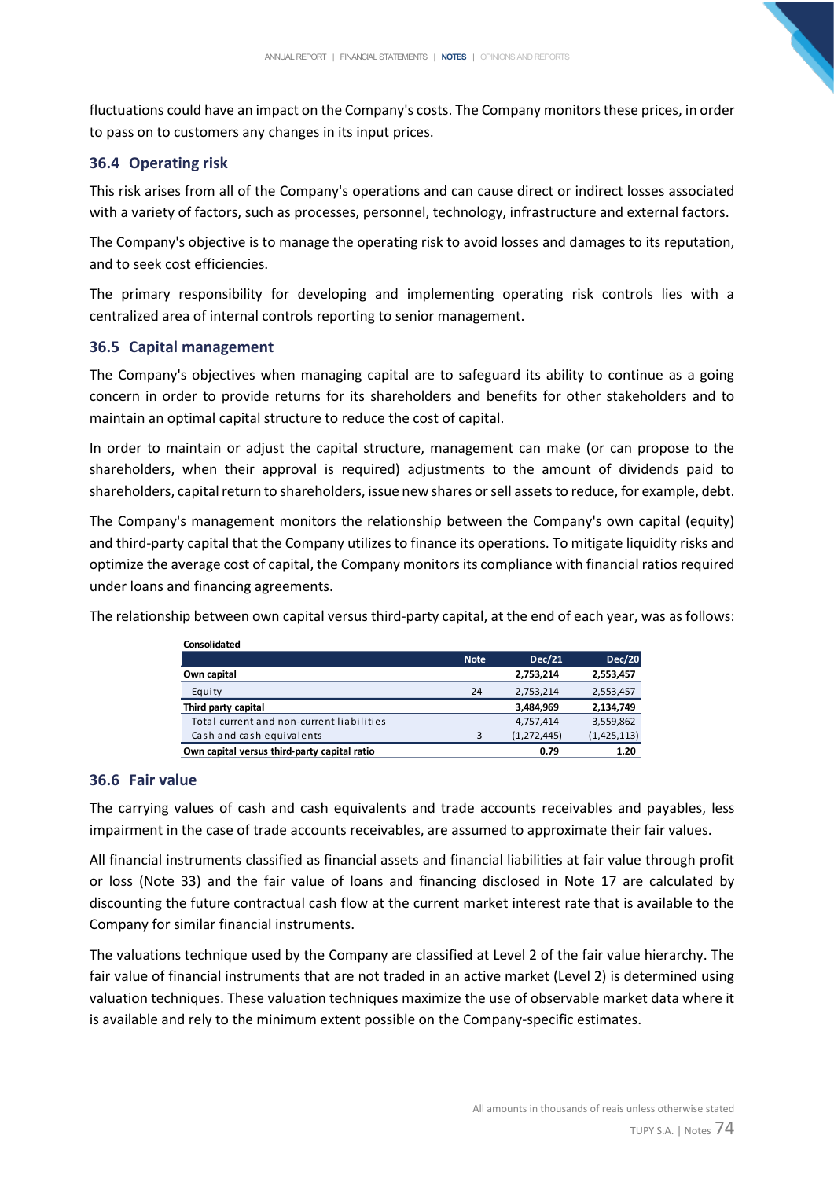fluctuations could have an impact on the Company's costs. The Company monitors these prices, in order to pass on to customers any changes in its input prices.

### 36.4 Operating risk

This risk arises from all of the Company's operations and can cause direct or indirect losses associated with a variety of factors, such as processes, personnel, technology, infrastructure and external factors.

The Company's objective is to manage the operating risk to avoid losses and damages to its reputation, and to seek cost efficiencies.

The primary responsibility for developing and implementing operating risk controls lies with a centralized area of internal controls reporting to senior management.

### 36.5 Capital management

The Company's objectives when managing capital are to safeguard its ability to continue as a going concern in order to provide returns for its shareholders and benefits for other stakeholders and to maintain an optimal capital structure to reduce the cost of capital.

In order to maintain or adjust the capital structure, management can make (or can propose to the shareholders, when their approval is required) adjustments to the amount of dividends paid to shareholders, capital return to shareholders, issue new shares or sell assets to reduce, for example, debt.

The Company's management monitors the relationship between the Company's own capital (equity) and third-party capital that the Company utilizes to finance its operations. To mitigate liquidity risks and optimize the average cost of capital, the Company monitors its compliance with financial ratios required under loans and financing agreements.

The relationship between own capital versus third-party capital, at the end of each year, was as follows:

**Consolidated**

| | Note | Dec/21 | Dec/20 |
|---|---|---|---|
| **Own capital** | | **2,753,214** | **2,553,457** |
| Equity | 24 | 2,753,214 | 2,553,457 |
| **Third party capital** | | **3,484,969** | **2,134,749** |
| Total current and non-current liabilities | | 4,757,414 | 3,559,862 |
| Cash and cash equivalents | 3 | (1,272,445) | (1,425,113) |
| **Own capital versus third-party capital ratio** | | **0.79** | **1.20** |

### 36.6 Fair value

The carrying values of cash and cash equivalents and trade accounts receivables and payables, less impairment in the case of trade accounts receivables, are assumed to approximate their fair values.

All financial instruments classified as financial assets and financial liabilities at fair value through profit or loss (Note 33) and the fair value of loans and financing disclosed in Note 17 are calculated by discounting the future contractual cash flow at the current market interest rate that is available to the Company for similar financial instruments.

The valuations technique used by the Company are classified at Level 2 of the fair value hierarchy. The fair value of financial instruments that are not traded in an active market (Level 2) is determined using valuation techniques. These valuation techniques maximize the use of observable market data where it is available and rely to the minimum extent possible on the Company-specific estimates.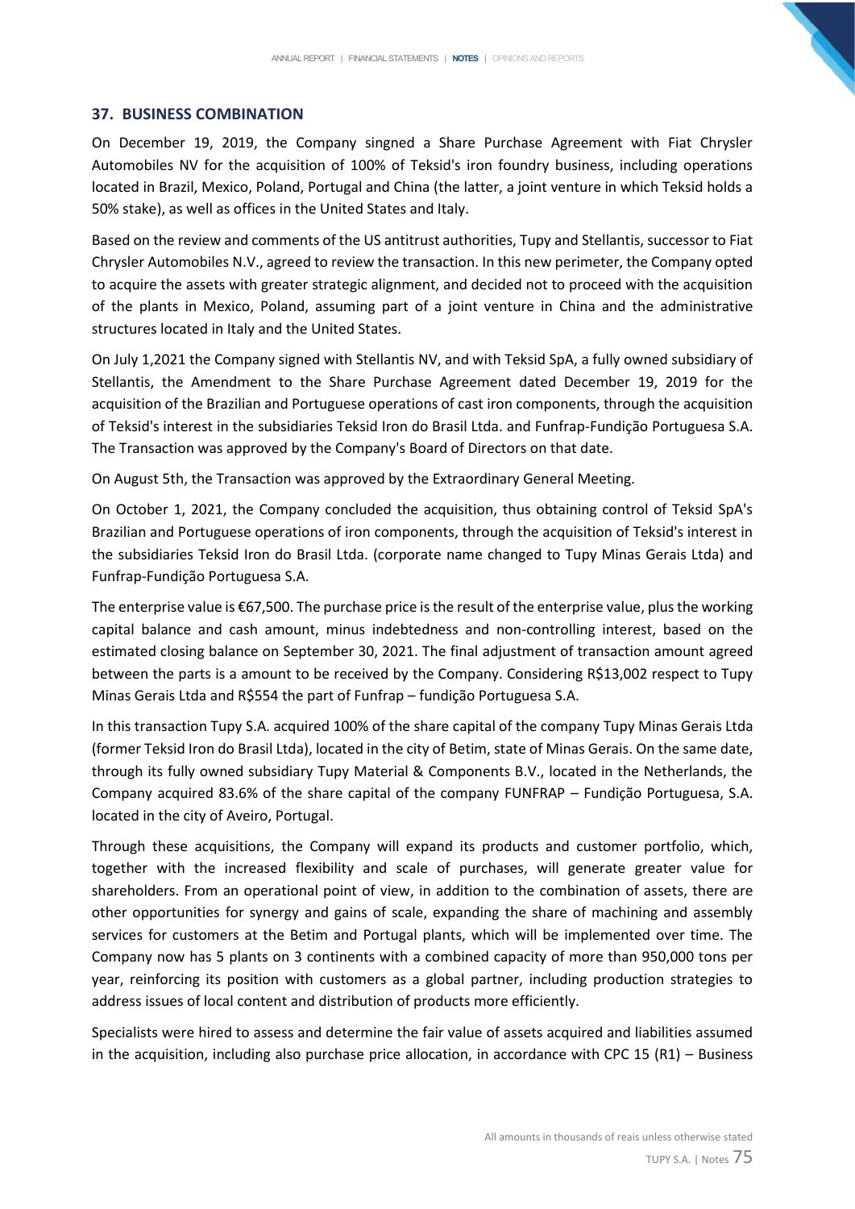## 37. BUSINESS COMBINATION

On December 19, 2019, the Company singned a Share Purchase Agreement with Fiat Chrysler Automobiles NV for the acquisition of 100% of Teksid's iron foundry business, including operations located in Brazil, Mexico, Poland, Portugal and China (the latter, a joint venture in which Teksid holds a 50% stake), as well as offices in the United States and Italy.

Based on the review and comments of the US antitrust authorities, Tupy and Stellantis, successor to Fiat Chrysler Automobiles N.V., agreed to review the transaction. In this new perimeter, the Company opted to acquire the assets with greater strategic alignment, and decided not to proceed with the acquisition of the plants in Mexico, Poland, assuming part of a joint venture in China and the administrative structures located in Italy and the United States.

On July 1,2021 the Company signed with Stellantis NV, and with Teksid SpA, a fully owned subsidiary of Stellantis, the Amendment to the Share Purchase Agreement dated December 19, 2019 for the acquisition of the Brazilian and Portuguese operations of cast iron components, through the acquisition of Teksid's interest in the subsidiaries Teksid Iron do Brasil Ltda. and Funfrap-Fundição Portuguesa S.A. The Transaction was approved by the Company's Board of Directors on that date.

On August 5th, the Transaction was approved by the Extraordinary General Meeting.

On October 1, 2021, the Company concluded the acquisition, thus obtaining control of Teksid SpA's Brazilian and Portuguese operations of iron components, through the acquisition of Teksid's interest in the subsidiaries Teksid Iron do Brasil Ltda. (corporate name changed to Tupy Minas Gerais Ltda) and Funfrap-Fundição Portuguesa S.A.

The enterprise value is €67,500. The purchase price is the result of the enterprise value, plus the working capital balance and cash amount, minus indebtedness and non-controlling interest, based on the estimated closing balance on September 30, 2021. The final adjustment of transaction amount agreed between the parts is a amount to be received by the Company. Considering R$13,002 respect to Tupy Minas Gerais Ltda and R$554 the part of Funfrap – fundição Portuguesa S.A.

In this transaction Tupy S.A. acquired 100% of the share capital of the company Tupy Minas Gerais Ltda (former Teksid Iron do Brasil Ltda), located in the city of Betim, state of Minas Gerais. On the same date, through its fully owned subsidiary Tupy Material & Components B.V., located in the Netherlands, the Company acquired 83.6% of the share capital of the company FUNFRAP – Fundição Portuguesa, S.A. located in the city of Aveiro, Portugal.

Through these acquisitions, the Company will expand its products and customer portfolio, which, together with the increased flexibility and scale of purchases, will generate greater value for shareholders. From an operational point of view, in addition to the combination of assets, there are other opportunities for synergy and gains of scale, expanding the share of machining and assembly services for customers at the Betim and Portugal plants, which will be implemented over time. The Company now has 5 plants on 3 continents with a combined capacity of more than 950,000 tons per year, reinforcing its position with customers as a global partner, including production strategies to address issues of local content and distribution of products more efficiently.

Specialists were hired to assess and determine the fair value of assets acquired and liabilities assumed in the acquisition, including also purchase price allocation, in accordance with CPC 15 (R1) – Business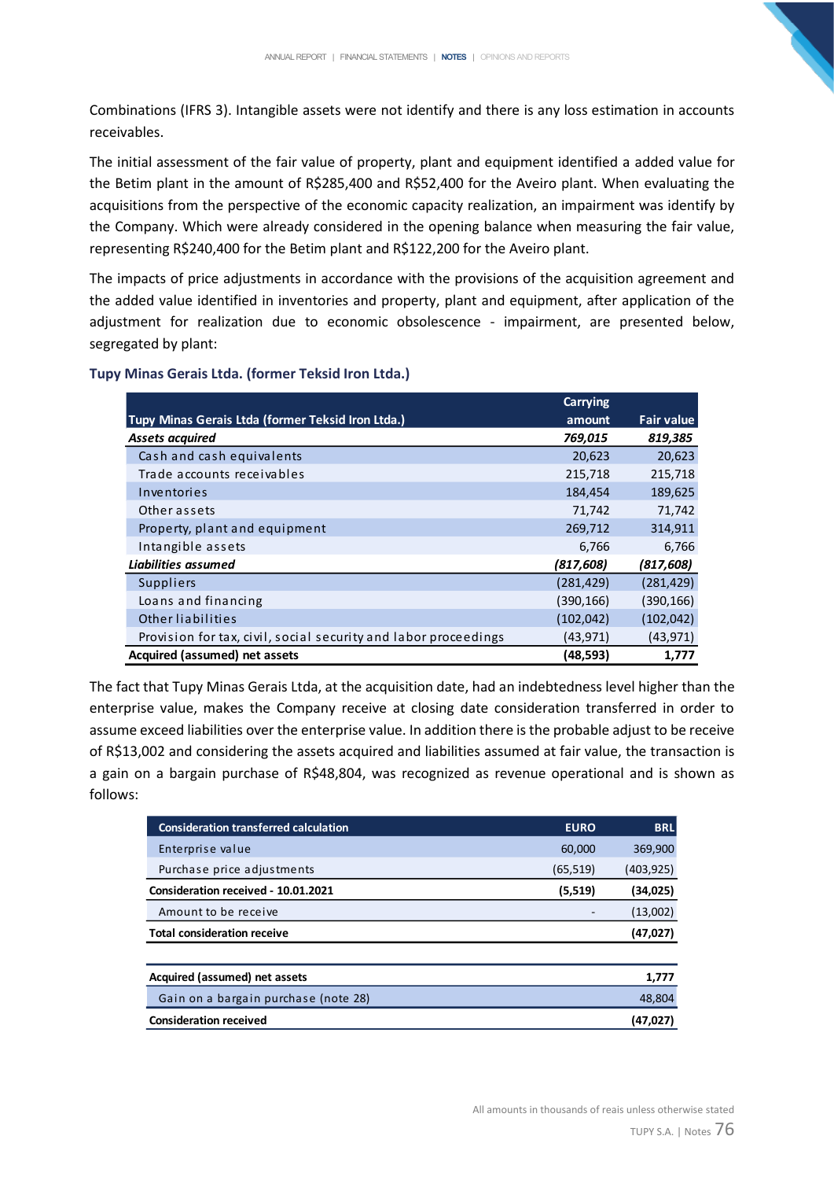Combinations (IFRS 3). Intangible assets were not identify and there is any loss estimation in accounts receivables.

The initial assessment of the fair value of property, plant and equipment identified a added value for the Betim plant in the amount of R$285,400 and R$52,400 for the Aveiro plant. When evaluating the acquisitions from the perspective of the economic capacity realization, an impairment was identify by the Company. Which were already considered in the opening balance when measuring the fair value, representing R$240,400 for the Betim plant and R$122,200 for the Aveiro plant.

The impacts of price adjustments in accordance with the provisions of the acquisition agreement and the added value identified in inventories and property, plant and equipment, after application of the adjustment for realization due to economic obsolescence - impairment, are presented below, segregated by plant:

### Tupy Minas Gerais Ltda. (former Teksid Iron Ltda.)

| Tupy Minas Gerais Ltda (former Teksid Iron Ltda.) | Carrying amount | Fair value |
|---|---|---|
| ***Assets acquired*** | ***769,015*** | ***819,385*** |
| Cash and cash equivalents | 20,623 | 20,623 |
| Trade accounts receivables | 215,718 | 215,718 |
| Inventories | 184,454 | 189,625 |
| Other assets | 71,742 | 71,742 |
| Property, plant and equipment | 269,712 | 314,911 |
| Intangible assets | 6,766 | 6,766 |
| ***Liabilities assumed*** | ***(817,608)*** | ***(817,608)*** |
| Suppliers | (281,429) | (281,429) |
| Loans and financing | (390,166) | (390,166) |
| Other liabilities | (102,042) | (102,042) |
| Provision for tax, civil, social security and labor proceedings | (43,971) | (43,971) |
| **Acquired (assumed) net assets** | **(48,593)** | **1,777** |

The fact that Tupy Minas Gerais Ltda, at the acquisition date, had an indebtedness level higher than the enterprise value, makes the Company receive at closing date consideration transferred in order to assume exceed liabilities over the enterprise value. In addition there is the probable adjust to be receive of R$13,002 and considering the assets acquired and liabilities assumed at fair value, the transaction is a gain on a bargain purchase of R$48,804, was recognized as revenue operational and is shown as follows:

| Consideration transferred calculation | EURO | BRL |
|---|---|---|
| Enterprise value | 60,000 | 369,900 |
| Purchase price adjustments | (65,519) | (403,925) |
| **Consideration received - 10.01.2021** | **(5,519)** | **(34,025)** |
| Amount to be receive | - | (13,002) |
| **Total consideration receive** | | **(47,027)** |

| | |
|---|---|
| **Acquired (assumed) net assets** | **1,777** |
| Gain on a bargain purchase (note 28) | 48,804 |
| **Consideration received** | **(47,027)** |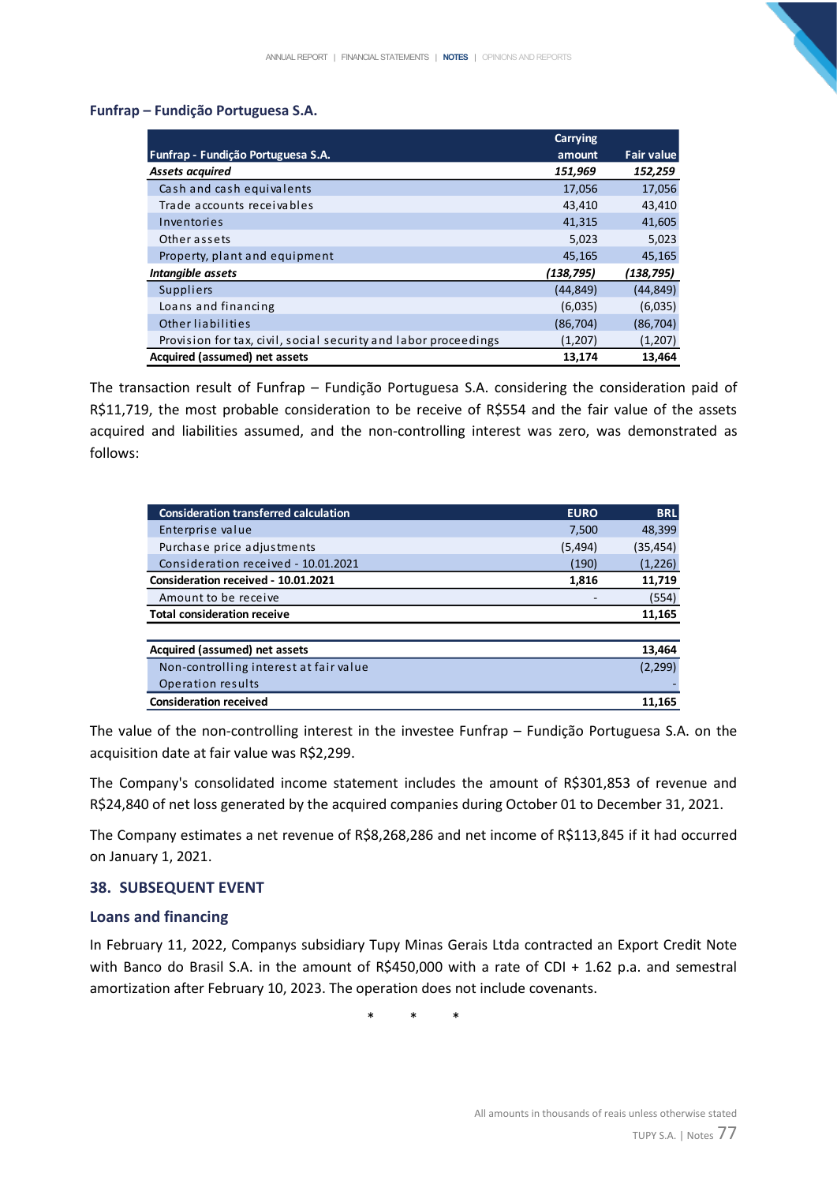### Funfrap – Fundição Portuguesa S.A.

| Funfrap - Fundição Portuguesa S.A. | Carrying amount | Fair value |
|---|---|---|
| ***Assets acquired*** | ***151,969*** | ***152,259*** |
| Cash and cash equivalents | 17,056 | 17,056 |
| Trade accounts receivables | 43,410 | 43,410 |
| Inventories | 41,315 | 41,605 |
| Other assets | 5,023 | 5,023 |
| Property, plant and equipment | 45,165 | 45,165 |
| ***Intangible assets*** | ***(138,795)*** | ***(138,795)*** |
| Suppliers | (44,849) | (44,849) |
| Loans and financing | (6,035) | (6,035) |
| Other liabilities | (86,704) | (86,704) |
| Provision for tax, civil, social security and labor proceedings | (1,207) | (1,207) |
| **Acquired (assumed) net assets** | **13,174** | **13,464** |

The transaction result of Funfrap – Fundição Portuguesa S.A. considering the consideration paid of R$11,719, the most probable consideration to be receive of R$554 and the fair value of the assets acquired and liabilities assumed, and the non-controlling interest was zero, was demonstrated as follows:

| Consideration transferred calculation | EURO | BRL |
|---|---|---|
| Enterprise value | 7,500 | 48,399 |
| Purchase price adjustments | (5,494) | (35,454) |
| Consideration received - 10.01.2021 | (190) | (1,226) |
| **Consideration received - 10.01.2021** | **1,816** | **11,719** |
| Amount to be receive | - | (554) |
| **Total consideration receive** | | **11,165** |
| | | |
| **Acquired (assumed) net assets** | | **13,464** |
| Non-controlling interest at fair value | | (2,299) |
| Operation results | | - |
| **Consideration received** | | **11,165** |

The value of the non-controlling interest in the investee Funfrap – Fundição Portuguesa S.A. on the acquisition date at fair value was R$2,299.

The Company's consolidated income statement includes the amount of R$301,853 of revenue and R$24,840 of net loss generated by the acquired companies during October 01 to December 31, 2021.

The Company estimates a net revenue of R$8,268,286 and net income of R$113,845 if it had occurred on January 1, 2021.

## 38. SUBSEQUENT EVENT

### Loans and financing

In February 11, 2022, Companys subsidiary Tupy Minas Gerais Ltda contracted an Export Credit Note with Banco do Brasil S.A. in the amount of R$450,000 with a rate of CDI + 1.62 p.a. and semestral amortization after February 10, 2023. The operation does not include covenants.

\* \* \*

All amounts in thousands of reais unless otherwise stated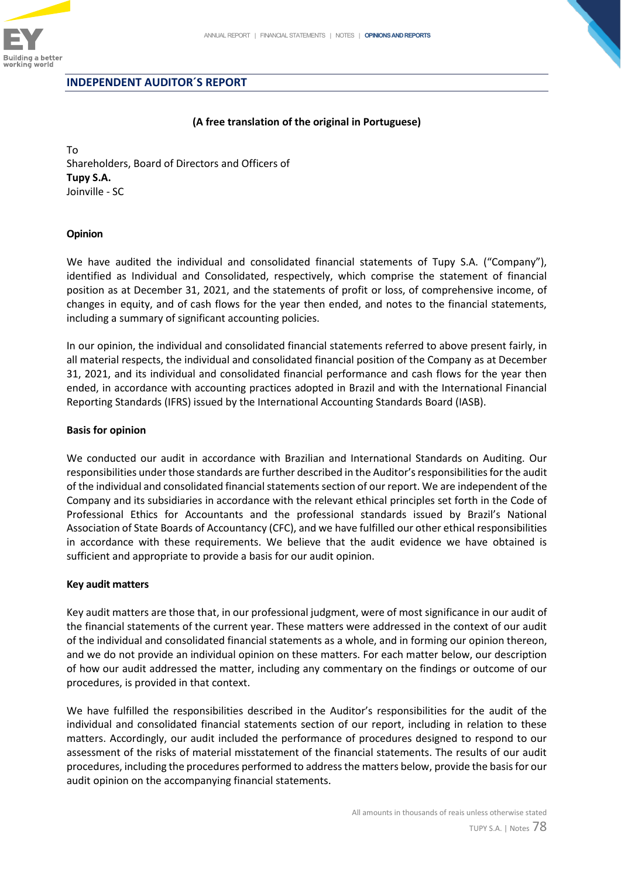## INDEPENDENT AUDITOR´S REPORT

**(A free translation of the original in Portuguese)**

To
Shareholders, Board of Directors and Officers of
**Tupy S.A.**
Joinville - SC

**Opinion**

We have audited the individual and consolidated financial statements of Tupy S.A. ("Company"), identified as Individual and Consolidated, respectively, which comprise the statement of financial position as at December 31, 2021, and the statements of profit or loss, of comprehensive income, of changes in equity, and of cash flows for the year then ended, and notes to the financial statements, including a summary of significant accounting policies.

In our opinion, the individual and consolidated financial statements referred to above present fairly, in all material respects, the individual and consolidated financial position of the Company as at December 31, 2021, and its individual and consolidated financial performance and cash flows for the year then ended, in accordance with accounting practices adopted in Brazil and with the International Financial Reporting Standards (IFRS) issued by the International Accounting Standards Board (IASB).

**Basis for opinion**

We conducted our audit in accordance with Brazilian and International Standards on Auditing. Our responsibilities under those standards are further described in the Auditor's responsibilities for the audit of the individual and consolidated financial statements section of our report. We are independent of the Company and its subsidiaries in accordance with the relevant ethical principles set forth in the Code of Professional Ethics for Accountants and the professional standards issued by Brazil's National Association of State Boards of Accountancy (CFC), and we have fulfilled our other ethical responsibilities in accordance with these requirements. We believe that the audit evidence we have obtained is sufficient and appropriate to provide a basis for our audit opinion.

**Key audit matters**

Key audit matters are those that, in our professional judgment, were of most significance in our audit of the financial statements of the current year. These matters were addressed in the context of our audit of the individual and consolidated financial statements as a whole, and in forming our opinion thereon, and we do not provide an individual opinion on these matters. For each matter below, our description of how our audit addressed the matter, including any commentary on the findings or outcome of our procedures, is provided in that context.

We have fulfilled the responsibilities described in the Auditor's responsibilities for the audit of the individual and consolidated financial statements section of our report, including in relation to these matters. Accordingly, our audit included the performance of procedures designed to respond to our assessment of the risks of material misstatement of the financial statements. The results of our audit procedures, including the procedures performed to address the matters below, provide the basis for our audit opinion on the accompanying financial statements.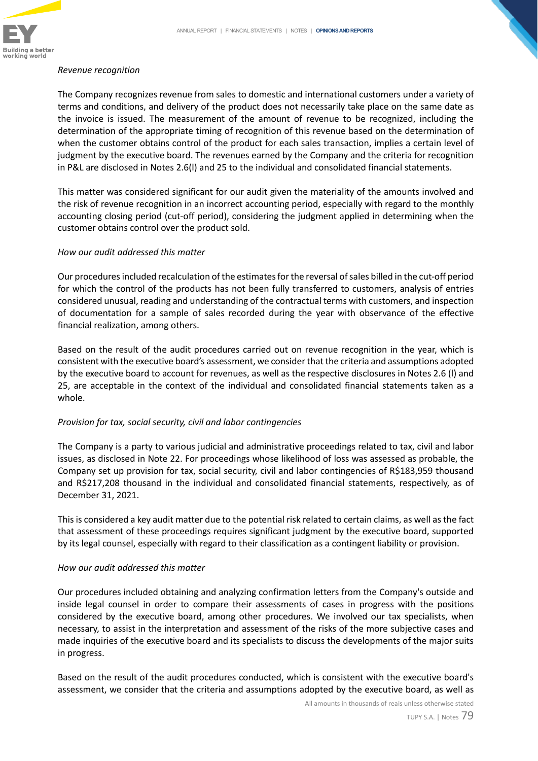*Revenue recognition*

The Company recognizes revenue from sales to domestic and international customers under a variety of terms and conditions, and delivery of the product does not necessarily take place on the same date as the invoice is issued. The measurement of the amount of revenue to be recognized, including the determination of the appropriate timing of recognition of this revenue based on the determination of when the customer obtains control of the product for each sales transaction, implies a certain level of judgment by the executive board. The revenues earned by the Company and the criteria for recognition in P&L are disclosed in Notes 2.6(l) and 25 to the individual and consolidated financial statements.

This matter was considered significant for our audit given the materiality of the amounts involved and the risk of revenue recognition in an incorrect accounting period, especially with regard to the monthly accounting closing period (cut-off period), considering the judgment applied in determining when the customer obtains control over the product sold.

*How our audit addressed this matter*

Our procedures included recalculation of the estimates for the reversal of sales billed in the cut-off period for which the control of the products has not been fully transferred to customers, analysis of entries considered unusual, reading and understanding of the contractual terms with customers, and inspection of documentation for a sample of sales recorded during the year with observance of the effective financial realization, among others.

Based on the result of the audit procedures carried out on revenue recognition in the year, which is consistent with the executive board's assessment, we consider that the criteria and assumptions adopted by the executive board to account for revenues, as well as the respective disclosures in Notes 2.6 (l) and 25, are acceptable in the context of the individual and consolidated financial statements taken as a whole.

*Provision for tax, social security, civil and labor contingencies*

The Company is a party to various judicial and administrative proceedings related to tax, civil and labor issues, as disclosed in Note 22. For proceedings whose likelihood of loss was assessed as probable, the Company set up provision for tax, social security, civil and labor contingencies of R$183,959 thousand and R$217,208 thousand in the individual and consolidated financial statements, respectively, as of December 31, 2021.

This is considered a key audit matter due to the potential risk related to certain claims, as well as the fact that assessment of these proceedings requires significant judgment by the executive board, supported by its legal counsel, especially with regard to their classification as a contingent liability or provision.

*How our audit addressed this matter*

Our procedures included obtaining and analyzing confirmation letters from the Company's outside and inside legal counsel in order to compare their assessments of cases in progress with the positions considered by the executive board, among other procedures. We involved our tax specialists, when necessary, to assist in the interpretation and assessment of the risks of the more subjective cases and made inquiries of the executive board and its specialists to discuss the developments of the major suits in progress.

Based on the result of the audit procedures conducted, which is consistent with the executive board's assessment, we consider that the criteria and assumptions adopted by the executive board, as well as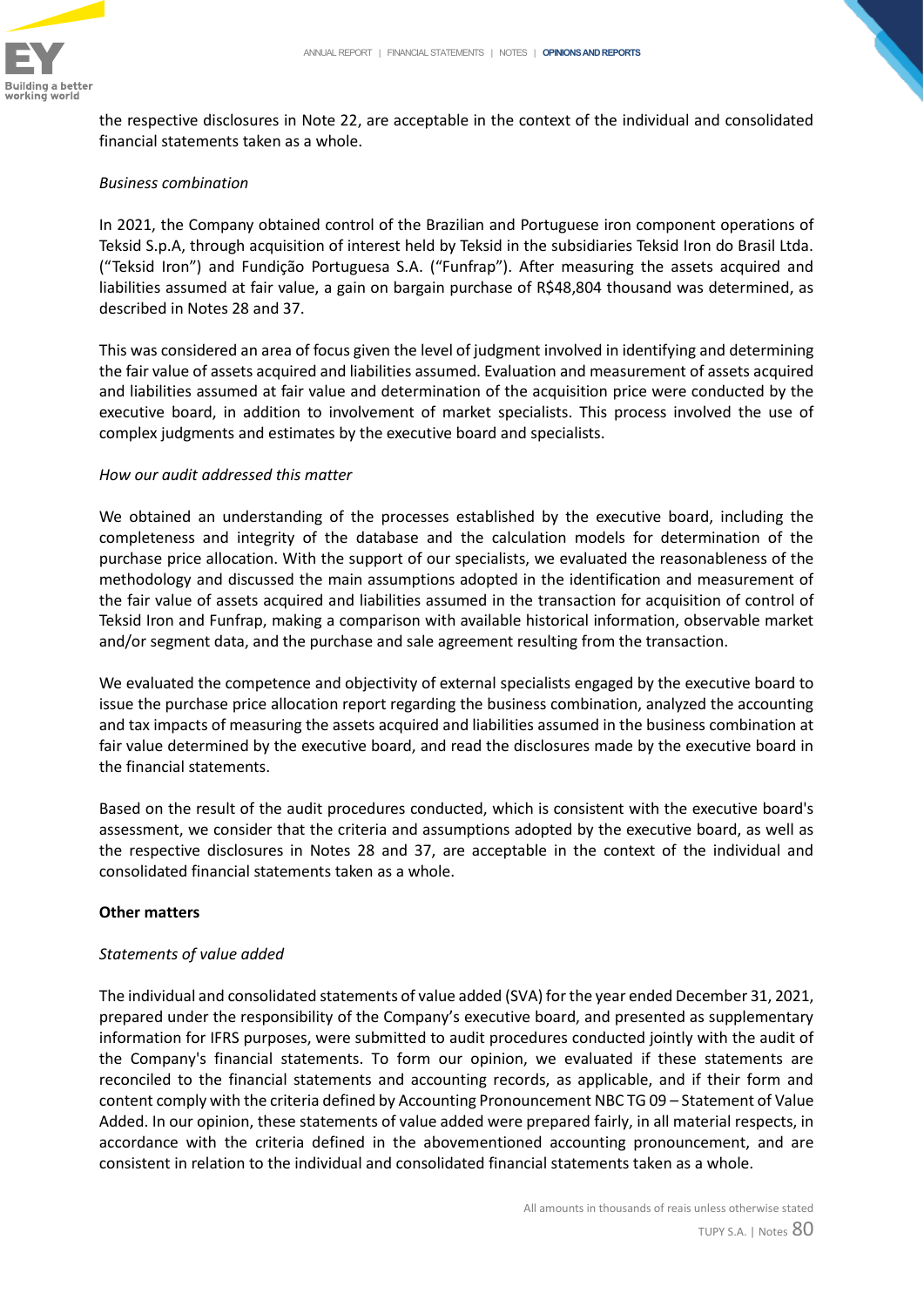the respective disclosures in Note 22, are acceptable in the context of the individual and consolidated financial statements taken as a whole.

*Business combination*

In 2021, the Company obtained control of the Brazilian and Portuguese iron component operations of Teksid S.p.A, through acquisition of interest held by Teksid in the subsidiaries Teksid Iron do Brasil Ltda. ("Teksid Iron") and Fundição Portuguesa S.A. ("Funfrap"). After measuring the assets acquired and liabilities assumed at fair value, a gain on bargain purchase of R$48,804 thousand was determined, as described in Notes 28 and 37.

This was considered an area of focus given the level of judgment involved in identifying and determining the fair value of assets acquired and liabilities assumed. Evaluation and measurement of assets acquired and liabilities assumed at fair value and determination of the acquisition price were conducted by the executive board, in addition to involvement of market specialists. This process involved the use of complex judgments and estimates by the executive board and specialists.

*How our audit addressed this matter*

We obtained an understanding of the processes established by the executive board, including the completeness and integrity of the database and the calculation models for determination of the purchase price allocation. With the support of our specialists, we evaluated the reasonableness of the methodology and discussed the main assumptions adopted in the identification and measurement of the fair value of assets acquired and liabilities assumed in the transaction for acquisition of control of Teksid Iron and Funfrap, making a comparison with available historical information, observable market and/or segment data, and the purchase and sale agreement resulting from the transaction.

We evaluated the competence and objectivity of external specialists engaged by the executive board to issue the purchase price allocation report regarding the business combination, analyzed the accounting and tax impacts of measuring the assets acquired and liabilities assumed in the business combination at fair value determined by the executive board, and read the disclosures made by the executive board in the financial statements.

Based on the result of the audit procedures conducted, which is consistent with the executive board's assessment, we consider that the criteria and assumptions adopted by the executive board, as well as the respective disclosures in Notes 28 and 37, are acceptable in the context of the individual and consolidated financial statements taken as a whole.

**Other matters**

*Statements of value added*

The individual and consolidated statements of value added (SVA) for the year ended December 31, 2021, prepared under the responsibility of the Company's executive board, and presented as supplementary information for IFRS purposes, were submitted to audit procedures conducted jointly with the audit of the Company's financial statements. To form our opinion, we evaluated if these statements are reconciled to the financial statements and accounting records, as applicable, and if their form and content comply with the criteria defined by Accounting Pronouncement NBC TG 09 – Statement of Value Added. In our opinion, these statements of value added were prepared fairly, in all material respects, in accordance with the criteria defined in the abovementioned accounting pronouncement, and are consistent in relation to the individual and consolidated financial statements taken as a whole.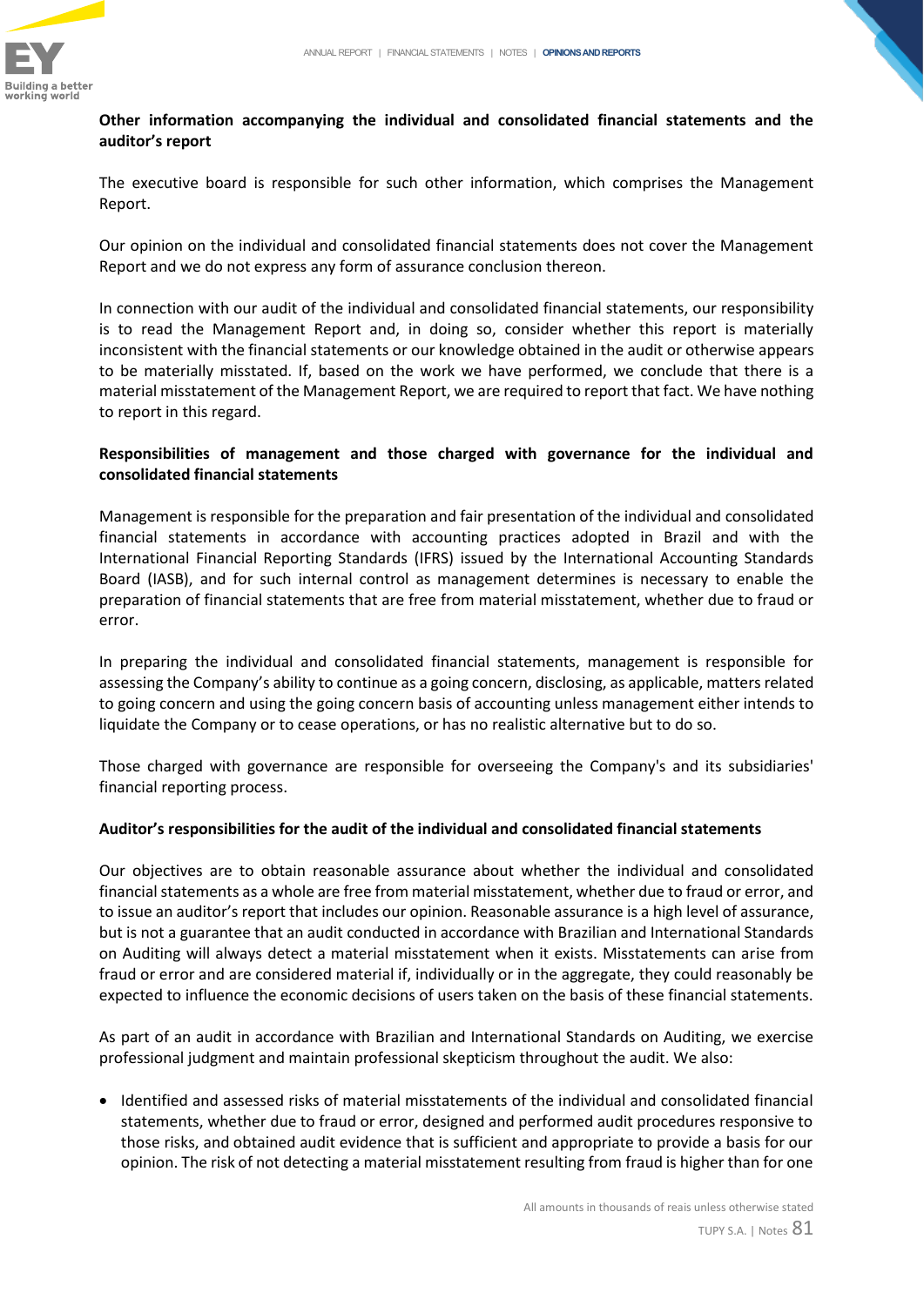**Other information accompanying the individual and consolidated financial statements and the auditor's report**

The executive board is responsible for such other information, which comprises the Management Report.

Our opinion on the individual and consolidated financial statements does not cover the Management Report and we do not express any form of assurance conclusion thereon.

In connection with our audit of the individual and consolidated financial statements, our responsibility is to read the Management Report and, in doing so, consider whether this report is materially inconsistent with the financial statements or our knowledge obtained in the audit or otherwise appears to be materially misstated. If, based on the work we have performed, we conclude that there is a material misstatement of the Management Report, we are required to report that fact. We have nothing to report in this regard.

**Responsibilities of management and those charged with governance for the individual and consolidated financial statements**

Management is responsible for the preparation and fair presentation of the individual and consolidated financial statements in accordance with accounting practices adopted in Brazil and with the International Financial Reporting Standards (IFRS) issued by the International Accounting Standards Board (IASB), and for such internal control as management determines is necessary to enable the preparation of financial statements that are free from material misstatement, whether due to fraud or error.

In preparing the individual and consolidated financial statements, management is responsible for assessing the Company's ability to continue as a going concern, disclosing, as applicable, matters related to going concern and using the going concern basis of accounting unless management either intends to liquidate the Company or to cease operations, or has no realistic alternative but to do so.

Those charged with governance are responsible for overseeing the Company's and its subsidiaries' financial reporting process.

**Auditor's responsibilities for the audit of the individual and consolidated financial statements**

Our objectives are to obtain reasonable assurance about whether the individual and consolidated financial statements as a whole are free from material misstatement, whether due to fraud or error, and to issue an auditor's report that includes our opinion. Reasonable assurance is a high level of assurance, but is not a guarantee that an audit conducted in accordance with Brazilian and International Standards on Auditing will always detect a material misstatement when it exists. Misstatements can arise from fraud or error and are considered material if, individually or in the aggregate, they could reasonably be expected to influence the economic decisions of users taken on the basis of these financial statements.

As part of an audit in accordance with Brazilian and International Standards on Auditing, we exercise professional judgment and maintain professional skepticism throughout the audit. We also:

- Identified and assessed risks of material misstatements of the individual and consolidated financial statements, whether due to fraud or error, designed and performed audit procedures responsive to those risks, and obtained audit evidence that is sufficient and appropriate to provide a basis for our opinion. The risk of not detecting a material misstatement resulting from fraud is higher than for one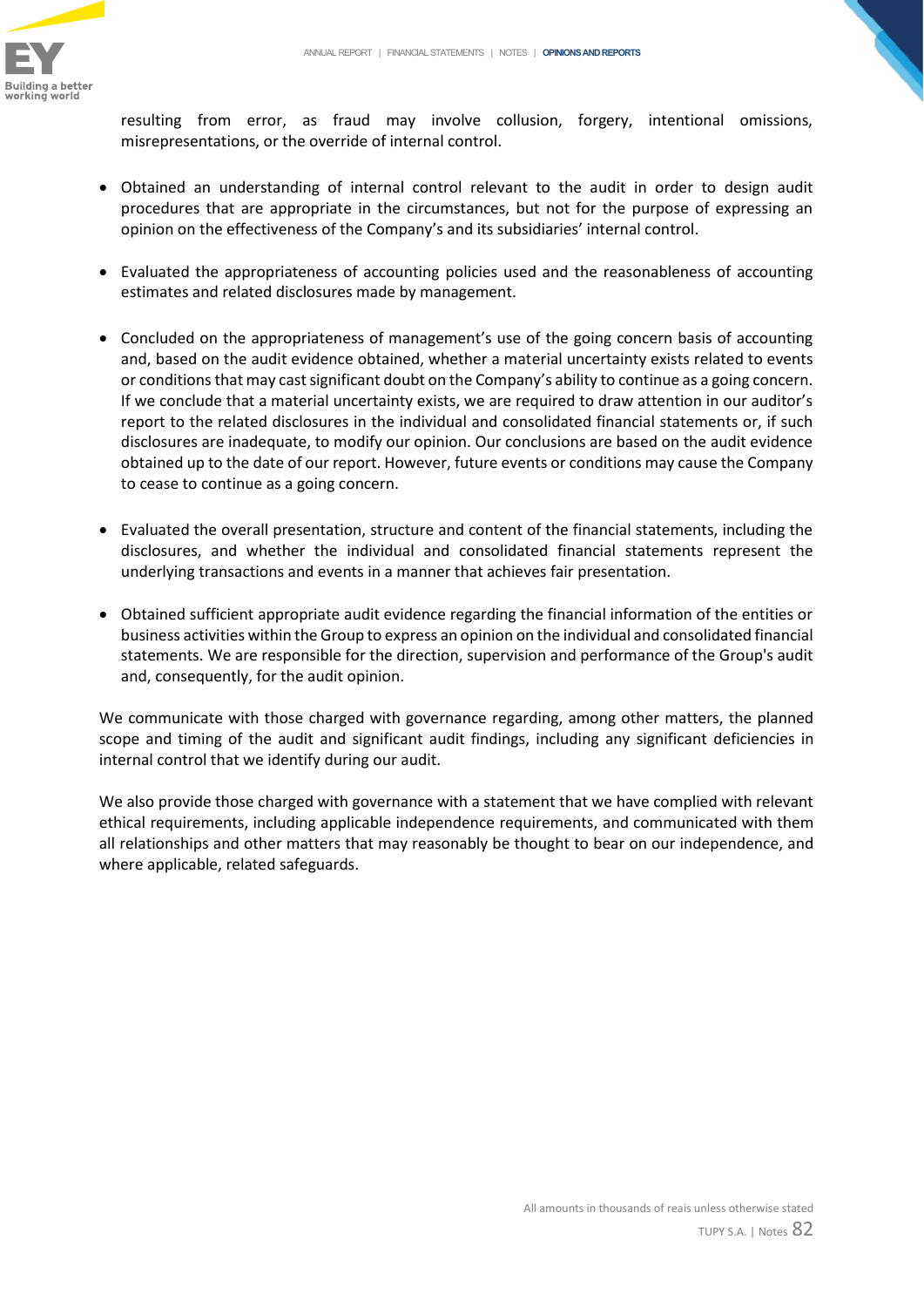resulting from error, as fraud may involve collusion, forgery, intentional omissions, misrepresentations, or the override of internal control.

- Obtained an understanding of internal control relevant to the audit in order to design audit procedures that are appropriate in the circumstances, but not for the purpose of expressing an opinion on the effectiveness of the Company's and its subsidiaries' internal control.

- Evaluated the appropriateness of accounting policies used and the reasonableness of accounting estimates and related disclosures made by management.

- Concluded on the appropriateness of management's use of the going concern basis of accounting and, based on the audit evidence obtained, whether a material uncertainty exists related to events or conditions that may cast significant doubt on the Company's ability to continue as a going concern. If we conclude that a material uncertainty exists, we are required to draw attention in our auditor's report to the related disclosures in the individual and consolidated financial statements or, if such disclosures are inadequate, to modify our opinion. Our conclusions are based on the audit evidence obtained up to the date of our report. However, future events or conditions may cause the Company to cease to continue as a going concern.

- Evaluated the overall presentation, structure and content of the financial statements, including the disclosures, and whether the individual and consolidated financial statements represent the underlying transactions and events in a manner that achieves fair presentation.

- Obtained sufficient appropriate audit evidence regarding the financial information of the entities or business activities within the Group to express an opinion on the individual and consolidated financial statements. We are responsible for the direction, supervision and performance of the Group's audit and, consequently, for the audit opinion.

We communicate with those charged with governance regarding, among other matters, the planned scope and timing of the audit and significant audit findings, including any significant deficiencies in internal control that we identify during our audit.

We also provide those charged with governance with a statement that we have complied with relevant ethical requirements, including applicable independence requirements, and communicated with them all relationships and other matters that may reasonably be thought to bear on our independence, and where applicable, related safeguards.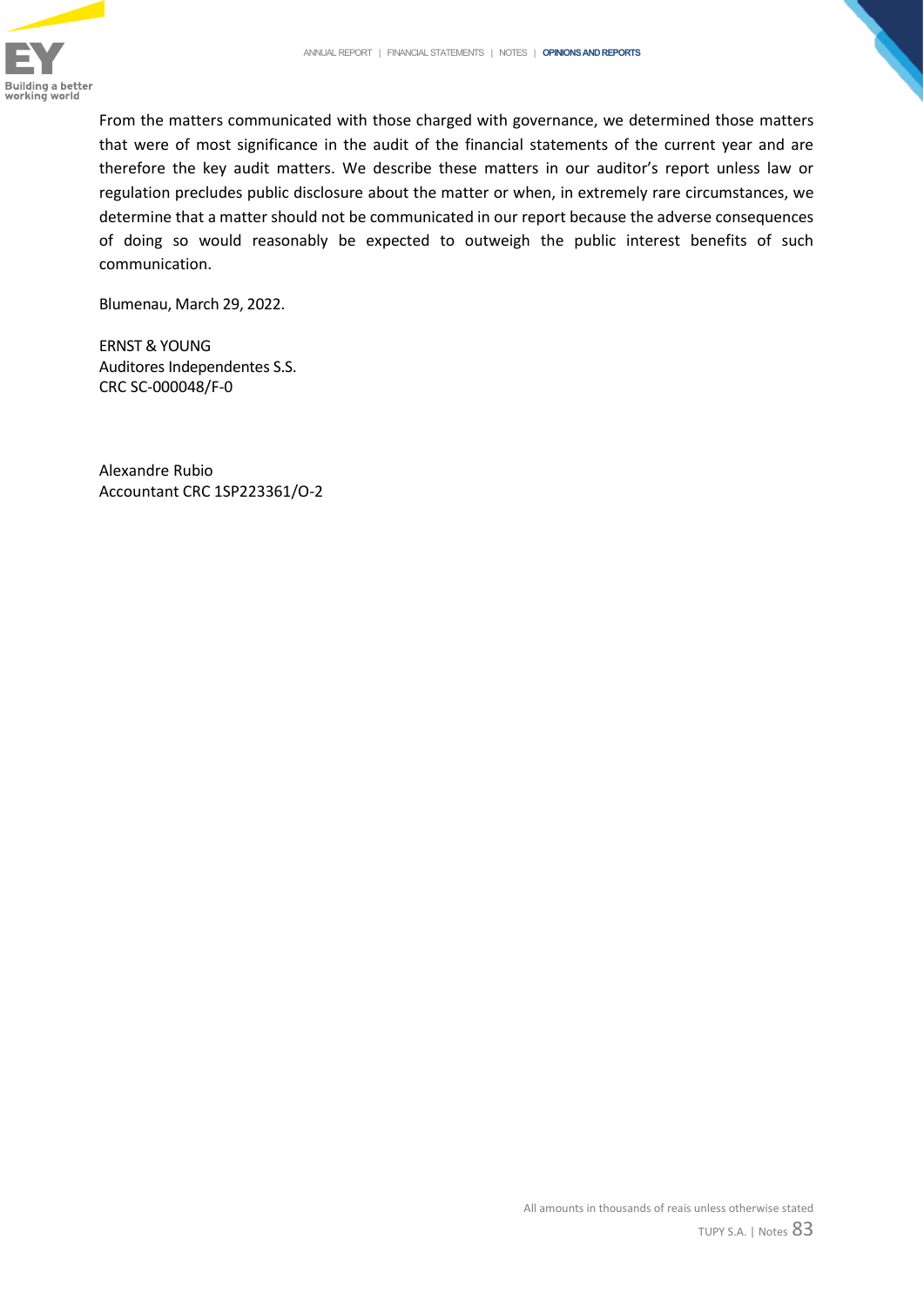From the matters communicated with those charged with governance, we determined those matters that were of most significance in the audit of the financial statements of the current year and are therefore the key audit matters. We describe these matters in our auditor's report unless law or regulation precludes public disclosure about the matter or when, in extremely rare circumstances, we determine that a matter should not be communicated in our report because the adverse consequences of doing so would reasonably be expected to outweigh the public interest benefits of such communication.

Blumenau, March 29, 2022.

ERNST & YOUNG
Auditores Independendes S.S.
CRC SC-000048/F-0

Alexandre Rubio
Accountant CRC 1SP223361/O-2

All amounts in thousands of reais unless otherwise stated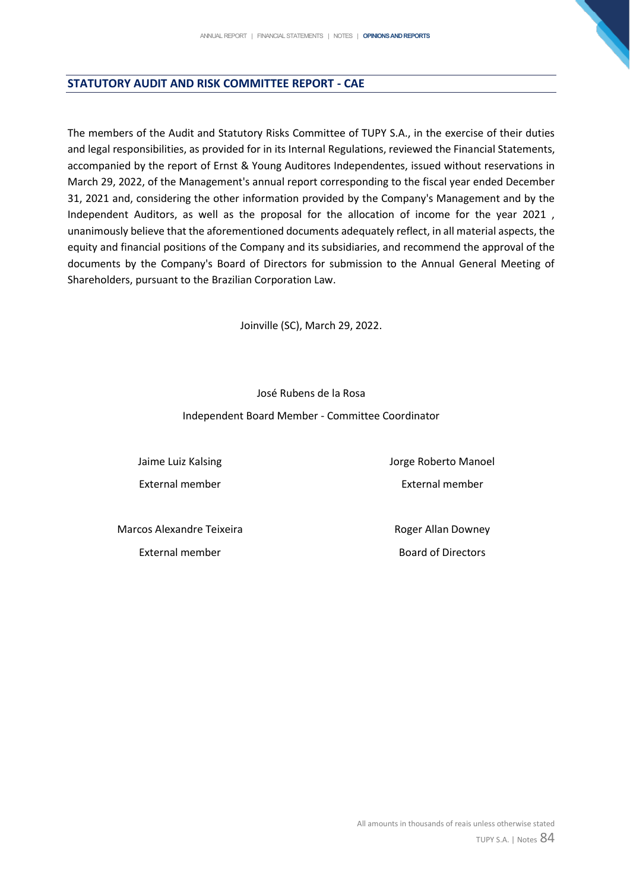## STATUTORY AUDIT AND RISK COMMITTEE REPORT - CAE

The members of the Audit and Statutory Risks Committee of TUPY S.A., in the exercise of their duties and legal responsibilities, as provided for in its Internal Regulations, reviewed the Financial Statements, accompanied by the report of Ernst & Young Auditores Independentes, issued without reservations in March 29, 2022, of the Management's annual report corresponding to the fiscal year ended December 31, 2021 and, considering the other information provided by the Company's Management and by the Independent Auditors, as well as the proposal for the allocation of income for the year 2021 , unanimously believe that the aforementioned documents adequately reflect, in all material aspects, the equity and financial positions of the Company and its subsidiaries, and recommend the approval of the documents by the Company's Board of Directors for submission to the Annual General Meeting of Shareholders, pursuant to the Brazilian Corporation Law.

Joinville (SC), March 29, 2022.

José Rubens de la Rosa

Independent Board Member - Committee Coordinator

Jaime Luiz Kalsing

External member

Jorge Roberto Manoel

External member

Marcos Alexandre Teixeira

External member

Roger Allan Downey

Board of Directors

All amounts in thousands of reais unless otherwise stated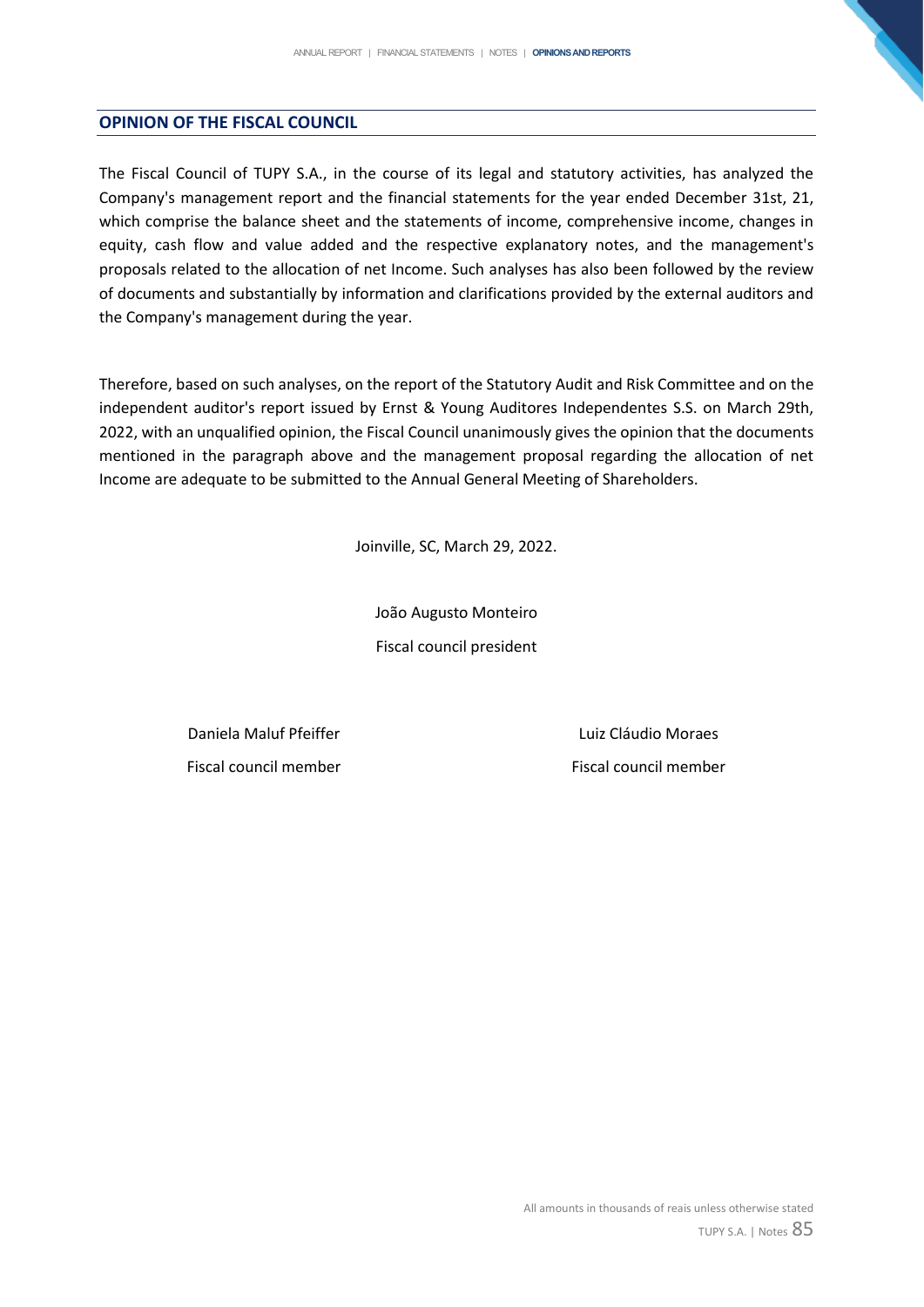## OPINION OF THE FISCAL COUNCIL

The Fiscal Council of TUPY S.A., in the course of its legal and statutory activities, has analyzed the Company's management report and the financial statements for the year ended December 31st, 21, which comprise the balance sheet and the statements of income, comprehensive income, changes in equity, cash flow and value added and the respective explanatory notes, and the management's proposals related to the allocation of net Income. Such analyses has also been followed by the review of documents and substantially by information and clarifications provided by the external auditors and the Company's management during the year.

Therefore, based on such analyses, on the report of the Statutory Audit and Risk Committee and on the independent auditor's report issued by Ernst & Young Auditores Independentes S.S. on March 29th, 2022, with an unqualified opinion, the Fiscal Council unanimously gives the opinion that the documents mentioned in the paragraph above and the management proposal regarding the allocation of net Income are adequate to be submitted to the Annual General Meeting of Shareholders.

Joinville, SC, March 29, 2022.

João Augusto Monteiro

Fiscal council president

Daniela Maluf Pfeiffer

Fiscal council member

Luiz Cláudio Moraes

Fiscal council member

All amounts in thousands of reais unless otherwise stated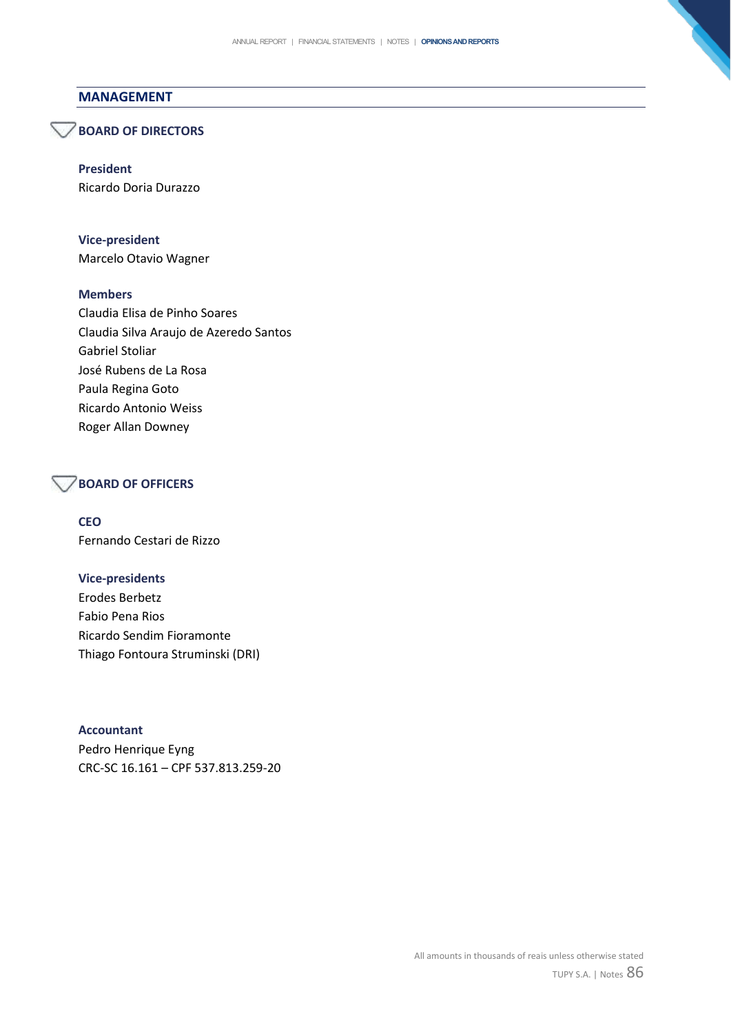## MANAGEMENT

### BOARD OF DIRECTORS

**President**
Ricardo Doria Durazzo

**Vice-president**
Marcelo Otavio Wagner

**Members**
Claudia Elisa de Pinho Soares
Claudia Silva Araujo de Azeredo Santos
Gabriel Stoliar
José Rubens de La Rosa
Paula Regina Goto
Ricardo Antonio Weiss
Roger Allan Downey

### BOARD OF OFFICERS

**CEO**
Fernando Cestari de Rizzo

**Vice-presidents**
Erodes Berbetz
Fabio Pena Rios
Ricardo Sendim Fioramonte
Thiago Fontoura Struminski (DRI)

**Accountant**
Pedro Henrique Eyng
CRC-SC 16.161 – CPF 537.813.259-20